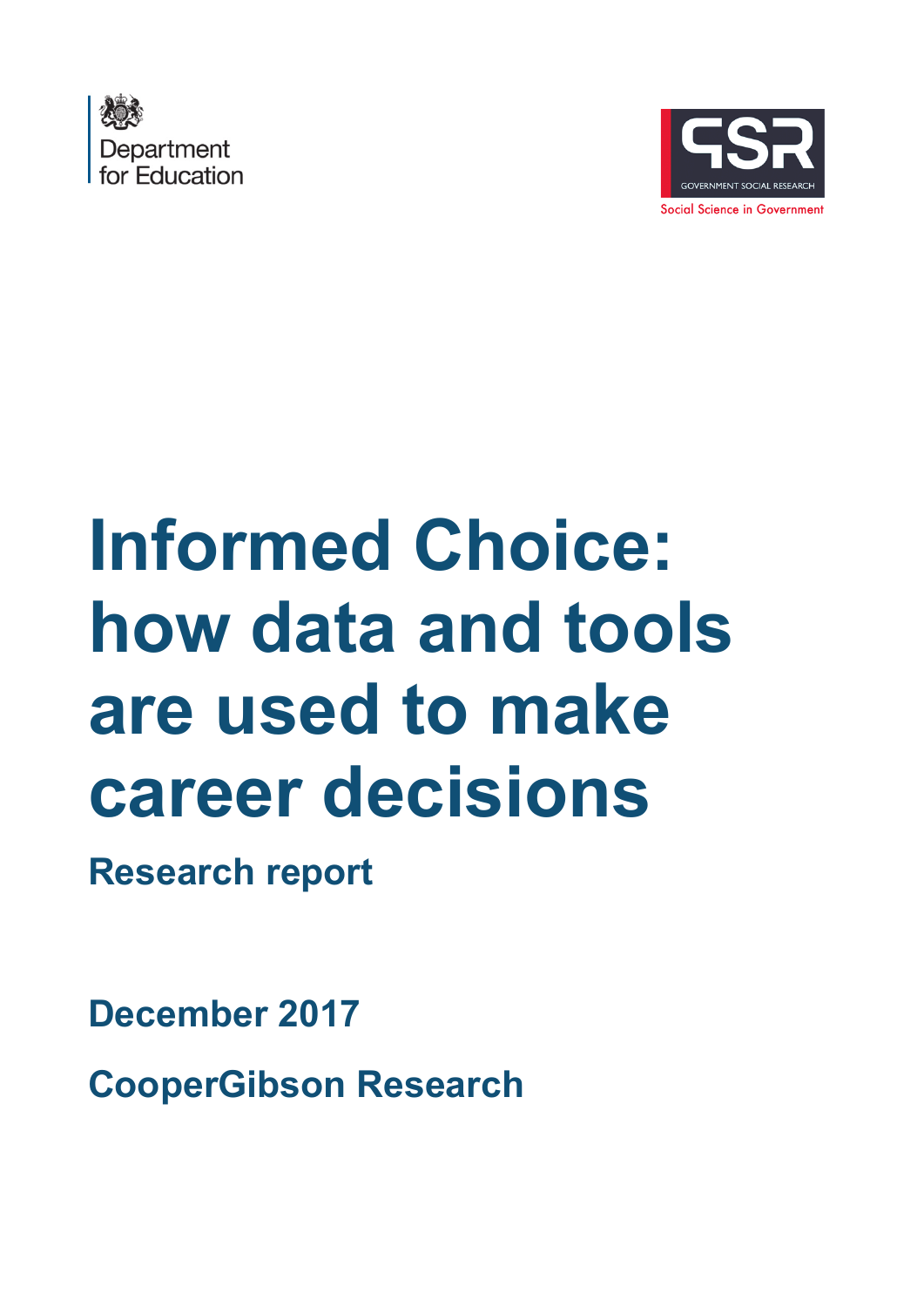Department for Education

GOVERNMENT SOCIAL RESEARCH
Social Science in Government

# Informed Choice: how data and tools are used to make career decisions

## Research report

**December 2017**

**CooperGibson Research**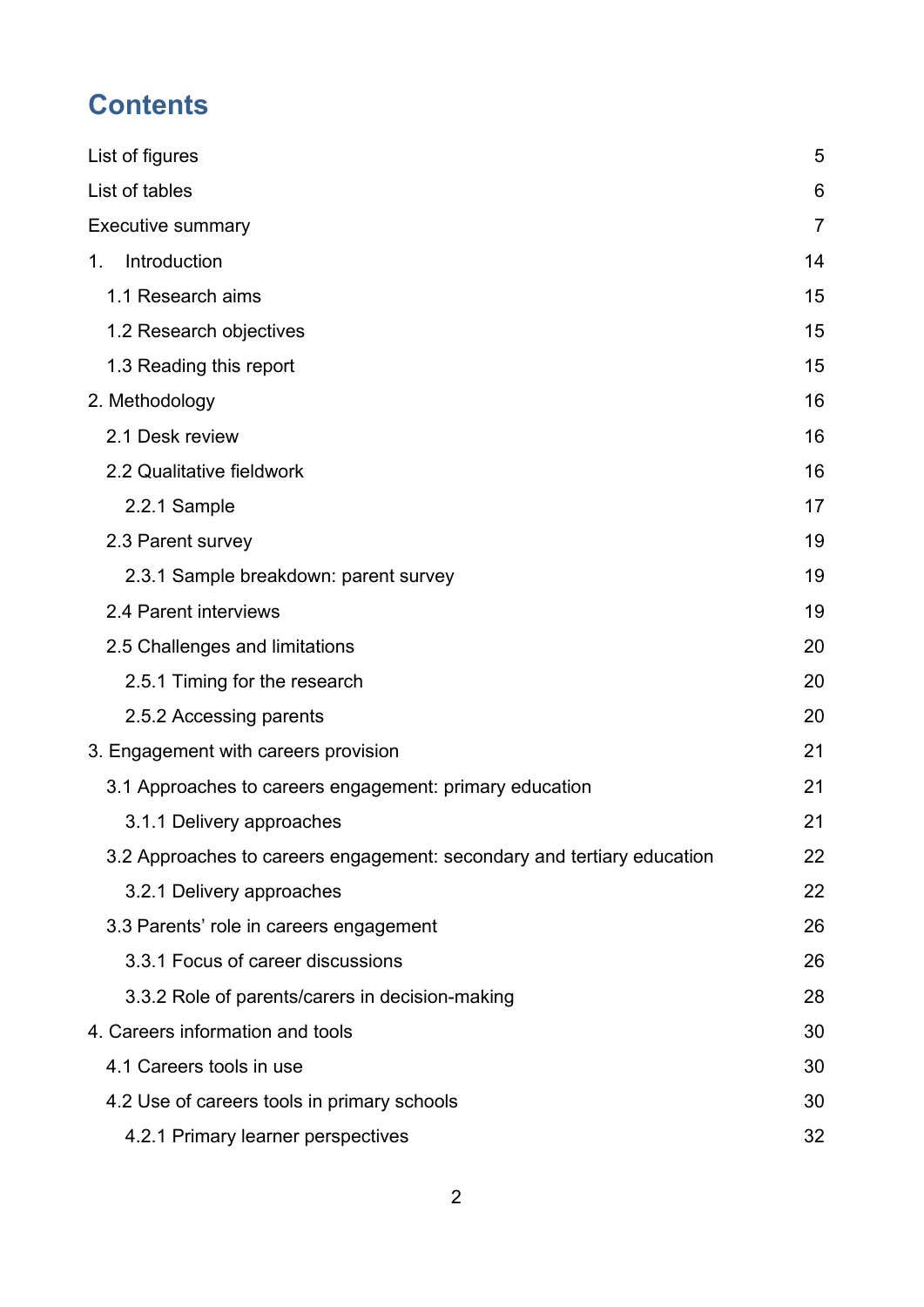# Contents

List of figures 5

List of tables 6

Executive summary 7

1. Introduction 14

  1.1 Research aims 15

  1.2 Research objectives 15

  1.3 Reading this report 15

2. Methodology 16

  2.1 Desk review 16

  2.2 Qualitative fieldwork 16

    2.2.1 Sample 17

  2.3 Parent survey 19

    2.3.1 Sample breakdown: parent survey 19

  2.4 Parent interviews 19

  2.5 Challenges and limitations 20

    2.5.1 Timing for the research 20

    2.5.2 Accessing parents 20

3. Engagement with careers provision 21

  3.1 Approaches to careers engagement: primary education 21

    3.1.1 Delivery approaches 21

  3.2 Approaches to careers engagement: secondary and tertiary education 22

    3.2.1 Delivery approaches 22

  3.3 Parents' role in careers engagement 26

    3.3.1 Focus of career discussions 26

    3.3.2 Role of parents/carers in decision-making 28

4. Careers information and tools 30

  4.1 Careers tools in use 30

  4.2 Use of careers tools in primary schools 30

    4.2.1 Primary learner perspectives 32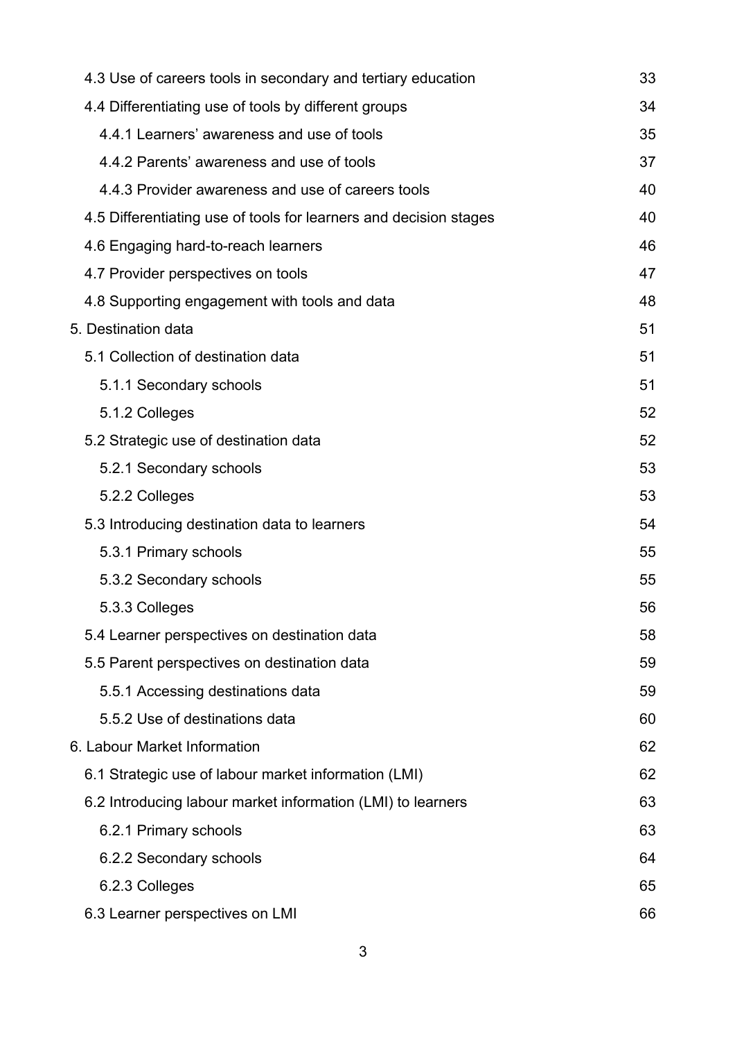4.3 Use of careers tools in secondary and tertiary education 33

4.4 Differentiating use of tools by different groups 34

4.4.1 Learners' awareness and use of tools 35

4.4.2 Parents' awareness and use of tools 37

4.4.3 Provider awareness and use of careers tools 40

4.5 Differentiating use of tools for learners and decision stages 40

4.6 Engaging hard-to-reach learners 46

4.7 Provider perspectives on tools 47

4.8 Supporting engagement with tools and data 48

5. Destination data 51

5.1 Collection of destination data 51

5.1.1 Secondary schools 51

5.1.2 Colleges 52

5.2 Strategic use of destination data 52

5.2.1 Secondary schools 53

5.2.2 Colleges 53

5.3 Introducing destination data to learners 54

5.3.1 Primary schools 55

5.3.2 Secondary schools 55

5.3.3 Colleges 56

5.4 Learner perspectives on destination data 58

5.5 Parent perspectives on destination data 59

5.5.1 Accessing destinations data 59

5.5.2 Use of destinations data 60

6. Labour Market Information 62

6.1 Strategic use of labour market information (LMI) 62

6.2 Introducing labour market information (LMI) to learners 63

6.2.1 Primary schools 63

6.2.2 Secondary schools 64

6.2.3 Colleges 65

6.3 Learner perspectives on LMI 66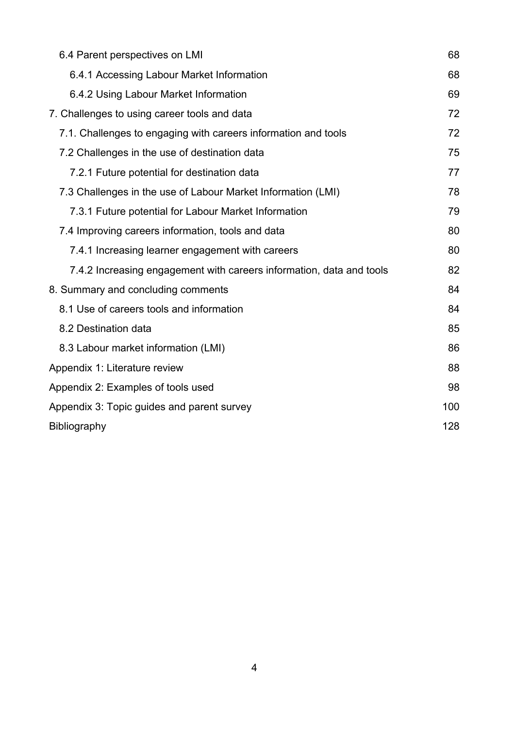- 6.4 Parent perspectives on LMI 68
  - 6.4.1 Accessing Labour Market Information 68
  - 6.4.2 Using Labour Market Information 69
- 7. Challenges to using career tools and data 72
  - 7.1. Challenges to engaging with careers information and tools 72
  - 7.2 Challenges in the use of destination data 75
    - 7.2.1 Future potential for destination data 77
  - 7.3 Challenges in the use of Labour Market Information (LMI) 78
    - 7.3.1 Future potential for Labour Market Information 79
  - 7.4 Improving careers information, tools and data 80
    - 7.4.1 Increasing learner engagement with careers 80
    - 7.4.2 Increasing engagement with careers information, data and tools 82
- 8. Summary and concluding comments 84
  - 8.1 Use of careers tools and information 84
  - 8.2 Destination data 85
  - 8.3 Labour market information (LMI) 86
- Appendix 1: Literature review 88
- Appendix 2: Examples of tools used 98
- Appendix 3: Topic guides and parent survey 100
- Bibliography 128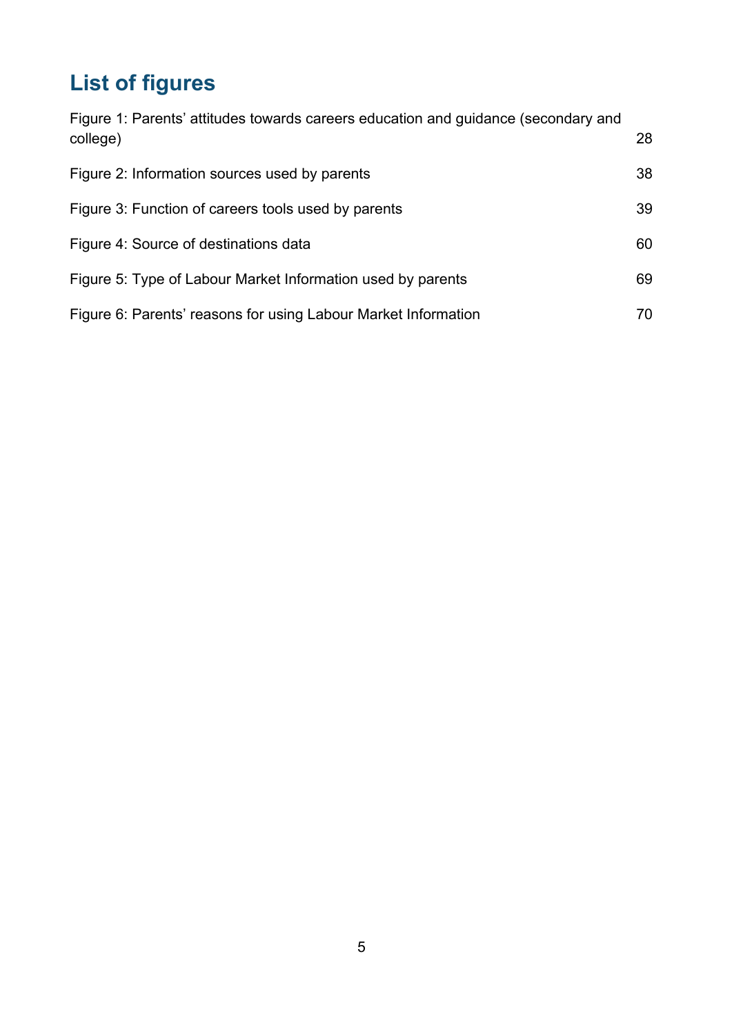# List of figures

Figure 1: Parents' attitudes towards careers education and guidance (secondary and college) 28

Figure 2: Information sources used by parents 38

Figure 3: Function of careers tools used by parents 39

Figure 4: Source of destinations data 60

Figure 5: Type of Labour Market Information used by parents 69

Figure 6: Parents' reasons for using Labour Market Information 70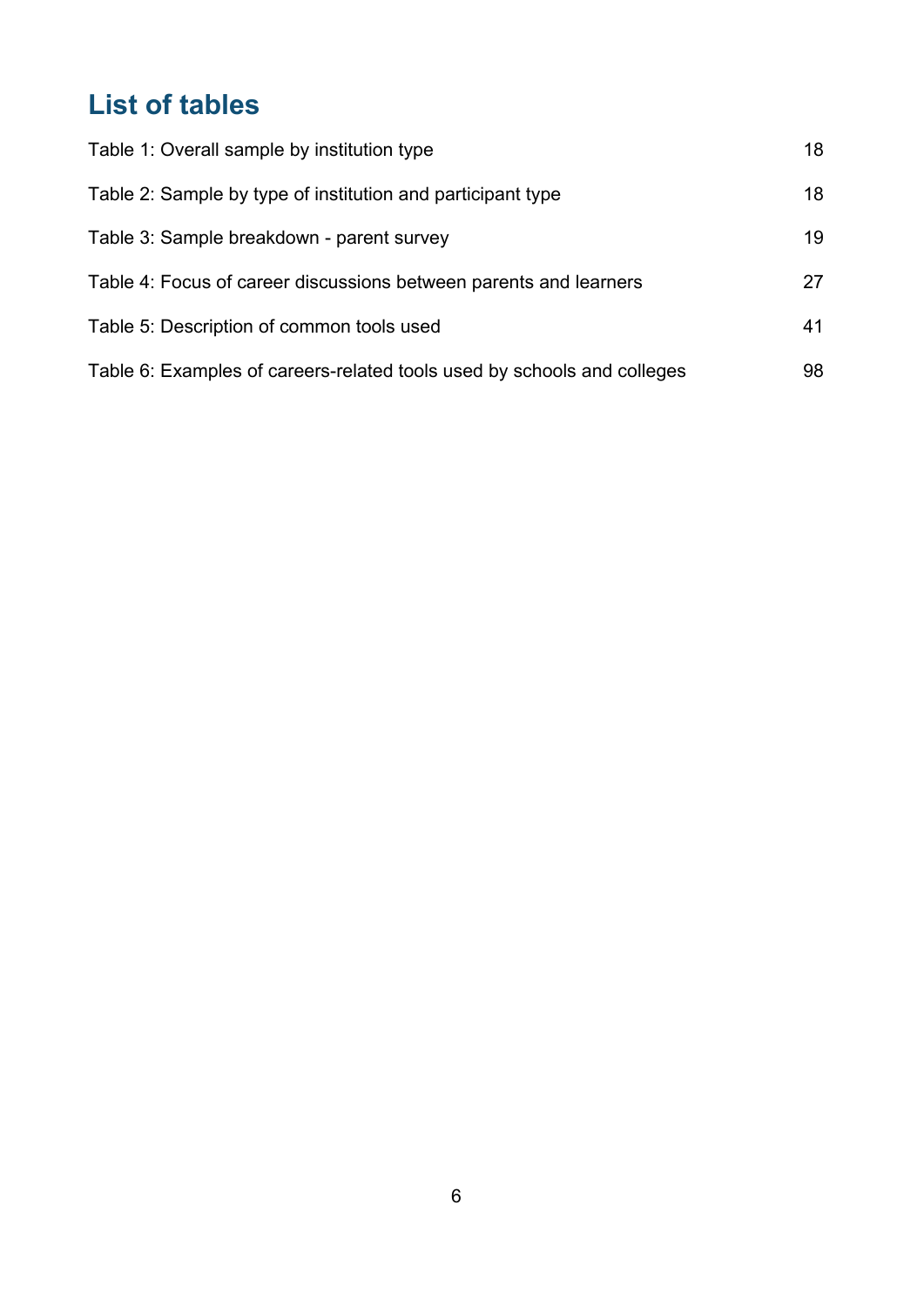# List of tables

Table 1: Overall sample by institution type 18

Table 2: Sample by type of institution and participant type 18

Table 3: Sample breakdown - parent survey 19

Table 4: Focus of career discussions between parents and learners 27

Table 5: Description of common tools used 41

Table 6: Examples of careers-related tools used by schools and colleges 98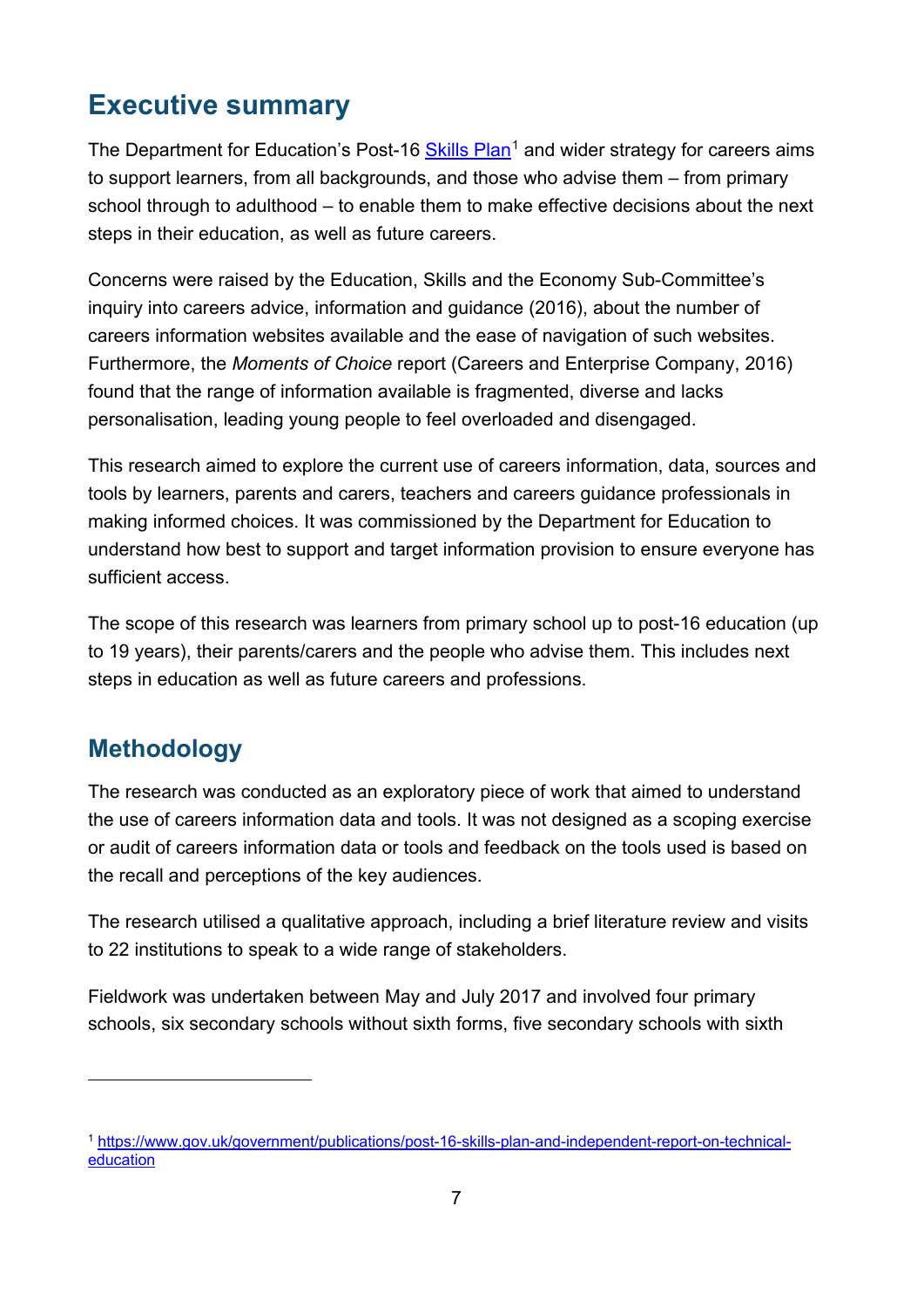# Executive summary

The Department for Education's Post-16 [Skills Plan](https://www.gov.uk/government/publications/post-16-skills-plan-and-independent-report-on-technical-education)[1] and wider strategy for careers aims to support learners, from all backgrounds, and those who advise them – from primary school through to adulthood – to enable them to make effective decisions about the next steps in their education, as well as future careers.

Concerns were raised by the Education, Skills and the Economy Sub-Committee's inquiry into careers advice, information and guidance (2016), about the number of careers information websites available and the ease of navigation of such websites. Furthermore, the *Moments of Choice* report (Careers and Enterprise Company, 2016) found that the range of information available is fragmented, diverse and lacks personalisation, leading young people to feel overloaded and disengaged.

This research aimed to explore the current use of careers information, data, sources and tools by learners, parents and carers, teachers and careers guidance professionals in making informed choices. It was commissioned by the Department for Education to understand how best to support and target information provision to ensure everyone has sufficient access.

The scope of this research was learners from primary school up to post-16 education (up to 19 years), their parents/carers and the people who advise them. This includes next steps in education as well as future careers and professions.

## Methodology

The research was conducted as an exploratory piece of work that aimed to understand the use of careers information data and tools. It was not designed as a scoping exercise or audit of careers information data or tools and feedback on the tools used is based on the recall and perceptions of the key audiences.

The research utilised a qualitative approach, including a brief literature review and visits to 22 institutions to speak to a wide range of stakeholders.

Fieldwork was undertaken between May and July 2017 and involved four primary schools, six secondary schools without sixth forms, five secondary schools with sixth

---

[1] https://www.gov.uk/government/publications/post-16-skills-plan-and-independent-report-on-technical-education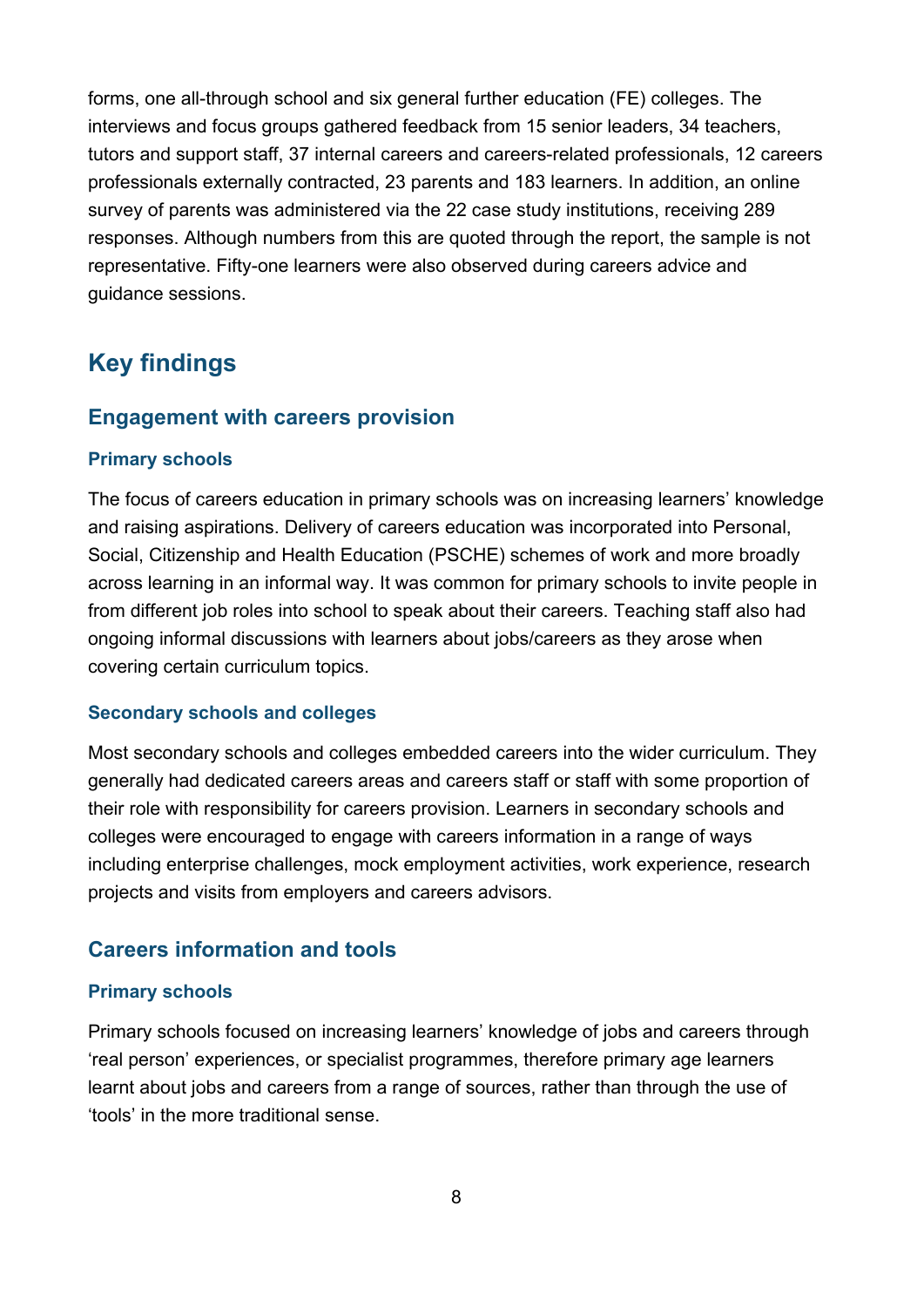forms, one all-through school and six general further education (FE) colleges. The interviews and focus groups gathered feedback from 15 senior leaders, 34 teachers, tutors and support staff, 37 internal careers and careers-related professionals, 12 careers professionals externally contracted, 23 parents and 183 learners. In addition, an online survey of parents was administered via the 22 case study institutions, receiving 289 responses. Although numbers from this are quoted through the report, the sample is not representative. Fifty-one learners were also observed during careers advice and guidance sessions.

## Key findings

### Engagement with careers provision

#### Primary schools

The focus of careers education in primary schools was on increasing learners' knowledge and raising aspirations. Delivery of careers education was incorporated into Personal, Social, Citizenship and Health Education (PSCHE) schemes of work and more broadly across learning in an informal way. It was common for primary schools to invite people in from different job roles into school to speak about their careers. Teaching staff also had ongoing informal discussions with learners about jobs/careers as they arose when covering certain curriculum topics.

#### Secondary schools and colleges

Most secondary schools and colleges embedded careers into the wider curriculum. They generally had dedicated careers areas and careers staff or staff with some proportion of their role with responsibility for careers provision. Learners in secondary schools and colleges were encouraged to engage with careers information in a range of ways including enterprise challenges, mock employment activities, work experience, research projects and visits from employers and careers advisors.

### Careers information and tools

#### Primary schools

Primary schools focused on increasing learners' knowledge of jobs and careers through 'real person' experiences, or specialist programmes, therefore primary age learners learnt about jobs and careers from a range of sources, rather than through the use of 'tools' in the more traditional sense.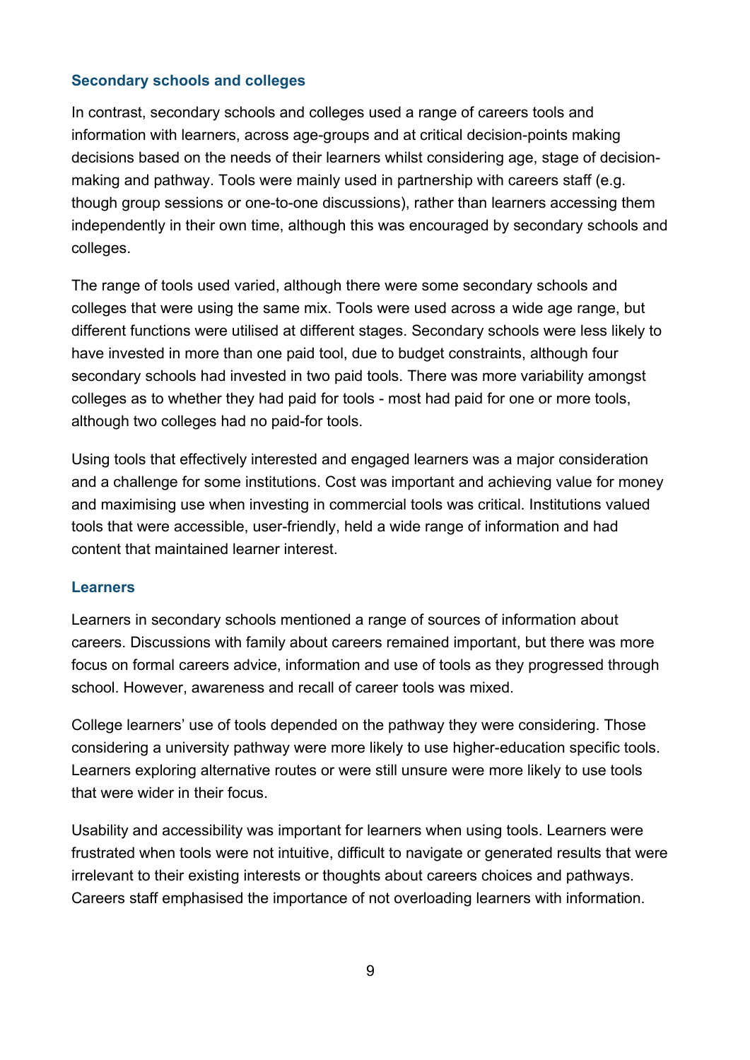### Secondary schools and colleges

In contrast, secondary schools and colleges used a range of careers tools and information with learners, across age-groups and at critical decision-points making decisions based on the needs of their learners whilst considering age, stage of decision-making and pathway. Tools were mainly used in partnership with careers staff (e.g. though group sessions or one-to-one discussions), rather than learners accessing them independently in their own time, although this was encouraged by secondary schools and colleges.

The range of tools used varied, although there were some secondary schools and colleges that were using the same mix. Tools were used across a wide age range, but different functions were utilised at different stages. Secondary schools were less likely to have invested in more than one paid tool, due to budget constraints, although four secondary schools had invested in two paid tools. There was more variability amongst colleges as to whether they had paid for tools - most had paid for one or more tools, although two colleges had no paid-for tools.

Using tools that effectively interested and engaged learners was a major consideration and a challenge for some institutions. Cost was important and achieving value for money and maximising use when investing in commercial tools was critical. Institutions valued tools that were accessible, user-friendly, held a wide range of information and had content that maintained learner interest.

### Learners

Learners in secondary schools mentioned a range of sources of information about careers. Discussions with family about careers remained important, but there was more focus on formal careers advice, information and use of tools as they progressed through school. However, awareness and recall of career tools was mixed.

College learners' use of tools depended on the pathway they were considering. Those considering a university pathway were more likely to use higher-education specific tools. Learners exploring alternative routes or were still unsure were more likely to use tools that were wider in their focus.

Usability and accessibility was important for learners when using tools. Learners were frustrated when tools were not intuitive, difficult to navigate or generated results that were irrelevant to their existing interests or thoughts about careers choices and pathways. Careers staff emphasised the importance of not overloading learners with information.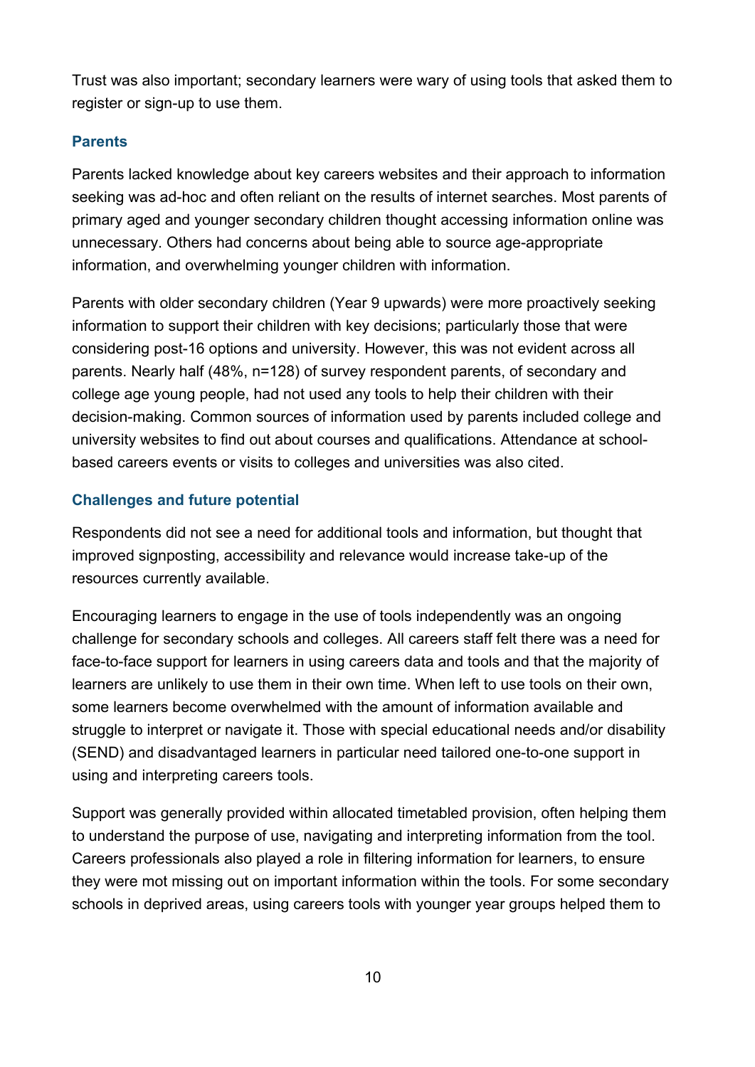Trust was also important; secondary learners were wary of using tools that asked them to register or sign-up to use them.

### Parents

Parents lacked knowledge about key careers websites and their approach to information seeking was ad-hoc and often reliant on the results of internet searches. Most parents of primary aged and younger secondary children thought accessing information online was unnecessary. Others had concerns about being able to source age-appropriate information, and overwhelming younger children with information.

Parents with older secondary children (Year 9 upwards) were more proactively seeking information to support their children with key decisions; particularly those that were considering post-16 options and university. However, this was not evident across all parents. Nearly half (48%, n=128) of survey respondent parents, of secondary and college age young people, had not used any tools to help their children with their decision-making. Common sources of information used by parents included college and university websites to find out about courses and qualifications. Attendance at school-based careers events or visits to colleges and universities was also cited.

### Challenges and future potential

Respondents did not see a need for additional tools and information, but thought that improved signposting, accessibility and relevance would increase take-up of the resources currently available.

Encouraging learners to engage in the use of tools independently was an ongoing challenge for secondary schools and colleges. All careers staff felt there was a need for face-to-face support for learners in using careers data and tools and that the majority of learners are unlikely to use them in their own time. When left to use tools on their own, some learners become overwhelmed with the amount of information available and struggle to interpret or navigate it. Those with special educational needs and/or disability (SEND) and disadvantaged learners in particular need tailored one-to-one support in using and interpreting careers tools.

Support was generally provided within allocated timetabled provision, often helping them to understand the purpose of use, navigating and interpreting information from the tool. Careers professionals also played a role in filtering information for learners, to ensure they were mot missing out on important information within the tools. For some secondary schools in deprived areas, using careers tools with younger year groups helped them to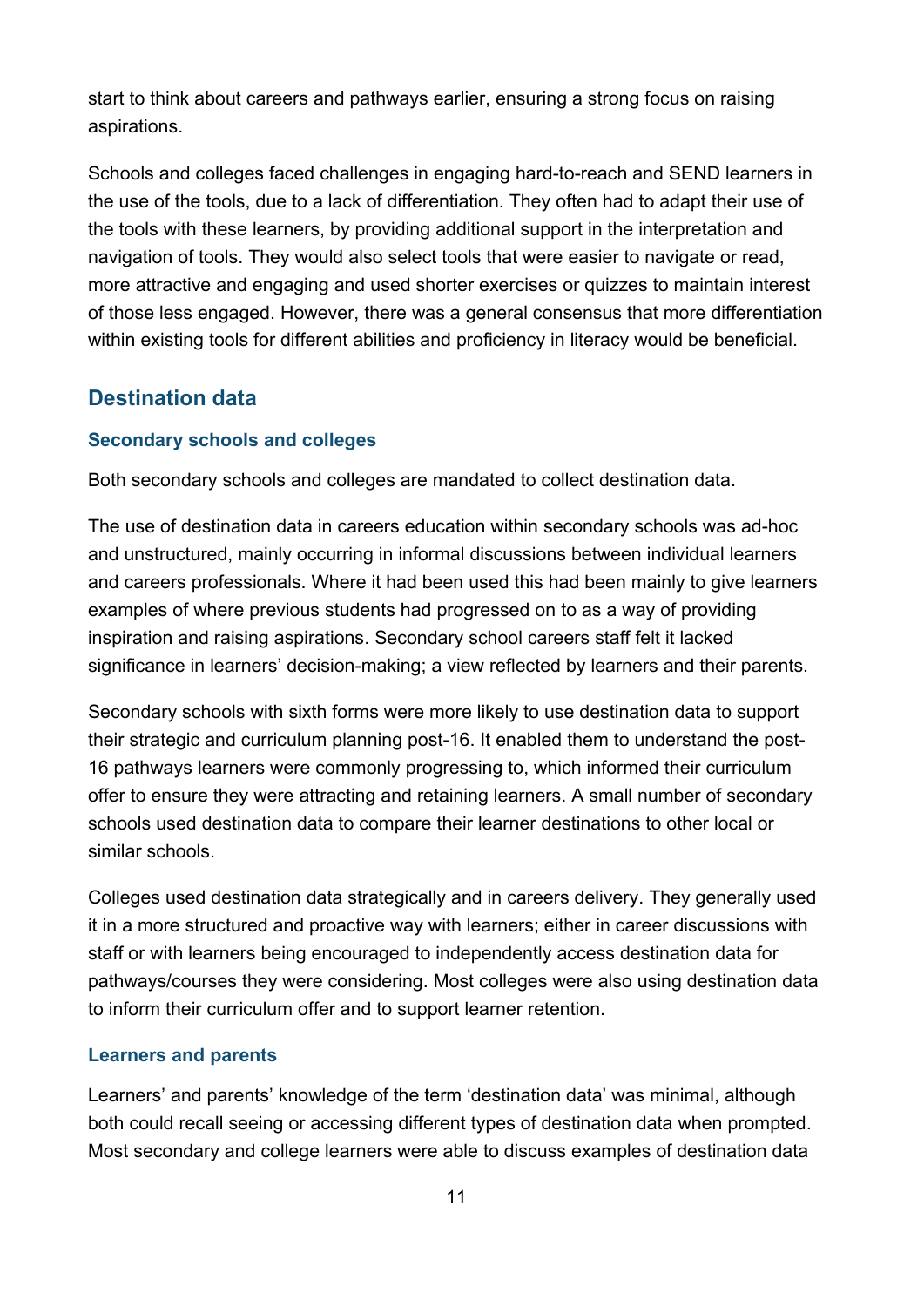start to think about careers and pathways earlier, ensuring a strong focus on raising aspirations.

Schools and colleges faced challenges in engaging hard-to-reach and SEND learners in the use of the tools, due to a lack of differentiation. They often had to adapt their use of the tools with these learners, by providing additional support in the interpretation and navigation of tools. They would also select tools that were easier to navigate or read, more attractive and engaging and used shorter exercises or quizzes to maintain interest of those less engaged. However, there was a general consensus that more differentiation within existing tools for different abilities and proficiency in literacy would be beneficial.

## Destination data

### Secondary schools and colleges

Both secondary schools and colleges are mandated to collect destination data.

The use of destination data in careers education within secondary schools was ad-hoc and unstructured, mainly occurring in informal discussions between individual learners and careers professionals. Where it had been used this had been mainly to give learners examples of where previous students had progressed on to as a way of providing inspiration and raising aspirations. Secondary school careers staff felt it lacked significance in learners' decision-making; a view reflected by learners and their parents.

Secondary schools with sixth forms were more likely to use destination data to support their strategic and curriculum planning post-16. It enabled them to understand the post-16 pathways learners were commonly progressing to, which informed their curriculum offer to ensure they were attracting and retaining learners. A small number of secondary schools used destination data to compare their learner destinations to other local or similar schools.

Colleges used destination data strategically and in careers delivery. They generally used it in a more structured and proactive way with learners; either in career discussions with staff or with learners being encouraged to independently access destination data for pathways/courses they were considering. Most colleges were also using destination data to inform their curriculum offer and to support learner retention.

### Learners and parents

Learners' and parents' knowledge of the term 'destination data' was minimal, although both could recall seeing or accessing different types of destination data when prompted. Most secondary and college learners were able to discuss examples of destination data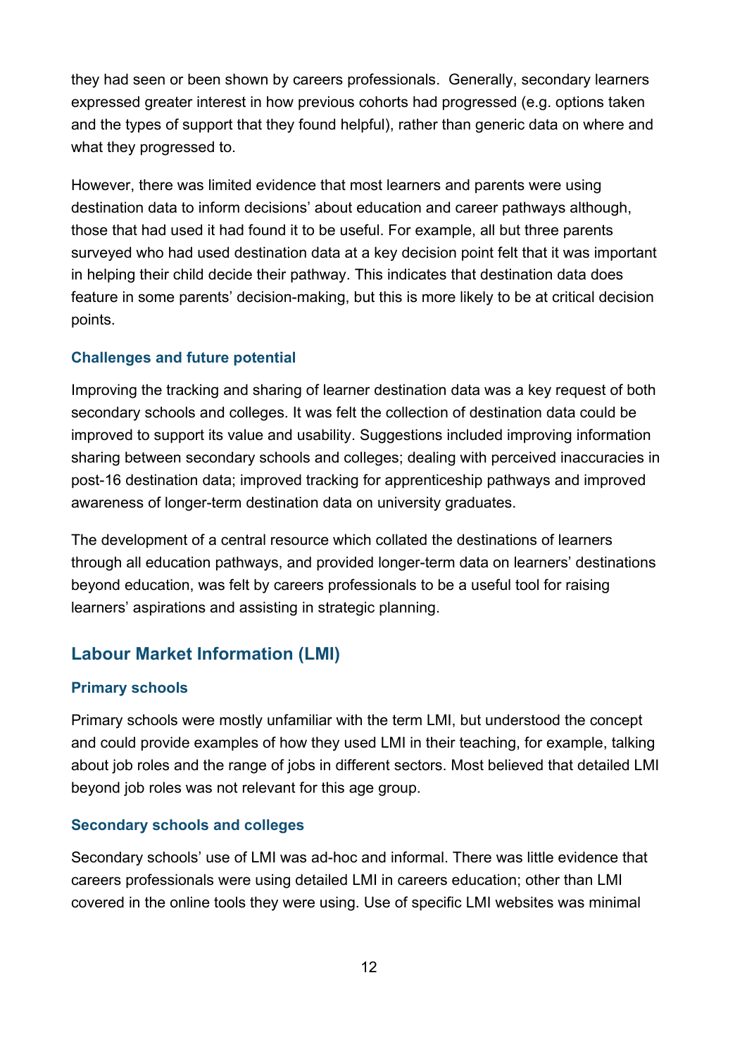they had seen or been shown by careers professionals.  Generally, secondary learners expressed greater interest in how previous cohorts had progressed (e.g. options taken and the types of support that they found helpful), rather than generic data on where and what they progressed to.

However, there was limited evidence that most learners and parents were using destination data to inform decisions' about education and career pathways although, those that had used it had found it to be useful. For example, all but three parents surveyed who had used destination data at a key decision point felt that it was important in helping their child decide their pathway. This indicates that destination data does feature in some parents' decision-making, but this is more likely to be at critical decision points.

### Challenges and future potential

Improving the tracking and sharing of learner destination data was a key request of both secondary schools and colleges. It was felt the collection of destination data could be improved to support its value and usability. Suggestions included improving information sharing between secondary schools and colleges; dealing with perceived inaccuracies in post-16 destination data; improved tracking for apprenticeship pathways and improved awareness of longer-term destination data on university graduates.

The development of a central resource which collated the destinations of learners through all education pathways, and provided longer-term data on learners' destinations beyond education, was felt by careers professionals to be a useful tool for raising learners' aspirations and assisting in strategic planning.

## Labour Market Information (LMI)

### Primary schools

Primary schools were mostly unfamiliar with the term LMI, but understood the concept and could provide examples of how they used LMI in their teaching, for example, talking about job roles and the range of jobs in different sectors. Most believed that detailed LMI beyond job roles was not relevant for this age group.

### Secondary schools and colleges

Secondary schools' use of LMI was ad-hoc and informal. There was little evidence that careers professionals were using detailed LMI in careers education; other than LMI covered in the online tools they were using. Use of specific LMI websites was minimal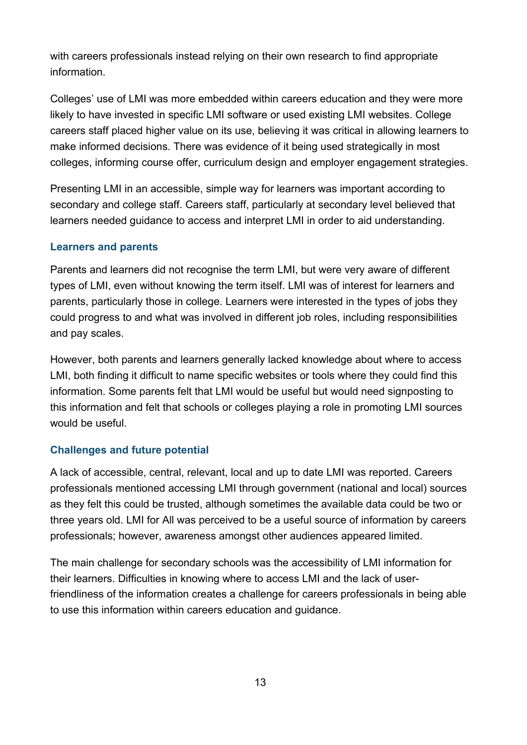with careers professionals instead relying on their own research to find appropriate information.

Colleges' use of LMI was more embedded within careers education and they were more likely to have invested in specific LMI software or used existing LMI websites. College careers staff placed higher value on its use, believing it was critical in allowing learners to make informed decisions. There was evidence of it being used strategically in most colleges, informing course offer, curriculum design and employer engagement strategies.

Presenting LMI in an accessible, simple way for learners was important according to secondary and college staff. Careers staff, particularly at secondary level believed that learners needed guidance to access and interpret LMI in order to aid understanding.

### Learners and parents

Parents and learners did not recognise the term LMI, but were very aware of different types of LMI, even without knowing the term itself. LMI was of interest for learners and parents, particularly those in college. Learners were interested in the types of jobs they could progress to and what was involved in different job roles, including responsibilities and pay scales.

However, both parents and learners generally lacked knowledge about where to access LMI, both finding it difficult to name specific websites or tools where they could find this information. Some parents felt that LMI would be useful but would need signposting to this information and felt that schools or colleges playing a role in promoting LMI sources would be useful.

### Challenges and future potential

A lack of accessible, central, relevant, local and up to date LMI was reported. Careers professionals mentioned accessing LMI through government (national and local) sources as they felt this could be trusted, although sometimes the available data could be two or three years old. LMI for All was perceived to be a useful source of information by careers professionals; however, awareness amongst other audiences appeared limited.

The main challenge for secondary schools was the accessibility of LMI information for their learners. Difficulties in knowing where to access LMI and the lack of user-friendliness of the information creates a challenge for careers professionals in being able to use this information within careers education and guidance.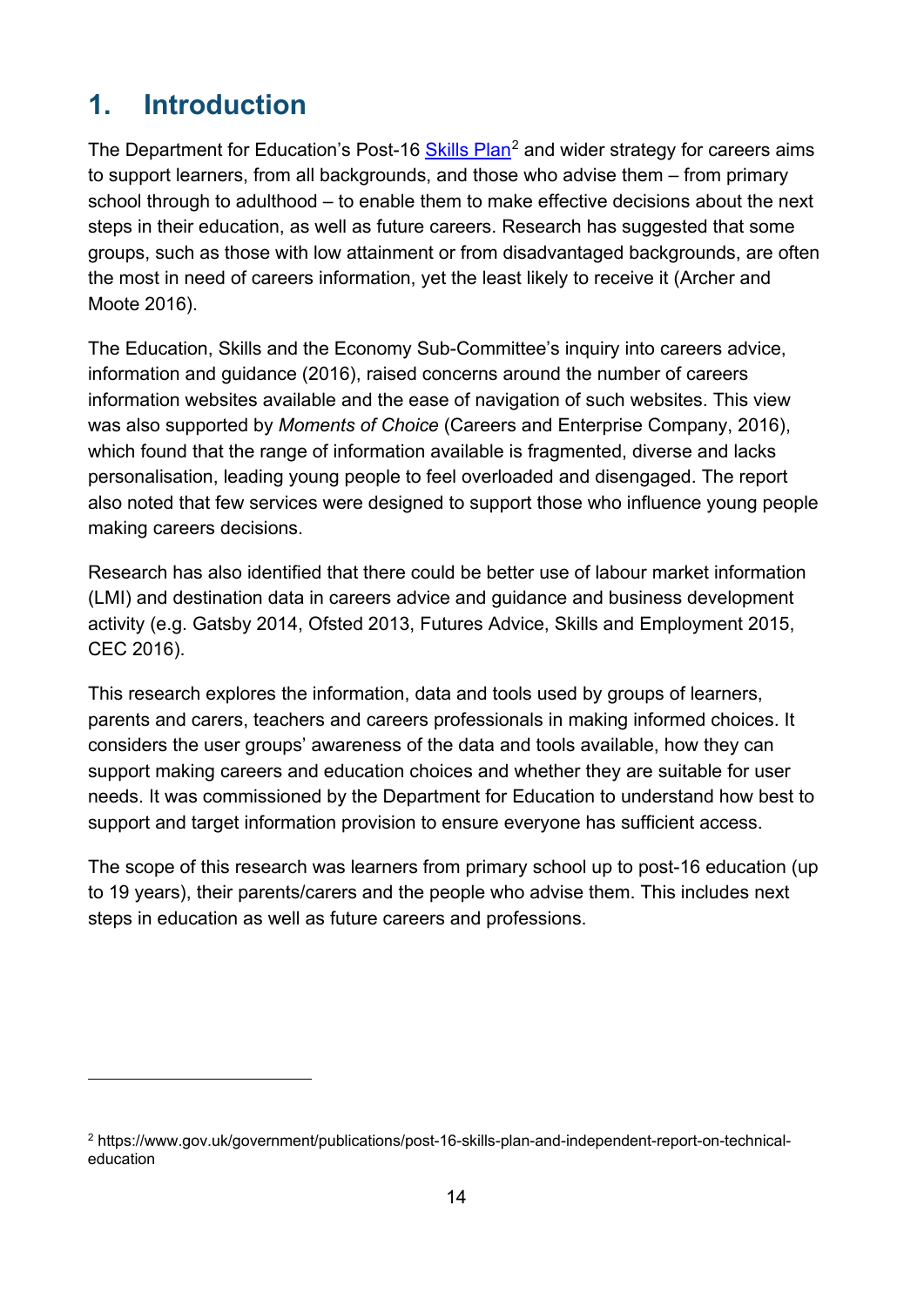# 1. Introduction

The Department for Education's Post-16 Skills Plan[2] and wider strategy for careers aims to support learners, from all backgrounds, and those who advise them – from primary school through to adulthood – to enable them to make effective decisions about the next steps in their education, as well as future careers. Research has suggested that some groups, such as those with low attainment or from disadvantaged backgrounds, are often the most in need of careers information, yet the least likely to receive it (Archer and Moote 2016).

The Education, Skills and the Economy Sub-Committee's inquiry into careers advice, information and guidance (2016), raised concerns around the number of careers information websites available and the ease of navigation of such websites. This view was also supported by *Moments of Choice* (Careers and Enterprise Company, 2016), which found that the range of information available is fragmented, diverse and lacks personalisation, leading young people to feel overloaded and disengaged. The report also noted that few services were designed to support those who influence young people making careers decisions.

Research has also identified that there could be better use of labour market information (LMI) and destination data in careers advice and guidance and business development activity (e.g. Gatsby 2014, Ofsted 2013, Futures Advice, Skills and Employment 2015, CEC 2016).

This research explores the information, data and tools used by groups of learners, parents and carers, teachers and careers professionals in making informed choices. It considers the user groups' awareness of the data and tools available, how they can support making careers and education choices and whether they are suitable for user needs. It was commissioned by the Department for Education to understand how best to support and target information provision to ensure everyone has sufficient access.

The scope of this research was learners from primary school up to post-16 education (up to 19 years), their parents/carers and the people who advise them. This includes next steps in education as well as future careers and professions.

---

[2] https://www.gov.uk/government/publications/post-16-skills-plan-and-independent-report-on-technical-education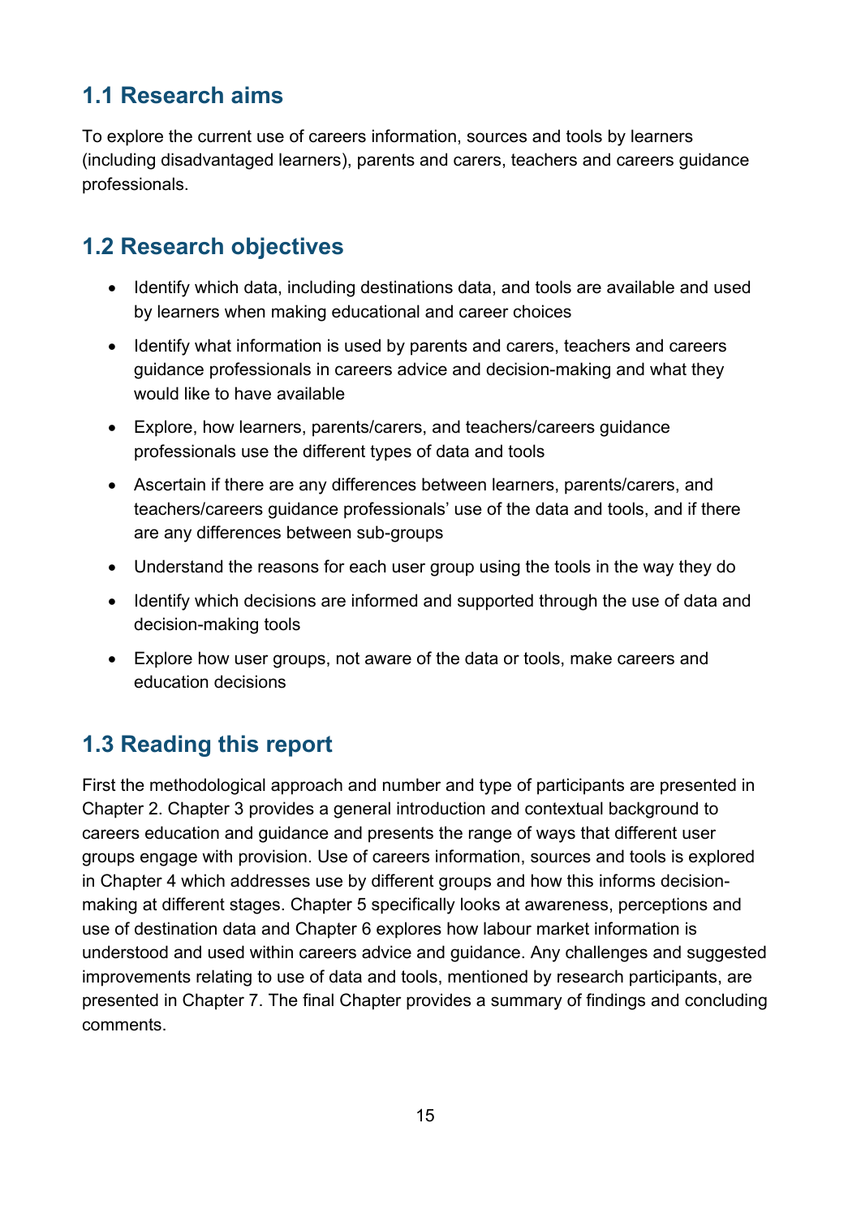## 1.1 Research aims

To explore the current use of careers information, sources and tools by learners (including disadvantaged learners), parents and carers, teachers and careers guidance professionals.

## 1.2 Research objectives

- Identify which data, including destinations data, and tools are available and used by learners when making educational and career choices
- Identify what information is used by parents and carers, teachers and careers guidance professionals in careers advice and decision-making and what they would like to have available
- Explore, how learners, parents/carers, and teachers/careers guidance professionals use the different types of data and tools
- Ascertain if there are any differences between learners, parents/carers, and teachers/careers guidance professionals' use of the data and tools, and if there are any differences between sub-groups
- Understand the reasons for each user group using the tools in the way they do
- Identify which decisions are informed and supported through the use of data and decision-making tools
- Explore how user groups, not aware of the data or tools, make careers and education decisions

## 1.3 Reading this report

First the methodological approach and number and type of participants are presented in Chapter 2. Chapter 3 provides a general introduction and contextual background to careers education and guidance and presents the range of ways that different user groups engage with provision. Use of careers information, sources and tools is explored in Chapter 4 which addresses use by different groups and how this informs decision-making at different stages. Chapter 5 specifically looks at awareness, perceptions and use of destination data and Chapter 6 explores how labour market information is understood and used within careers advice and guidance. Any challenges and suggested improvements relating to use of data and tools, mentioned by research participants, are presented in Chapter 7. The final Chapter provides a summary of findings and concluding comments.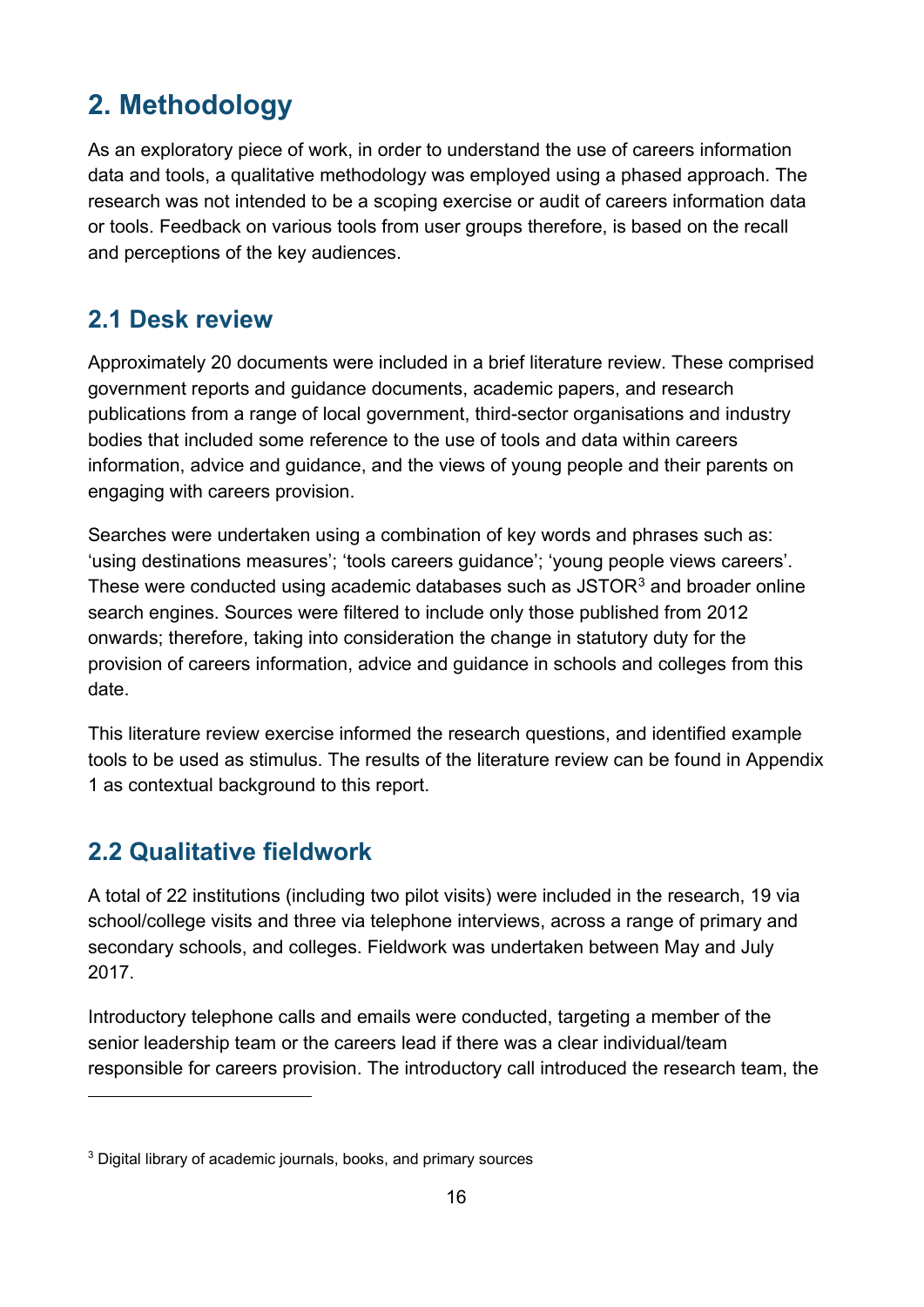# 2. Methodology

As an exploratory piece of work, in order to understand the use of careers information data and tools, a qualitative methodology was employed using a phased approach. The research was not intended to be a scoping exercise or audit of careers information data or tools. Feedback on various tools from user groups therefore, is based on the recall and perceptions of the key audiences.

## 2.1 Desk review

Approximately 20 documents were included in a brief literature review. These comprised government reports and guidance documents, academic papers, and research publications from a range of local government, third-sector organisations and industry bodies that included some reference to the use of tools and data within careers information, advice and guidance, and the views of young people and their parents on engaging with careers provision.

Searches were undertaken using a combination of key words and phrases such as: 'using destinations measures'; 'tools careers guidance'; 'young people views careers'. These were conducted using academic databases such as JSTOR[3] and broader online search engines. Sources were filtered to include only those published from 2012 onwards; therefore, taking into consideration the change in statutory duty for the provision of careers information, advice and guidance in schools and colleges from this date.

This literature review exercise informed the research questions, and identified example tools to be used as stimulus. The results of the literature review can be found in Appendix 1 as contextual background to this report.

## 2.2 Qualitative fieldwork

A total of 22 institutions (including two pilot visits) were included in the research, 19 via school/college visits and three via telephone interviews, across a range of primary and secondary schools, and colleges. Fieldwork was undertaken between May and July 2017.

Introductory telephone calls and emails were conducted, targeting a member of the senior leadership team or the careers lead if there was a clear individual/team responsible for careers provision. The introductory call introduced the research team, the

---

[3] Digital library of academic journals, books, and primary sources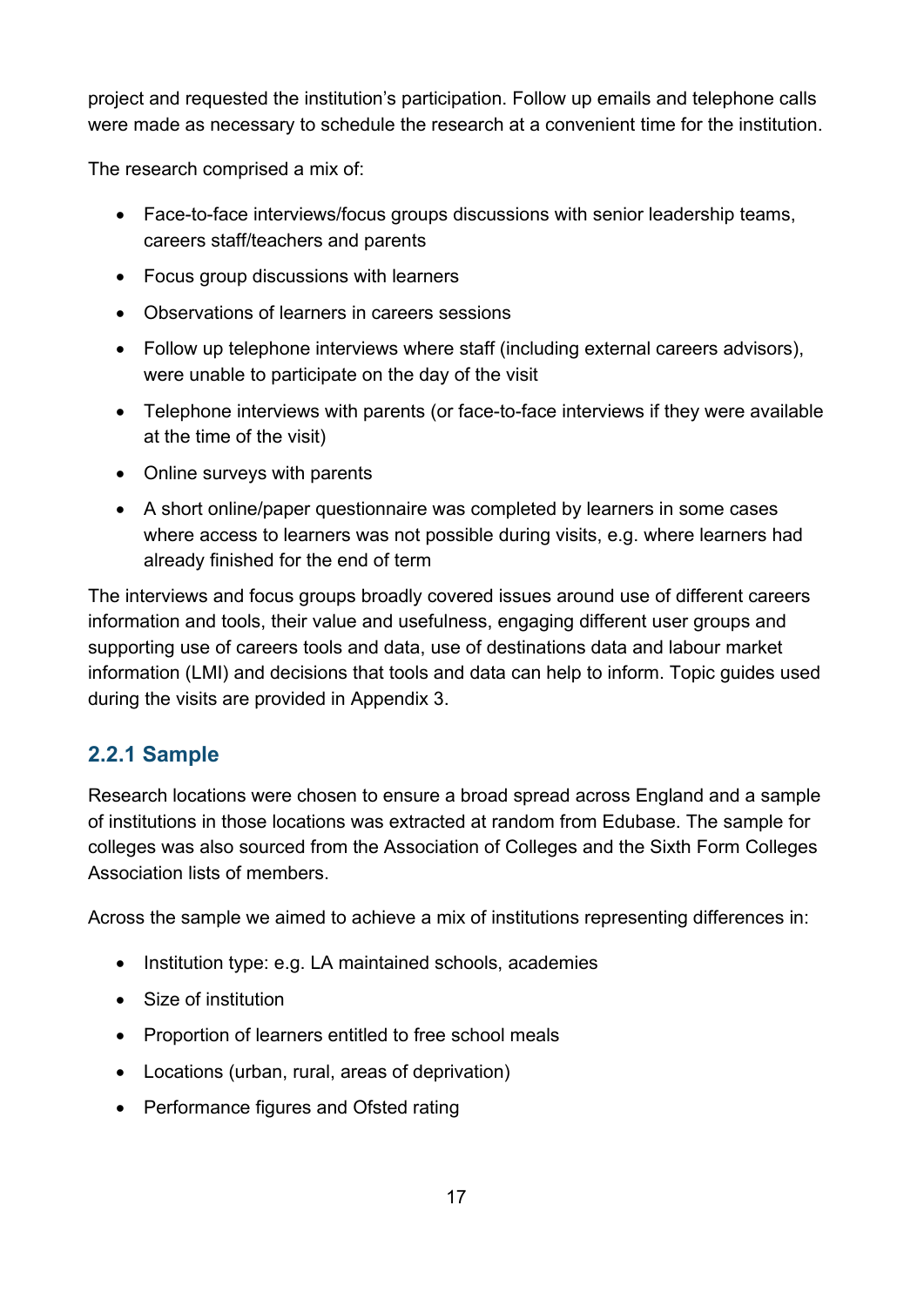project and requested the institution's participation. Follow up emails and telephone calls were made as necessary to schedule the research at a convenient time for the institution.

The research comprised a mix of:

- Face-to-face interviews/focus groups discussions with senior leadership teams, careers staff/teachers and parents
- Focus group discussions with learners
- Observations of learners in careers sessions
- Follow up telephone interviews where staff (including external careers advisors), were unable to participate on the day of the visit
- Telephone interviews with parents (or face-to-face interviews if they were available at the time of the visit)
- Online surveys with parents
- A short online/paper questionnaire was completed by learners in some cases where access to learners was not possible during visits, e.g. where learners had already finished for the end of term

The interviews and focus groups broadly covered issues around use of different careers information and tools, their value and usefulness, engaging different user groups and supporting use of careers tools and data, use of destinations data and labour market information (LMI) and decisions that tools and data can help to inform. Topic guides used during the visits are provided in Appendix 3.

### 2.2.1 Sample

Research locations were chosen to ensure a broad spread across England and a sample of institutions in those locations was extracted at random from Edubase. The sample for colleges was also sourced from the Association of Colleges and the Sixth Form Colleges Association lists of members.

Across the sample we aimed to achieve a mix of institutions representing differences in:

- Institution type: e.g. LA maintained schools, academies
- Size of institution
- Proportion of learners entitled to free school meals
- Locations (urban, rural, areas of deprivation)
- Performance figures and Ofsted rating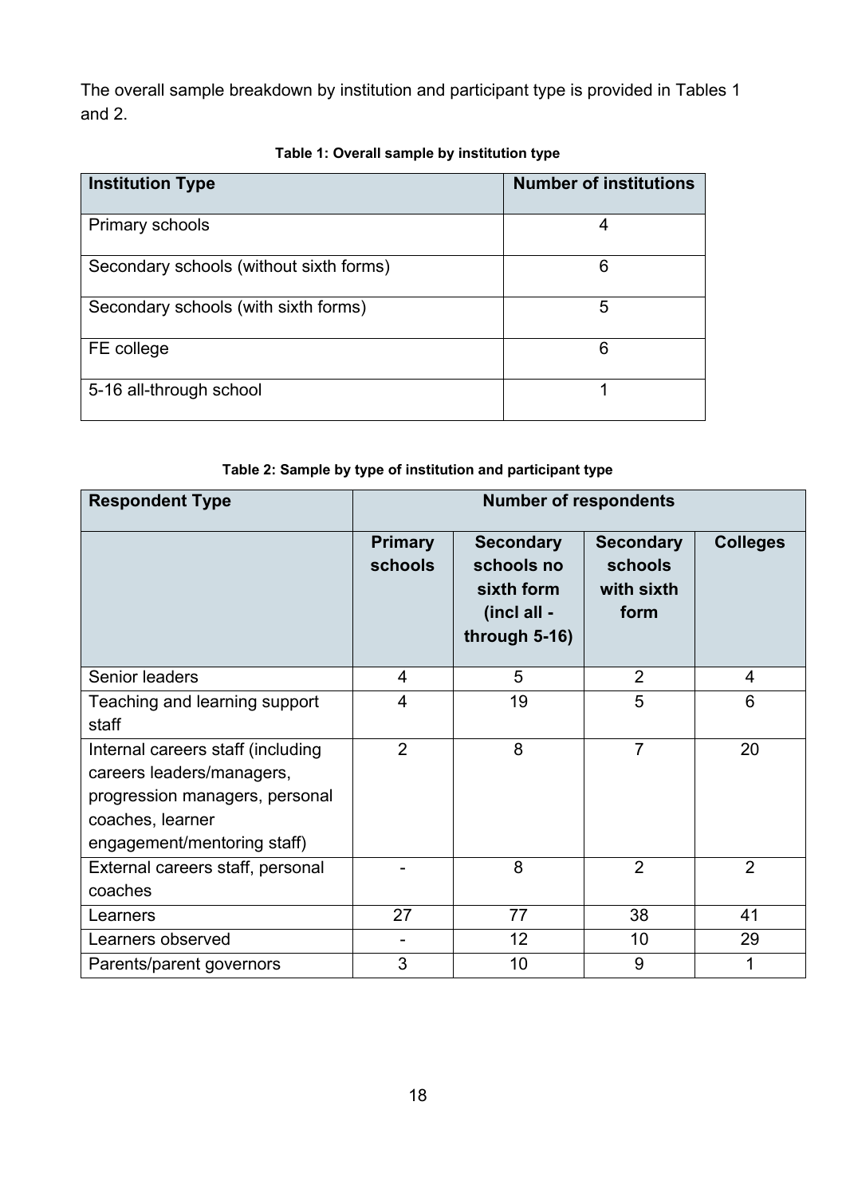The overall sample breakdown by institution and participant type is provided in Tables 1 and 2.

**Table 1: Overall sample by institution type**

| Institution Type | Number of institutions |
|---|---|
| Primary schools | 4 |
| Secondary schools (without sixth forms) | 6 |
| Secondary schools (with sixth forms) | 5 |
| FE college | 6 |
| 5-16 all-through school | 1 |

**Table 2: Sample by type of institution and participant type**

| Respondent Type | Number of respondents | | | |
|---|---|---|---|---|
| | Primary schools | Secondary schools no sixth form (incl all - through 5-16) | Secondary schools with sixth form | Colleges |
| Senior leaders | 4 | 5 | 2 | 4 |
| Teaching and learning support staff | 4 | 19 | 5 | 6 |
| Internal careers staff (including careers leaders/managers, progression managers, personal coaches, learner engagement/mentoring staff) | 2 | 8 | 7 | 20 |
| External careers staff, personal coaches | - | 8 | 2 | 2 |
| Learners | 27 | 77 | 38 | 41 |
| Learners observed | - | 12 | 10 | 29 |
| Parents/parent governors | 3 | 10 | 9 | 1 |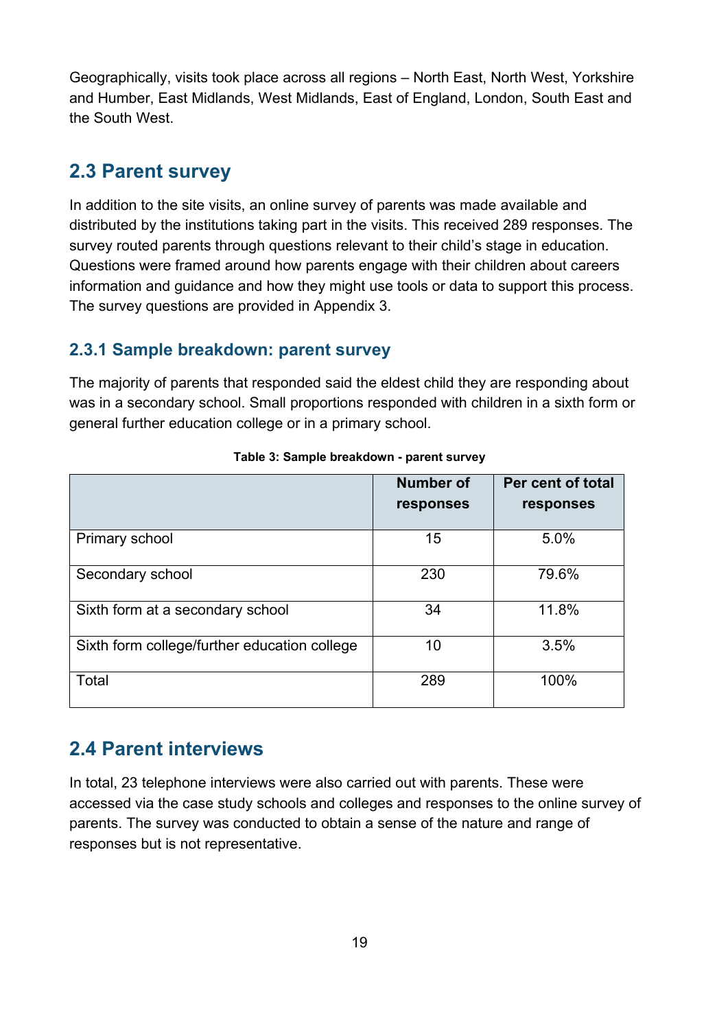Geographically, visits took place across all regions – North East, North West, Yorkshire and Humber, East Midlands, West Midlands, East of England, London, South East and the South West.

## 2.3 Parent survey

In addition to the site visits, an online survey of parents was made available and distributed by the institutions taking part in the visits. This received 289 responses. The survey routed parents through questions relevant to their child's stage in education. Questions were framed around how parents engage with their children about careers information and guidance and how they might use tools or data to support this process. The survey questions are provided in Appendix 3.

### 2.3.1 Sample breakdown: parent survey

The majority of parents that responded said the eldest child they are responding about was in a secondary school. Small proportions responded with children in a sixth form or general further education college or in a primary school.

**Table 3: Sample breakdown - parent survey**

| | Number of responses | Per cent of total responses |
|---|---|---|
| Primary school | 15 | 5.0% |
| Secondary school | 230 | 79.6% |
| Sixth form at a secondary school | 34 | 11.8% |
| Sixth form college/further education college | 10 | 3.5% |
| Total | 289 | 100% |

## 2.4 Parent interviews

In total, 23 telephone interviews were also carried out with parents. These were accessed via the case study schools and colleges and responses to the online survey of parents. The survey was conducted to obtain a sense of the nature and range of responses but is not representative.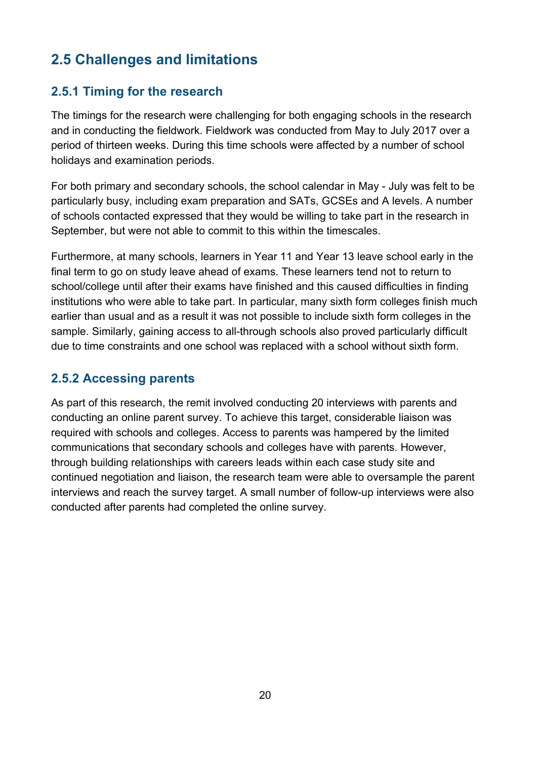## 2.5 Challenges and limitations

### 2.5.1 Timing for the research

The timings for the research were challenging for both engaging schools in the research and in conducting the fieldwork. Fieldwork was conducted from May to July 2017 over a period of thirteen weeks. During this time schools were affected by a number of school holidays and examination periods.

For both primary and secondary schools, the school calendar in May - July was felt to be particularly busy, including exam preparation and SATs, GCSEs and A levels. A number of schools contacted expressed that they would be willing to take part in the research in September, but were not able to commit to this within the timescales.

Furthermore, at many schools, learners in Year 11 and Year 13 leave school early in the final term to go on study leave ahead of exams. These learners tend not to return to school/college until after their exams have finished and this caused difficulties in finding institutions who were able to take part. In particular, many sixth form colleges finish much earlier than usual and as a result it was not possible to include sixth form colleges in the sample. Similarly, gaining access to all-through schools also proved particularly difficult due to time constraints and one school was replaced with a school without sixth form.

### 2.5.2 Accessing parents

As part of this research, the remit involved conducting 20 interviews with parents and conducting an online parent survey. To achieve this target, considerable liaison was required with schools and colleges. Access to parents was hampered by the limited communications that secondary schools and colleges have with parents. However, through building relationships with careers leads within each case study site and continued negotiation and liaison, the research team were able to oversample the parent interviews and reach the survey target. A small number of follow-up interviews were also conducted after parents had completed the online survey.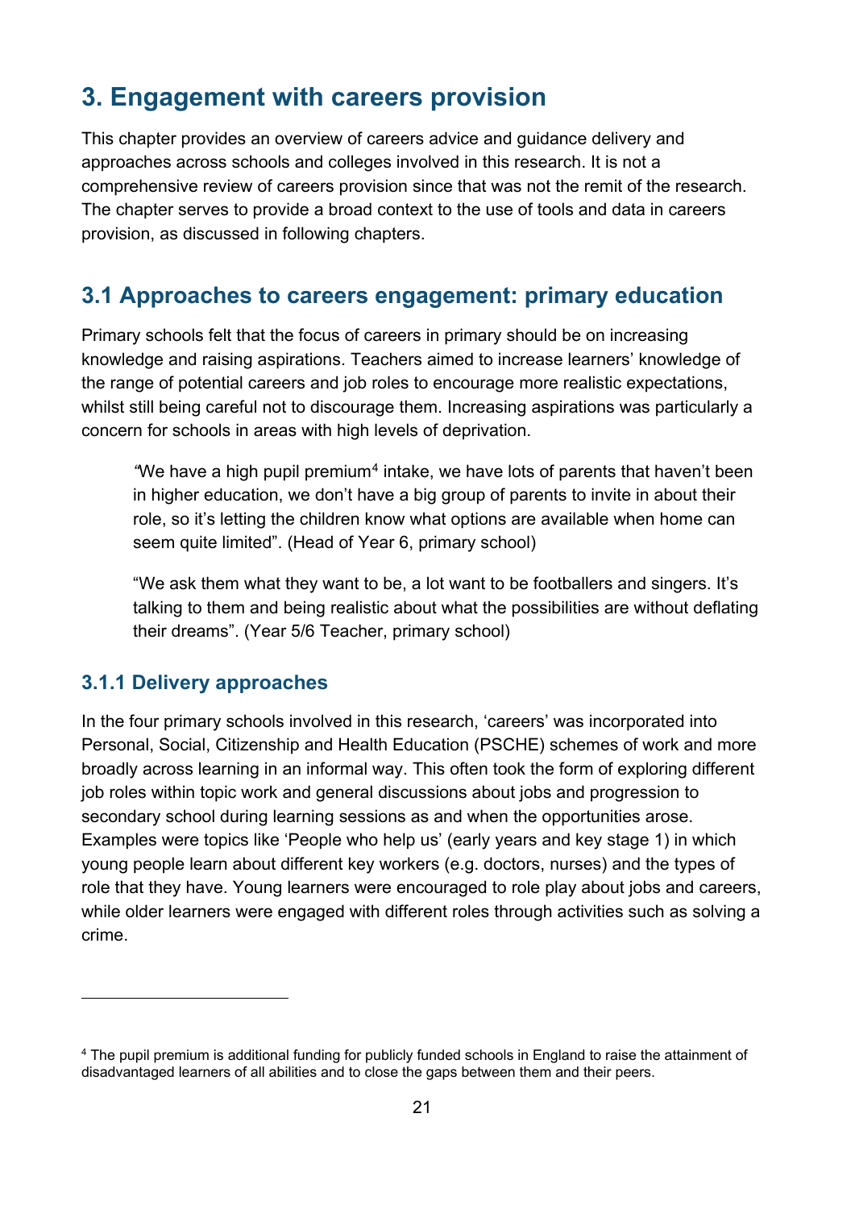# 3. Engagement with careers provision

This chapter provides an overview of careers advice and guidance delivery and approaches across schools and colleges involved in this research. It is not a comprehensive review of careers provision since that was not the remit of the research. The chapter serves to provide a broad context to the use of tools and data in careers provision, as discussed in following chapters.

## 3.1 Approaches to careers engagement: primary education

Primary schools felt that the focus of careers in primary should be on increasing knowledge and raising aspirations. Teachers aimed to increase learners' knowledge of the range of potential careers and job roles to encourage more realistic expectations, whilst still being careful not to discourage them. Increasing aspirations was particularly a concern for schools in areas with high levels of deprivation.

> "We have a high pupil premium[4] intake, we have lots of parents that haven't been in higher education, we don't have a big group of parents to invite in about their role, so it's letting the children know what options are available when home can seem quite limited". (Head of Year 6, primary school)

> "We ask them what they want to be, a lot want to be footballers and singers. It's talking to them and being realistic about what the possibilities are without deflating their dreams". (Year 5/6 Teacher, primary school)

### 3.1.1 Delivery approaches

In the four primary schools involved in this research, 'careers' was incorporated into Personal, Social, Citizenship and Health Education (PSCHE) schemes of work and more broadly across learning in an informal way. This often took the form of exploring different job roles within topic work and general discussions about jobs and progression to secondary school during learning sessions as and when the opportunities arose. Examples were topics like 'People who help us' (early years and key stage 1) in which young people learn about different key workers (e.g. doctors, nurses) and the types of role that they have. Young learners were encouraged to role play about jobs and careers, while older learners were engaged with different roles through activities such as solving a crime.

---

[4] The pupil premium is additional funding for publicly funded schools in England to raise the attainment of disadvantaged learners of all abilities and to close the gaps between them and their peers.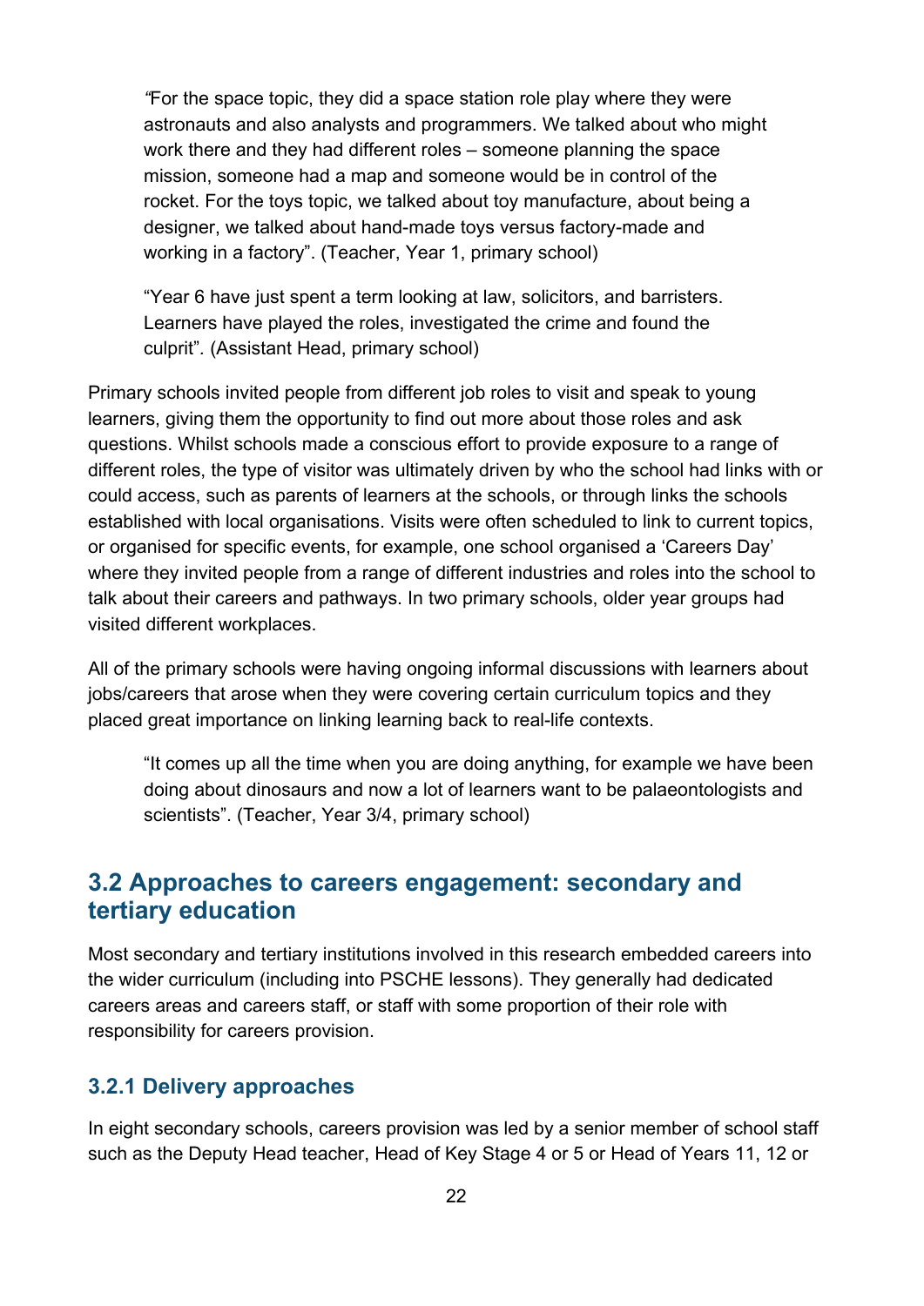> "For the space topic, they did a space station role play where they were astronauts and also analysts and programmers. We talked about who might work there and they had different roles – someone planning the space mission, someone had a map and someone would be in control of the rocket. For the toys topic, we talked about toy manufacture, about being a designer, we talked about hand-made toys versus factory-made and working in a factory". (Teacher, Year 1, primary school)

> "Year 6 have just spent a term looking at law, solicitors, and barristers. Learners have played the roles, investigated the crime and found the culprit". (Assistant Head, primary school)

Primary schools invited people from different job roles to visit and speak to young learners, giving them the opportunity to find out more about those roles and ask questions. Whilst schools made a conscious effort to provide exposure to a range of different roles, the type of visitor was ultimately driven by who the school had links with or could access, such as parents of learners at the schools, or through links the schools established with local organisations. Visits were often scheduled to link to current topics, or organised for specific events, for example, one school organised a 'Careers Day' where they invited people from a range of different industries and roles into the school to talk about their careers and pathways. In two primary schools, older year groups had visited different workplaces.

All of the primary schools were having ongoing informal discussions with learners about jobs/careers that arose when they were covering certain curriculum topics and they placed great importance on linking learning back to real-life contexts.

> "It comes up all the time when you are doing anything, for example we have been doing about dinosaurs and now a lot of learners want to be palaeontologists and scientists". (Teacher, Year 3/4, primary school)

## 3.2 Approaches to careers engagement: secondary and tertiary education

Most secondary and tertiary institutions involved in this research embedded careers into the wider curriculum (including into PSCHE lessons). They generally had dedicated careers areas and careers staff, or staff with some proportion of their role with responsibility for careers provision.

### 3.2.1 Delivery approaches

In eight secondary schools, careers provision was led by a senior member of school staff such as the Deputy Head teacher, Head of Key Stage 4 or 5 or Head of Years 11, 12 or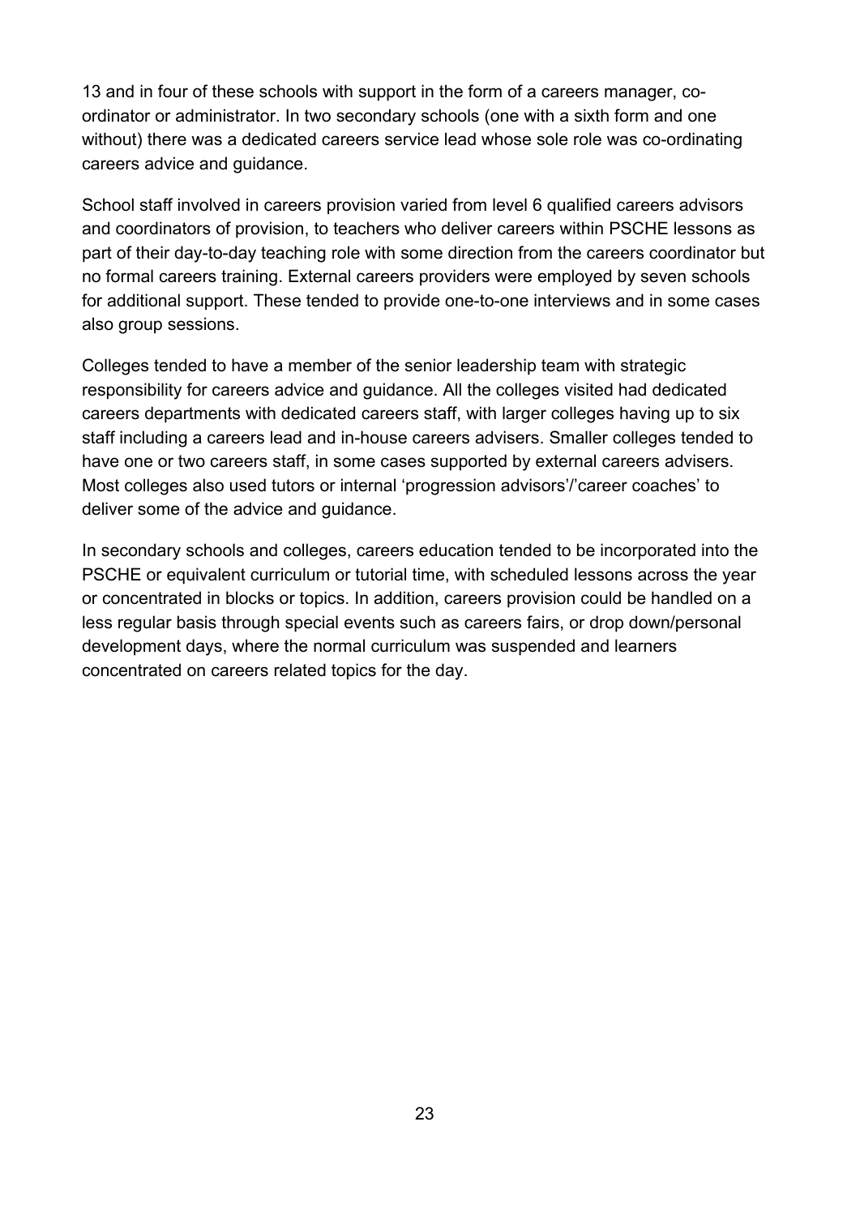13 and in four of these schools with support in the form of a careers manager, co-ordinator or administrator. In two secondary schools (one with a sixth form and one without) there was a dedicated careers service lead whose sole role was co-ordinating careers advice and guidance.

School staff involved in careers provision varied from level 6 qualified careers advisors and coordinators of provision, to teachers who deliver careers within PSCHE lessons as part of their day-to-day teaching role with some direction from the careers coordinator but no formal careers training. External careers providers were employed by seven schools for additional support. These tended to provide one-to-one interviews and in some cases also group sessions.

Colleges tended to have a member of the senior leadership team with strategic responsibility for careers advice and guidance. All the colleges visited had dedicated careers departments with dedicated careers staff, with larger colleges having up to six staff including a careers lead and in-house careers advisers. Smaller colleges tended to have one or two careers staff, in some cases supported by external careers advisers. Most colleges also used tutors or internal 'progression advisors'/'career coaches' to deliver some of the advice and guidance.

In secondary schools and colleges, careers education tended to be incorporated into the PSCHE or equivalent curriculum or tutorial time, with scheduled lessons across the year or concentrated in blocks or topics. In addition, careers provision could be handled on a less regular basis through special events such as careers fairs, or drop down/personal development days, where the normal curriculum was suspended and learners concentrated on careers related topics for the day.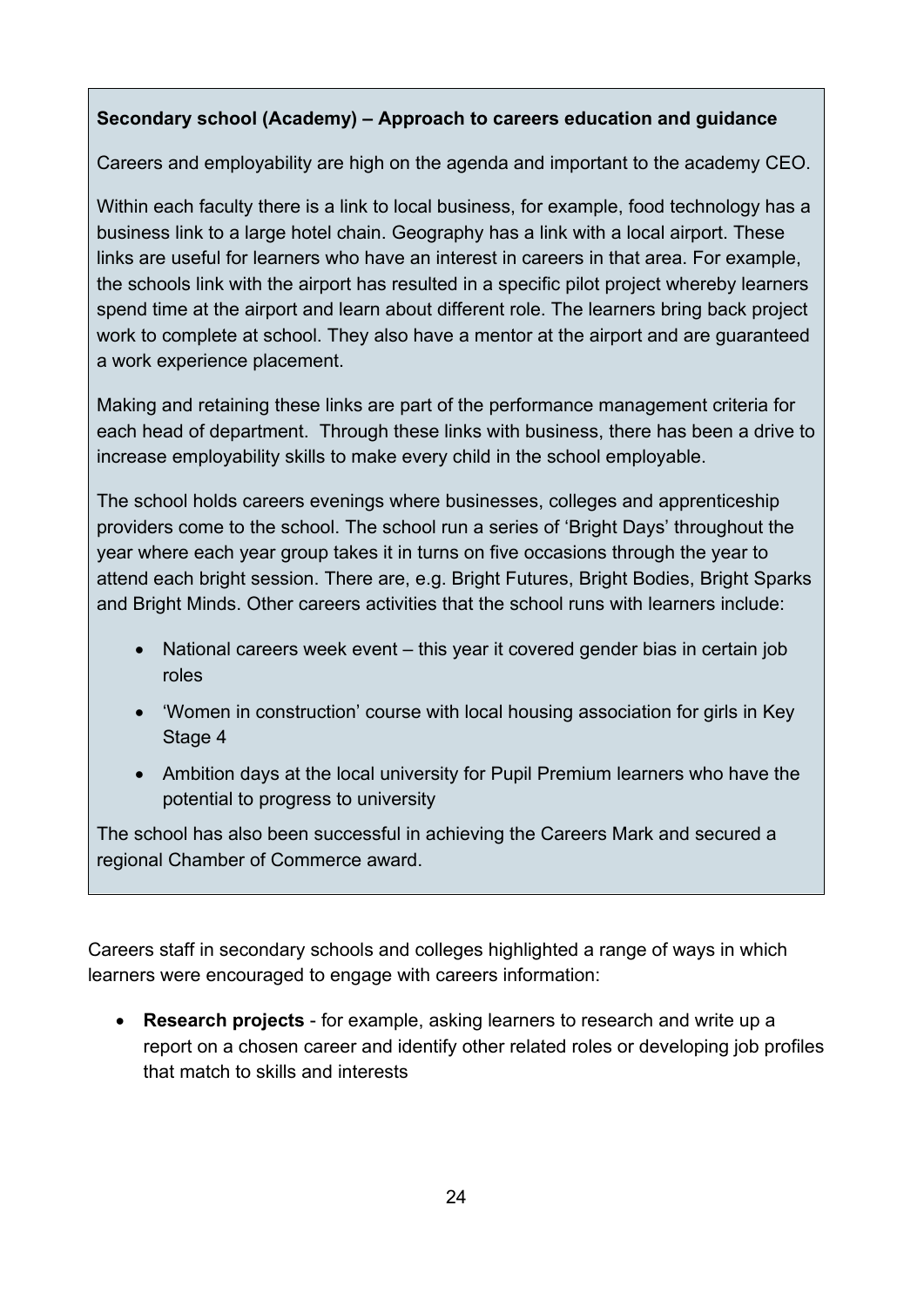**Secondary school (Academy) – Approach to careers education and guidance**

Careers and employability are high on the agenda and important to the academy CEO.

Within each faculty there is a link to local business, for example, food technology has a business link to a large hotel chain. Geography has a link with a local airport. These links are useful for learners who have an interest in careers in that area. For example, the schools link with the airport has resulted in a specific pilot project whereby learners spend time at the airport and learn about different role. The learners bring back project work to complete at school. They also have a mentor at the airport and are guaranteed a work experience placement.

Making and retaining these links are part of the performance management criteria for each head of department. Through these links with business, there has been a drive to increase employability skills to make every child in the school employable.

The school holds careers evenings where businesses, colleges and apprenticeship providers come to the school. The school run a series of 'Bright Days' throughout the year where each year group takes it in turns on five occasions through the year to attend each bright session. There are, e.g. Bright Futures, Bright Bodies, Bright Sparks and Bright Minds. Other careers activities that the school runs with learners include:

- National careers week event – this year it covered gender bias in certain job roles
- 'Women in construction' course with local housing association for girls in Key Stage 4
- Ambition days at the local university for Pupil Premium learners who have the potential to progress to university

The school has also been successful in achieving the Careers Mark and secured a regional Chamber of Commerce award.

Careers staff in secondary schools and colleges highlighted a range of ways in which learners were encouraged to engage with careers information:

- **Research projects** - for example, asking learners to research and write up a report on a chosen career and identify other related roles or developing job profiles that match to skills and interests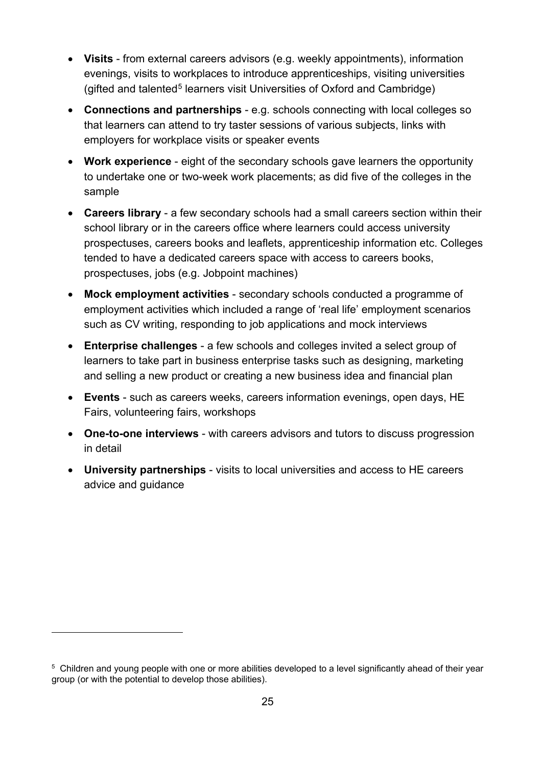- **Visits** - from external careers advisors (e.g. weekly appointments), information evenings, visits to workplaces to introduce apprenticeships, visiting universities (gifted and talented[5] learners visit Universities of Oxford and Cambridge)
- **Connections and partnerships** - e.g. schools connecting with local colleges so that learners can attend to try taster sessions of various subjects, links with employers for workplace visits or speaker events
- **Work experience** - eight of the secondary schools gave learners the opportunity to undertake one or two-week work placements; as did five of the colleges in the sample
- **Careers library** - a few secondary schools had a small careers section within their school library or in the careers office where learners could access university prospectuses, careers books and leaflets, apprenticeship information etc. Colleges tended to have a dedicated careers space with access to careers books, prospectuses, jobs (e.g. Jobpoint machines)
- **Mock employment activities** - secondary schools conducted a programme of employment activities which included a range of 'real life' employment scenarios such as CV writing, responding to job applications and mock interviews
- **Enterprise challenges** - a few schools and colleges invited a select group of learners to take part in business enterprise tasks such as designing, marketing and selling a new product or creating a new business idea and financial plan
- **Events** - such as careers weeks, careers information evenings, open days, HE Fairs, volunteering fairs, workshops
- **One-to-one interviews** - with careers advisors and tutors to discuss progression in detail
- **University partnerships** - visits to local universities and access to HE careers advice and guidance

---

[5] Children and young people with one or more abilities developed to a level significantly ahead of their year group (or with the potential to develop those abilities).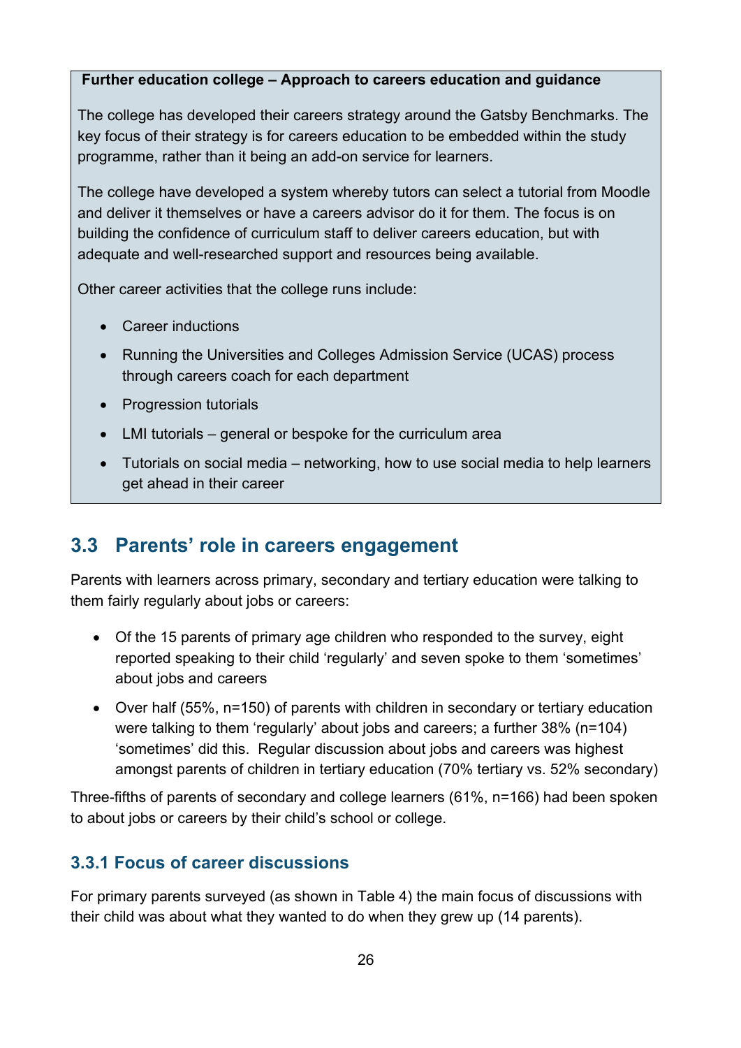**Further education college – Approach to careers education and guidance**

The college has developed their careers strategy around the Gatsby Benchmarks. The key focus of their strategy is for careers education to be embedded within the study programme, rather than it being an add-on service for learners.

The college have developed a system whereby tutors can select a tutorial from Moodle and deliver it themselves or have a careers advisor do it for them. The focus is on building the confidence of curriculum staff to deliver careers education, but with adequate and well-researched support and resources being available.

Other career activities that the college runs include:

- Career inductions
- Running the Universities and Colleges Admission Service (UCAS) process through careers coach for each department
- Progression tutorials
- LMI tutorials – general or bespoke for the curriculum area
- Tutorials on social media – networking, how to use social media to help learners get ahead in their career

## 3.3 Parents' role in careers engagement

Parents with learners across primary, secondary and tertiary education were talking to them fairly regularly about jobs or careers:

- Of the 15 parents of primary age children who responded to the survey, eight reported speaking to their child 'regularly' and seven spoke to them 'sometimes' about jobs and careers
- Over half (55%, n=150) of parents with children in secondary or tertiary education were talking to them 'regularly' about jobs and careers; a further 38% (n=104) 'sometimes' did this. Regular discussion about jobs and careers was highest amongst parents of children in tertiary education (70% tertiary vs. 52% secondary)

Three-fifths of parents of secondary and college learners (61%, n=166) had been spoken to about jobs or careers by their child's school or college.

### 3.3.1 Focus of career discussions

For primary parents surveyed (as shown in Table 4) the main focus of discussions with their child was about what they wanted to do when they grew up (14 parents).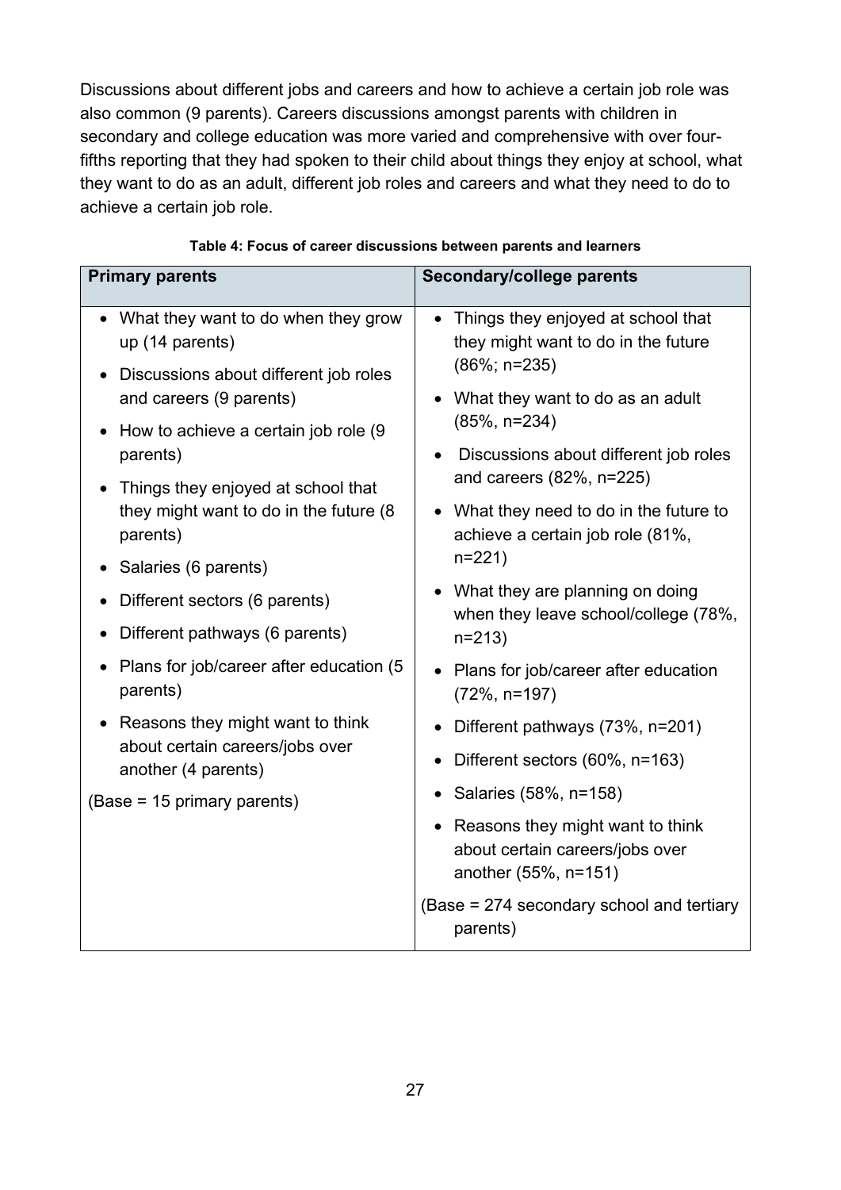Discussions about different jobs and careers and how to achieve a certain job role was also common (9 parents). Careers discussions amongst parents with children in secondary and college education was more varied and comprehensive with over four-fifths reporting that they had spoken to their child about things they enjoy at school, what they want to do as an adult, different job roles and careers and what they need to do to achieve a certain job role.

**Table 4: Focus of career discussions between parents and learners**

| Primary parents | Secondary/college parents |
| --- | --- |
| • What they want to do when they grow up (14 parents)<br>• Discussions about different job roles and careers (9 parents)<br>• How to achieve a certain job role (9 parents)<br>• Things they enjoyed at school that they might want to do in the future (8 parents)<br>• Salaries (6 parents)<br>• Different sectors (6 parents)<br>• Different pathways (6 parents)<br>• Plans for job/career after education (5 parents)<br>• Reasons they might want to think about certain careers/jobs over another (4 parents)<br>(Base = 15 primary parents) | • Things they enjoyed at school that they might want to do in the future (86%; n=235)<br>• What they want to do as an adult (85%, n=234)<br>• Discussions about different job roles and careers (82%, n=225)<br>• What they need to do in the future to achieve a certain job role (81%, n=221)<br>• What they are planning on doing when they leave school/college (78%, n=213)<br>• Plans for job/career after education (72%, n=197)<br>• Different pathways (73%, n=201)<br>• Different sectors (60%, n=163)<br>• Salaries (58%, n=158)<br>• Reasons they might want to think about certain careers/jobs over another (55%, n=151)<br>(Base = 274 secondary school and tertiary parents) |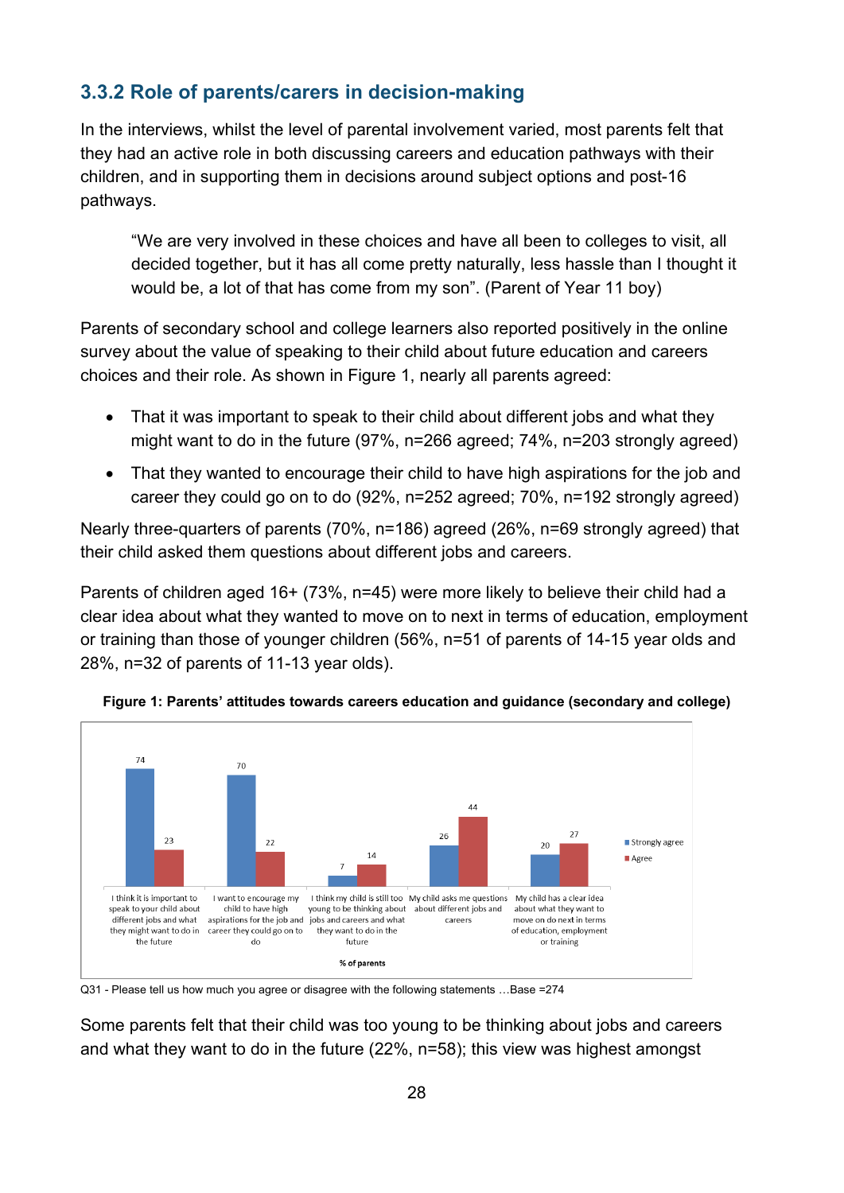### 3.3.2 Role of parents/carers in decision-making

In the interviews, whilst the level of parental involvement varied, most parents felt that they had an active role in both discussing careers and education pathways with their children, and in supporting them in decisions around subject options and post-16 pathways.

> "We are very involved in these choices and have all been to colleges to visit, all decided together, but it has all come pretty naturally, less hassle than I thought it would be, a lot of that has come from my son". (Parent of Year 11 boy)

Parents of secondary school and college learners also reported positively in the online survey about the value of speaking to their child about future education and careers choices and their role. As shown in Figure 1, nearly all parents agreed:

- That it was important to speak to their child about different jobs and what they might want to do in the future (97%, n=266 agreed; 74%, n=203 strongly agreed)
- That they wanted to encourage their child to have high aspirations for the job and career they could go on to do (92%, n=252 agreed; 70%, n=192 strongly agreed)

Nearly three-quarters of parents (70%, n=186) agreed (26%, n=69 strongly agreed) that their child asked them questions about different jobs and careers.

Parents of children aged 16+ (73%, n=45) were more likely to believe their child had a clear idea about what they wanted to move on to next in terms of education, employment or training than those of younger children (56%, n=51 of parents of 14-15 year olds and 28%, n=32 of parents of 11-13 year olds).

**Figure 1: Parents' attitudes towards careers education and guidance (secondary and college)**

| % of parents | Strongly agree | Agree |
|---|---|---|
| I think it is important to speak to your child about different jobs and what they might want to do in the future | 74 | 23 |
| I want to encourage my child to have high aspirations for the job and career they could go on to do | 70 | 22 |
| I think my child is still too young to be thinking about jobs and careers and what they want to do in the future | 7 | 14 |
| My child asks me questions about different jobs and careers | 26 | 44 |
| My child has a clear idea about what they want to move on do next in terms of education, employment or training | 20 | 27 |

Q31 - Please tell us how much you agree or disagree with the following statements …Base =274

Some parents felt that their child was too young to be thinking about jobs and careers and what they want to do in the future (22%, n=58); this view was highest amongst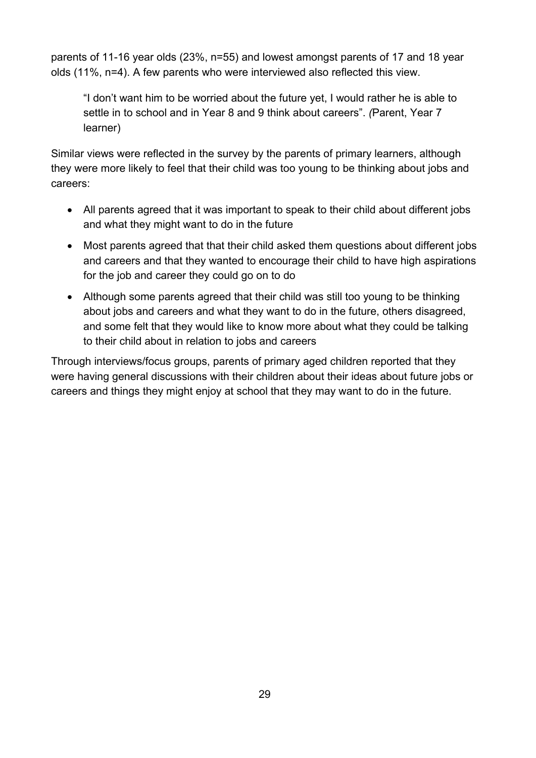parents of 11-16 year olds (23%, n=55) and lowest amongst parents of 17 and 18 year olds (11%, n=4). A few parents who were interviewed also reflected this view.

> "I don't want him to be worried about the future yet, I would rather he is able to settle in to school and in Year 8 and 9 think about careers". *(*Parent, Year 7 learner)

Similar views were reflected in the survey by the parents of primary learners, although they were more likely to feel that their child was too young to be thinking about jobs and careers:

- All parents agreed that it was important to speak to their child about different jobs and what they might want to do in the future
- Most parents agreed that that their child asked them questions about different jobs and careers and that they wanted to encourage their child to have high aspirations for the job and career they could go on to do
- Although some parents agreed that their child was still too young to be thinking about jobs and careers and what they want to do in the future, others disagreed, and some felt that they would like to know more about what they could be talking to their child about in relation to jobs and careers

Through interviews/focus groups, parents of primary aged children reported that they were having general discussions with their children about their ideas about future jobs or careers and things they might enjoy at school that they may want to do in the future.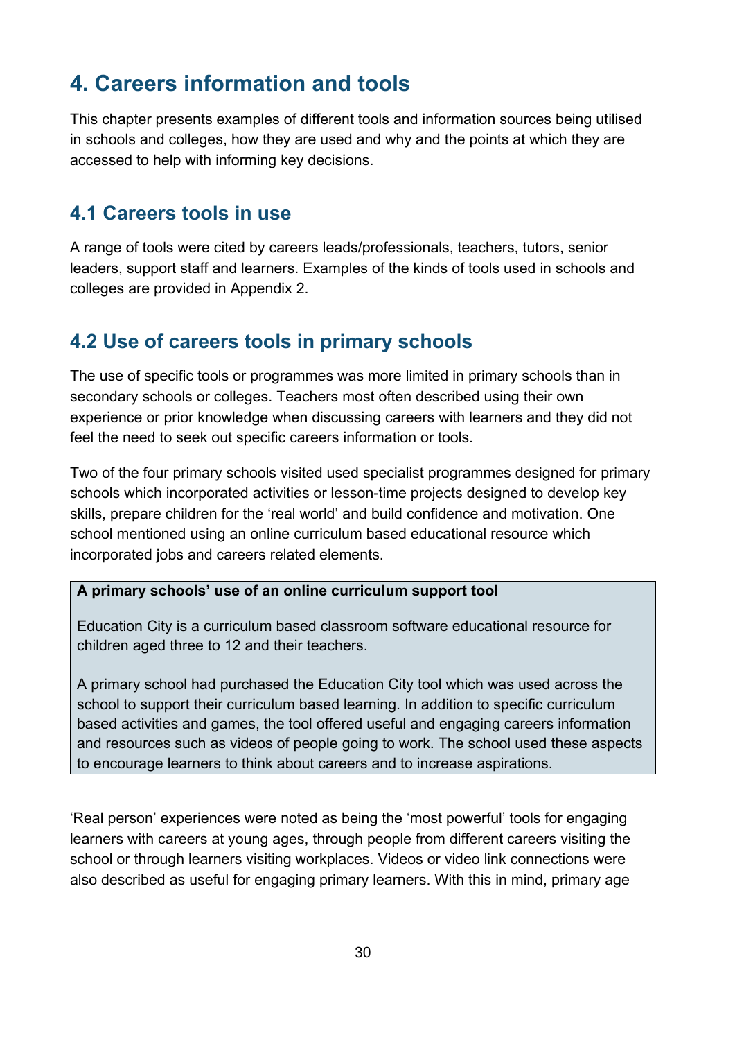# 4. Careers information and tools

This chapter presents examples of different tools and information sources being utilised in schools and colleges, how they are used and why and the points at which they are accessed to help with informing key decisions.

## 4.1 Careers tools in use

A range of tools were cited by careers leads/professionals, teachers, tutors, senior leaders, support staff and learners. Examples of the kinds of tools used in schools and colleges are provided in Appendix 2.

## 4.2 Use of careers tools in primary schools

The use of specific tools or programmes was more limited in primary schools than in secondary schools or colleges. Teachers most often described using their own experience or prior knowledge when discussing careers with learners and they did not feel the need to seek out specific careers information or tools.

Two of the four primary schools visited used specialist programmes designed for primary schools which incorporated activities or lesson-time projects designed to develop key skills, prepare children for the 'real world' and build confidence and motivation. One school mentioned using an online curriculum based educational resource which incorporated jobs and careers related elements.

> **A primary schools' use of an online curriculum support tool**
>
> Education City is a curriculum based classroom software educational resource for children aged three to 12 and their teachers.
>
> A primary school had purchased the Education City tool which was used across the school to support their curriculum based learning. In addition to specific curriculum based activities and games, the tool offered useful and engaging careers information and resources such as videos of people going to work. The school used these aspects to encourage learners to think about careers and to increase aspirations.

'Real person' experiences were noted as being the 'most powerful' tools for engaging learners with careers at young ages, through people from different careers visiting the school or through learners visiting workplaces. Videos or video link connections were also described as useful for engaging primary learners. With this in mind, primary age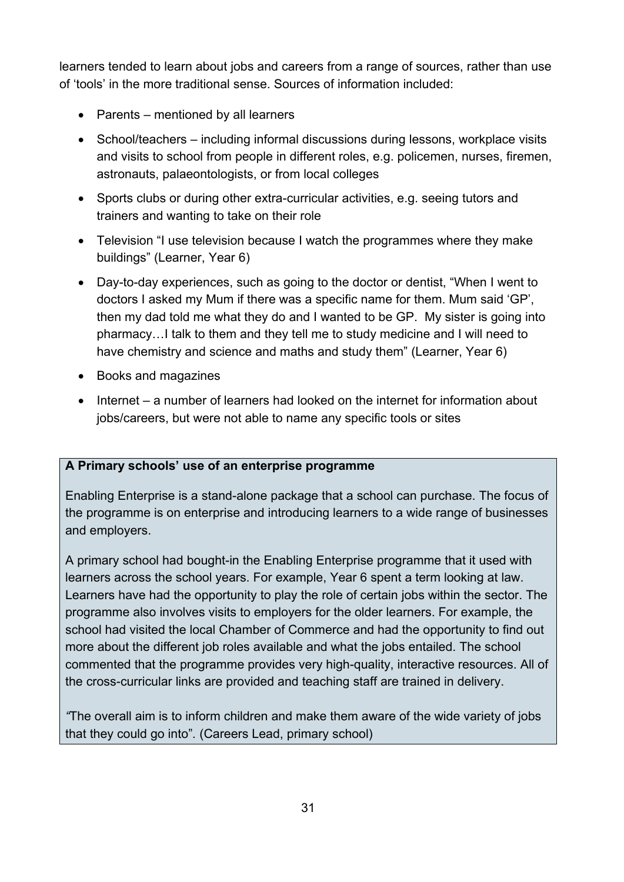learners tended to learn about jobs and careers from a range of sources, rather than use of 'tools' in the more traditional sense. Sources of information included:

- Parents – mentioned by all learners
- School/teachers – including informal discussions during lessons, workplace visits and visits to school from people in different roles, e.g. policemen, nurses, firemen, astronauts, palaeontologists, or from local colleges
- Sports clubs or during other extra-curricular activities, e.g. seeing tutors and trainers and wanting to take on their role
- Television "I use television because I watch the programmes where they make buildings" (Learner, Year 6)
- Day-to-day experiences, such as going to the doctor or dentist, "When I went to doctors I asked my Mum if there was a specific name for them. Mum said 'GP', then my dad told me what they do and I wanted to be GP. My sister is going into pharmacy…I talk to them and they tell me to study medicine and I will need to have chemistry and science and maths and study them" (Learner, Year 6)
- Books and magazines
- Internet – a number of learners had looked on the internet for information about jobs/careers, but were not able to name any specific tools or sites

**A Primary schools' use of an enterprise programme**

Enabling Enterprise is a stand-alone package that a school can purchase. The focus of the programme is on enterprise and introducing learners to a wide range of businesses and employers.

A primary school had bought-in the Enabling Enterprise programme that it used with learners across the school years. For example, Year 6 spent a term looking at law. Learners have had the opportunity to play the role of certain jobs within the sector. The programme also involves visits to employers for the older learners. For example, the school had visited the local Chamber of Commerce and had the opportunity to find out more about the different job roles available and what the jobs entailed. The school commented that the programme provides very high-quality, interactive resources. All of the cross-curricular links are provided and teaching staff are trained in delivery.

*"*The overall aim is to inform children and make them aware of the wide variety of jobs that they could go into". (Careers Lead, primary school)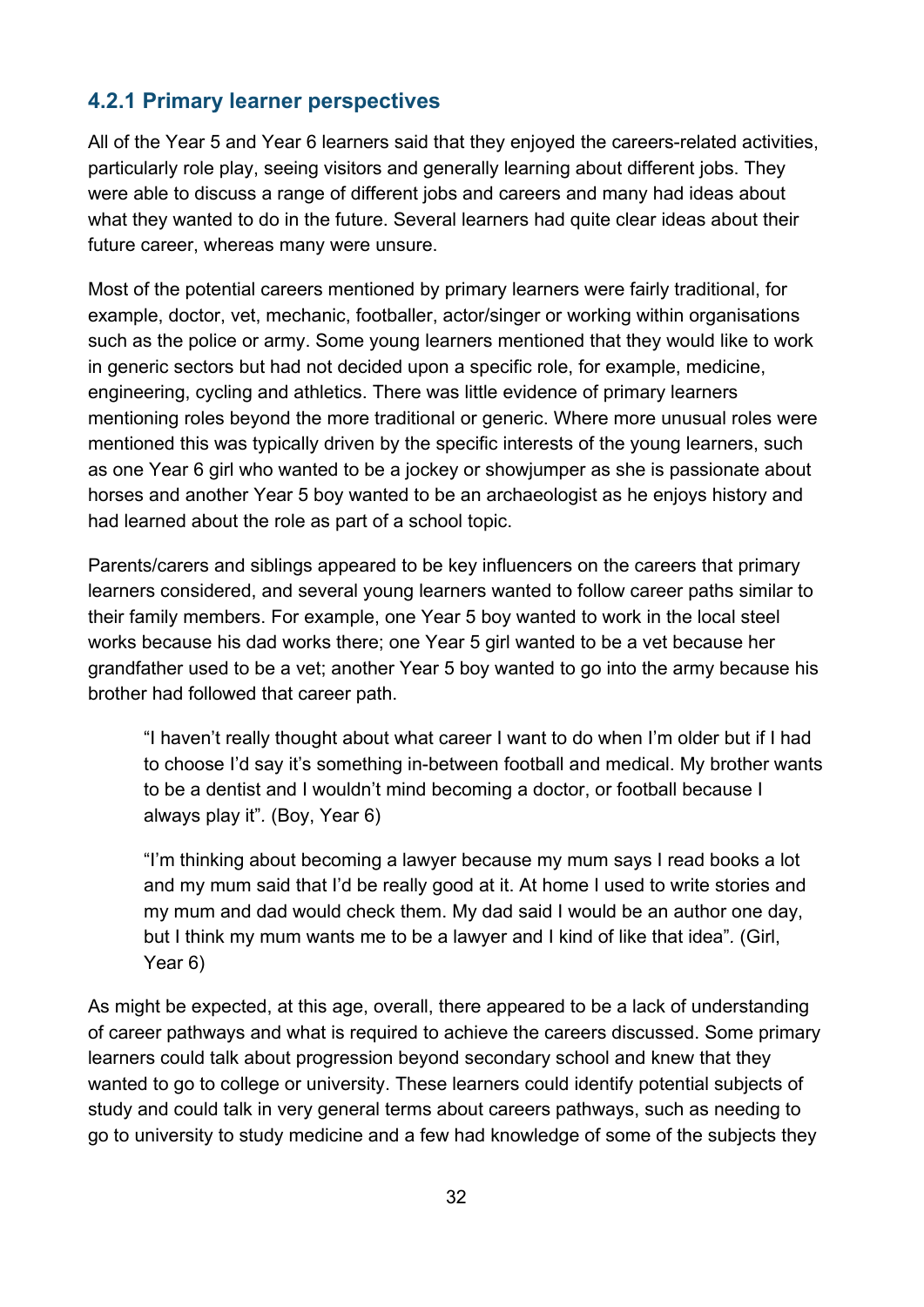### 4.2.1 Primary learner perspectives

All of the Year 5 and Year 6 learners said that they enjoyed the careers-related activities, particularly role play, seeing visitors and generally learning about different jobs. They were able to discuss a range of different jobs and careers and many had ideas about what they wanted to do in the future. Several learners had quite clear ideas about their future career, whereas many were unsure.

Most of the potential careers mentioned by primary learners were fairly traditional, for example, doctor, vet, mechanic, footballer, actor/singer or working within organisations such as the police or army. Some young learners mentioned that they would like to work in generic sectors but had not decided upon a specific role, for example, medicine, engineering, cycling and athletics. There was little evidence of primary learners mentioning roles beyond the more traditional or generic. Where more unusual roles were mentioned this was typically driven by the specific interests of the young learners, such as one Year 6 girl who wanted to be a jockey or showjumper as she is passionate about horses and another Year 5 boy wanted to be an archaeologist as he enjoys history and had learned about the role as part of a school topic.

Parents/carers and siblings appeared to be key influencers on the careers that primary learners considered, and several young learners wanted to follow career paths similar to their family members. For example, one Year 5 boy wanted to work in the local steel works because his dad works there; one Year 5 girl wanted to be a vet because her grandfather used to be a vet; another Year 5 boy wanted to go into the army because his brother had followed that career path.

> "I haven't really thought about what career I want to do when I'm older but if I had to choose I'd say it's something in-between football and medical. My brother wants to be a dentist and I wouldn't mind becoming a doctor, or football because I always play it". (Boy, Year 6)

> "I'm thinking about becoming a lawyer because my mum says I read books a lot and my mum said that I'd be really good at it. At home I used to write stories and my mum and dad would check them. My dad said I would be an author one day, but I think my mum wants me to be a lawyer and I kind of like that idea". (Girl, Year 6)

As might be expected, at this age, overall, there appeared to be a lack of understanding of career pathways and what is required to achieve the careers discussed. Some primary learners could talk about progression beyond secondary school and knew that they wanted to go to college or university. These learners could identify potential subjects of study and could talk in very general terms about careers pathways, such as needing to go to university to study medicine and a few had knowledge of some of the subjects they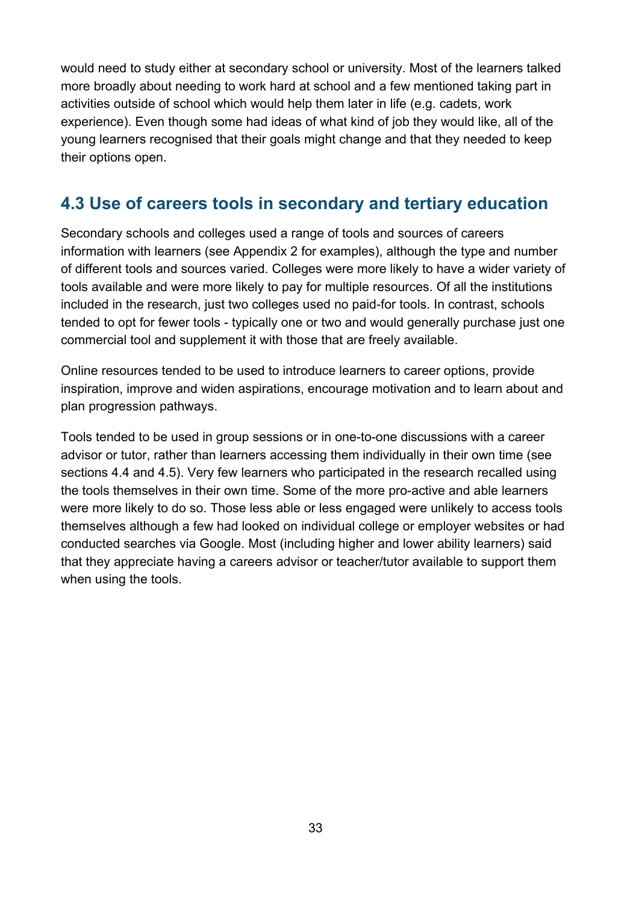would need to study either at secondary school or university. Most of the learners talked more broadly about needing to work hard at school and a few mentioned taking part in activities outside of school which would help them later in life (e.g. cadets, work experience). Even though some had ideas of what kind of job they would like, all of the young learners recognised that their goals might change and that they needed to keep their options open.

## 4.3 Use of careers tools in secondary and tertiary education

Secondary schools and colleges used a range of tools and sources of careers information with learners (see Appendix 2 for examples), although the type and number of different tools and sources varied. Colleges were more likely to have a wider variety of tools available and were more likely to pay for multiple resources. Of all the institutions included in the research, just two colleges used no paid-for tools. In contrast, schools tended to opt for fewer tools - typically one or two and would generally purchase just one commercial tool and supplement it with those that are freely available.

Online resources tended to be used to introduce learners to career options, provide inspiration, improve and widen aspirations, encourage motivation and to learn about and plan progression pathways.

Tools tended to be used in group sessions or in one-to-one discussions with a career advisor or tutor, rather than learners accessing them individually in their own time (see sections 4.4 and 4.5). Very few learners who participated in the research recalled using the tools themselves in their own time. Some of the more pro-active and able learners were more likely to do so. Those less able or less engaged were unlikely to access tools themselves although a few had looked on individual college or employer websites or had conducted searches via Google. Most (including higher and lower ability learners) said that they appreciate having a careers advisor or teacher/tutor available to support them when using the tools.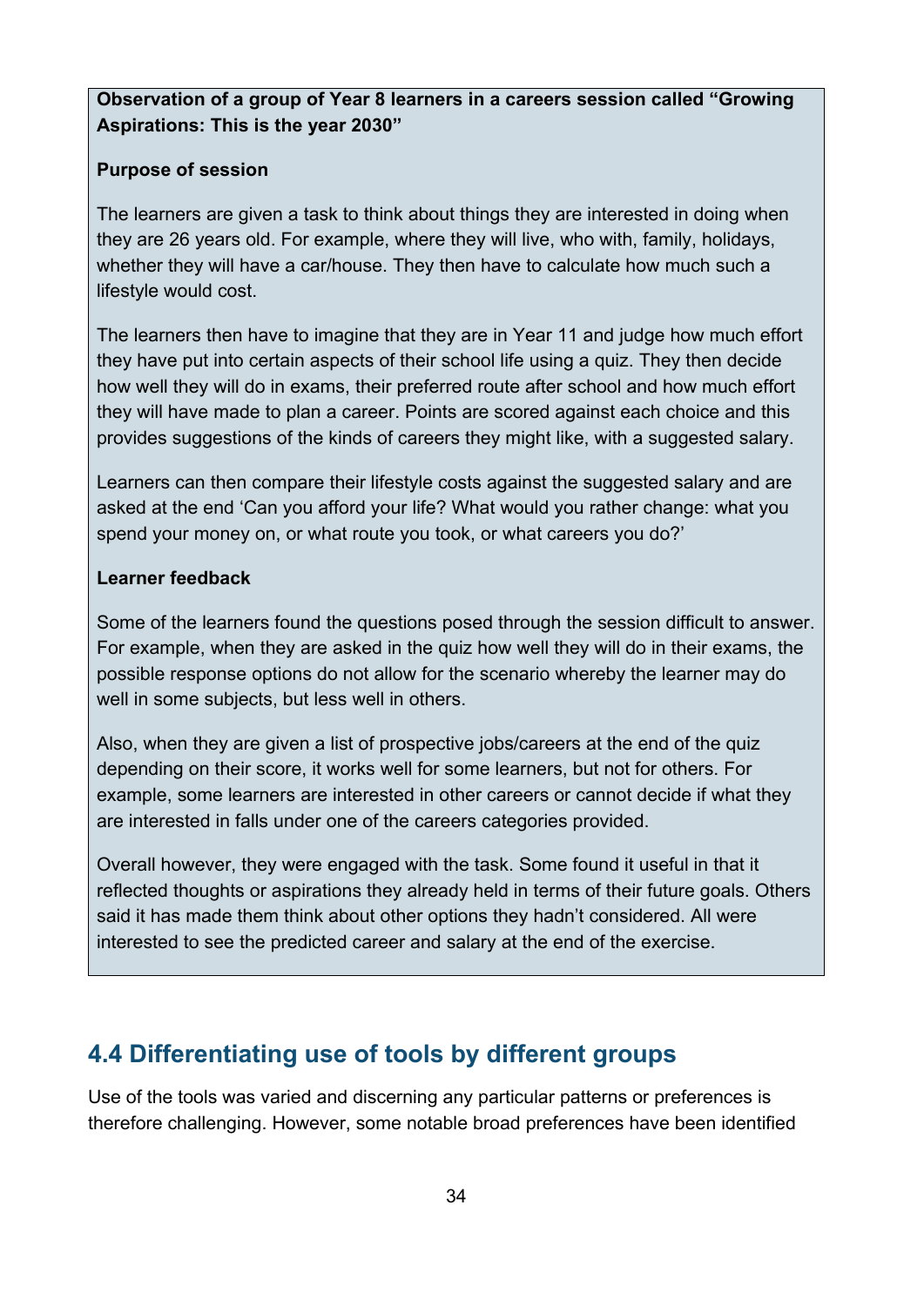**Observation of a group of Year 8 learners in a careers session called "Growing Aspirations: This is the year 2030"**

**Purpose of session**

The learners are given a task to think about things they are interested in doing when they are 26 years old. For example, where they will live, who with, family, holidays, whether they will have a car/house. They then have to calculate how much such a lifestyle would cost.

The learners then have to imagine that they are in Year 11 and judge how much effort they have put into certain aspects of their school life using a quiz. They then decide how well they will do in exams, their preferred route after school and how much effort they will have made to plan a career. Points are scored against each choice and this provides suggestions of the kinds of careers they might like, with a suggested salary.

Learners can then compare their lifestyle costs against the suggested salary and are asked at the end 'Can you afford your life? What would you rather change: what you spend your money on, or what route you took, or what careers you do?'

**Learner feedback**

Some of the learners found the questions posed through the session difficult to answer. For example, when they are asked in the quiz how well they will do in their exams, the possible response options do not allow for the scenario whereby the learner may do well in some subjects, but less well in others.

Also, when they are given a list of prospective jobs/careers at the end of the quiz depending on their score, it works well for some learners, but not for others. For example, some learners are interested in other careers or cannot decide if what they are interested in falls under one of the careers categories provided.

Overall however, they were engaged with the task. Some found it useful in that it reflected thoughts or aspirations they already held in terms of their future goals. Others said it has made them think about other options they hadn't considered. All were interested to see the predicted career and salary at the end of the exercise.

## 4.4 Differentiating use of tools by different groups

Use of the tools was varied and discerning any particular patterns or preferences is therefore challenging. However, some notable broad preferences have been identified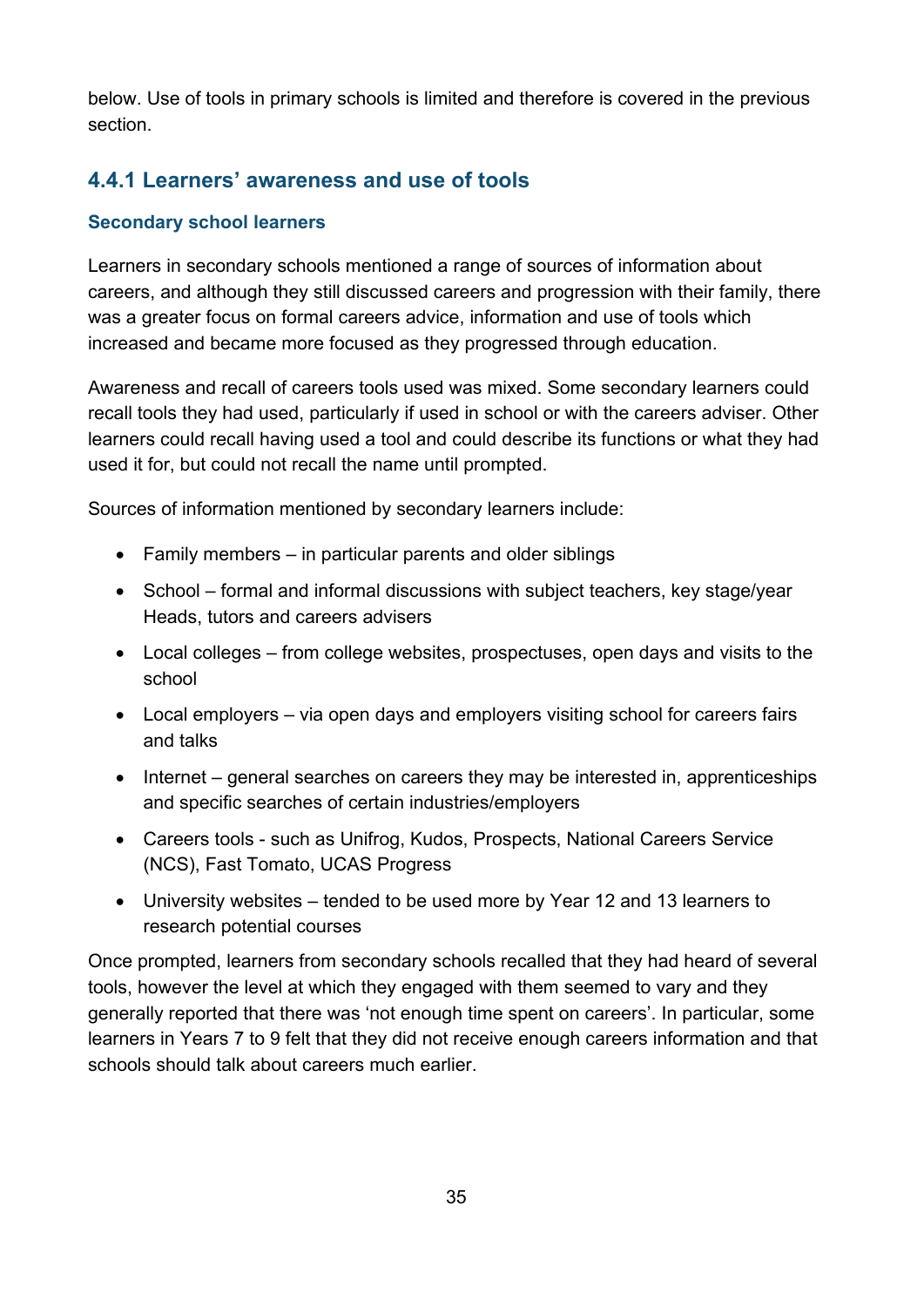below. Use of tools in primary schools is limited and therefore is covered in the previous section.

### 4.4.1 Learners' awareness and use of tools

#### Secondary school learners

Learners in secondary schools mentioned a range of sources of information about careers, and although they still discussed careers and progression with their family, there was a greater focus on formal careers advice, information and use of tools which increased and became more focused as they progressed through education.

Awareness and recall of careers tools used was mixed. Some secondary learners could recall tools they had used, particularly if used in school or with the careers adviser. Other learners could recall having used a tool and could describe its functions or what they had used it for, but could not recall the name until prompted.

Sources of information mentioned by secondary learners include:

- Family members – in particular parents and older siblings
- School – formal and informal discussions with subject teachers, key stage/year Heads, tutors and careers advisers
- Local colleges – from college websites, prospectuses, open days and visits to the school
- Local employers – via open days and employers visiting school for careers fairs and talks
- Internet – general searches on careers they may be interested in, apprenticeships and specific searches of certain industries/employers
- Careers tools - such as Unifrog, Kudos, Prospects, National Careers Service (NCS), Fast Tomato, UCAS Progress
- University websites – tended to be used more by Year 12 and 13 learners to research potential courses

Once prompted, learners from secondary schools recalled that they had heard of several tools, however the level at which they engaged with them seemed to vary and they generally reported that there was 'not enough time spent on careers'. In particular, some learners in Years 7 to 9 felt that they did not receive enough careers information and that schools should talk about careers much earlier.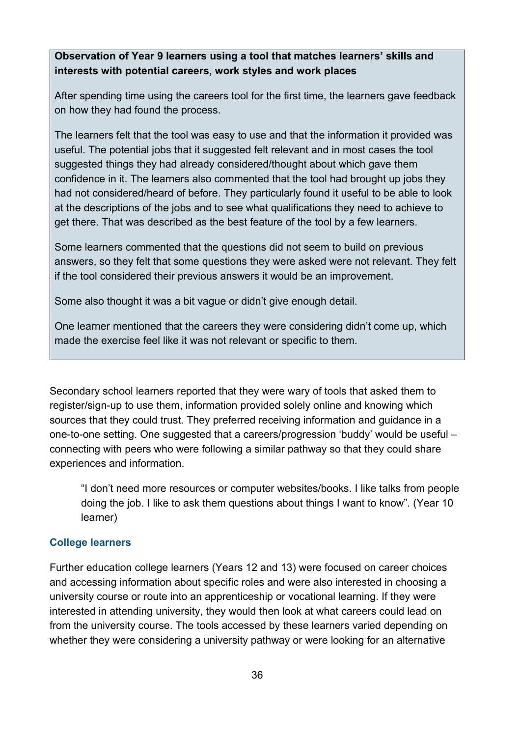**Observation of Year 9 learners using a tool that matches learners' skills and interests with potential careers, work styles and work places**

After spending time using the careers tool for the first time, the learners gave feedback on how they had found the process.

The learners felt that the tool was easy to use and that the information it provided was useful. The potential jobs that it suggested felt relevant and in most cases the tool suggested things they had already considered/thought about which gave them confidence in it. The learners also commented that the tool had brought up jobs they had not considered/heard of before. They particularly found it useful to be able to look at the descriptions of the jobs and to see what qualifications they need to achieve to get there. That was described as the best feature of the tool by a few learners.

Some learners commented that the questions did not seem to build on previous answers, so they felt that some questions they were asked were not relevant. They felt if the tool considered their previous answers it would be an improvement.

Some also thought it was a bit vague or didn't give enough detail.

One learner mentioned that the careers they were considering didn't come up, which made the exercise feel like it was not relevant or specific to them.

Secondary school learners reported that they were wary of tools that asked them to register/sign-up to use them, information provided solely online and knowing which sources that they could trust. They preferred receiving information and guidance in a one-to-one setting. One suggested that a careers/progression 'buddy' would be useful – connecting with peers who were following a similar pathway so that they could share experiences and information.

> "I don't need more resources or computer websites/books. I like talks from people doing the job. I like to ask them questions about things I want to know". (Year 10 learner)

### College learners

Further education college learners (Years 12 and 13) were focused on career choices and accessing information about specific roles and were also interested in choosing a university course or route into an apprenticeship or vocational learning. If they were interested in attending university, they would then look at what careers could lead on from the university course. The tools accessed by these learners varied depending on whether they were considering a university pathway or were looking for an alternative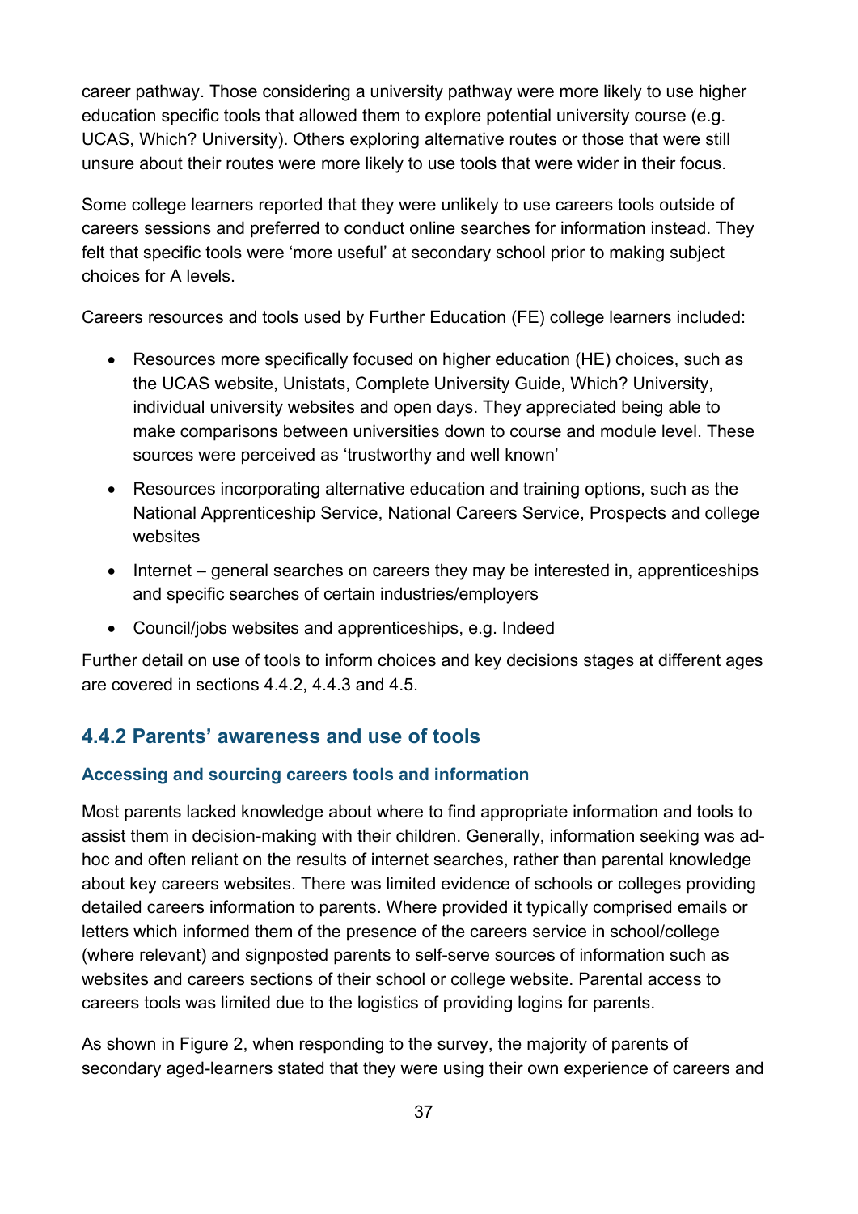career pathway. Those considering a university pathway were more likely to use higher education specific tools that allowed them to explore potential university course (e.g. UCAS, Which? University). Others exploring alternative routes or those that were still unsure about their routes were more likely to use tools that were wider in their focus.

Some college learners reported that they were unlikely to use careers tools outside of careers sessions and preferred to conduct online searches for information instead. They felt that specific tools were 'more useful' at secondary school prior to making subject choices for A levels.

Careers resources and tools used by Further Education (FE) college learners included:

- Resources more specifically focused on higher education (HE) choices, such as the UCAS website, Unistats, Complete University Guide, Which? University, individual university websites and open days. They appreciated being able to make comparisons between universities down to course and module level. These sources were perceived as 'trustworthy and well known'
- Resources incorporating alternative education and training options, such as the National Apprenticeship Service, National Careers Service, Prospects and college websites
- Internet – general searches on careers they may be interested in, apprenticeships and specific searches of certain industries/employers
- Council/jobs websites and apprenticeships, e.g. Indeed

Further detail on use of tools to inform choices and key decisions stages at different ages are covered in sections 4.4.2, 4.4.3 and 4.5.

### 4.4.2 Parents' awareness and use of tools

#### Accessing and sourcing careers tools and information

Most parents lacked knowledge about where to find appropriate information and tools to assist them in decision-making with their children. Generally, information seeking was ad-hoc and often reliant on the results of internet searches, rather than parental knowledge about key careers websites. There was limited evidence of schools or colleges providing detailed careers information to parents. Where provided it typically comprised emails or letters which informed them of the presence of the careers service in school/college (where relevant) and signposted parents to self-serve sources of information such as websites and careers sections of their school or college website. Parental access to careers tools was limited due to the logistics of providing logins for parents.

As shown in Figure 2, when responding to the survey, the majority of parents of secondary aged-learners stated that they were using their own experience of careers and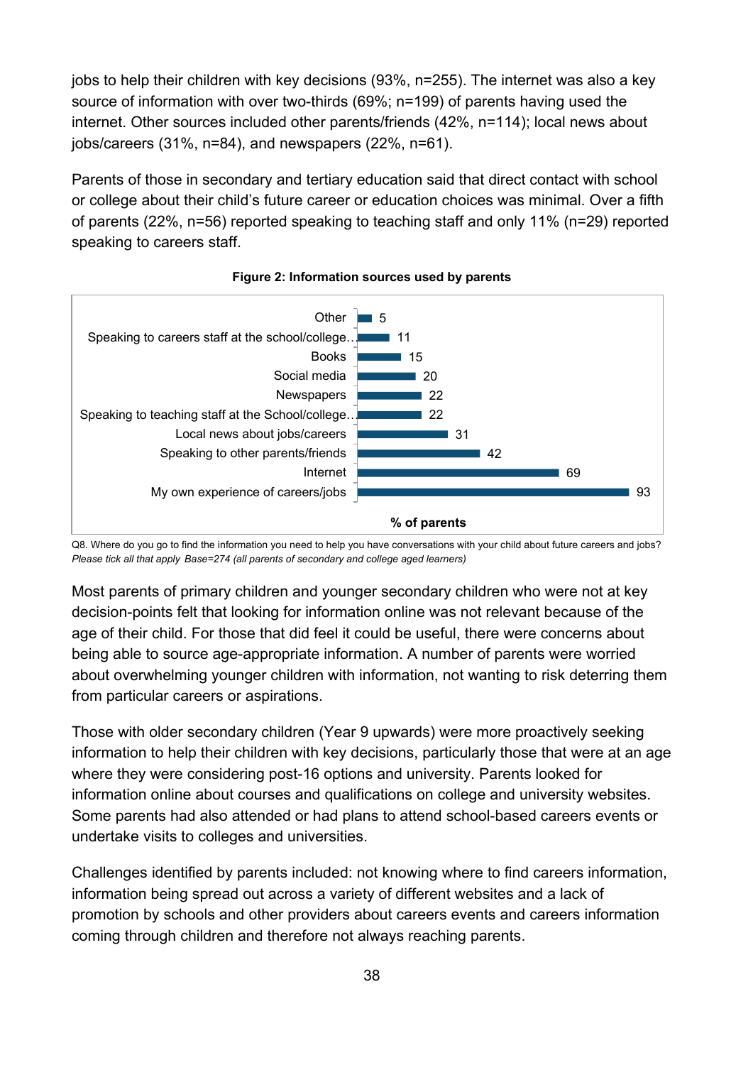jobs to help their children with key decisions (93%, n=255). The internet was also a key source of information with over two-thirds (69%; n=199) of parents having used the internet. Other sources included other parents/friends (42%, n=114); local news about jobs/careers (31%, n=84), and newspapers (22%, n=61).

Parents of those in secondary and tertiary education said that direct contact with school or college about their child's future career or education choices was minimal. Over a fifth of parents (22%, n=56) reported speaking to teaching staff and only 11% (n=29) reported speaking to careers staff.

**Figure 2: Information sources used by parents**

| Information source | % of parents |
|---|---|
| Other | 5 |
| Speaking to careers staff at the school/college... | 11 |
| Books | 15 |
| Social media | 20 |
| Newspapers | 22 |
| Speaking to teaching staff at the School/college... | 22 |
| Local news about jobs/careers | 31 |
| Speaking to other parents/friends | 42 |
| Internet | 69 |
| My own experience of careers/jobs | 93 |

Q8. Where do you go to find the information you need to help you have conversations with your child about future careers and jobs? *Please tick all that apply Base=274 (all parents of secondary and college aged learners)*

Most parents of primary children and younger secondary children who were not at key decision-points felt that looking for information online was not relevant because of the age of their child. For those that did feel it could be useful, there were concerns about being able to source age-appropriate information. A number of parents were worried about overwhelming younger children with information, not wanting to risk deterring them from particular careers or aspirations.

Those with older secondary children (Year 9 upwards) were more proactively seeking information to help their children with key decisions, particularly those that were at an age where they were considering post-16 options and university. Parents looked for information online about courses and qualifications on college and university websites. Some parents had also attended or had plans to attend school-based careers events or undertake visits to colleges and universities.

Challenges identified by parents included: not knowing where to find careers information, information being spread out across a variety of different websites and a lack of promotion by schools and other providers about careers events and careers information coming through children and therefore not always reaching parents.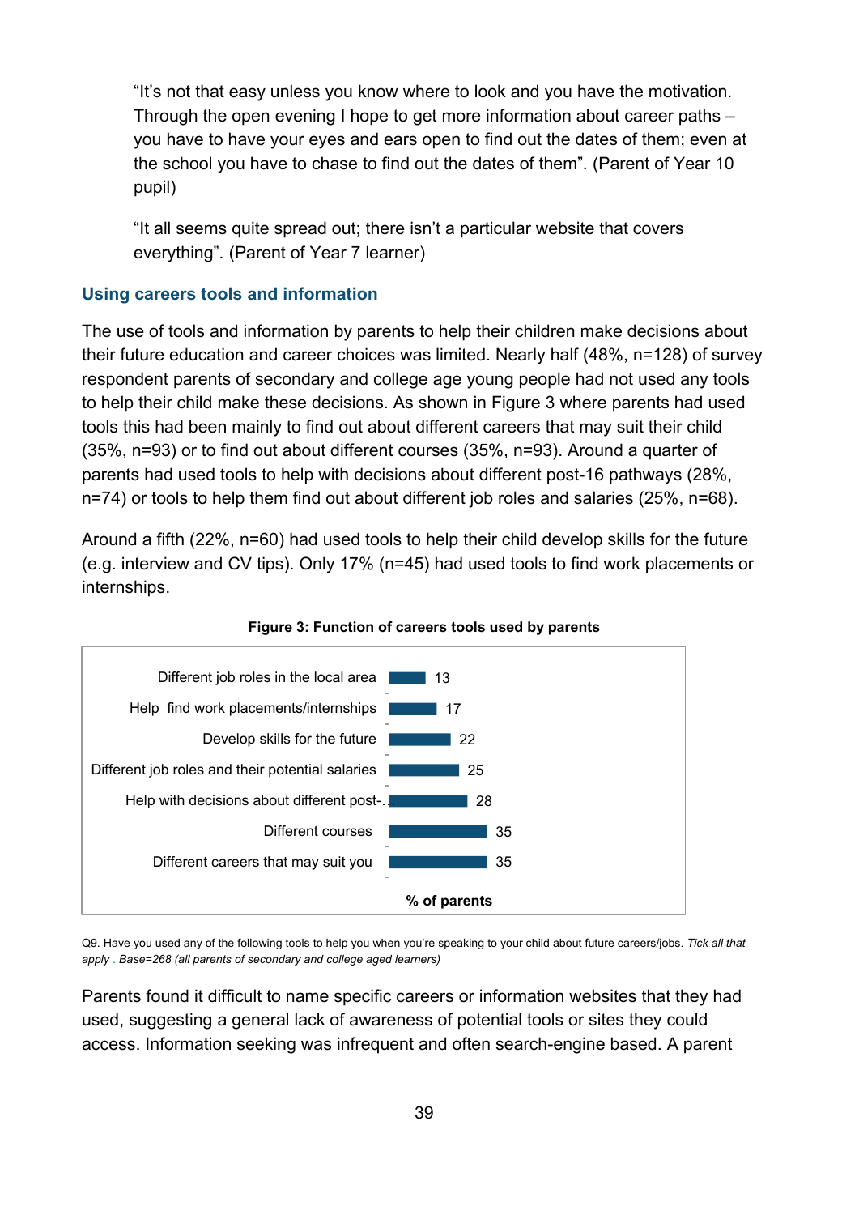"It's not that easy unless you know where to look and you have the motivation. Through the open evening I hope to get more information about career paths – you have to have your eyes and ears open to find out the dates of them; even at the school you have to chase to find out the dates of them". (Parent of Year 10 pupil)

"It all seems quite spread out; there isn't a particular website that covers everything". (Parent of Year 7 learner)

### Using careers tools and information

The use of tools and information by parents to help their children make decisions about their future education and career choices was limited. Nearly half (48%, n=128) of survey respondent parents of secondary and college age young people had not used any tools to help their child make these decisions. As shown in Figure 3 where parents had used tools this had been mainly to find out about different careers that may suit their child (35%, n=93) or to find out about different courses (35%, n=93). Around a quarter of parents had used tools to help with decisions about different post-16 pathways (28%, n=74) or tools to help them find out about different job roles and salaries (25%, n=68).

Around a fifth (22%, n=60) had used tools to help their child develop skills for the future (e.g. interview and CV tips). Only 17% (n=45) had used tools to find work placements or internships.

**Figure 3: Function of careers tools used by parents**

| Function | % of parents |
|---|---|
| Different job roles in the local area | 13 |
| Help find work placements/internships | 17 |
| Develop skills for the future | 22 |
| Different job roles and their potential salaries | 25 |
| Help with decisions about different post-... | 28 |
| Different courses | 35 |
| Different careers that may suit you | 35 |

Q9. Have you used any of the following tools to help you when you're speaking to your child about future careers/jobs. *Tick all that apply . Base=268 (all parents of secondary and college aged learners)*

Parents found it difficult to name specific careers or information websites that they had used, suggesting a general lack of awareness of potential tools or sites they could access. Information seeking was infrequent and often search-engine based. A parent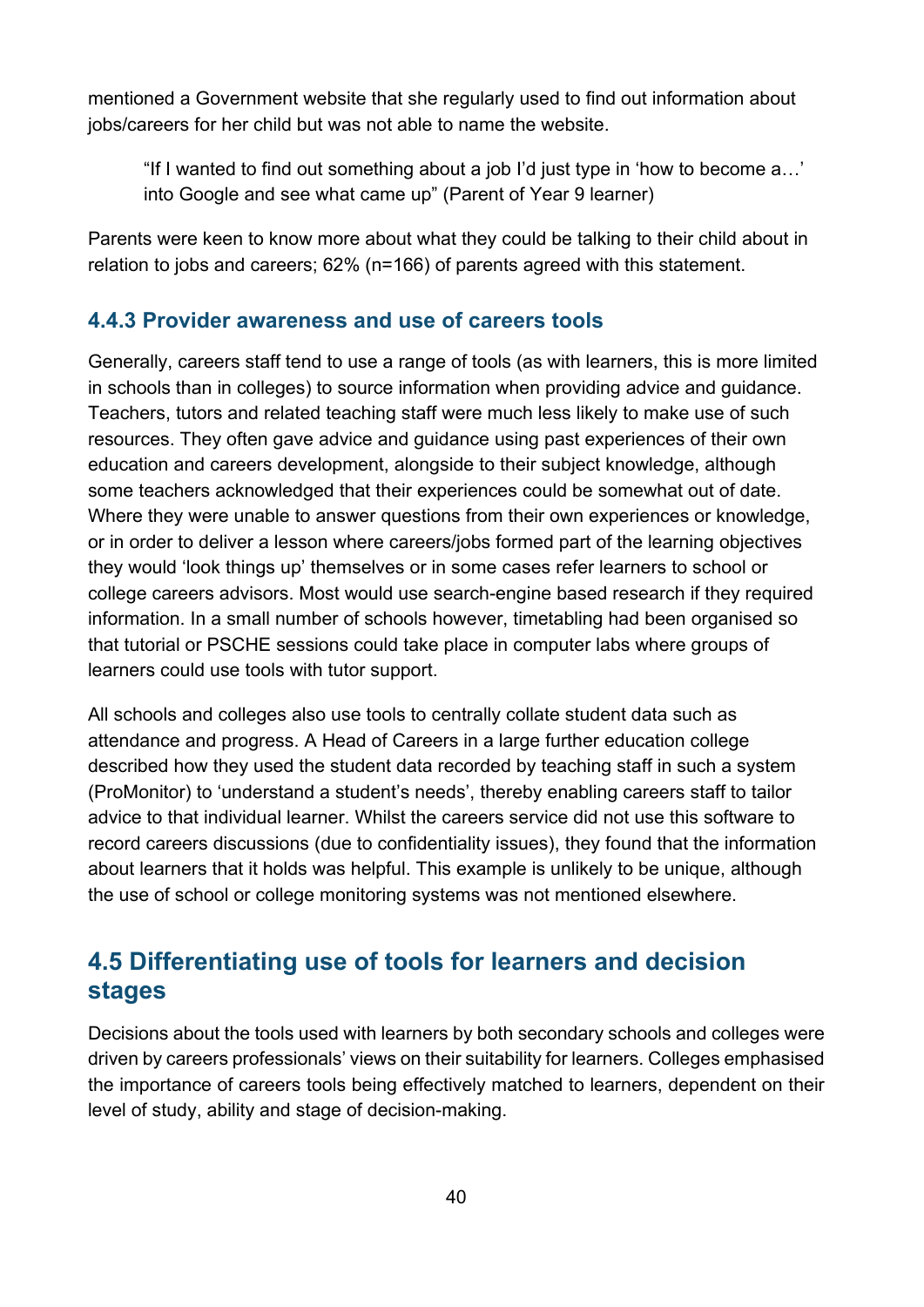mentioned a Government website that she regularly used to find out information about jobs/careers for her child but was not able to name the website.

> "If I wanted to find out something about a job I'd just type in 'how to become a…' into Google and see what came up" (Parent of Year 9 learner)

Parents were keen to know more about what they could be talking to their child about in relation to jobs and careers; 62% (n=166) of parents agreed with this statement.

### 4.4.3 Provider awareness and use of careers tools

Generally, careers staff tend to use a range of tools (as with learners, this is more limited in schools than in colleges) to source information when providing advice and guidance. Teachers, tutors and related teaching staff were much less likely to make use of such resources. They often gave advice and guidance using past experiences of their own education and careers development, alongside to their subject knowledge, although some teachers acknowledged that their experiences could be somewhat out of date. Where they were unable to answer questions from their own experiences or knowledge, or in order to deliver a lesson where careers/jobs formed part of the learning objectives they would 'look things up' themselves or in some cases refer learners to school or college careers advisors. Most would use search-engine based research if they required information. In a small number of schools however, timetabling had been organised so that tutorial or PSCHE sessions could take place in computer labs where groups of learners could use tools with tutor support.

All schools and colleges also use tools to centrally collate student data such as attendance and progress. A Head of Careers in a large further education college described how they used the student data recorded by teaching staff in such a system (ProMonitor) to 'understand a student's needs', thereby enabling careers staff to tailor advice to that individual learner. Whilst the careers service did not use this software to record careers discussions (due to confidentiality issues), they found that the information about learners that it holds was helpful. This example is unlikely to be unique, although the use of school or college monitoring systems was not mentioned elsewhere.

## 4.5 Differentiating use of tools for learners and decision stages

Decisions about the tools used with learners by both secondary schools and colleges were driven by careers professionals' views on their suitability for learners. Colleges emphasised the importance of careers tools being effectively matched to learners, dependent on their level of study, ability and stage of decision-making.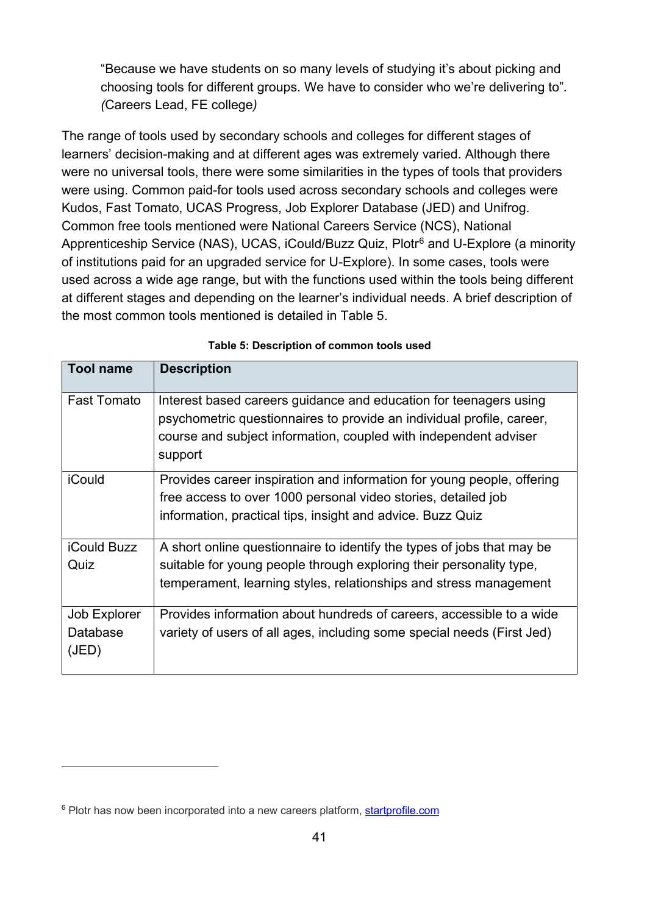> "Because we have students on so many levels of studying it's about picking and choosing tools for different groups. We have to consider who we're delivering to". *(Careers Lead, FE college)*

The range of tools used by secondary schools and colleges for different stages of learners' decision-making and at different ages was extremely varied. Although there were no universal tools, there were some similarities in the types of tools that providers were using. Common paid-for tools used across secondary schools and colleges were Kudos, Fast Tomato, UCAS Progress, Job Explorer Database (JED) and Unifrog. Common free tools mentioned were National Careers Service (NCS), National Apprenticeship Service (NAS), UCAS, iCould/Buzz Quiz, Plotr[6] and U-Explore (a minority of institutions paid for an upgraded service for U-Explore). In some cases, tools were used across a wide age range, but with the functions used within the tools being different at different stages and depending on the learner's individual needs. A brief description of the most common tools mentioned is detailed in Table 5.

**Table 5: Description of common tools used**

| Tool name | Description |
|---|---|
| Fast Tomato | Interest based careers guidance and education for teenagers using psychometric questionnaires to provide an individual profile, career, course and subject information, coupled with independent adviser support |
| iCould | Provides career inspiration and information for young people, offering free access to over 1000 personal video stories, detailed job information, practical tips, insight and advice. Buzz Quiz |
| iCould Buzz Quiz | A short online questionnaire to identify the types of jobs that may be suitable for young people through exploring their personality type, temperament, learning styles, relationships and stress management |
| Job Explorer Database (JED) | Provides information about hundreds of careers, accessible to a wide variety of users of all ages, including some special needs (First Jed) |

[6] Plotr has now been incorporated into a new careers platform, [startprofile.com](startprofile.com)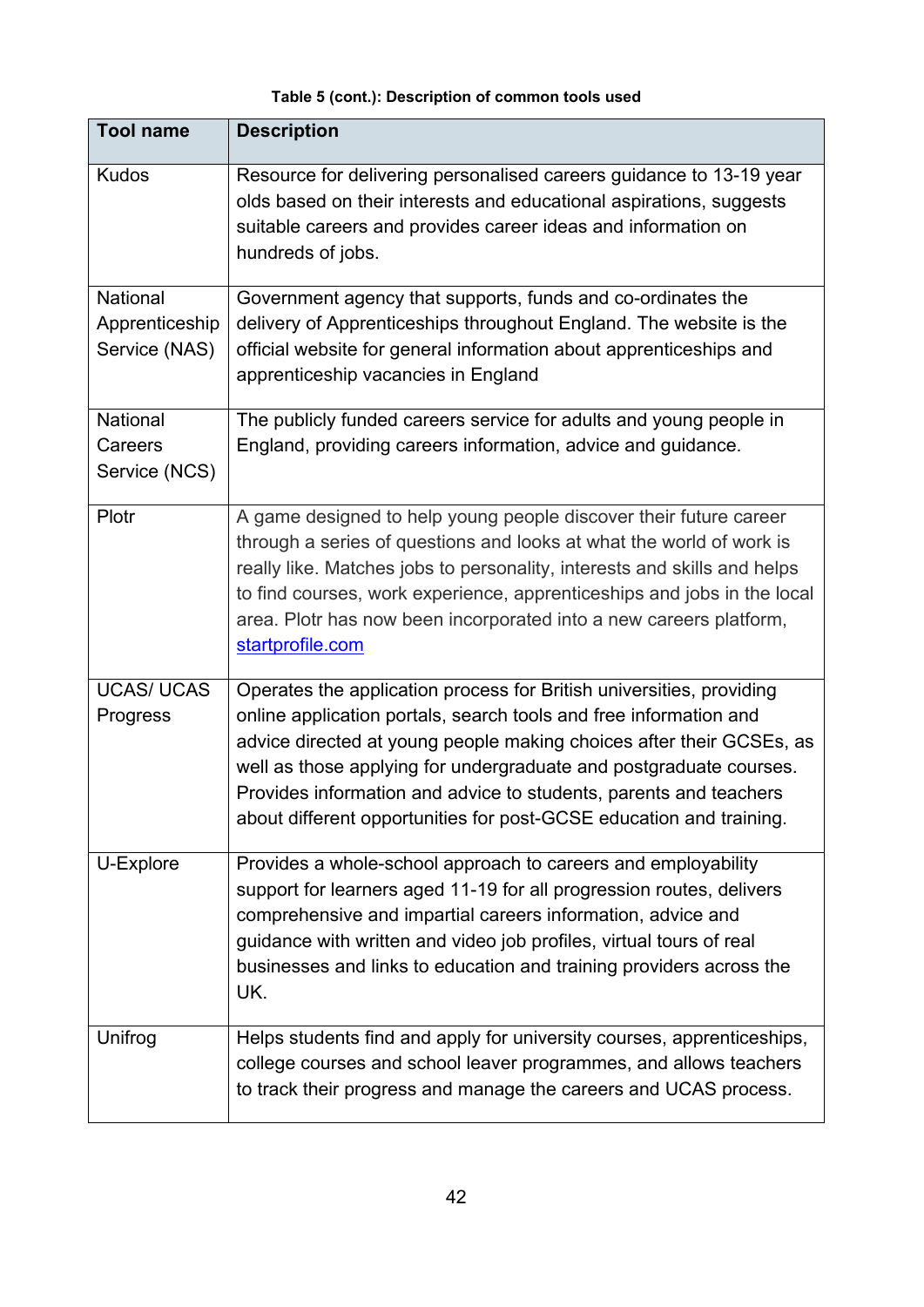**Table 5 (cont.): Description of common tools used**

| Tool name | Description |
| --- | --- |
| Kudos | Resource for delivering personalised careers guidance to 13-19 year olds based on their interests and educational aspirations, suggests suitable careers and provides career ideas and information on hundreds of jobs. |
| National Apprenticeship Service (NAS) | Government agency that supports, funds and co-ordinates the delivery of Apprenticeships throughout England. The website is the official website for general information about apprenticeships and apprenticeship vacancies in England |
| National Careers Service (NCS) | The publicly funded careers service for adults and young people in England, providing careers information, advice and guidance. |
| Plotr | A game designed to help young people discover their future career through a series of questions and looks at what the world of work is really like. Matches jobs to personality, interests and skills and helps to find courses, work experience, apprenticeships and jobs in the local area. Plotr has now been incorporated into a new careers platform, [startprofile.com](startprofile.com) |
| UCAS/ UCAS Progress | Operates the application process for British universities, providing online application portals, search tools and free information and advice directed at young people making choices after their GCSEs, as well as those applying for undergraduate and postgraduate courses. Provides information and advice to students, parents and teachers about different opportunities for post-GCSE education and training. |
| U-Explore | Provides a whole-school approach to careers and employability support for learners aged 11-19 for all progression routes, delivers comprehensive and impartial careers information, advice and guidance with written and video job profiles, virtual tours of real businesses and links to education and training providers across the UK. |
| Unifrog | Helps students find and apply for university courses, apprenticeships, college courses and school leaver programmes, and allows teachers to track their progress and manage the careers and UCAS process. |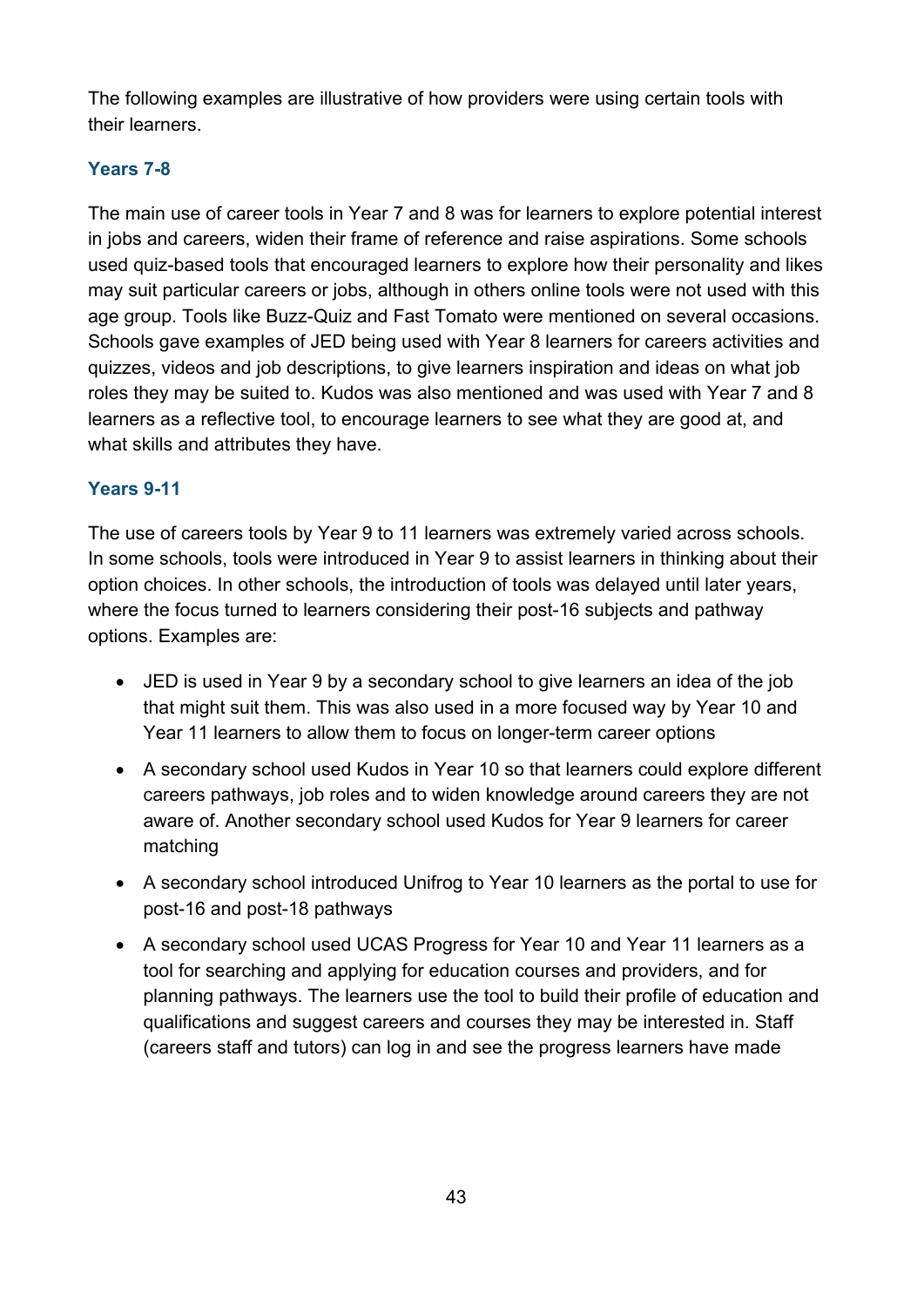The following examples are illustrative of how providers were using certain tools with their learners.

### Years 7-8

The main use of career tools in Year 7 and 8 was for learners to explore potential interest in jobs and careers, widen their frame of reference and raise aspirations. Some schools used quiz-based tools that encouraged learners to explore how their personality and likes may suit particular careers or jobs, although in others online tools were not used with this age group. Tools like Buzz-Quiz and Fast Tomato were mentioned on several occasions. Schools gave examples of JED being used with Year 8 learners for careers activities and quizzes, videos and job descriptions, to give learners inspiration and ideas on what job roles they may be suited to. Kudos was also mentioned and was used with Year 7 and 8 learners as a reflective tool, to encourage learners to see what they are good at, and what skills and attributes they have.

### Years 9-11

The use of careers tools by Year 9 to 11 learners was extremely varied across schools. In some schools, tools were introduced in Year 9 to assist learners in thinking about their option choices. In other schools, the introduction of tools was delayed until later years, where the focus turned to learners considering their post-16 subjects and pathway options. Examples are:

- JED is used in Year 9 by a secondary school to give learners an idea of the job that might suit them. This was also used in a more focused way by Year 10 and Year 11 learners to allow them to focus on longer-term career options
- A secondary school used Kudos in Year 10 so that learners could explore different careers pathways, job roles and to widen knowledge around careers they are not aware of. Another secondary school used Kudos for Year 9 learners for career matching
- A secondary school introduced Unifrog to Year 10 learners as the portal to use for post-16 and post-18 pathways
- A secondary school used UCAS Progress for Year 10 and Year 11 learners as a tool for searching and applying for education courses and providers, and for planning pathways. The learners use the tool to build their profile of education and qualifications and suggest careers and courses they may be interested in. Staff (careers staff and tutors) can log in and see the progress learners have made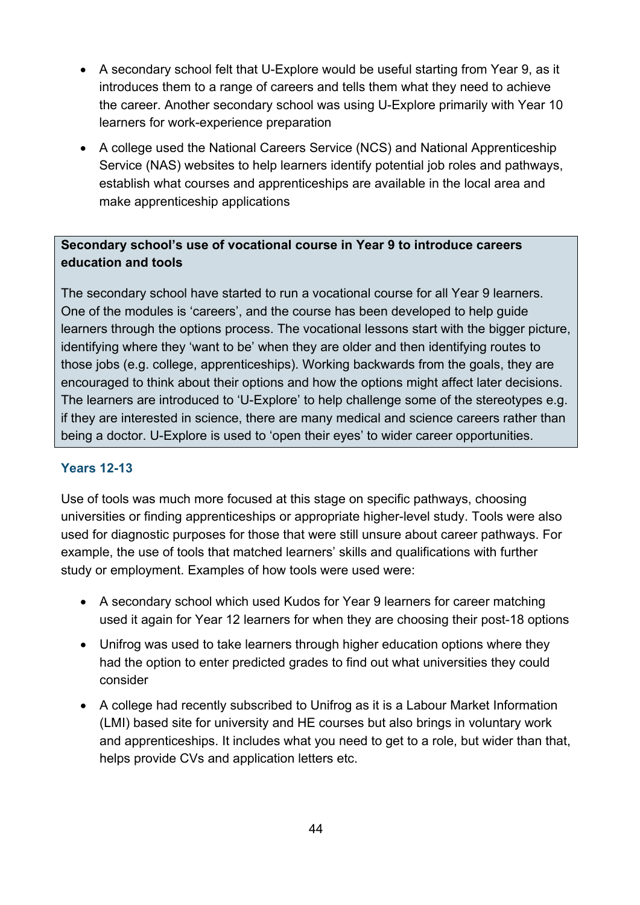- A secondary school felt that U-Explore would be useful starting from Year 9, as it introduces them to a range of careers and tells them what they need to achieve the career. Another secondary school was using U-Explore primarily with Year 10 learners for work-experience preparation
- A college used the National Careers Service (NCS) and National Apprenticeship Service (NAS) websites to help learners identify potential job roles and pathways, establish what courses and apprenticeships are available in the local area and make apprenticeship applications

> **Secondary school's use of vocational course in Year 9 to introduce careers education and tools**
>
> The secondary school have started to run a vocational course for all Year 9 learners. One of the modules is 'careers', and the course has been developed to help guide learners through the options process. The vocational lessons start with the bigger picture, identifying where they 'want to be' when they are older and then identifying routes to those jobs (e.g. college, apprenticeships). Working backwards from the goals, they are encouraged to think about their options and how the options might affect later decisions. The learners are introduced to 'U-Explore' to help challenge some of the stereotypes e.g. if they are interested in science, there are many medical and science careers rather than being a doctor. U-Explore is used to 'open their eyes' to wider career opportunities.

### Years 12-13

Use of tools was much more focused at this stage on specific pathways, choosing universities or finding apprenticeships or appropriate higher-level study. Tools were also used for diagnostic purposes for those that were still unsure about career pathways. For example, the use of tools that matched learners' skills and qualifications with further study or employment. Examples of how tools were used were:

- A secondary school which used Kudos for Year 9 learners for career matching used it again for Year 12 learners for when they are choosing their post-18 options
- Unifrog was used to take learners through higher education options where they had the option to enter predicted grades to find out what universities they could consider
- A college had recently subscribed to Unifrog as it is a Labour Market Information (LMI) based site for university and HE courses but also brings in voluntary work and apprenticeships. It includes what you need to get to a role, but wider than that, helps provide CVs and application letters etc.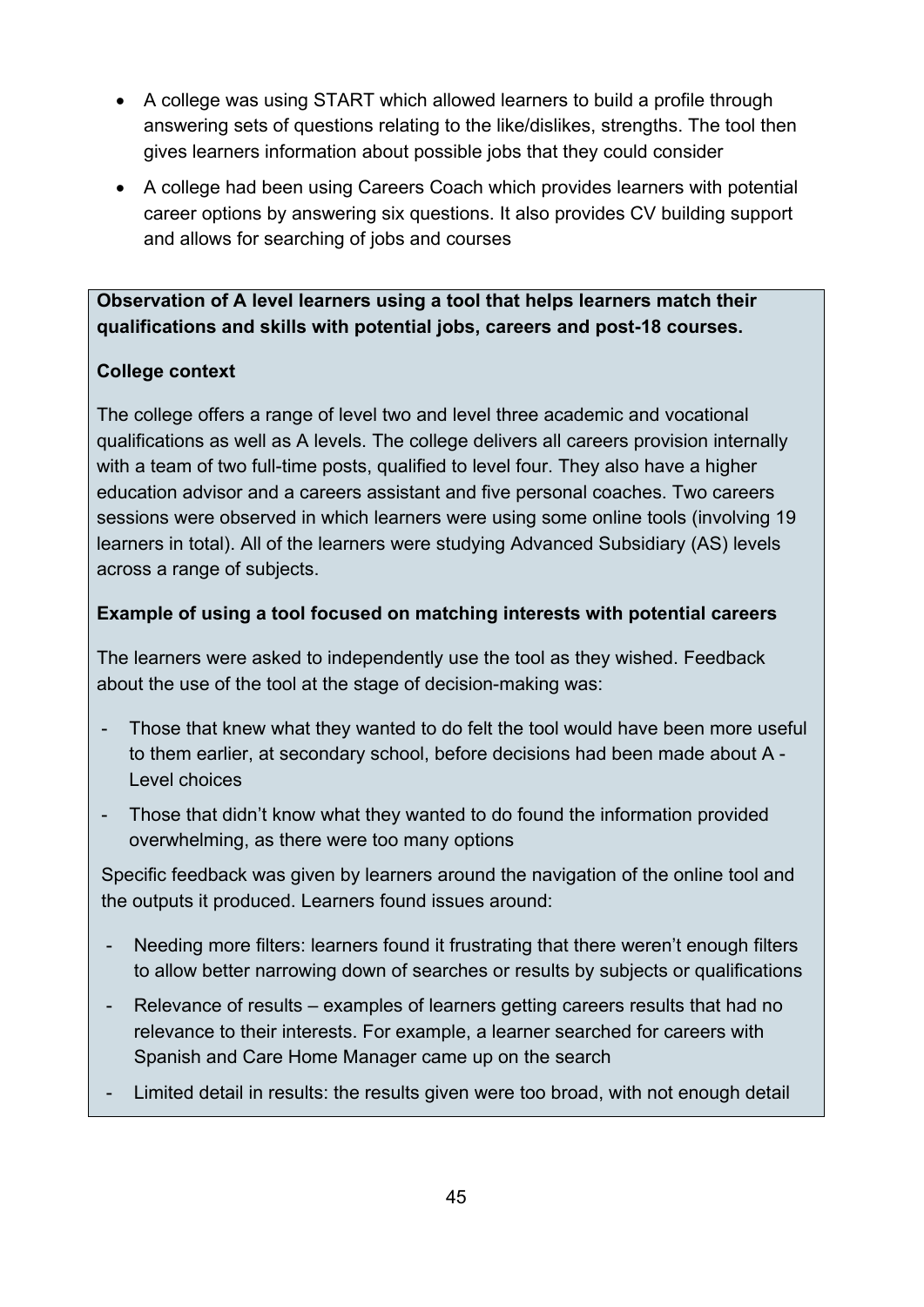- A college was using START which allowed learners to build a profile through answering sets of questions relating to the like/dislikes, strengths. The tool then gives learners information about possible jobs that they could consider
- A college had been using Careers Coach which provides learners with potential career options by answering six questions. It also provides CV building support and allows for searching of jobs and courses

**Observation of A level learners using a tool that helps learners match their qualifications and skills with potential jobs, careers and post-18 courses.**

**College context**

The college offers a range of level two and level three academic and vocational qualifications as well as A levels. The college delivers all careers provision internally with a team of two full-time posts, qualified to level four. They also have a higher education advisor and a careers assistant and five personal coaches. Two careers sessions were observed in which learners were using some online tools (involving 19 learners in total). All of the learners were studying Advanced Subsidiary (AS) levels across a range of subjects.

**Example of using a tool focused on matching interests with potential careers**

The learners were asked to independently use the tool as they wished. Feedback about the use of the tool at the stage of decision-making was:

- Those that knew what they wanted to do felt the tool would have been more useful to them earlier, at secondary school, before decisions had been made about A - Level choices
- Those that didn't know what they wanted to do found the information provided overwhelming, as there were too many options

Specific feedback was given by learners around the navigation of the online tool and the outputs it produced. Learners found issues around:

- Needing more filters: learners found it frustrating that there weren't enough filters to allow better narrowing down of searches or results by subjects or qualifications
- Relevance of results – examples of learners getting careers results that had no relevance to their interests. For example, a learner searched for careers with Spanish and Care Home Manager came up on the search
- Limited detail in results: the results given were too broad, with not enough detail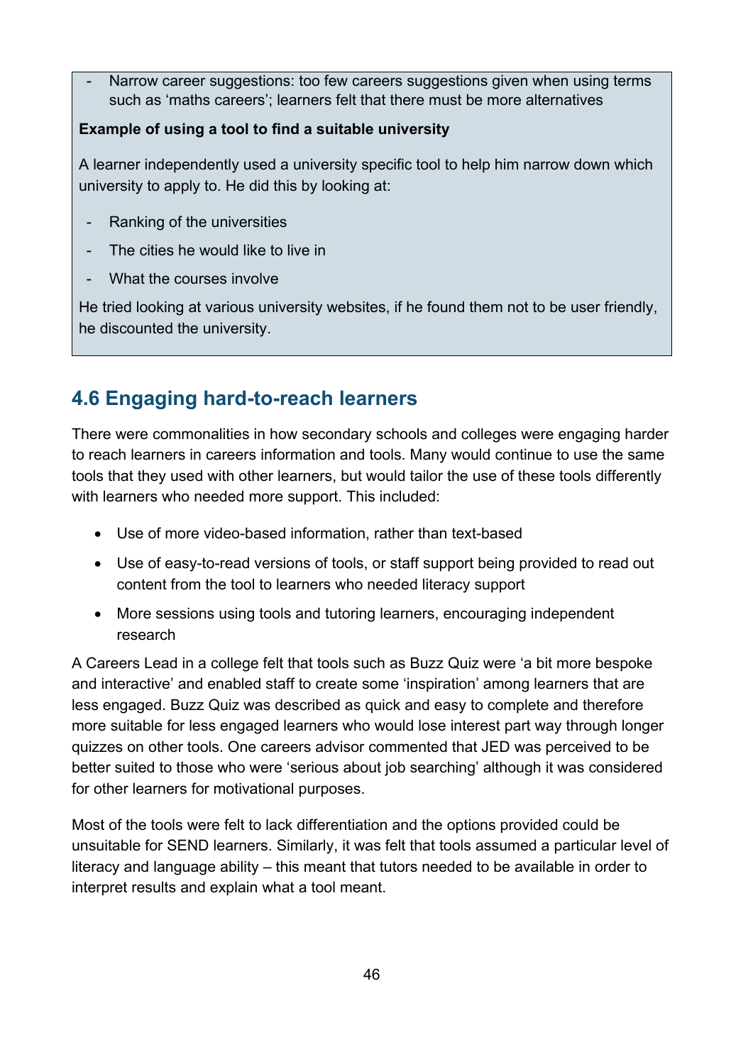- Narrow career suggestions: too few careers suggestions given when using terms such as 'maths careers'; learners felt that there must be more alternatives

**Example of using a tool to find a suitable university**

A learner independently used a university specific tool to help him narrow down which university to apply to. He did this by looking at:

- Ranking of the universities
- The cities he would like to live in
- What the courses involve

He tried looking at various university websites, if he found them not to be user friendly, he discounted the university.

## 4.6 Engaging hard-to-reach learners

There were commonalities in how secondary schools and colleges were engaging harder to reach learners in careers information and tools. Many would continue to use the same tools that they used with other learners, but would tailor the use of these tools differently with learners who needed more support. This included:

- Use of more video-based information, rather than text-based
- Use of easy-to-read versions of tools, or staff support being provided to read out content from the tool to learners who needed literacy support
- More sessions using tools and tutoring learners, encouraging independent research

A Careers Lead in a college felt that tools such as Buzz Quiz were 'a bit more bespoke and interactive' and enabled staff to create some 'inspiration' among learners that are less engaged. Buzz Quiz was described as quick and easy to complete and therefore more suitable for less engaged learners who would lose interest part way through longer quizzes on other tools. One careers advisor commented that JED was perceived to be better suited to those who were 'serious about job searching' although it was considered for other learners for motivational purposes.

Most of the tools were felt to lack differentiation and the options provided could be unsuitable for SEND learners. Similarly, it was felt that tools assumed a particular level of literacy and language ability – this meant that tutors needed to be available in order to interpret results and explain what a tool meant.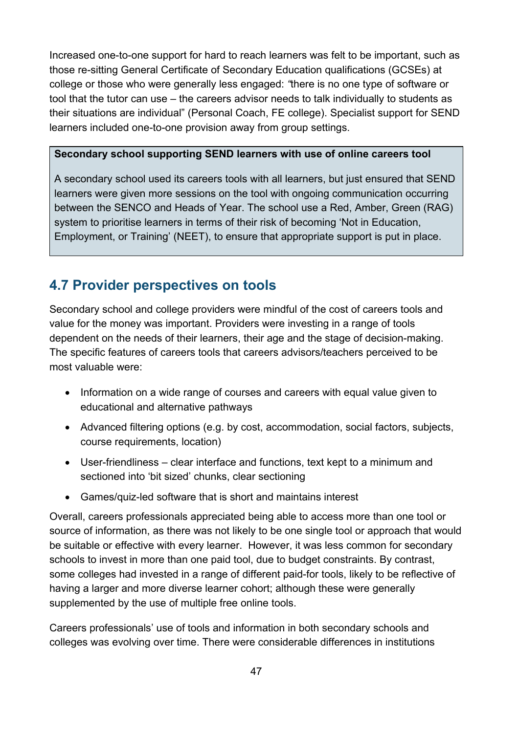Increased one-to-one support for hard to reach learners was felt to be important, such as those re-sitting General Certificate of Secondary Education qualifications (GCSEs) at college or those who were generally less engaged: *"*there is no one type of software or tool that the tutor can use – the careers advisor needs to talk individually to students as their situations are individual" (Personal Coach, FE college). Specialist support for SEND learners included one-to-one provision away from group settings.

**Secondary school supporting SEND learners with use of online careers tool**

A secondary school used its careers tools with all learners, but just ensured that SEND learners were given more sessions on the tool with ongoing communication occurring between the SENCO and Heads of Year. The school use a Red, Amber, Green (RAG) system to prioritise learners in terms of their risk of becoming 'Not in Education, Employment, or Training' (NEET), to ensure that appropriate support is put in place.

## 4.7 Provider perspectives on tools

Secondary school and college providers were mindful of the cost of careers tools and value for the money was important. Providers were investing in a range of tools dependent on the needs of their learners, their age and the stage of decision-making. The specific features of careers tools that careers advisors/teachers perceived to be most valuable were:

- Information on a wide range of courses and careers with equal value given to educational and alternative pathways
- Advanced filtering options (e.g. by cost, accommodation, social factors, subjects, course requirements, location)
- User-friendliness – clear interface and functions, text kept to a minimum and sectioned into 'bit sized' chunks, clear sectioning
- Games/quiz-led software that is short and maintains interest

Overall, careers professionals appreciated being able to access more than one tool or source of information, as there was not likely to be one single tool or approach that would be suitable or effective with every learner. However, it was less common for secondary schools to invest in more than one paid tool, due to budget constraints. By contrast, some colleges had invested in a range of different paid-for tools, likely to be reflective of having a larger and more diverse learner cohort; although these were generally supplemented by the use of multiple free online tools.

Careers professionals' use of tools and information in both secondary schools and colleges was evolving over time. There were considerable differences in institutions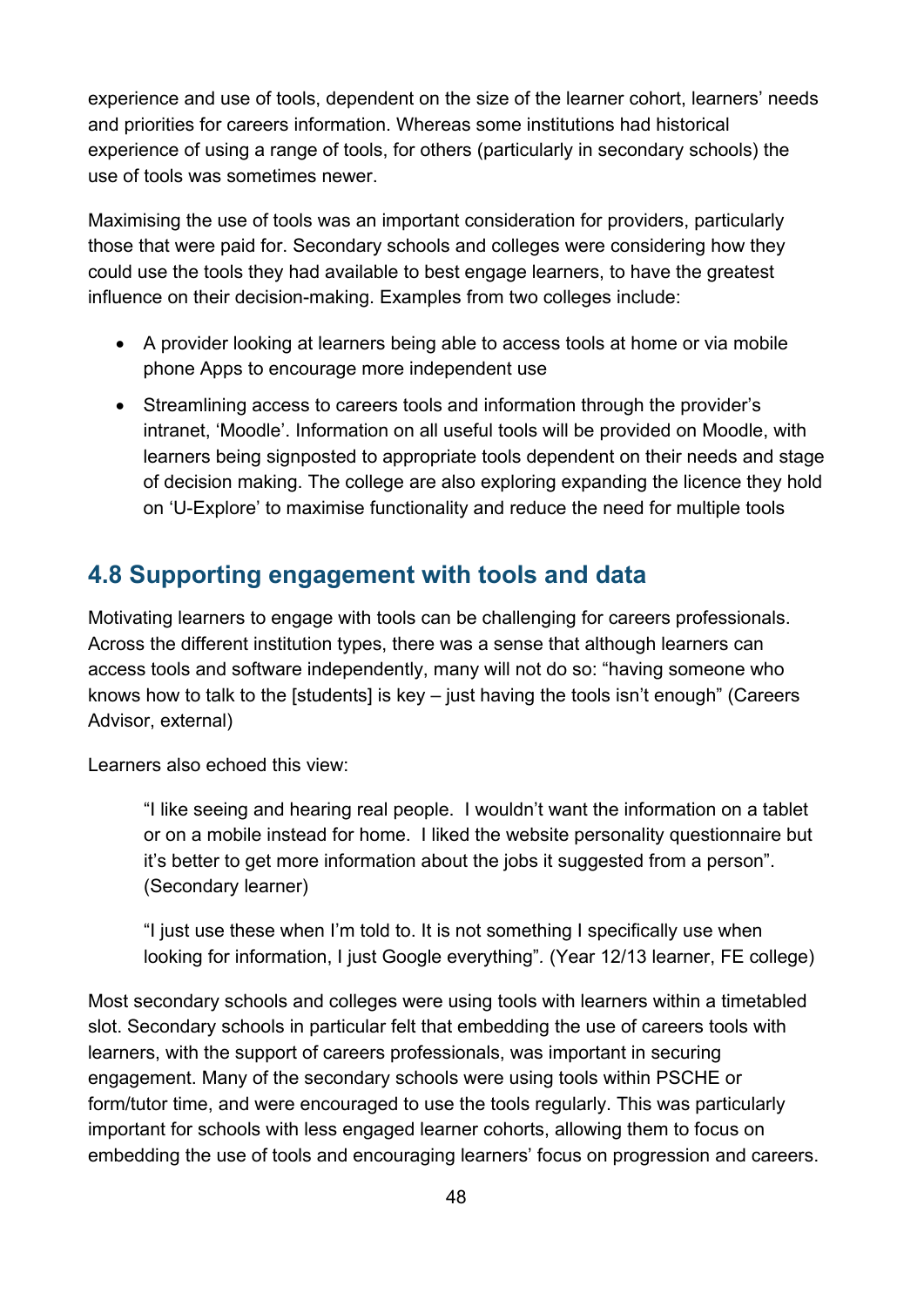experience and use of tools, dependent on the size of the learner cohort, learners' needs and priorities for careers information. Whereas some institutions had historical experience of using a range of tools, for others (particularly in secondary schools) the use of tools was sometimes newer.

Maximising the use of tools was an important consideration for providers, particularly those that were paid for. Secondary schools and colleges were considering how they could use the tools they had available to best engage learners, to have the greatest influence on their decision-making. Examples from two colleges include:

- A provider looking at learners being able to access tools at home or via mobile phone Apps to encourage more independent use
- Streamlining access to careers tools and information through the provider's intranet, 'Moodle'. Information on all useful tools will be provided on Moodle, with learners being signposted to appropriate tools dependent on their needs and stage of decision making. The college are also exploring expanding the licence they hold on 'U-Explore' to maximise functionality and reduce the need for multiple tools

## 4.8 Supporting engagement with tools and data

Motivating learners to engage with tools can be challenging for careers professionals. Across the different institution types, there was a sense that although learners can access tools and software independently, many will not do so: "having someone who knows how to talk to the [students] is key – just having the tools isn't enough" (Careers Advisor, external)

Learners also echoed this view:

> "I like seeing and hearing real people. I wouldn't want the information on a tablet or on a mobile instead for home. I liked the website personality questionnaire but it's better to get more information about the jobs it suggested from a person". (Secondary learner)

> "I just use these when I'm told to. It is not something I specifically use when looking for information, I just Google everything". (Year 12/13 learner, FE college)

Most secondary schools and colleges were using tools with learners within a timetabled slot. Secondary schools in particular felt that embedding the use of careers tools with learners, with the support of careers professionals, was important in securing engagement. Many of the secondary schools were using tools within PSCHE or form/tutor time, and were encouraged to use the tools regularly. This was particularly important for schools with less engaged learner cohorts, allowing them to focus on embedding the use of tools and encouraging learners' focus on progression and careers.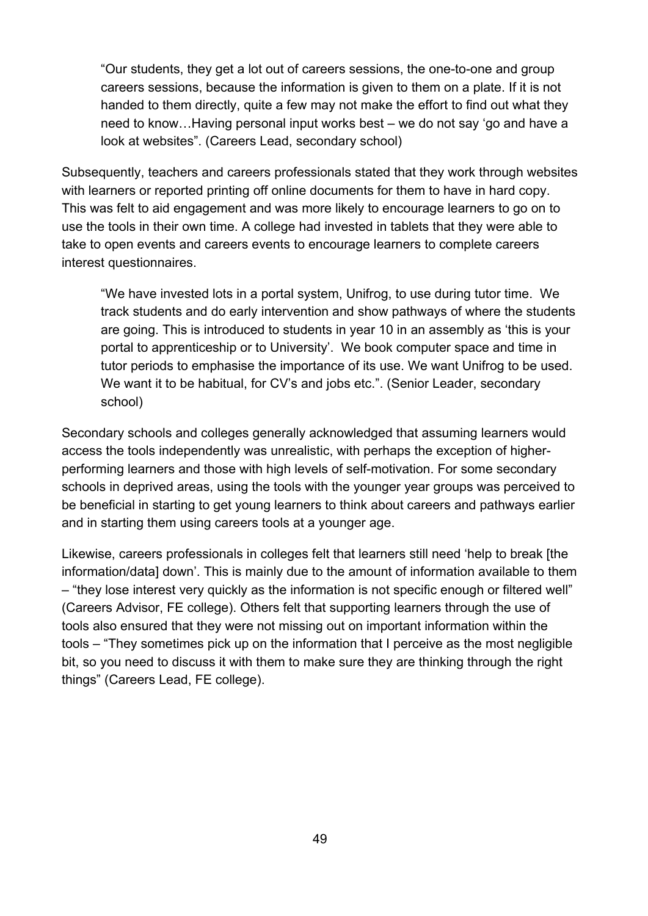> "Our students, they get a lot out of careers sessions, the one-to-one and group careers sessions, because the information is given to them on a plate. If it is not handed to them directly, quite a few may not make the effort to find out what they need to know…Having personal input works best – we do not say 'go and have a look at websites". (Careers Lead, secondary school)

Subsequently, teachers and careers professionals stated that they work through websites with learners or reported printing off online documents for them to have in hard copy. This was felt to aid engagement and was more likely to encourage learners to go on to use the tools in their own time. A college had invested in tablets that they were able to take to open events and careers events to encourage learners to complete careers interest questionnaires.

> "We have invested lots in a portal system, Unifrog, to use during tutor time. We track students and do early intervention and show pathways of where the students are going. This is introduced to students in year 10 in an assembly as 'this is your portal to apprenticeship or to University'. We book computer space and time in tutor periods to emphasise the importance of its use. We want Unifrog to be used. We want it to be habitual, for CV's and jobs etc.". (Senior Leader, secondary school)

Secondary schools and colleges generally acknowledged that assuming learners would access the tools independently was unrealistic, with perhaps the exception of higher-performing learners and those with high levels of self-motivation. For some secondary schools in deprived areas, using the tools with the younger year groups was perceived to be beneficial in starting to get young learners to think about careers and pathways earlier and in starting them using careers tools at a younger age.

Likewise, careers professionals in colleges felt that learners still need 'help to break [the information/data] down'. This is mainly due to the amount of information available to them – "they lose interest very quickly as the information is not specific enough or filtered well" (Careers Advisor, FE college). Others felt that supporting learners through the use of tools also ensured that they were not missing out on important information within the tools – "They sometimes pick up on the information that I perceive as the most negligible bit, so you need to discuss it with them to make sure they are thinking through the right things" (Careers Lead, FE college).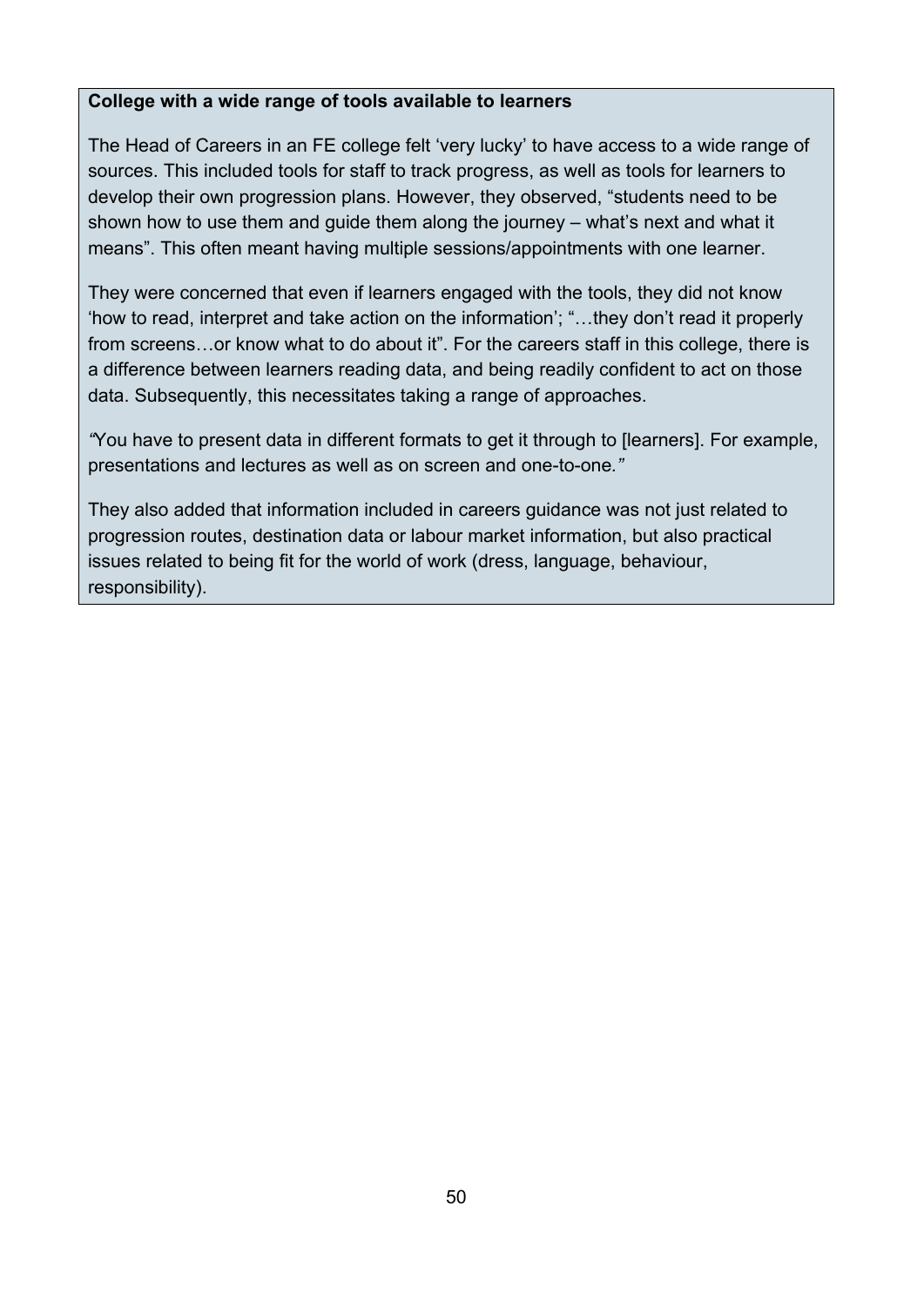**College with a wide range of tools available to learners**

The Head of Careers in an FE college felt 'very lucky' to have access to a wide range of sources. This included tools for staff to track progress, as well as tools for learners to develop their own progression plans. However, they observed, "students need to be shown how to use them and guide them along the journey – what's next and what it means". This often meant having multiple sessions/appointments with one learner.

They were concerned that even if learners engaged with the tools, they did not know 'how to read, interpret and take action on the information'; "…they don't read it properly from screens…or know what to do about it". For the careers staff in this college, there is a difference between learners reading data, and being readily confident to act on those data. Subsequently, this necessitates taking a range of approaches.

*"*You have to present data in different formats to get it through to [learners]. For example, presentations and lectures as well as on screen and one-to-one.*"*

They also added that information included in careers guidance was not just related to progression routes, destination data or labour market information, but also practical issues related to being fit for the world of work (dress, language, behaviour, responsibility).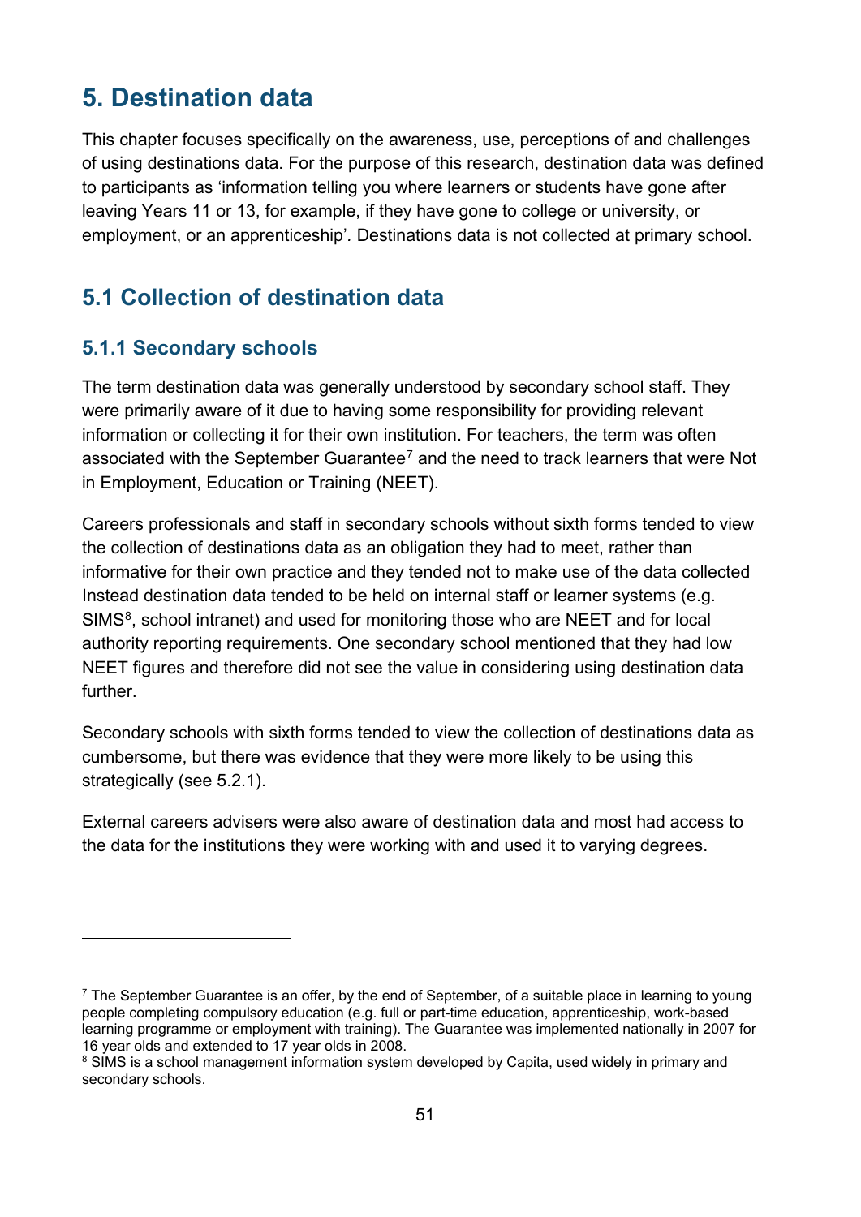# 5. Destination data

This chapter focuses specifically on the awareness, use, perceptions of and challenges of using destinations data. For the purpose of this research, destination data was defined to participants as 'information telling you where learners or students have gone after leaving Years 11 or 13, for example, if they have gone to college or university, or employment, or an apprenticeship'. Destinations data is not collected at primary school.

## 5.1 Collection of destination data

### 5.1.1 Secondary schools

The term destination data was generally understood by secondary school staff. They were primarily aware of it due to having some responsibility for providing relevant information or collecting it for their own institution. For teachers, the term was often associated with the September Guarantee[7] and the need to track learners that were Not in Employment, Education or Training (NEET).

Careers professionals and staff in secondary schools without sixth forms tended to view the collection of destinations data as an obligation they had to meet, rather than informative for their own practice and they tended not to make use of the data collected Instead destination data tended to be held on internal staff or learner systems (e.g. SIMS[8], school intranet) and used for monitoring those who are NEET and for local authority reporting requirements. One secondary school mentioned that they had low NEET figures and therefore did not see the value in considering using destination data further.

Secondary schools with sixth forms tended to view the collection of destinations data as cumbersome, but there was evidence that they were more likely to be using this strategically (see 5.2.1).

External careers advisers were also aware of destination data and most had access to the data for the institutions they were working with and used it to varying degrees.

---

[7] The September Guarantee is an offer, by the end of September, of a suitable place in learning to young people completing compulsory education (e.g. full or part-time education, apprenticeship, work-based learning programme or employment with training). The Guarantee was implemented nationally in 2007 for 16 year olds and extended to 17 year olds in 2008.

[8] SIMS is a school management information system developed by Capita, used widely in primary and secondary schools.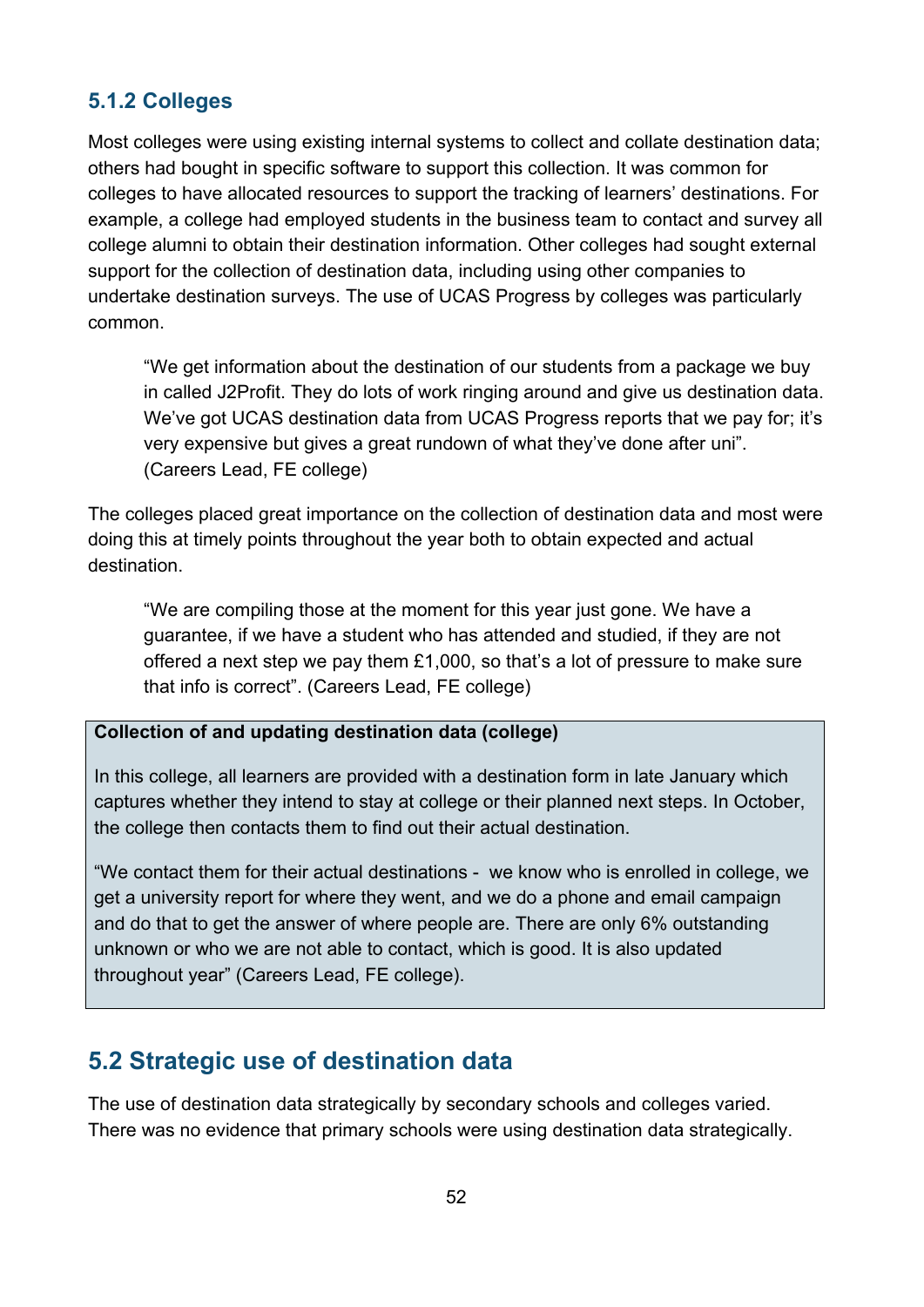### 5.1.2 Colleges

Most colleges were using existing internal systems to collect and collate destination data; others had bought in specific software to support this collection. It was common for colleges to have allocated resources to support the tracking of learners' destinations. For example, a college had employed students in the business team to contact and survey all college alumni to obtain their destination information. Other colleges had sought external support for the collection of destination data, including using other companies to undertake destination surveys. The use of UCAS Progress by colleges was particularly common.

> "We get information about the destination of our students from a package we buy in called J2Profit. They do lots of work ringing around and give us destination data. We've got UCAS destination data from UCAS Progress reports that we pay for; it's very expensive but gives a great rundown of what they've done after uni". (Careers Lead, FE college)

The colleges placed great importance on the collection of destination data and most were doing this at timely points throughout the year both to obtain expected and actual destination.

> "We are compiling those at the moment for this year just gone. We have a guarantee, if we have a student who has attended and studied, if they are not offered a next step we pay them £1,000, so that's a lot of pressure to make sure that info is correct". (Careers Lead, FE college)

**Collection of and updating destination data (college)**

In this college, all learners are provided with a destination form in late January which captures whether they intend to stay at college or their planned next steps. In October, the college then contacts them to find out their actual destination.

"We contact them for their actual destinations - we know who is enrolled in college, we get a university report for where they went, and we do a phone and email campaign and do that to get the answer of where people are. There are only 6% outstanding unknown or who we are not able to contact, which is good. It is also updated throughout year" (Careers Lead, FE college).

## 5.2 Strategic use of destination data

The use of destination data strategically by secondary schools and colleges varied. There was no evidence that primary schools were using destination data strategically.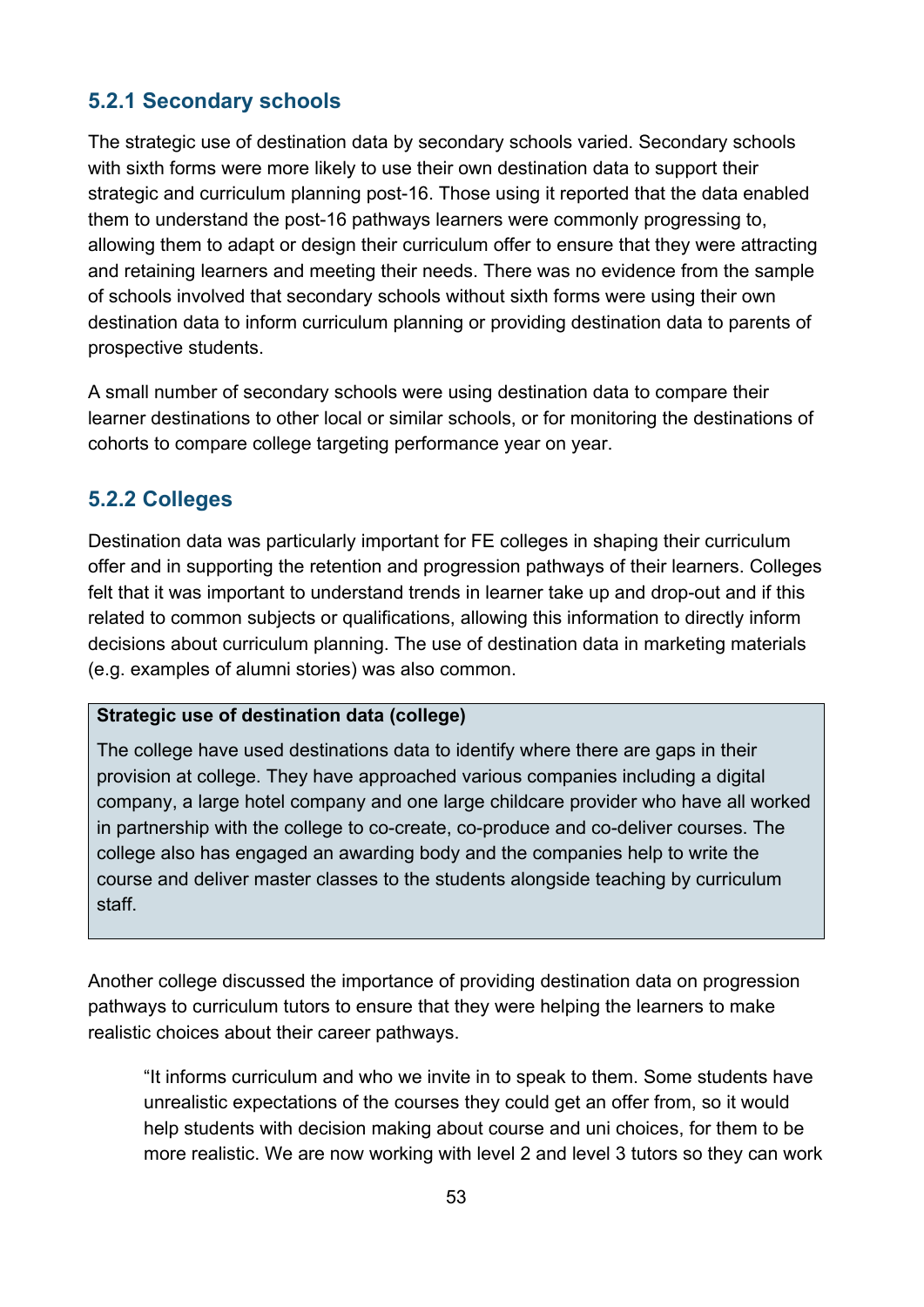### 5.2.1 Secondary schools

The strategic use of destination data by secondary schools varied. Secondary schools with sixth forms were more likely to use their own destination data to support their strategic and curriculum planning post-16. Those using it reported that the data enabled them to understand the post-16 pathways learners were commonly progressing to, allowing them to adapt or design their curriculum offer to ensure that they were attracting and retaining learners and meeting their needs. There was no evidence from the sample of schools involved that secondary schools without sixth forms were using their own destination data to inform curriculum planning or providing destination data to parents of prospective students.

A small number of secondary schools were using destination data to compare their learner destinations to other local or similar schools, or for monitoring the destinations of cohorts to compare college targeting performance year on year.

### 5.2.2 Colleges

Destination data was particularly important for FE colleges in shaping their curriculum offer and in supporting the retention and progression pathways of their learners. Colleges felt that it was important to understand trends in learner take up and drop-out and if this related to common subjects or qualifications, allowing this information to directly inform decisions about curriculum planning. The use of destination data in marketing materials (e.g. examples of alumni stories) was also common.

> **Strategic use of destination data (college)**
>
> The college have used destinations data to identify where there are gaps in their provision at college. They have approached various companies including a digital company, a large hotel company and one large childcare provider who have all worked in partnership with the college to co-create, co-produce and co-deliver courses. The college also has engaged an awarding body and the companies help to write the course and deliver master classes to the students alongside teaching by curriculum staff.

Another college discussed the importance of providing destination data on progression pathways to curriculum tutors to ensure that they were helping the learners to make realistic choices about their career pathways.

> "It informs curriculum and who we invite in to speak to them. Some students have unrealistic expectations of the courses they could get an offer from, so it would help students with decision making about course and uni choices, for them to be more realistic. We are now working with level 2 and level 3 tutors so they can work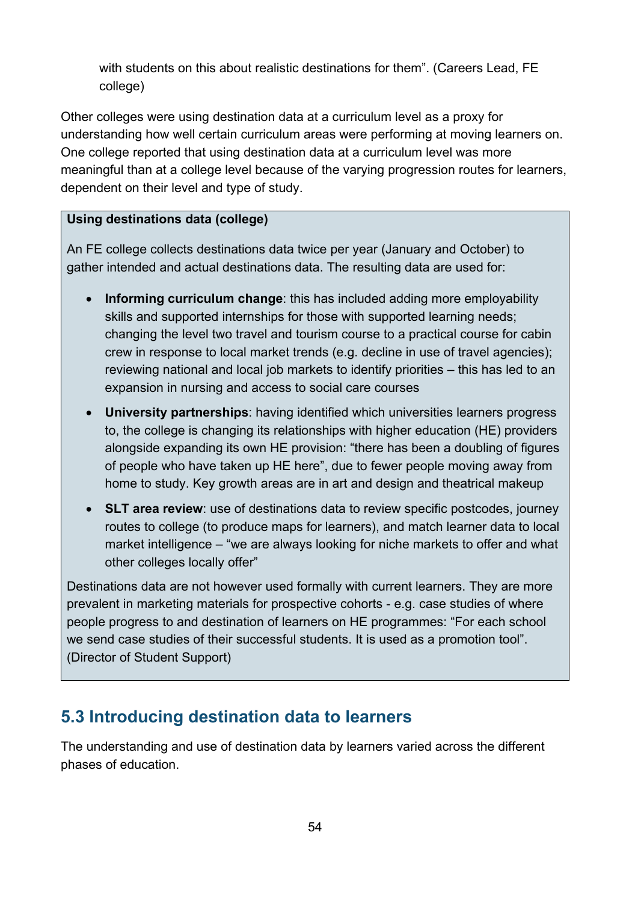> with students on this about realistic destinations for them". (Careers Lead, FE college)

Other colleges were using destination data at a curriculum level as a proxy for understanding how well certain curriculum areas were performing at moving learners on. One college reported that using destination data at a curriculum level was more meaningful than at a college level because of the varying progression routes for learners, dependent on their level and type of study.

> **Using destinations data (college)**
>
> An FE college collects destinations data twice per year (January and October) to gather intended and actual destinations data. The resulting data are used for:
>
> - **Informing curriculum change**: this has included adding more employability skills and supported internships for those with supported learning needs; changing the level two travel and tourism course to a practical course for cabin crew in response to local market trends (e.g. decline in use of travel agencies); reviewing national and local job markets to identify priorities – this has led to an expansion in nursing and access to social care courses
> - **University partnerships**: having identified which universities learners progress to, the college is changing its relationships with higher education (HE) providers alongside expanding its own HE provision: "there has been a doubling of figures of people who have taken up HE here", due to fewer people moving away from home to study. Key growth areas are in art and design and theatrical makeup
> - **SLT area review**: use of destinations data to review specific postcodes, journey routes to college (to produce maps for learners), and match learner data to local market intelligence – "we are always looking for niche markets to offer and what other colleges locally offer"
>
> Destinations data are not however used formally with current learners. They are more prevalent in marketing materials for prospective cohorts - e.g. case studies of where people progress to and destination of learners on HE programmes: "For each school we send case studies of their successful students. It is used as a promotion tool". (Director of Student Support)

## 5.3 Introducing destination data to learners

The understanding and use of destination data by learners varied across the different phases of education.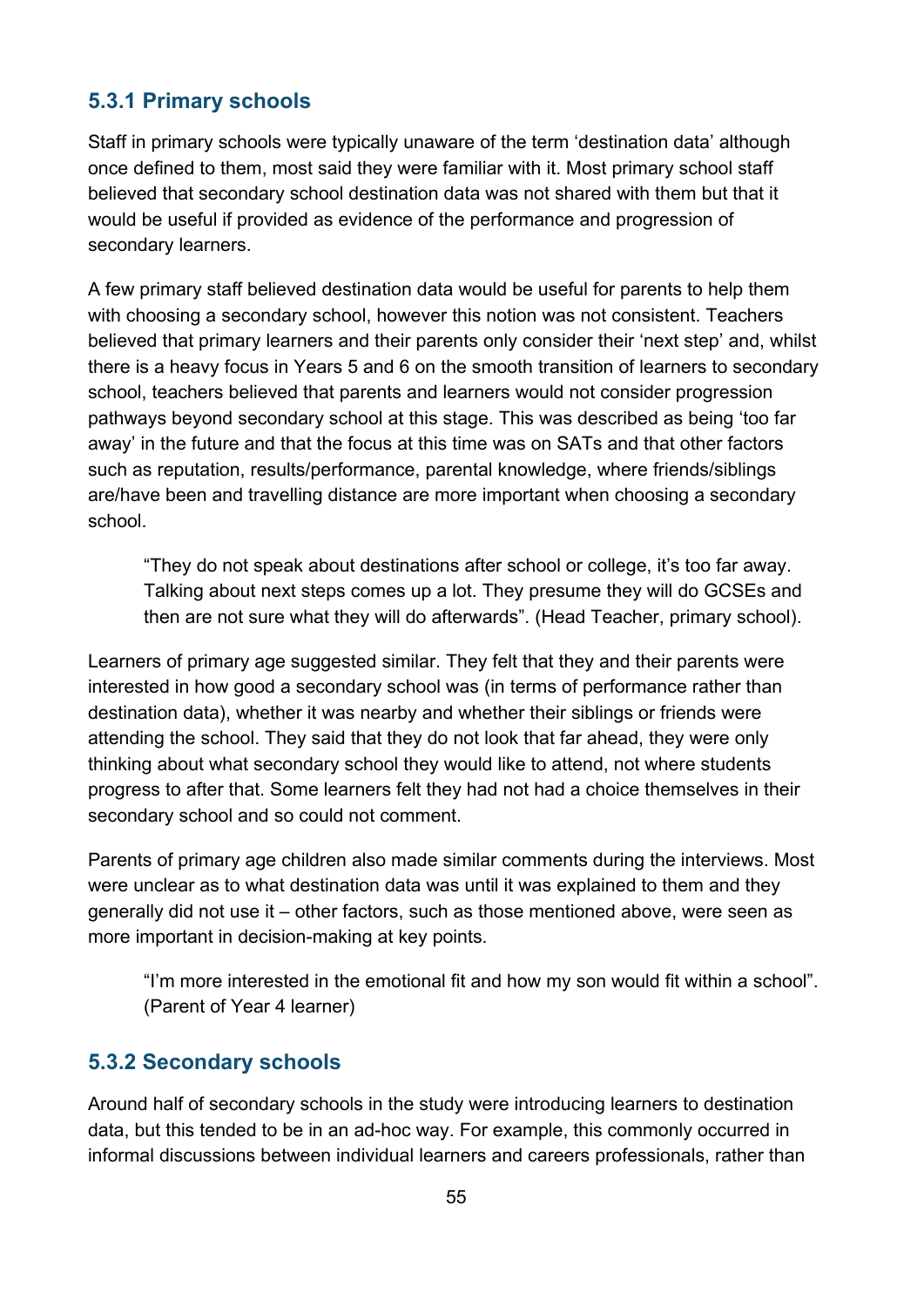### 5.3.1 Primary schools

Staff in primary schools were typically unaware of the term 'destination data' although once defined to them, most said they were familiar with it. Most primary school staff believed that secondary school destination data was not shared with them but that it would be useful if provided as evidence of the performance and progression of secondary learners.

A few primary staff believed destination data would be useful for parents to help them with choosing a secondary school, however this notion was not consistent. Teachers believed that primary learners and their parents only consider their 'next step' and, whilst there is a heavy focus in Years 5 and 6 on the smooth transition of learners to secondary school, teachers believed that parents and learners would not consider progression pathways beyond secondary school at this stage. This was described as being 'too far away' in the future and that the focus at this time was on SATs and that other factors such as reputation, results/performance, parental knowledge, where friends/siblings are/have been and travelling distance are more important when choosing a secondary school.

> "They do not speak about destinations after school or college, it's too far away. Talking about next steps comes up a lot. They presume they will do GCSEs and then are not sure what they will do afterwards". (Head Teacher, primary school).

Learners of primary age suggested similar. They felt that they and their parents were interested in how good a secondary school was (in terms of performance rather than destination data), whether it was nearby and whether their siblings or friends were attending the school. They said that they do not look that far ahead, they were only thinking about what secondary school they would like to attend, not where students progress to after that. Some learners felt they had not had a choice themselves in their secondary school and so could not comment.

Parents of primary age children also made similar comments during the interviews. Most were unclear as to what destination data was until it was explained to them and they generally did not use it – other factors, such as those mentioned above, were seen as more important in decision-making at key points.

> "I'm more interested in the emotional fit and how my son would fit within a school". (Parent of Year 4 learner)

### 5.3.2 Secondary schools

Around half of secondary schools in the study were introducing learners to destination data, but this tended to be in an ad-hoc way. For example, this commonly occurred in informal discussions between individual learners and careers professionals, rather than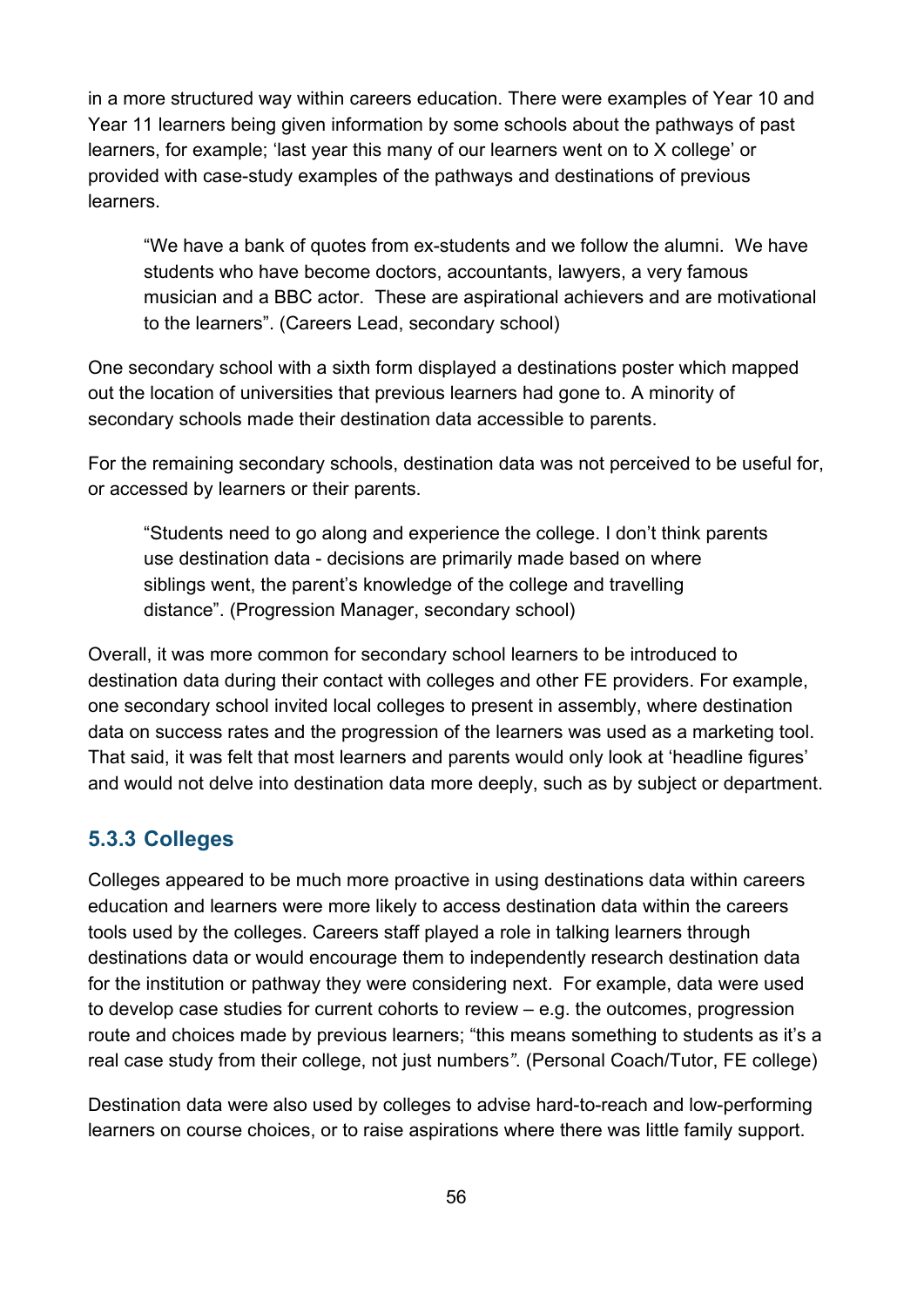in a more structured way within careers education. There were examples of Year 10 and Year 11 learners being given information by some schools about the pathways of past learners, for example; 'last year this many of our learners went on to X college' or provided with case-study examples of the pathways and destinations of previous learners.

> "We have a bank of quotes from ex-students and we follow the alumni. We have students who have become doctors, accountants, lawyers, a very famous musician and a BBC actor. These are aspirational achievers and are motivational to the learners". (Careers Lead, secondary school)

One secondary school with a sixth form displayed a destinations poster which mapped out the location of universities that previous learners had gone to. A minority of secondary schools made their destination data accessible to parents.

For the remaining secondary schools, destination data was not perceived to be useful for, or accessed by learners or their parents.

> "Students need to go along and experience the college. I don't think parents use destination data - decisions are primarily made based on where siblings went, the parent's knowledge of the college and travelling distance". (Progression Manager, secondary school)

Overall, it was more common for secondary school learners to be introduced to destination data during their contact with colleges and other FE providers. For example, one secondary school invited local colleges to present in assembly, where destination data on success rates and the progression of the learners was used as a marketing tool. That said, it was felt that most learners and parents would only look at 'headline figures' and would not delve into destination data more deeply, such as by subject or department.

### 5.3.3 Colleges

Colleges appeared to be much more proactive in using destinations data within careers education and learners were more likely to access destination data within the careers tools used by the colleges. Careers staff played a role in talking learners through destinations data or would encourage them to independently research destination data for the institution or pathway they were considering next. For example, data were used to develop case studies for current cohorts to review – e.g. the outcomes, progression route and choices made by previous learners; "this means something to students as it's a real case study from their college, not just numbers". (Personal Coach/Tutor, FE college)

Destination data were also used by colleges to advise hard-to-reach and low-performing learners on course choices, or to raise aspirations where there was little family support.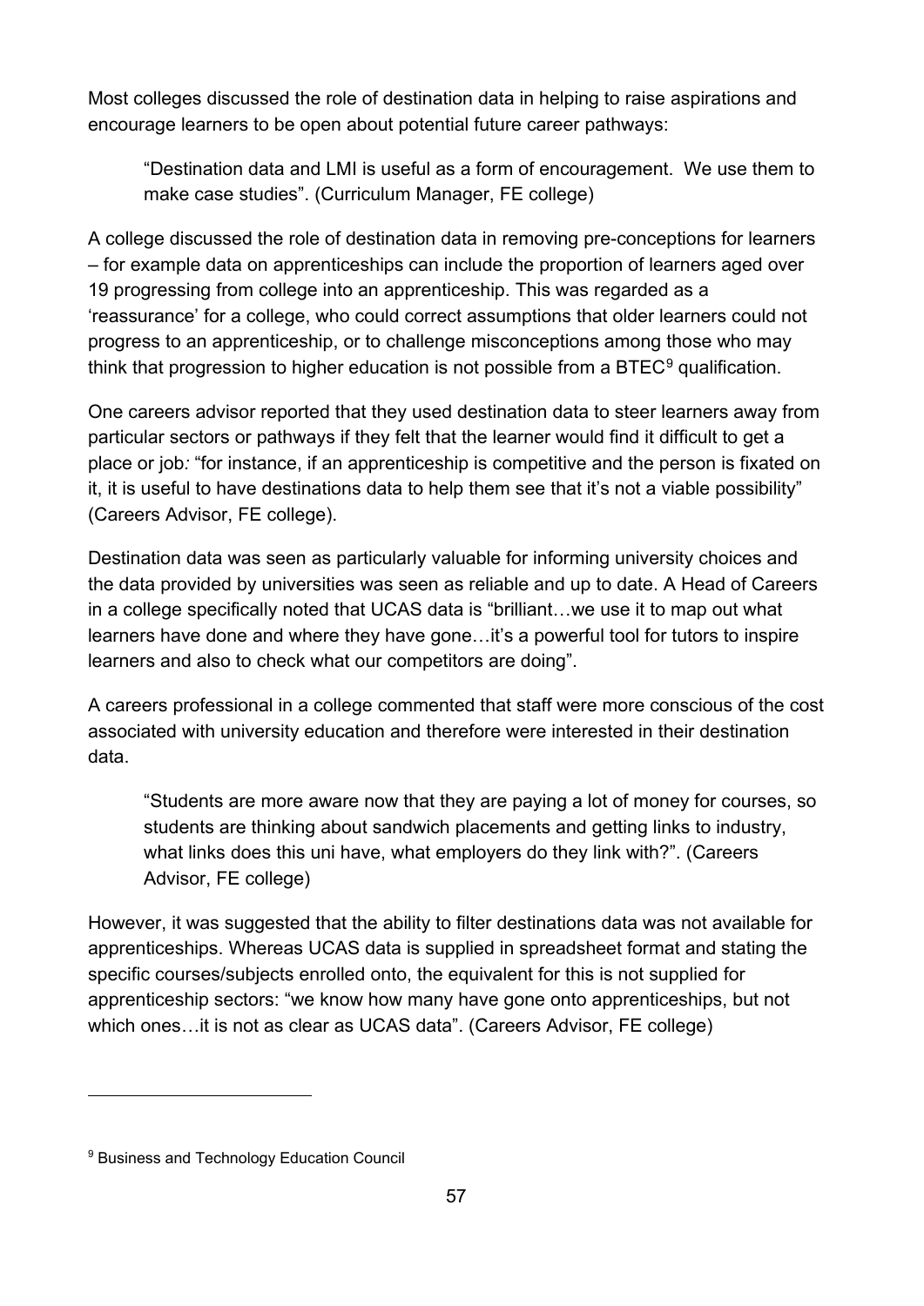Most colleges discussed the role of destination data in helping to raise aspirations and encourage learners to be open about potential future career pathways:

> "Destination data and LMI is useful as a form of encouragement. We use them to make case studies". (Curriculum Manager, FE college)

A college discussed the role of destination data in removing pre-conceptions for learners – for example data on apprenticeships can include the proportion of learners aged over 19 progressing from college into an apprenticeship. This was regarded as a 'reassurance' for a college, who could correct assumptions that older learners could not progress to an apprenticeship, or to challenge misconceptions among those who may think that progression to higher education is not possible from a BTEC[9] qualification.

One careers advisor reported that they used destination data to steer learners away from particular sectors or pathways if they felt that the learner would find it difficult to get a place or job*:* "for instance, if an apprenticeship is competitive and the person is fixated on it, it is useful to have destinations data to help them see that it's not a viable possibility" (Careers Advisor, FE college).

Destination data was seen as particularly valuable for informing university choices and the data provided by universities was seen as reliable and up to date. A Head of Careers in a college specifically noted that UCAS data is "brilliant…we use it to map out what learners have done and where they have gone…it's a powerful tool for tutors to inspire learners and also to check what our competitors are doing".

A careers professional in a college commented that staff were more conscious of the cost associated with university education and therefore were interested in their destination data.

> "Students are more aware now that they are paying a lot of money for courses, so students are thinking about sandwich placements and getting links to industry, what links does this uni have, what employers do they link with?". (Careers Advisor, FE college)

However, it was suggested that the ability to filter destinations data was not available for apprenticeships. Whereas UCAS data is supplied in spreadsheet format and stating the specific courses/subjects enrolled onto, the equivalent for this is not supplied for apprenticeship sectors: "we know how many have gone onto apprenticeships, but not which ones…it is not as clear as UCAS data". (Careers Advisor, FE college)

---

[9] Business and Technology Education Council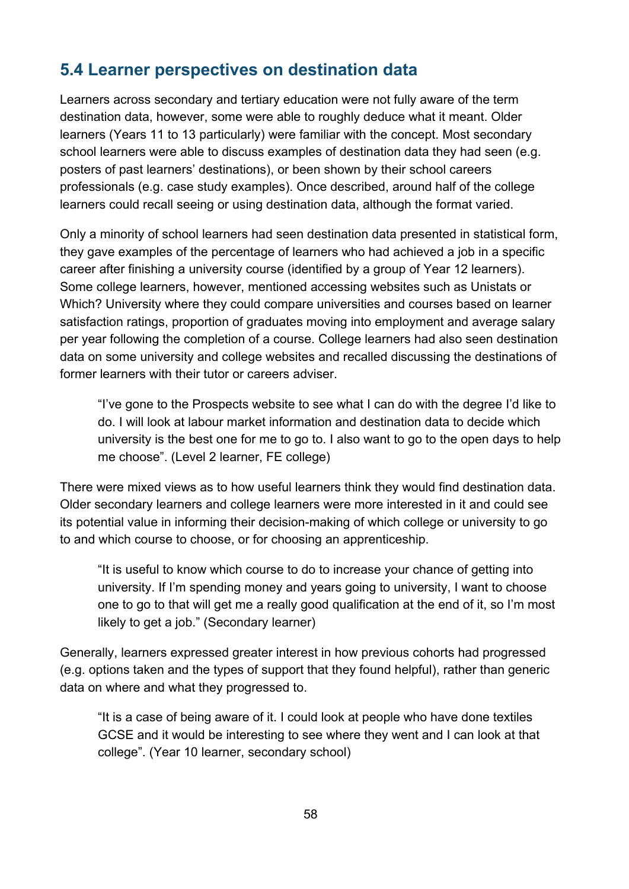## 5.4 Learner perspectives on destination data

Learners across secondary and tertiary education were not fully aware of the term destination data, however, some were able to roughly deduce what it meant. Older learners (Years 11 to 13 particularly) were familiar with the concept. Most secondary school learners were able to discuss examples of destination data they had seen (e.g. posters of past learners' destinations), or been shown by their school careers professionals (e.g. case study examples). Once described, around half of the college learners could recall seeing or using destination data, although the format varied.

Only a minority of school learners had seen destination data presented in statistical form, they gave examples of the percentage of learners who had achieved a job in a specific career after finishing a university course (identified by a group of Year 12 learners). Some college learners, however, mentioned accessing websites such as Unistats or Which? University where they could compare universities and courses based on learner satisfaction ratings, proportion of graduates moving into employment and average salary per year following the completion of a course. College learners had also seen destination data on some university and college websites and recalled discussing the destinations of former learners with their tutor or careers adviser.

> "I've gone to the Prospects website to see what I can do with the degree I'd like to do. I will look at labour market information and destination data to decide which university is the best one for me to go to. I also want to go to the open days to help me choose". (Level 2 learner, FE college)

There were mixed views as to how useful learners think they would find destination data. Older secondary learners and college learners were more interested in it and could see its potential value in informing their decision-making of which college or university to go to and which course to choose, or for choosing an apprenticeship.

> "It is useful to know which course to do to increase your chance of getting into university. If I'm spending money and years going to university, I want to choose one to go to that will get me a really good qualification at the end of it, so I'm most likely to get a job." (Secondary learner)

Generally, learners expressed greater interest in how previous cohorts had progressed (e.g. options taken and the types of support that they found helpful), rather than generic data on where and what they progressed to.

> "It is a case of being aware of it. I could look at people who have done textiles GCSE and it would be interesting to see where they went and I can look at that college". (Year 10 learner, secondary school)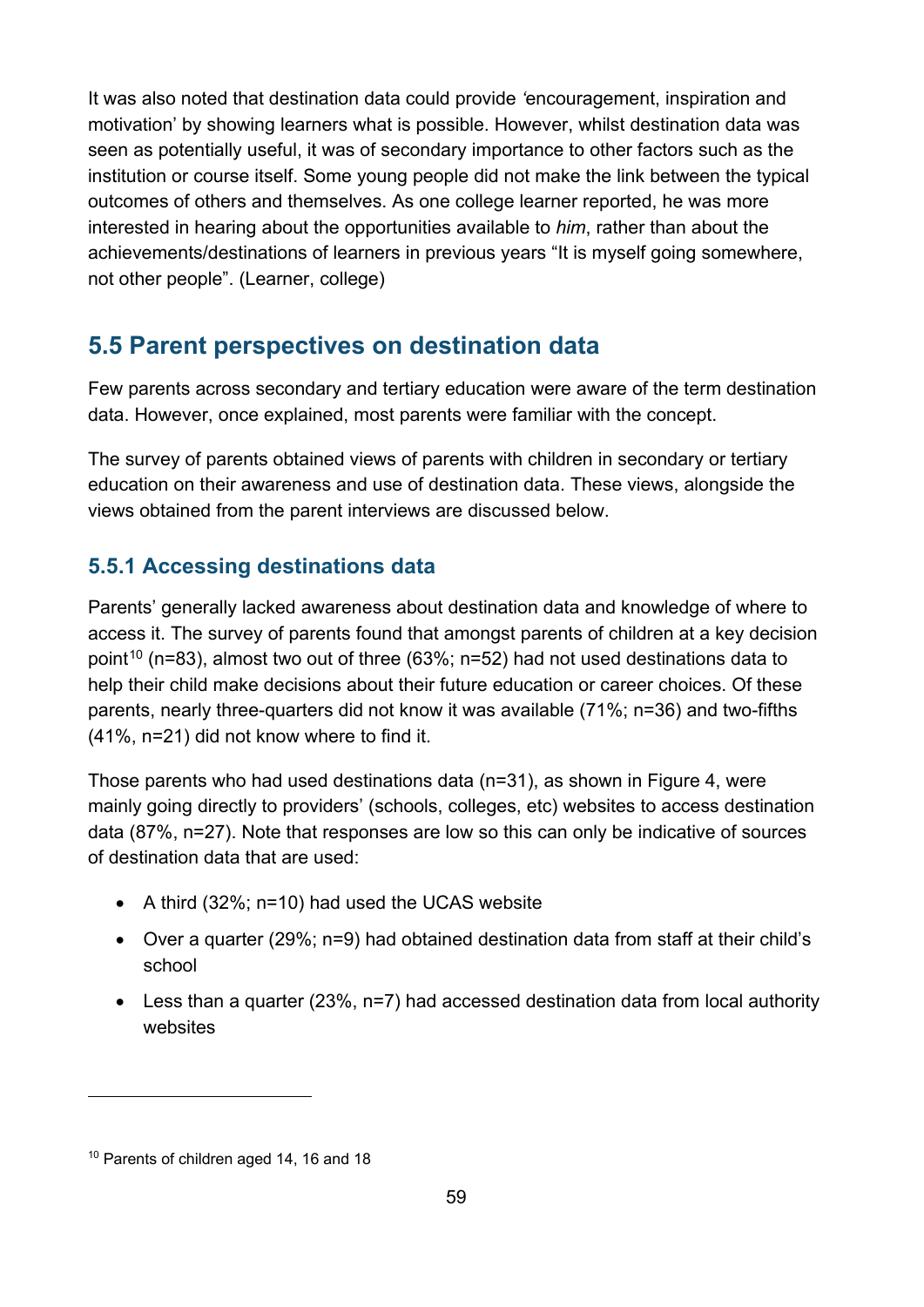It was also noted that destination data could provide *'*encouragement, inspiration and motivation' by showing learners what is possible. However, whilst destination data was seen as potentially useful, it was of secondary importance to other factors such as the institution or course itself. Some young people did not make the link between the typical outcomes of others and themselves. As one college learner reported, he was more interested in hearing about the opportunities available to *him*, rather than about the achievements/destinations of learners in previous years "It is myself going somewhere, not other people". (Learner, college)

## 5.5 Parent perspectives on destination data

Few parents across secondary and tertiary education were aware of the term destination data. However, once explained, most parents were familiar with the concept.

The survey of parents obtained views of parents with children in secondary or tertiary education on their awareness and use of destination data. These views, alongside the views obtained from the parent interviews are discussed below.

### 5.5.1 Accessing destinations data

Parents' generally lacked awareness about destination data and knowledge of where to access it. The survey of parents found that amongst parents of children at a key decision point[10] (n=83), almost two out of three (63%; n=52) had not used destinations data to help their child make decisions about their future education or career choices. Of these parents, nearly three-quarters did not know it was available (71%; n=36) and two-fifths (41%, n=21) did not know where to find it.

Those parents who had used destinations data (n=31), as shown in Figure 4, were mainly going directly to providers' (schools, colleges, etc) websites to access destination data (87%, n=27). Note that responses are low so this can only be indicative of sources of destination data that are used:

- A third (32%; n=10) had used the UCAS website
- Over a quarter (29%; n=9) had obtained destination data from staff at their child's school
- Less than a quarter (23%, n=7) had accessed destination data from local authority websites

[10] Parents of children aged 14, 16 and 18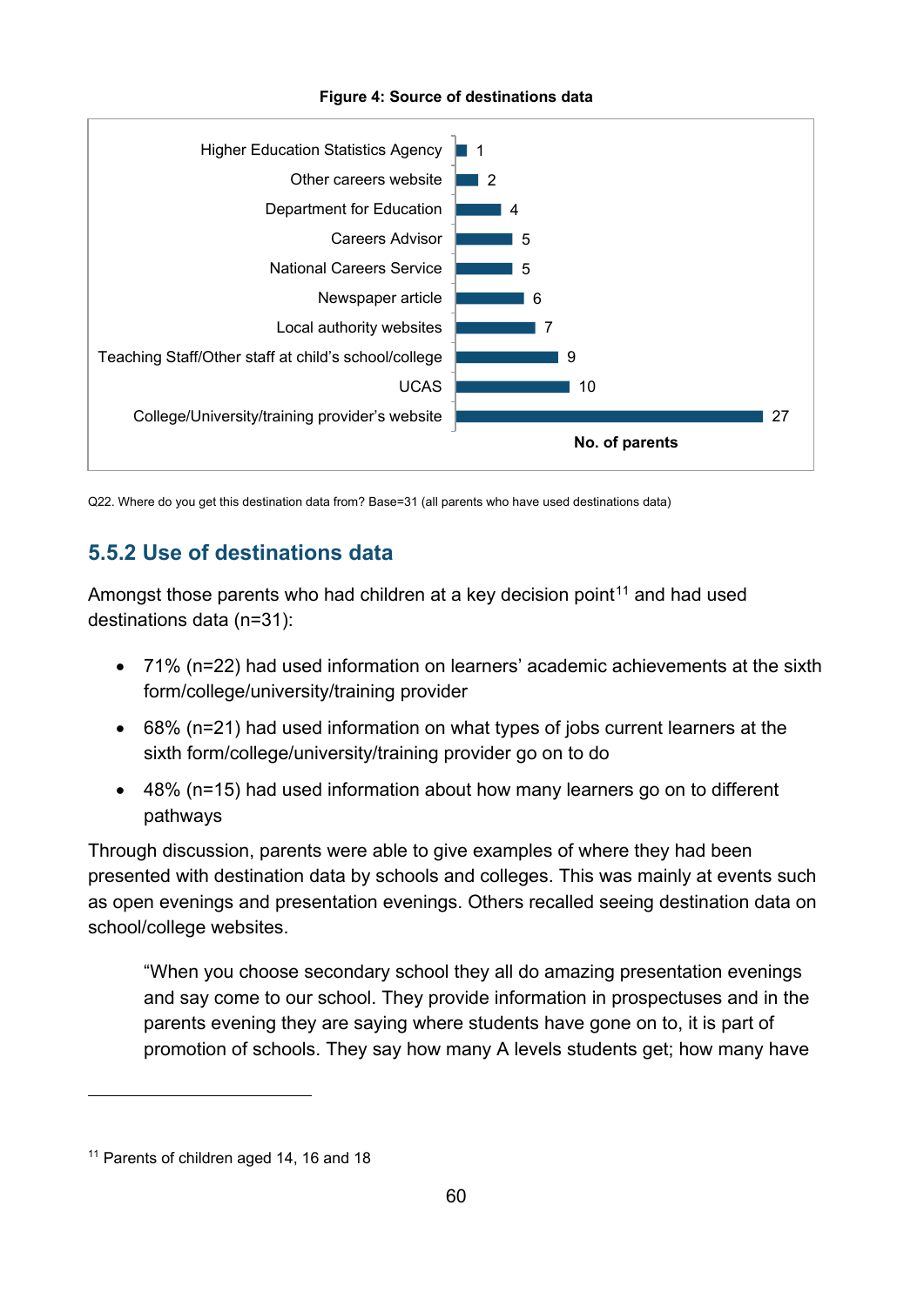**Figure 4: Source of destinations data**

| Source | No. of parents |
| --- | --- |
| Higher Education Statistics Agency | 1 |
| Other careers website | 2 |
| Department for Education | 4 |
| Careers Advisor | 5 |
| National Careers Service | 5 |
| Newspaper article | 6 |
| Local authority websites | 7 |
| Teaching Staff/Other staff at child's school/college | 9 |
| UCAS | 10 |
| College/University/training provider's website | 27 |

Q22. Where do you get this destination data from? Base=31 (all parents who have used destinations data)

### 5.5.2 Use of destinations data

Amongst those parents who had children at a key decision point[11] and had used destinations data (n=31):

- 71% (n=22) had used information on learners' academic achievements at the sixth form/college/university/training provider
- 68% (n=21) had used information on what types of jobs current learners at the sixth form/college/university/training provider go on to do
- 48% (n=15) had used information about how many learners go on to different pathways

Through discussion, parents were able to give examples of where they had been presented with destination data by schools and colleges. This was mainly at events such as open evenings and presentation evenings. Others recalled seeing destination data on school/college websites.

> "When you choose secondary school they all do amazing presentation evenings and say come to our school. They provide information in prospectuses and in the parents evening they are saying where students have gone on to, it is part of promotion of schools. They say how many A levels students get; how many have

[11] Parents of children aged 14, 16 and 18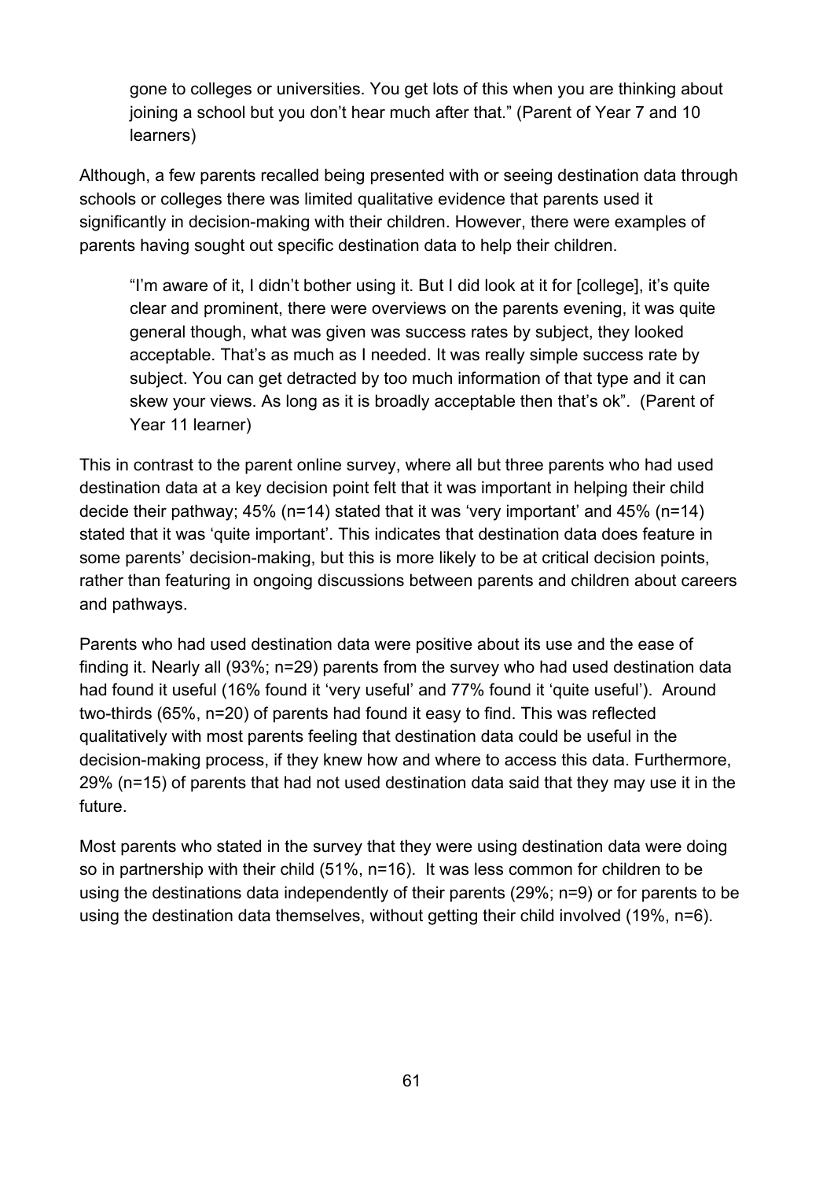> gone to colleges or universities. You get lots of this when you are thinking about joining a school but you don't hear much after that." (Parent of Year 7 and 10 learners)

Although, a few parents recalled being presented with or seeing destination data through schools or colleges there was limited qualitative evidence that parents used it significantly in decision-making with their children. However, there were examples of parents having sought out specific destination data to help their children.

> "I'm aware of it, I didn't bother using it. But I did look at it for [college], it's quite clear and prominent, there were overviews on the parents evening, it was quite general though, what was given was success rates by subject, they looked acceptable. That's as much as I needed. It was really simple success rate by subject. You can get detracted by too much information of that type and it can skew your views. As long as it is broadly acceptable then that's ok". (Parent of Year 11 learner)

This in contrast to the parent online survey, where all but three parents who had used destination data at a key decision point felt that it was important in helping their child decide their pathway; 45% (n=14) stated that it was 'very important' and 45% (n=14) stated that it was 'quite important'. This indicates that destination data does feature in some parents' decision-making, but this is more likely to be at critical decision points, rather than featuring in ongoing discussions between parents and children about careers and pathways.

Parents who had used destination data were positive about its use and the ease of finding it. Nearly all (93%; n=29) parents from the survey who had used destination data had found it useful (16% found it 'very useful' and 77% found it 'quite useful'). Around two-thirds (65%, n=20) of parents had found it easy to find. This was reflected qualitatively with most parents feeling that destination data could be useful in the decision-making process, if they knew how and where to access this data. Furthermore, 29% (n=15) of parents that had not used destination data said that they may use it in the future.

Most parents who stated in the survey that they were using destination data were doing so in partnership with their child (51%, n=16). It was less common for children to be using the destinations data independently of their parents (29%; n=9) or for parents to be using the destination data themselves, without getting their child involved (19%, n=6).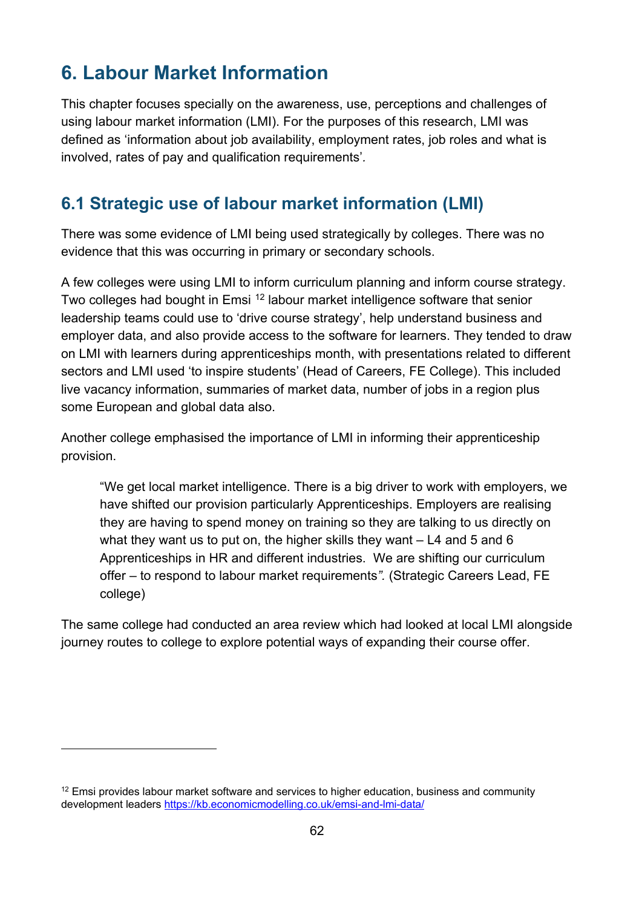# 6. Labour Market Information

This chapter focuses specially on the awareness, use, perceptions and challenges of using labour market information (LMI). For the purposes of this research, LMI was defined as 'information about job availability, employment rates, job roles and what is involved, rates of pay and qualification requirements'.

## 6.1 Strategic use of labour market information (LMI)

There was some evidence of LMI being used strategically by colleges. There was no evidence that this was occurring in primary or secondary schools.

A few colleges were using LMI to inform curriculum planning and inform course strategy. Two colleges had bought in Emsi [12] labour market intelligence software that senior leadership teams could use to 'drive course strategy', help understand business and employer data, and also provide access to the software for learners. They tended to draw on LMI with learners during apprenticeships month, with presentations related to different sectors and LMI used 'to inspire students' (Head of Careers, FE College). This included live vacancy information, summaries of market data, number of jobs in a region plus some European and global data also.

Another college emphasised the importance of LMI in informing their apprenticeship provision.

> "We get local market intelligence. There is a big driver to work with employers, we have shifted our provision particularly Apprenticeships. Employers are realising they are having to spend money on training so they are talking to us directly on what they want us to put on, the higher skills they want – L4 and 5 and 6 Apprenticeships in HR and different industries. We are shifting our curriculum offer – to respond to labour market requirements*".* (Strategic Careers Lead, FE college)

The same college had conducted an area review which had looked at local LMI alongside journey routes to college to explore potential ways of expanding their course offer.

---

[12] Emsi provides labour market software and services to higher education, business and community development leaders https://kb.economicmodelling.co.uk/emsi-and-lmi-data/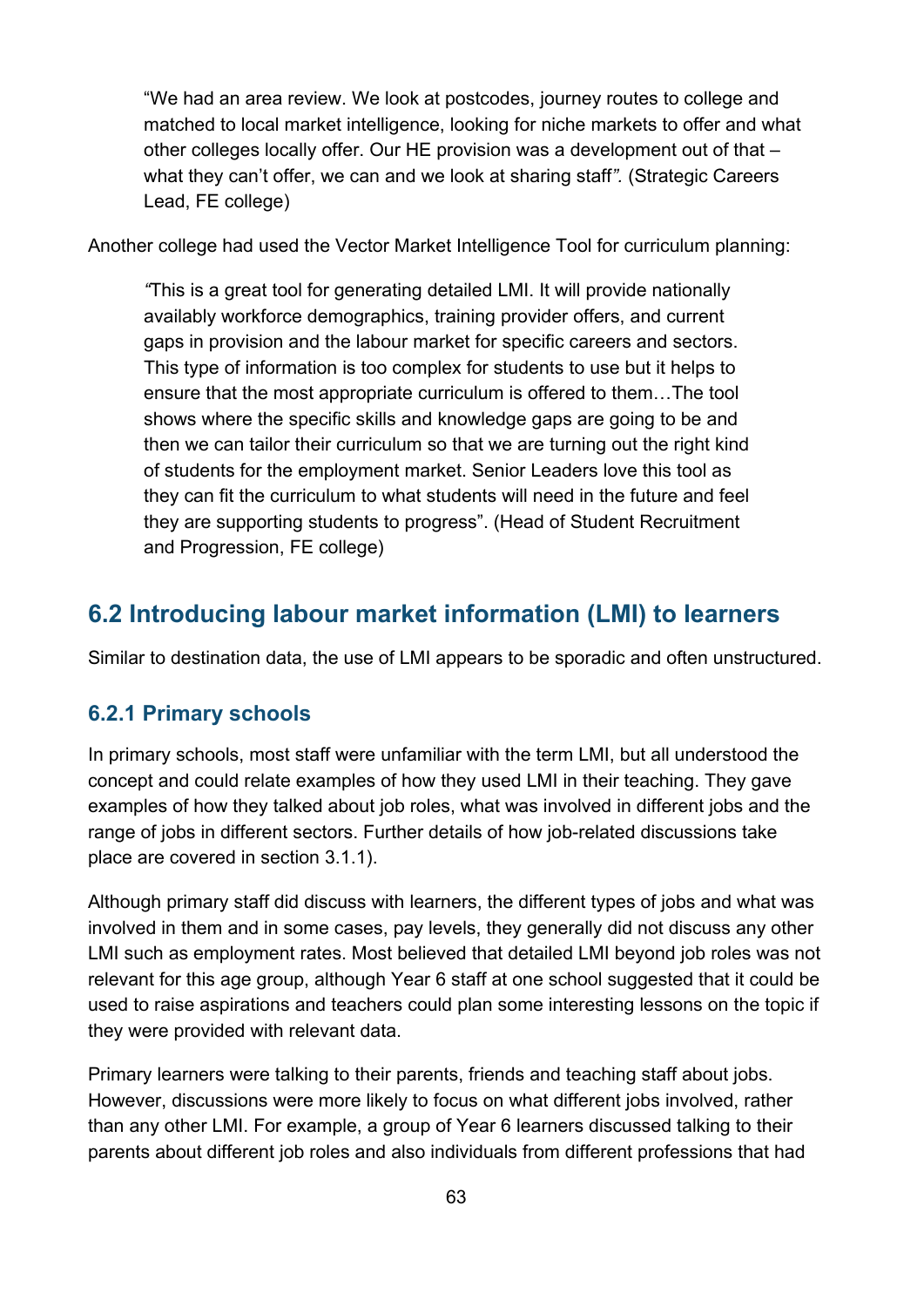> "We had an area review. We look at postcodes, journey routes to college and matched to local market intelligence, looking for niche markets to offer and what other colleges locally offer. Our HE provision was a development out of that – what they can't offer, we can and we look at sharing staff*"*. (Strategic Careers Lead, FE college)

Another college had used the Vector Market Intelligence Tool for curriculum planning:

> *"*This is a great tool for generating detailed LMI. It will provide nationally availably workforce demographics, training provider offers, and current gaps in provision and the labour market for specific careers and sectors. This type of information is too complex for students to use but it helps to ensure that the most appropriate curriculum is offered to them…The tool shows where the specific skills and knowledge gaps are going to be and then we can tailor their curriculum so that we are turning out the right kind of students for the employment market. Senior Leaders love this tool as they can fit the curriculum to what students will need in the future and feel they are supporting students to progress". (Head of Student Recruitment and Progression, FE college)

## 6.2 Introducing labour market information (LMI) to learners

Similar to destination data, the use of LMI appears to be sporadic and often unstructured.

### 6.2.1 Primary schools

In primary schools, most staff were unfamiliar with the term LMI, but all understood the concept and could relate examples of how they used LMI in their teaching. They gave examples of how they talked about job roles, what was involved in different jobs and the range of jobs in different sectors. Further details of how job-related discussions take place are covered in section 3.1.1).

Although primary staff did discuss with learners, the different types of jobs and what was involved in them and in some cases, pay levels, they generally did not discuss any other LMI such as employment rates. Most believed that detailed LMI beyond job roles was not relevant for this age group, although Year 6 staff at one school suggested that it could be used to raise aspirations and teachers could plan some interesting lessons on the topic if they were provided with relevant data.

Primary learners were talking to their parents, friends and teaching staff about jobs. However, discussions were more likely to focus on what different jobs involved, rather than any other LMI. For example, a group of Year 6 learners discussed talking to their parents about different job roles and also individuals from different professions that had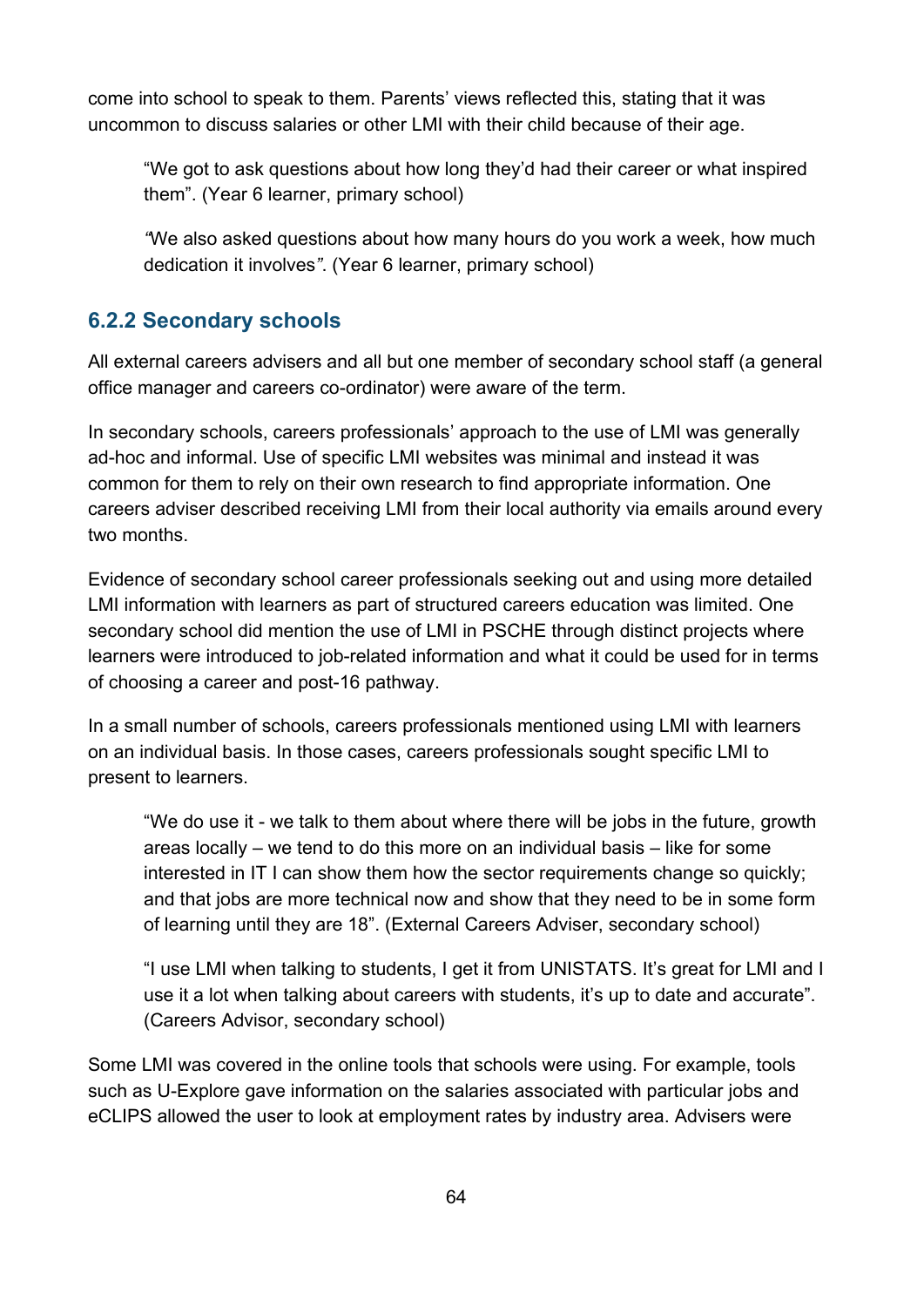come into school to speak to them. Parents' views reflected this, stating that it was uncommon to discuss salaries or other LMI with their child because of their age.

> "We got to ask questions about how long they'd had their career or what inspired them". (Year 6 learner, primary school)

> "We also asked questions about how many hours do you work a week, how much dedication it involves". (Year 6 learner, primary school)

### 6.2.2 Secondary schools

All external careers advisers and all but one member of secondary school staff (a general office manager and careers co-ordinator) were aware of the term.

In secondary schools, careers professionals' approach to the use of LMI was generally ad-hoc and informal. Use of specific LMI websites was minimal and instead it was common for them to rely on their own research to find appropriate information. One careers adviser described receiving LMI from their local authority via emails around every two months.

Evidence of secondary school career professionals seeking out and using more detailed LMI information with learners as part of structured careers education was limited. One secondary school did mention the use of LMI in PSCHE through distinct projects where learners were introduced to job-related information and what it could be used for in terms of choosing a career and post-16 pathway.

In a small number of schools, careers professionals mentioned using LMI with learners on an individual basis. In those cases, careers professionals sought specific LMI to present to learners.

> "We do use it - we talk to them about where there will be jobs in the future, growth areas locally – we tend to do this more on an individual basis – like for some interested in IT I can show them how the sector requirements change so quickly; and that jobs are more technical now and show that they need to be in some form of learning until they are 18". (External Careers Adviser, secondary school)

> "I use LMI when talking to students, I get it from UNISTATS. It's great for LMI and I use it a lot when talking about careers with students, it's up to date and accurate". (Careers Advisor, secondary school)

Some LMI was covered in the online tools that schools were using. For example, tools such as U-Explore gave information on the salaries associated with particular jobs and eCLIPS allowed the user to look at employment rates by industry area. Advisers were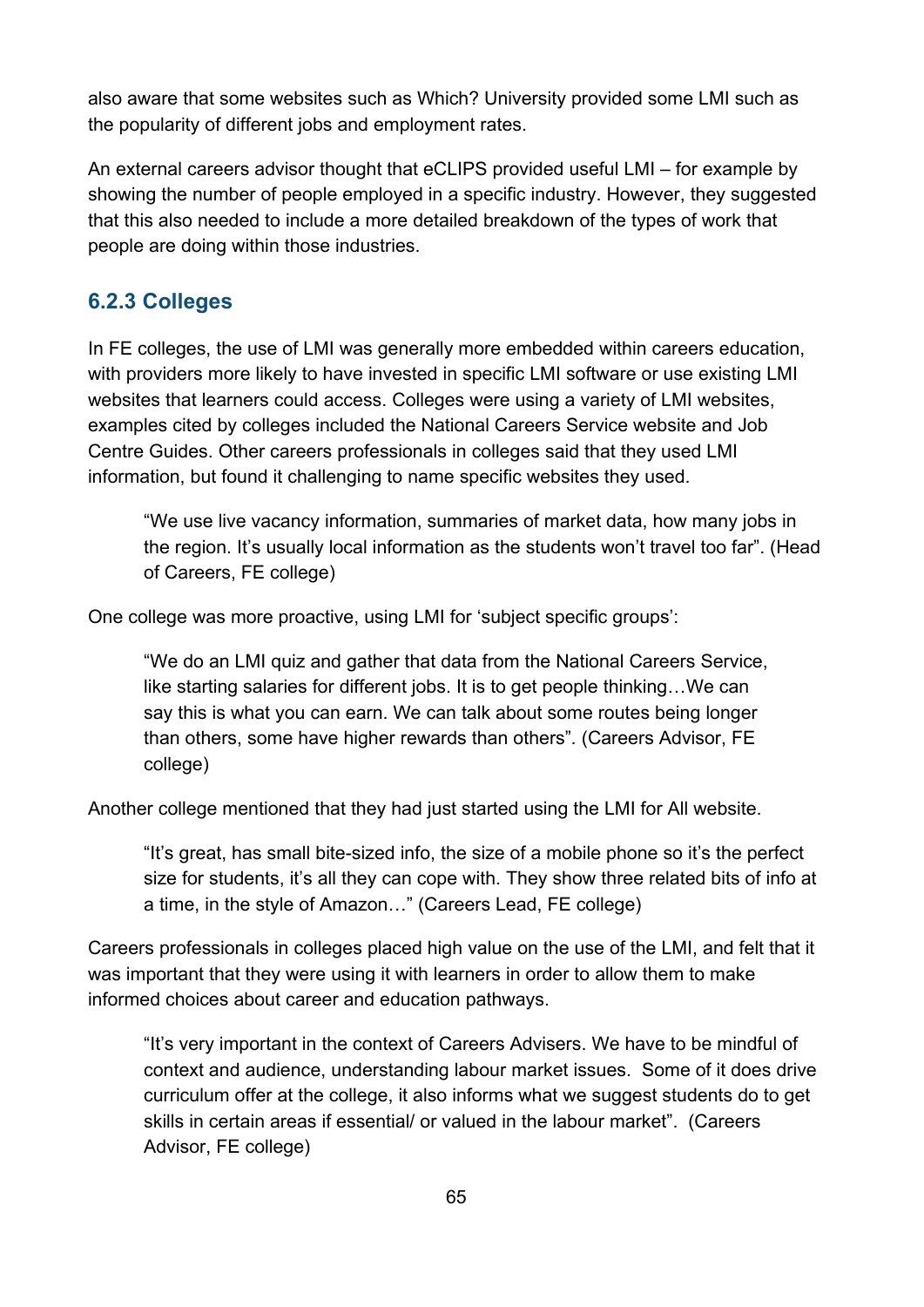also aware that some websites such as Which? University provided some LMI such as the popularity of different jobs and employment rates.

An external careers advisor thought that eCLIPS provided useful LMI – for example by showing the number of people employed in a specific industry. However, they suggested that this also needed to include a more detailed breakdown of the types of work that people are doing within those industries.

### 6.2.3 Colleges

In FE colleges, the use of LMI was generally more embedded within careers education, with providers more likely to have invested in specific LMI software or use existing LMI websites that learners could access. Colleges were using a variety of LMI websites, examples cited by colleges included the National Careers Service website and Job Centre Guides. Other careers professionals in colleges said that they used LMI information, but found it challenging to name specific websites they used.

> "We use live vacancy information, summaries of market data, how many jobs in the region. It's usually local information as the students won't travel too far". (Head of Careers, FE college)

One college was more proactive, using LMI for 'subject specific groups':

> "We do an LMI quiz and gather that data from the National Careers Service, like starting salaries for different jobs. It is to get people thinking…We can say this is what you can earn. We can talk about some routes being longer than others, some have higher rewards than others". (Careers Advisor, FE college)

Another college mentioned that they had just started using the LMI for All website.

> "It's great, has small bite-sized info, the size of a mobile phone so it's the perfect size for students, it's all they can cope with. They show three related bits of info at a time, in the style of Amazon…" (Careers Lead, FE college)

Careers professionals in colleges placed high value on the use of the LMI, and felt that it was important that they were using it with learners in order to allow them to make informed choices about career and education pathways.

> "It's very important in the context of Careers Advisers. We have to be mindful of context and audience, understanding labour market issues. Some of it does drive curriculum offer at the college, it also informs what we suggest students do to get skills in certain areas if essential/ or valued in the labour market". (Careers Advisor, FE college)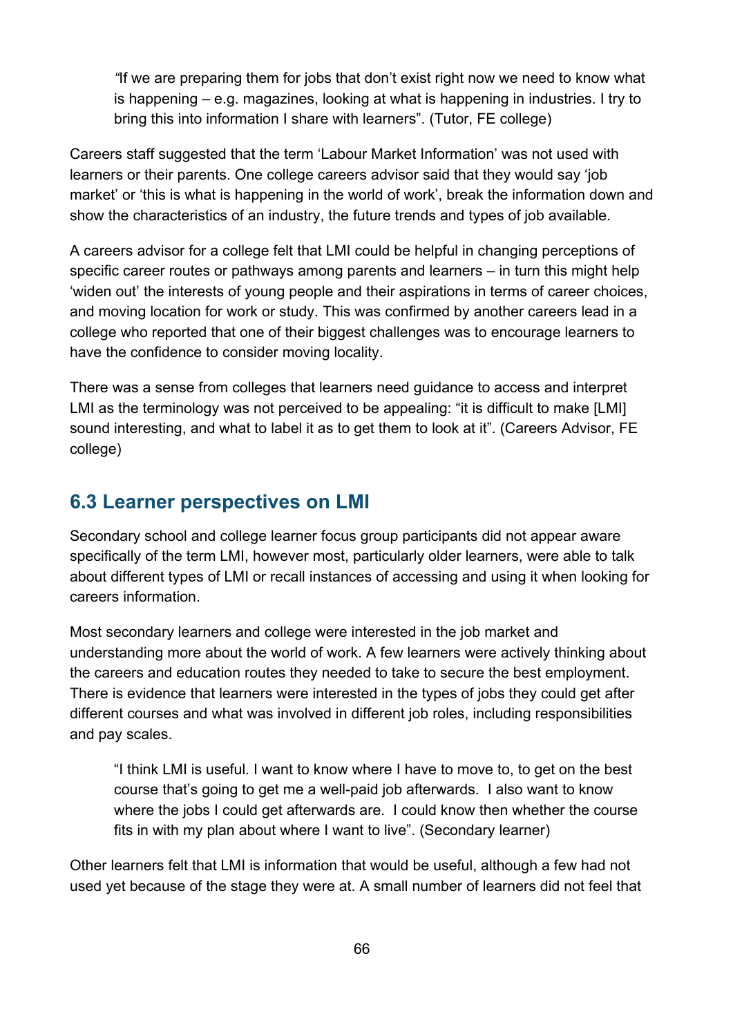*"If we are preparing them for jobs that don't exist right now we need to know what is happening – e.g. magazines, looking at what is happening in industries. I try to bring this into information I share with learners". (Tutor, FE college)*

Careers staff suggested that the term 'Labour Market Information' was not used with learners or their parents. One college careers advisor said that they would say 'job market' or 'this is what is happening in the world of work', break the information down and show the characteristics of an industry, the future trends and types of job available.

A careers advisor for a college felt that LMI could be helpful in changing perceptions of specific career routes or pathways among parents and learners – in turn this might help 'widen out' the interests of young people and their aspirations in terms of career choices, and moving location for work or study. This was confirmed by another careers lead in a college who reported that one of their biggest challenges was to encourage learners to have the confidence to consider moving locality.

There was a sense from colleges that learners need guidance to access and interpret LMI as the terminology was not perceived to be appealing: "it is difficult to make [LMI] sound interesting, and what to label it as to get them to look at it". (Careers Advisor, FE college)

## 6.3 Learner perspectives on LMI

Secondary school and college learner focus group participants did not appear aware specifically of the term LMI, however most, particularly older learners, were able to talk about different types of LMI or recall instances of accessing and using it when looking for careers information.

Most secondary learners and college were interested in the job market and understanding more about the world of work. A few learners were actively thinking about the careers and education routes they needed to take to secure the best employment. There is evidence that learners were interested in the types of jobs they could get after different courses and what was involved in different job roles, including responsibilities and pay scales.

> "I think LMI is useful. I want to know where I have to move to, to get on the best course that's going to get me a well-paid job afterwards. I also want to know where the jobs I could get afterwards are. I could know then whether the course fits in with my plan about where I want to live". (Secondary learner)

Other learners felt that LMI is information that would be useful, although a few had not used yet because of the stage they were at. A small number of learners did not feel that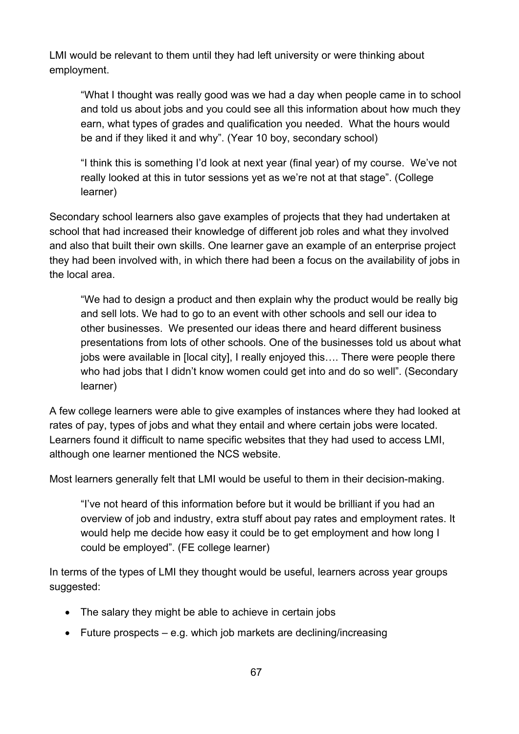LMI would be relevant to them until they had left university or were thinking about employment.

> "What I thought was really good was we had a day when people came in to school and told us about jobs and you could see all this information about how much they earn, what types of grades and qualification you needed. What the hours would be and if they liked it and why". (Year 10 boy, secondary school)

> "I think this is something I'd look at next year (final year) of my course. We've not really looked at this in tutor sessions yet as we're not at that stage". (College learner)

Secondary school learners also gave examples of projects that they had undertaken at school that had increased their knowledge of different job roles and what they involved and also that built their own skills. One learner gave an example of an enterprise project they had been involved with, in which there had been a focus on the availability of jobs in the local area.

> "We had to design a product and then explain why the product would be really big and sell lots. We had to go to an event with other schools and sell our idea to other businesses. We presented our ideas there and heard different business presentations from lots of other schools. One of the businesses told us about what jobs were available in [local city], I really enjoyed this…. There were people there who had jobs that I didn't know women could get into and do so well". (Secondary learner)

A few college learners were able to give examples of instances where they had looked at rates of pay, types of jobs and what they entail and where certain jobs were located. Learners found it difficult to name specific websites that they had used to access LMI, although one learner mentioned the NCS website.

Most learners generally felt that LMI would be useful to them in their decision-making.

> "I've not heard of this information before but it would be brilliant if you had an overview of job and industry, extra stuff about pay rates and employment rates. It would help me decide how easy it could be to get employment and how long I could be employed". (FE college learner)

In terms of the types of LMI they thought would be useful, learners across year groups suggested:

- The salary they might be able to achieve in certain jobs
- Future prospects – e.g. which job markets are declining/increasing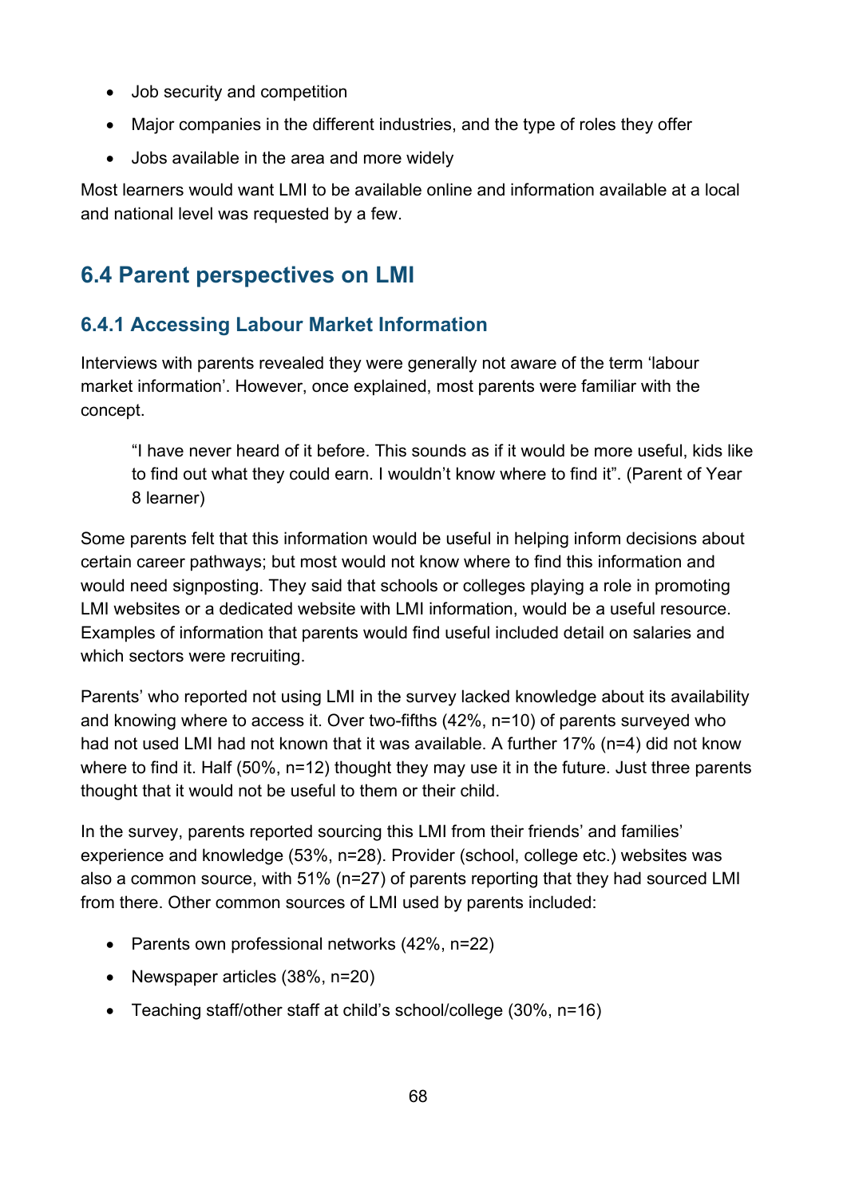- Job security and competition
- Major companies in the different industries, and the type of roles they offer
- Jobs available in the area and more widely

Most learners would want LMI to be available online and information available at a local and national level was requested by a few.

## 6.4 Parent perspectives on LMI

### 6.4.1 Accessing Labour Market Information

Interviews with parents revealed they were generally not aware of the term 'labour market information'. However, once explained, most parents were familiar with the concept.

> "I have never heard of it before. This sounds as if it would be more useful, kids like to find out what they could earn. I wouldn't know where to find it". (Parent of Year 8 learner)

Some parents felt that this information would be useful in helping inform decisions about certain career pathways; but most would not know where to find this information and would need signposting. They said that schools or colleges playing a role in promoting LMI websites or a dedicated website with LMI information, would be a useful resource. Examples of information that parents would find useful included detail on salaries and which sectors were recruiting.

Parents' who reported not using LMI in the survey lacked knowledge about its availability and knowing where to access it. Over two-fifths (42%, n=10) of parents surveyed who had not used LMI had not known that it was available. A further 17% (n=4) did not know where to find it. Half (50%, n=12) thought they may use it in the future. Just three parents thought that it would not be useful to them or their child.

In the survey, parents reported sourcing this LMI from their friends' and families' experience and knowledge (53%, n=28). Provider (school, college etc.) websites was also a common source, with 51% (n=27) of parents reporting that they had sourced LMI from there. Other common sources of LMI used by parents included:

- Parents own professional networks (42%, n=22)
- Newspaper articles (38%, n=20)
- Teaching staff/other staff at child's school/college (30%, n=16)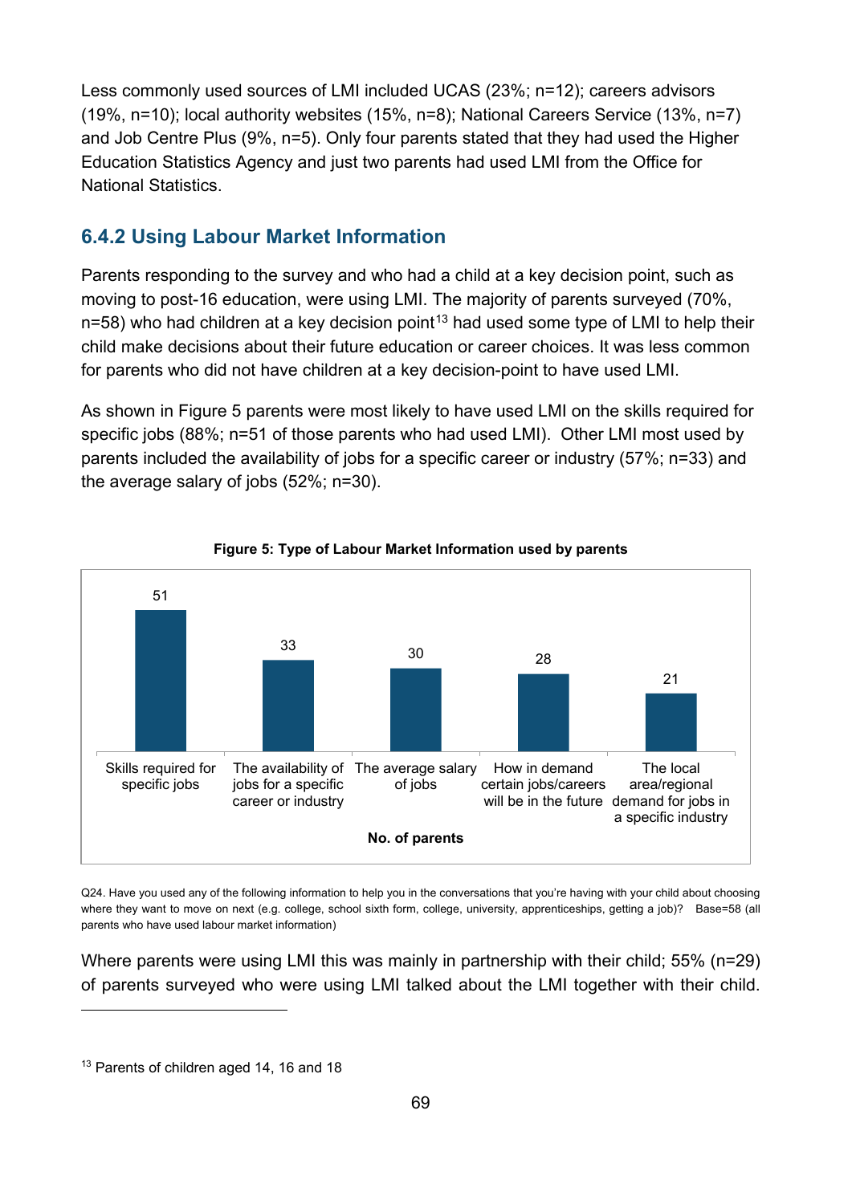Less commonly used sources of LMI included UCAS (23%; n=12); careers advisors (19%, n=10); local authority websites (15%, n=8); National Careers Service (13%, n=7) and Job Centre Plus (9%, n=5). Only four parents stated that they had used the Higher Education Statistics Agency and just two parents had used LMI from the Office for National Statistics.

### 6.4.2 Using Labour Market Information

Parents responding to the survey and who had a child at a key decision point, such as moving to post-16 education, were using LMI. The majority of parents surveyed (70%, n=58) who had children at a key decision point[13] had used some type of LMI to help their child make decisions about their future education or career choices. It was less common for parents who did not have children at a key decision-point to have used LMI.

As shown in Figure 5 parents were most likely to have used LMI on the skills required for specific jobs (88%; n=51 of those parents who had used LMI). Other LMI most used by parents included the availability of jobs for a specific career or industry (57%; n=33) and the average salary of jobs (52%; n=30).

**Figure 5: Type of Labour Market Information used by parents**

| Type of LMI | No. of parents |
|---|---|
| Skills required for specific jobs | 51 |
| The availability of jobs for a specific career or industry | 33 |
| The average salary of jobs | 30 |
| How in demand certain jobs/careers will be in the future | 28 |
| The local area/regional demand for jobs in a specific industry | 21 |

Q24. Have you used any of the following information to help you in the conversations that you're having with your child about choosing where they want to move on next (e.g. college, school sixth form, college, university, apprenticeships, getting a job)? Base=58 (all parents who have used labour market information)

Where parents were using LMI this was mainly in partnership with their child; 55% (n=29) of parents surveyed who were using LMI talked about the LMI together with their child.

[13] Parents of children aged 14, 16 and 18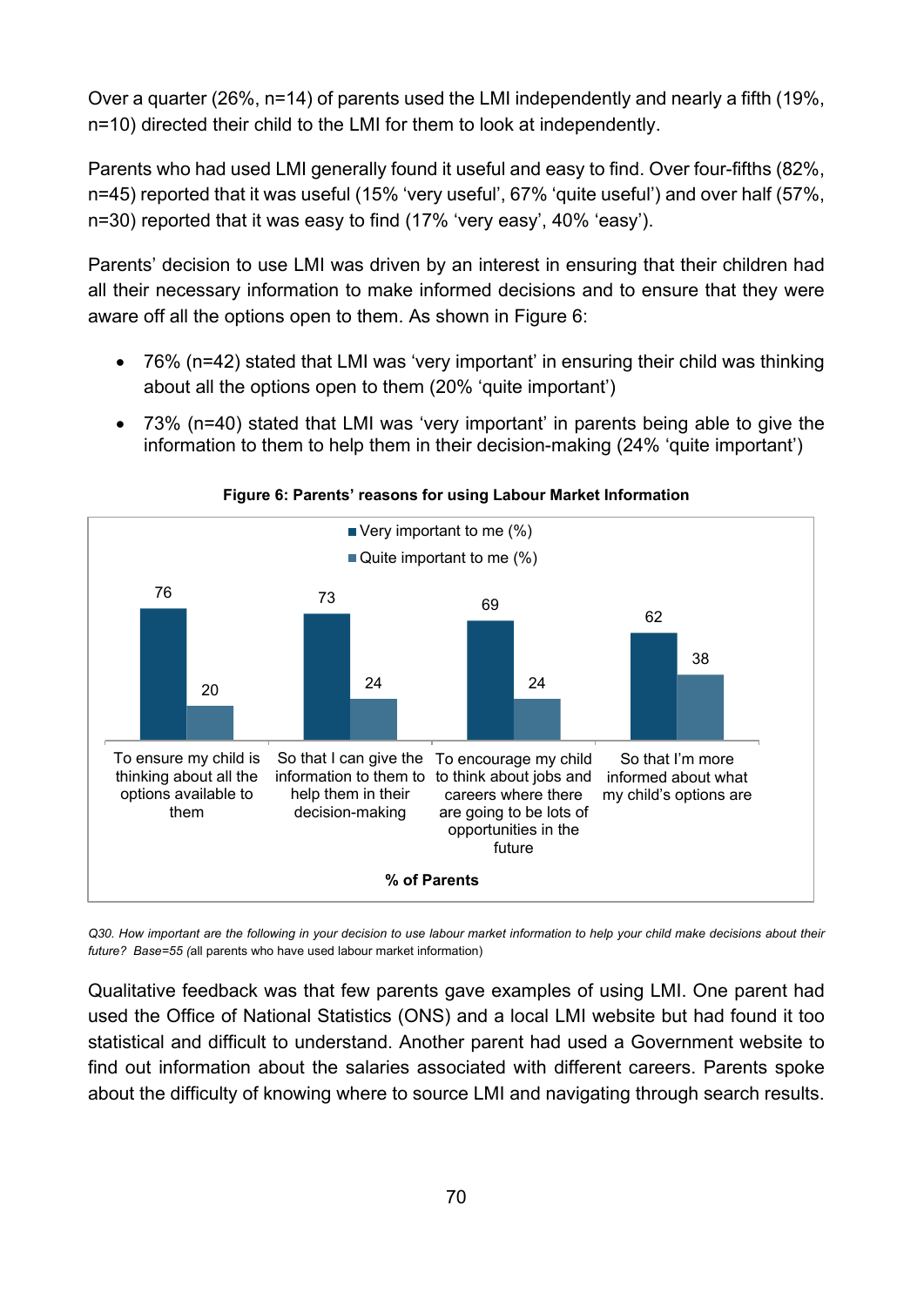Over a quarter (26%, n=14) of parents used the LMI independently and nearly a fifth (19%, n=10) directed their child to the LMI for them to look at independently.

Parents who had used LMI generally found it useful and easy to find. Over four-fifths (82%, n=45) reported that it was useful (15% 'very useful', 67% 'quite useful') and over half (57%, n=30) reported that it was easy to find (17% 'very easy', 40% 'easy').

Parents' decision to use LMI was driven by an interest in ensuring that their children had all their necessary information to make informed decisions and to ensure that they were aware off all the options open to them. As shown in Figure 6:

- 76% (n=42) stated that LMI was 'very important' in ensuring their child was thinking about all the options open to them (20% 'quite important')
- 73% (n=40) stated that LMI was 'very important' in parents being able to give the information to them to help them in their decision-making (24% 'quite important')

**Figure 6: Parents' reasons for using Labour Market Information**

| % of Parents | Very important to me (%) | Quite important to me (%) |
|---|---|---|
| To ensure my child is thinking about all the options available to them | 76 | 20 |
| So that I can give the information to them to help them in their decision-making | 73 | 24 |
| To encourage my child to think about jobs and careers where there are going to be lots of opportunities in the future | 69 | 24 |
| So that I'm more informed about what my child's options are | 62 | 38 |

*Q30. How important are the following in your decision to use labour market information to help your child make decisions about their future? Base=55 (*all parents who have used labour market information)

Qualitative feedback was that few parents gave examples of using LMI. One parent had used the Office of National Statistics (ONS) and a local LMI website but had found it too statistical and difficult to understand. Another parent had used a Government website to find out information about the salaries associated with different careers. Parents spoke about the difficulty of knowing where to source LMI and navigating through search results.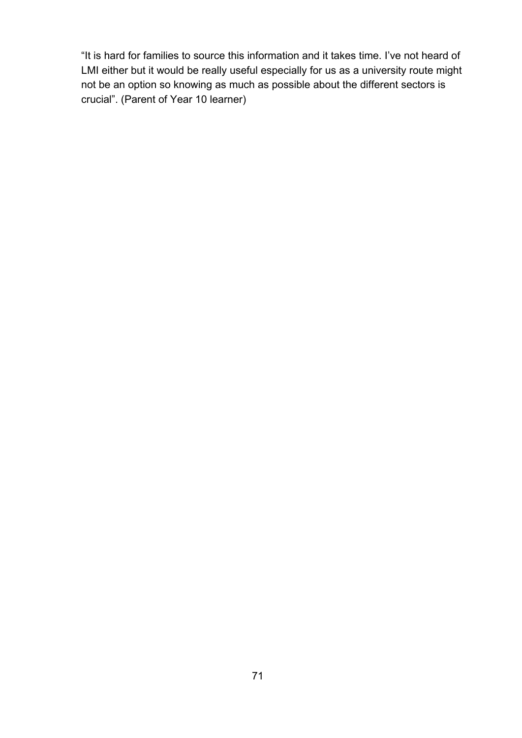“It is hard for families to source this information and it takes time. I’ve not heard of LMI either but it would be really useful especially for us as a university route might not be an option so knowing as much as possible about the different sectors is crucial”. (Parent of Year 10 learner)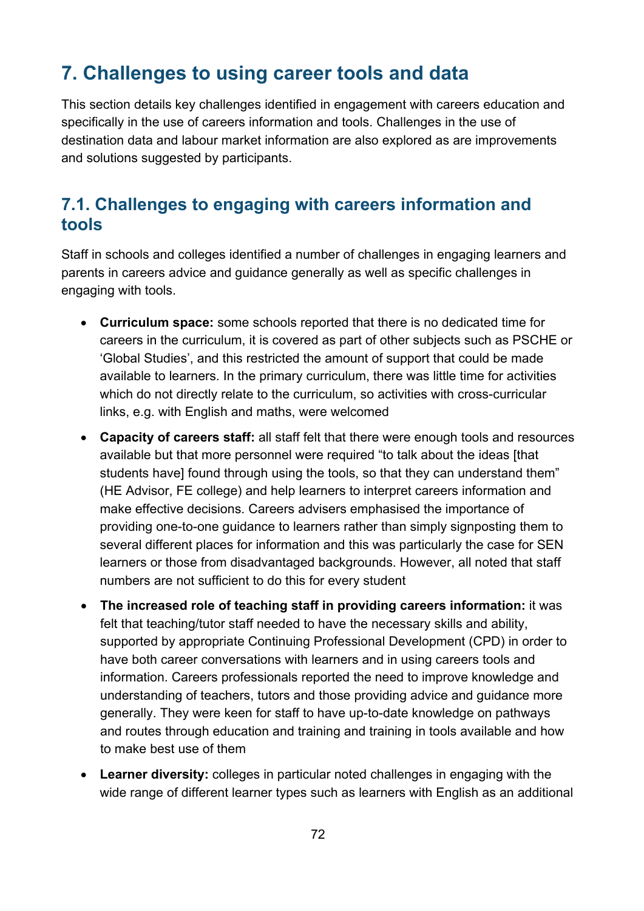# 7. Challenges to using career tools and data

This section details key challenges identified in engagement with careers education and specifically in the use of careers information and tools. Challenges in the use of destination data and labour market information are also explored as are improvements and solutions suggested by participants.

## 7.1. Challenges to engaging with careers information and tools

Staff in schools and colleges identified a number of challenges in engaging learners and parents in careers advice and guidance generally as well as specific challenges in engaging with tools.

- **Curriculum space:** some schools reported that there is no dedicated time for careers in the curriculum, it is covered as part of other subjects such as PSCHE or 'Global Studies', and this restricted the amount of support that could be made available to learners. In the primary curriculum, there was little time for activities which do not directly relate to the curriculum, so activities with cross-curricular links, e.g. with English and maths, were welcomed
- **Capacity of careers staff:** all staff felt that there were enough tools and resources available but that more personnel were required "to talk about the ideas [that students have] found through using the tools, so that they can understand them" (HE Advisor, FE college) and help learners to interpret careers information and make effective decisions. Careers advisers emphasised the importance of providing one-to-one guidance to learners rather than simply signposting them to several different places for information and this was particularly the case for SEN learners or those from disadvantaged backgrounds. However, all noted that staff numbers are not sufficient to do this for every student
- **The increased role of teaching staff in providing careers information:** it was felt that teaching/tutor staff needed to have the necessary skills and ability, supported by appropriate Continuing Professional Development (CPD) in order to have both career conversations with learners and in using careers tools and information. Careers professionals reported the need to improve knowledge and understanding of teachers, tutors and those providing advice and guidance more generally. They were keen for staff to have up-to-date knowledge on pathways and routes through education and training and training in tools available and how to make best use of them
- **Learner diversity:** colleges in particular noted challenges in engaging with the wide range of different learner types such as learners with English as an additional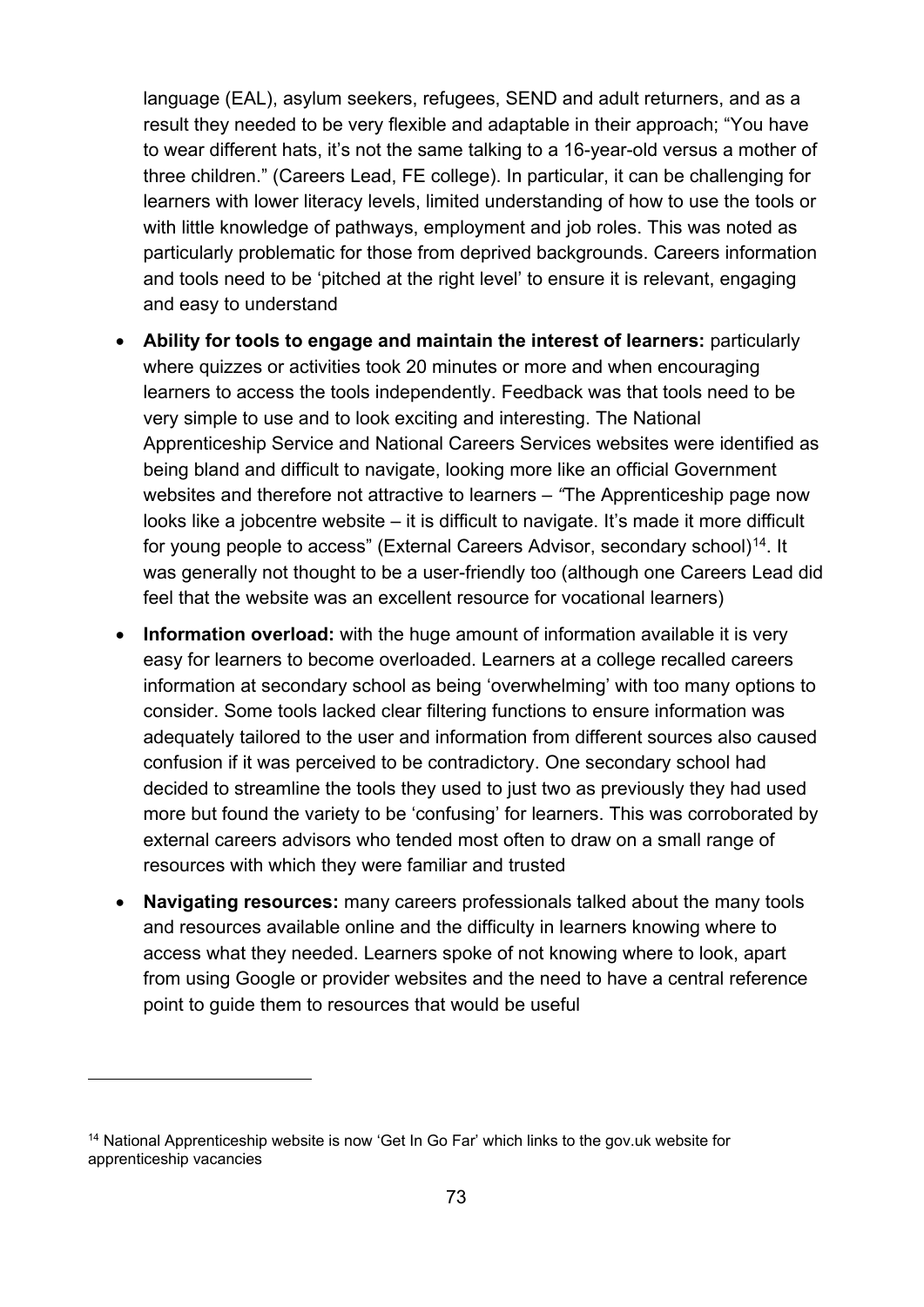language (EAL), asylum seekers, refugees, SEND and adult returners, and as a result they needed to be very flexible and adaptable in their approach; "You have to wear different hats, it's not the same talking to a 16-year-old versus a mother of three children." (Careers Lead, FE college). In particular, it can be challenging for learners with lower literacy levels, limited understanding of how to use the tools or with little knowledge of pathways, employment and job roles. This was noted as particularly problematic for those from deprived backgrounds. Careers information and tools need to be 'pitched at the right level' to ensure it is relevant, engaging and easy to understand

- **Ability for tools to engage and maintain the interest of learners:** particularly where quizzes or activities took 20 minutes or more and when encouraging learners to access the tools independently. Feedback was that tools need to be very simple to use and to look exciting and interesting. The National Apprenticeship Service and National Careers Services websites were identified as being bland and difficult to navigate, looking more like an official Government websites and therefore not attractive to learners – "The Apprenticeship page now looks like a jobcentre website – it is difficult to navigate. It's made it more difficult for young people to access" (External Careers Advisor, secondary school)[14]. It was generally not thought to be a user-friendly too (although one Careers Lead did feel that the website was an excellent resource for vocational learners)
- **Information overload:** with the huge amount of information available it is very easy for learners to become overloaded. Learners at a college recalled careers information at secondary school as being 'overwhelming' with too many options to consider. Some tools lacked clear filtering functions to ensure information was adequately tailored to the user and information from different sources also caused confusion if it was perceived to be contradictory. One secondary school had decided to streamline the tools they used to just two as previously they had used more but found the variety to be 'confusing' for learners. This was corroborated by external careers advisors who tended most often to draw on a small range of resources with which they were familiar and trusted
- **Navigating resources:** many careers professionals talked about the many tools and resources available online and the difficulty in learners knowing where to access what they needed. Learners spoke of not knowing where to look, apart from using Google or provider websites and the need to have a central reference point to guide them to resources that would be useful

[14] National Apprenticeship website is now 'Get In Go Far' which links to the gov.uk website for apprenticeship vacancies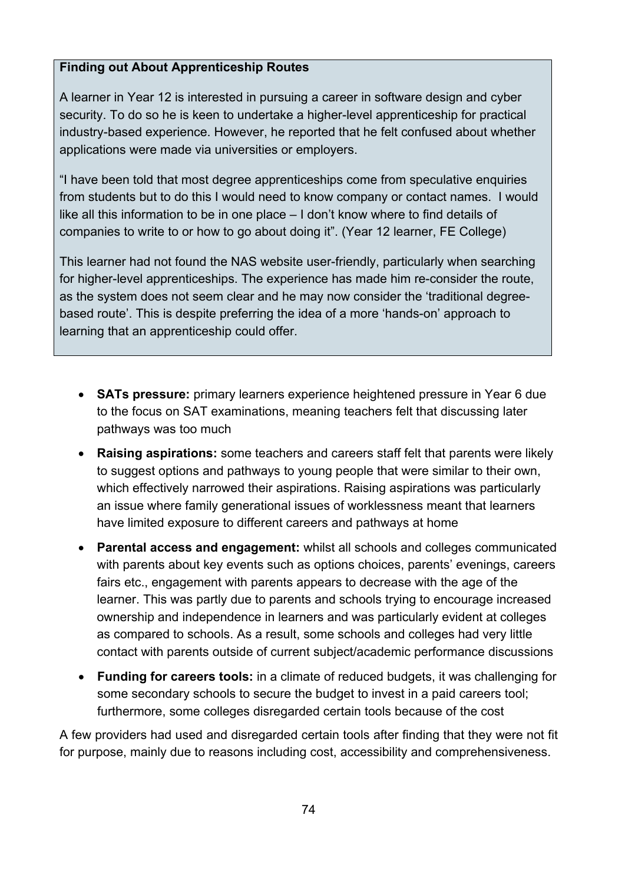**Finding out About Apprenticeship Routes**

A learner in Year 12 is interested in pursuing a career in software design and cyber security. To do so he is keen to undertake a higher-level apprenticeship for practical industry-based experience. However, he reported that he felt confused about whether applications were made via universities or employers.

"I have been told that most degree apprenticeships come from speculative enquiries from students but to do this I would need to know company or contact names. I would like all this information to be in one place – I don't know where to find details of companies to write to or how to go about doing it". (Year 12 learner, FE College)

This learner had not found the NAS website user-friendly, particularly when searching for higher-level apprenticeships. The experience has made him re-consider the route, as the system does not seem clear and he may now consider the 'traditional degree-based route'. This is despite preferring the idea of a more 'hands-on' approach to learning that an apprenticeship could offer.

- **SATs pressure:** primary learners experience heightened pressure in Year 6 due to the focus on SAT examinations, meaning teachers felt that discussing later pathways was too much
- **Raising aspirations:** some teachers and careers staff felt that parents were likely to suggest options and pathways to young people that were similar to their own, which effectively narrowed their aspirations. Raising aspirations was particularly an issue where family generational issues of worklessness meant that learners have limited exposure to different careers and pathways at home
- **Parental access and engagement:** whilst all schools and colleges communicated with parents about key events such as options choices, parents' evenings, careers fairs etc., engagement with parents appears to decrease with the age of the learner. This was partly due to parents and schools trying to encourage increased ownership and independence in learners and was particularly evident at colleges as compared to schools. As a result, some schools and colleges had very little contact with parents outside of current subject/academic performance discussions
- **Funding for careers tools:** in a climate of reduced budgets, it was challenging for some secondary schools to secure the budget to invest in a paid careers tool; furthermore, some colleges disregarded certain tools because of the cost

A few providers had used and disregarded certain tools after finding that they were not fit for purpose, mainly due to reasons including cost, accessibility and comprehensiveness.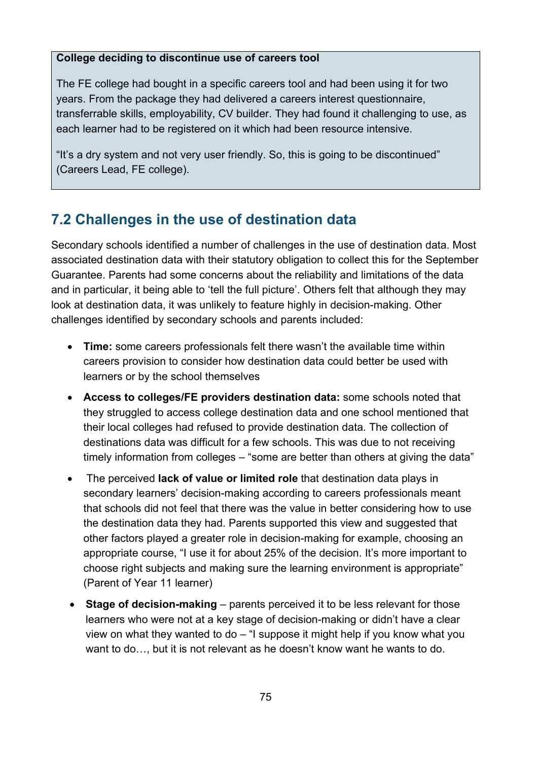**College deciding to discontinue use of careers tool**

The FE college had bought in a specific careers tool and had been using it for two years. From the package they had delivered a careers interest questionnaire, transferrable skills, employability, CV builder. They had found it challenging to use, as each learner had to be registered on it which had been resource intensive.

"It's a dry system and not very user friendly. So, this is going to be discontinued" (Careers Lead, FE college).

## 7.2 Challenges in the use of destination data

Secondary schools identified a number of challenges in the use of destination data. Most associated destination data with their statutory obligation to collect this for the September Guarantee. Parents had some concerns about the reliability and limitations of the data and in particular, it being able to 'tell the full picture'. Others felt that although they may look at destination data, it was unlikely to feature highly in decision-making. Other challenges identified by secondary schools and parents included:

- **Time:** some careers professionals felt there wasn't the available time within careers provision to consider how destination data could better be used with learners or by the school themselves
- **Access to colleges/FE providers destination data:** some schools noted that they struggled to access college destination data and one school mentioned that their local colleges had refused to provide destination data. The collection of destinations data was difficult for a few schools. This was due to not receiving timely information from colleges – "some are better than others at giving the data"
- The perceived **lack of value or limited role** that destination data plays in secondary learners' decision-making according to careers professionals meant that schools did not feel that there was the value in better considering how to use the destination data they had. Parents supported this view and suggested that other factors played a greater role in decision-making for example, choosing an appropriate course, "I use it for about 25% of the decision. It's more important to choose right subjects and making sure the learning environment is appropriate" (Parent of Year 11 learner)
- **Stage of decision-making** – parents perceived it to be less relevant for those learners who were not at a key stage of decision-making or didn't have a clear view on what they wanted to do – "I suppose it might help if you know what you want to do…, but it is not relevant as he doesn't know want he wants to do.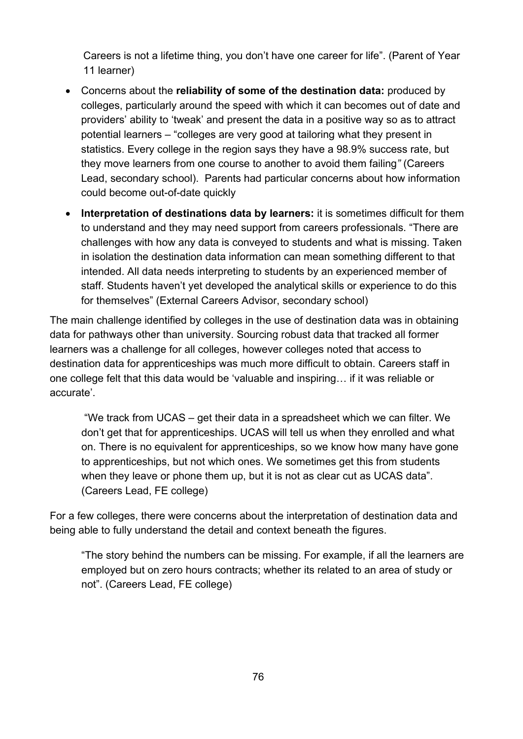Careers is not a lifetime thing, you don't have one career for life". (Parent of Year 11 learner)

- Concerns about the **reliability of some of the destination data:** produced by colleges, particularly around the speed with which it can becomes out of date and providers' ability to 'tweak' and present the data in a positive way so as to attract potential learners – "colleges are very good at tailoring what they present in statistics. Every college in the region says they have a 98.9% success rate, but they move learners from one course to another to avoid them failing*"* (Careers Lead, secondary school). Parents had particular concerns about how information could become out-of-date quickly
- **Interpretation of destinations data by learners:** it is sometimes difficult for them to understand and they may need support from careers professionals. "There are challenges with how any data is conveyed to students and what is missing. Taken in isolation the destination data information can mean something different to that intended. All data needs interpreting to students by an experienced member of staff. Students haven't yet developed the analytical skills or experience to do this for themselves" (External Careers Advisor, secondary school)

The main challenge identified by colleges in the use of destination data was in obtaining data for pathways other than university. Sourcing robust data that tracked all former learners was a challenge for all colleges, however colleges noted that access to destination data for apprenticeships was much more difficult to obtain. Careers staff in one college felt that this data would be 'valuable and inspiring… if it was reliable or accurate'.

> "We track from UCAS – get their data in a spreadsheet which we can filter. We don't get that for apprenticeships. UCAS will tell us when they enrolled and what on. There is no equivalent for apprenticeships, so we know how many have gone to apprenticeships, but not which ones. We sometimes get this from students when they leave or phone them up, but it is not as clear cut as UCAS data". (Careers Lead, FE college)

For a few colleges, there were concerns about the interpretation of destination data and being able to fully understand the detail and context beneath the figures.

> "The story behind the numbers can be missing. For example, if all the learners are employed but on zero hours contracts; whether its related to an area of study or not". (Careers Lead, FE college)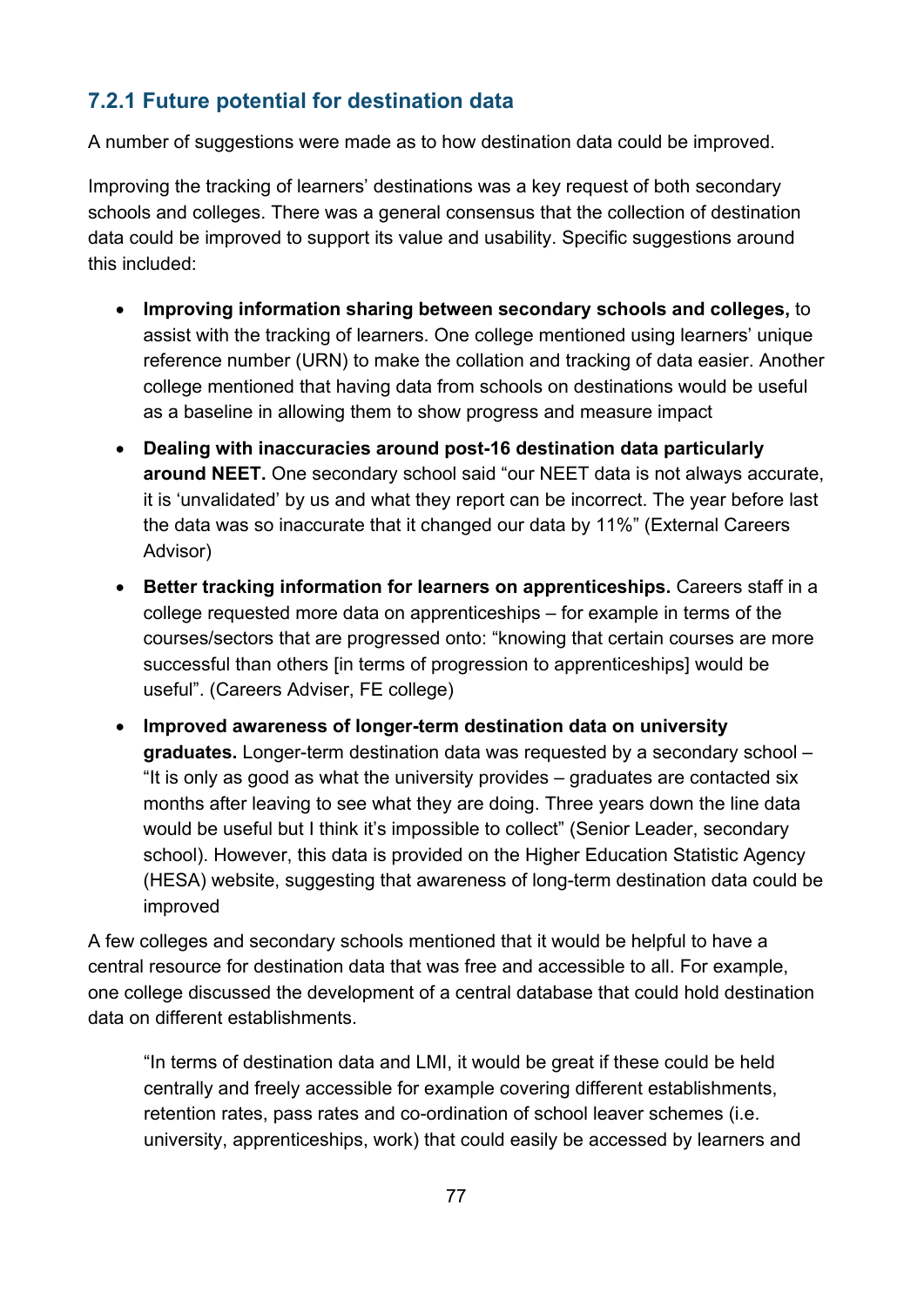### 7.2.1 Future potential for destination data

A number of suggestions were made as to how destination data could be improved.

Improving the tracking of learners' destinations was a key request of both secondary schools and colleges. There was a general consensus that the collection of destination data could be improved to support its value and usability. Specific suggestions around this included:

- **Improving information sharing between secondary schools and colleges,** to assist with the tracking of learners. One college mentioned using learners' unique reference number (URN) to make the collation and tracking of data easier. Another college mentioned that having data from schools on destinations would be useful as a baseline in allowing them to show progress and measure impact
- **Dealing with inaccuracies around post-16 destination data particularly around NEET.** One secondary school said "our NEET data is not always accurate, it is 'unvalidated' by us and what they report can be incorrect. The year before last the data was so inaccurate that it changed our data by 11%" (External Careers Advisor)
- **Better tracking information for learners on apprenticeships.** Careers staff in a college requested more data on apprenticeships – for example in terms of the courses/sectors that are progressed onto: "knowing that certain courses are more successful than others [in terms of progression to apprenticeships] would be useful". (Careers Adviser, FE college)
- **Improved awareness of longer-term destination data on university graduates.** Longer-term destination data was requested by a secondary school – "It is only as good as what the university provides – graduates are contacted six months after leaving to see what they are doing. Three years down the line data would be useful but I think it's impossible to collect" (Senior Leader, secondary school). However, this data is provided on the Higher Education Statistic Agency (HESA) website, suggesting that awareness of long-term destination data could be improved

A few colleges and secondary schools mentioned that it would be helpful to have a central resource for destination data that was free and accessible to all. For example, one college discussed the development of a central database that could hold destination data on different establishments.

> "In terms of destination data and LMI, it would be great if these could be held centrally and freely accessible for example covering different establishments, retention rates, pass rates and co-ordination of school leaver schemes (i.e. university, apprenticeships, work) that could easily be accessed by learners and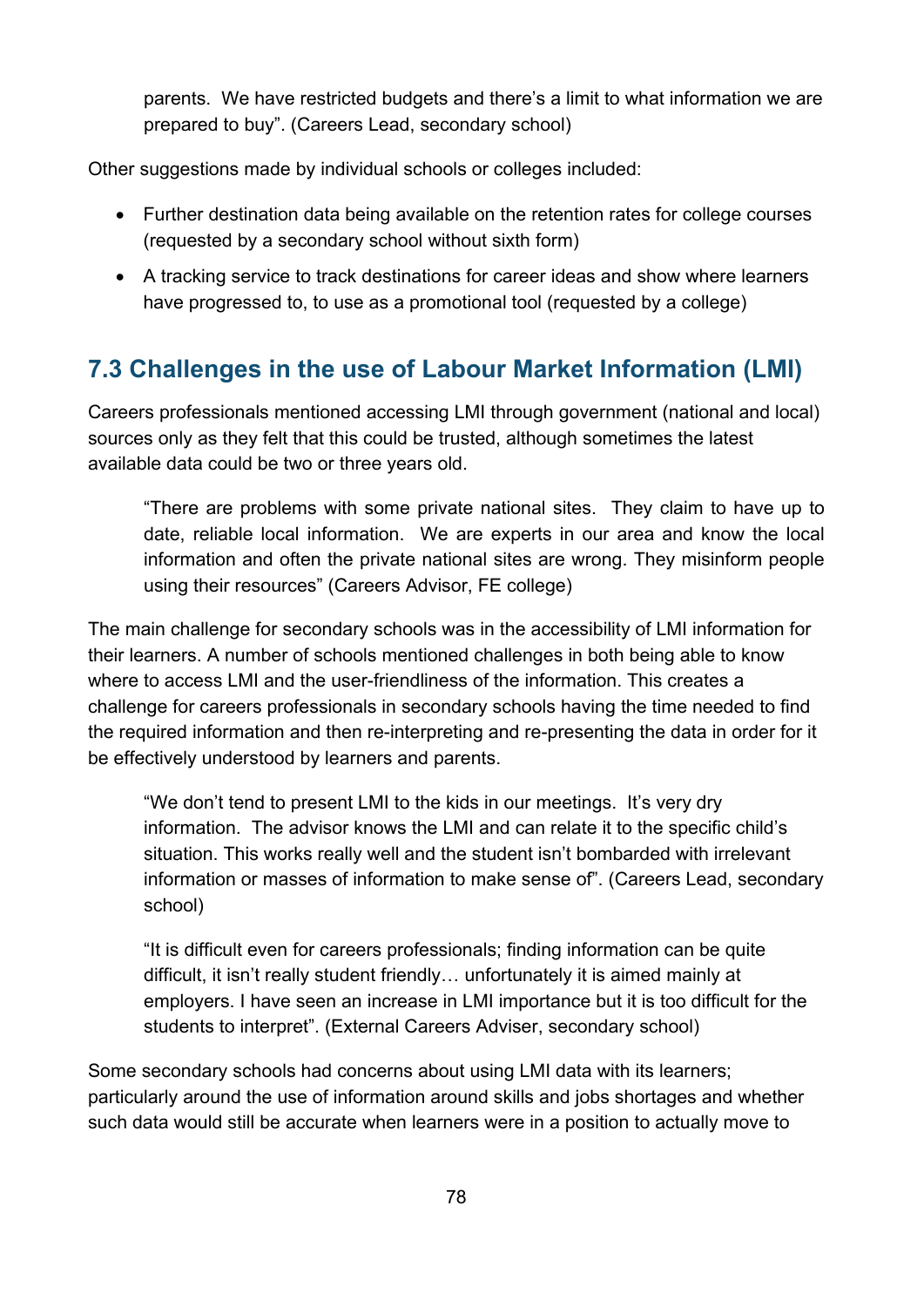parents. We have restricted budgets and there's a limit to what information we are prepared to buy". (Careers Lead, secondary school)

Other suggestions made by individual schools or colleges included:

- Further destination data being available on the retention rates for college courses (requested by a secondary school without sixth form)
- A tracking service to track destinations for career ideas and show where learners have progressed to, to use as a promotional tool (requested by a college)

## 7.3 Challenges in the use of Labour Market Information (LMI)

Careers professionals mentioned accessing LMI through government (national and local) sources only as they felt that this could be trusted, although sometimes the latest available data could be two or three years old.

> "There are problems with some private national sites. They claim to have up to date, reliable local information. We are experts in our area and know the local information and often the private national sites are wrong. They misinform people using their resources" (Careers Advisor, FE college)

The main challenge for secondary schools was in the accessibility of LMI information for their learners. A number of schools mentioned challenges in both being able to know where to access LMI and the user-friendliness of the information. This creates a challenge for careers professionals in secondary schools having the time needed to find the required information and then re-interpreting and re-presenting the data in order for it be effectively understood by learners and parents.

> "We don't tend to present LMI to the kids in our meetings. It's very dry information. The advisor knows the LMI and can relate it to the specific child's situation. This works really well and the student isn't bombarded with irrelevant information or masses of information to make sense of". (Careers Lead, secondary school)

> "It is difficult even for careers professionals; finding information can be quite difficult, it isn't really student friendly… unfortunately it is aimed mainly at employers. I have seen an increase in LMI importance but it is too difficult for the students to interpret". (External Careers Adviser, secondary school)

Some secondary schools had concerns about using LMI data with its learners; particularly around the use of information around skills and jobs shortages and whether such data would still be accurate when learners were in a position to actually move to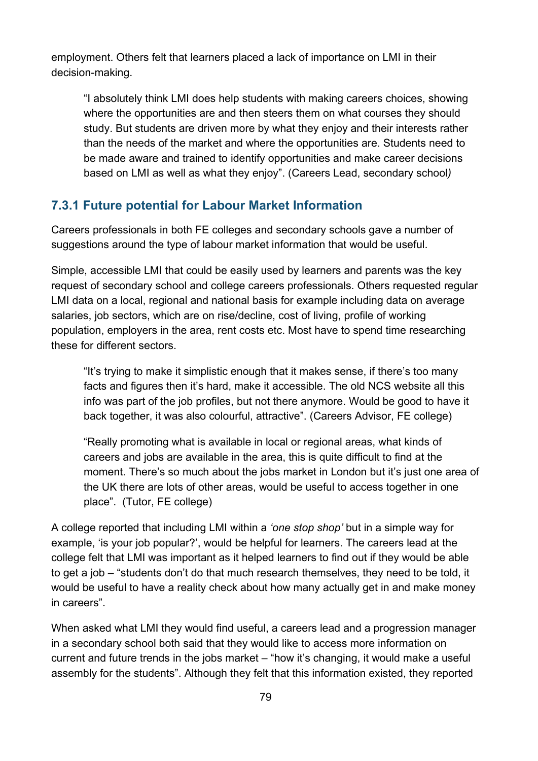employment. Others felt that learners placed a lack of importance on LMI in their decision-making.

> "I absolutely think LMI does help students with making careers choices, showing where the opportunities are and then steers them on what courses they should study. But students are driven more by what they enjoy and their interests rather than the needs of the market and where the opportunities are. Students need to be made aware and trained to identify opportunities and make career decisions based on LMI as well as what they enjoy". (Careers Lead, secondary school*)*

### 7.3.1 Future potential for Labour Market Information

Careers professionals in both FE colleges and secondary schools gave a number of suggestions around the type of labour market information that would be useful.

Simple, accessible LMI that could be easily used by learners and parents was the key request of secondary school and college careers professionals. Others requested regular LMI data on a local, regional and national basis for example including data on average salaries, job sectors, which are on rise/decline, cost of living, profile of working population, employers in the area, rent costs etc. Most have to spend time researching these for different sectors.

> "It's trying to make it simplistic enough that it makes sense, if there's too many facts and figures then it's hard, make it accessible. The old NCS website all this info was part of the job profiles, but not there anymore. Would be good to have it back together, it was also colourful, attractive". (Careers Advisor, FE college)

> "Really promoting what is available in local or regional areas, what kinds of careers and jobs are available in the area, this is quite difficult to find at the moment. There's so much about the jobs market in London but it's just one area of the UK there are lots of other areas, would be useful to access together in one place". (Tutor, FE college)

A college reported that including LMI within a *'one stop shop'* but in a simple way for example, 'is your job popular?', would be helpful for learners. The careers lead at the college felt that LMI was important as it helped learners to find out if they would be able to get a job – "students don't do that much research themselves, they need to be told, it would be useful to have a reality check about how many actually get in and make money in careers".

When asked what LMI they would find useful, a careers lead and a progression manager in a secondary school both said that they would like to access more information on current and future trends in the jobs market – "how it's changing, it would make a useful assembly for the students". Although they felt that this information existed, they reported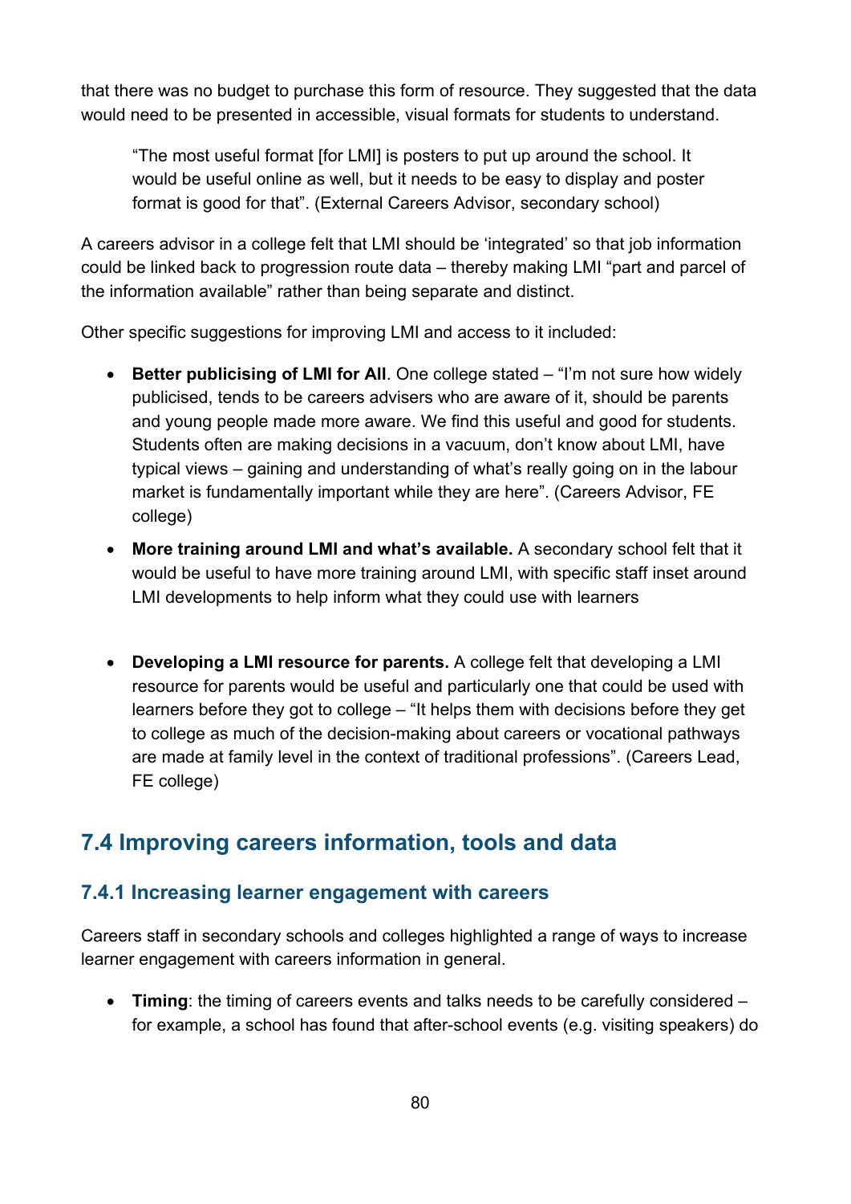that there was no budget to purchase this form of resource. They suggested that the data would need to be presented in accessible, visual formats for students to understand.

> "The most useful format [for LMI] is posters to put up around the school. It would be useful online as well, but it needs to be easy to display and poster format is good for that". (External Careers Advisor, secondary school)

A careers advisor in a college felt that LMI should be 'integrated' so that job information could be linked back to progression route data – thereby making LMI "part and parcel of the information available" rather than being separate and distinct.

Other specific suggestions for improving LMI and access to it included:

- **Better publicising of LMI for All**. One college stated – "I'm not sure how widely publicised, tends to be careers advisers who are aware of it, should be parents and young people made more aware. We find this useful and good for students. Students often are making decisions in a vacuum, don't know about LMI, have typical views – gaining and understanding of what's really going on in the labour market is fundamentally important while they are here". (Careers Advisor, FE college)
- **More training around LMI and what's available.** A secondary school felt that it would be useful to have more training around LMI, with specific staff inset around LMI developments to help inform what they could use with learners
- **Developing a LMI resource for parents.** A college felt that developing a LMI resource for parents would be useful and particularly one that could be used with learners before they got to college – "It helps them with decisions before they get to college as much of the decision-making about careers or vocational pathways are made at family level in the context of traditional professions". (Careers Lead, FE college)

## 7.4 Improving careers information, tools and data

### 7.4.1 Increasing learner engagement with careers

Careers staff in secondary schools and colleges highlighted a range of ways to increase learner engagement with careers information in general.

- **Timing**: the timing of careers events and talks needs to be carefully considered – for example, a school has found that after-school events (e.g. visiting speakers) do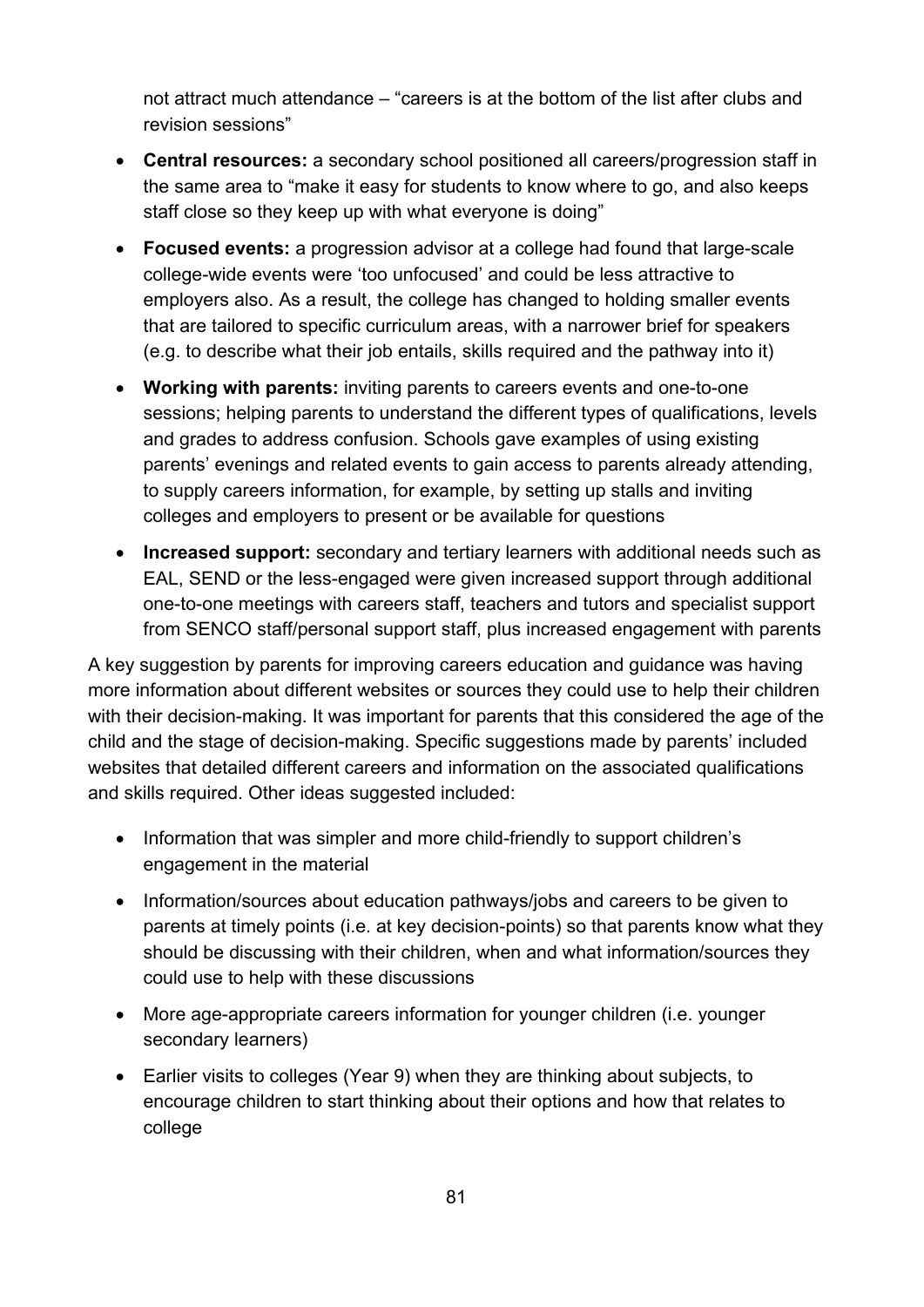not attract much attendance – “careers is at the bottom of the list after clubs and revision sessions”

- **Central resources:** a secondary school positioned all careers/progression staff in the same area to “make it easy for students to know where to go, and also keeps staff close so they keep up with what everyone is doing”
- **Focused events:** a progression advisor at a college had found that large-scale college-wide events were ‘too unfocused’ and could be less attractive to employers also. As a result, the college has changed to holding smaller events that are tailored to specific curriculum areas, with a narrower brief for speakers (e.g. to describe what their job entails, skills required and the pathway into it)
- **Working with parents:** inviting parents to careers events and one-to-one sessions; helping parents to understand the different types of qualifications, levels and grades to address confusion. Schools gave examples of using existing parents’ evenings and related events to gain access to parents already attending, to supply careers information, for example, by setting up stalls and inviting colleges and employers to present or be available for questions
- **Increased support:** secondary and tertiary learners with additional needs such as EAL, SEND or the less-engaged were given increased support through additional one-to-one meetings with careers staff, teachers and tutors and specialist support from SENCO staff/personal support staff, plus increased engagement with parents

A key suggestion by parents for improving careers education and guidance was having more information about different websites or sources they could use to help their children with their decision-making. It was important for parents that this considered the age of the child and the stage of decision-making. Specific suggestions made by parents’ included websites that detailed different careers and information on the associated qualifications and skills required. Other ideas suggested included:

- Information that was simpler and more child-friendly to support children’s engagement in the material
- Information/sources about education pathways/jobs and careers to be given to parents at timely points (i.e. at key decision-points) so that parents know what they should be discussing with their children, when and what information/sources they could use to help with these discussions
- More age-appropriate careers information for younger children (i.e. younger secondary learners)
- Earlier visits to colleges (Year 9) when they are thinking about subjects, to encourage children to start thinking about their options and how that relates to college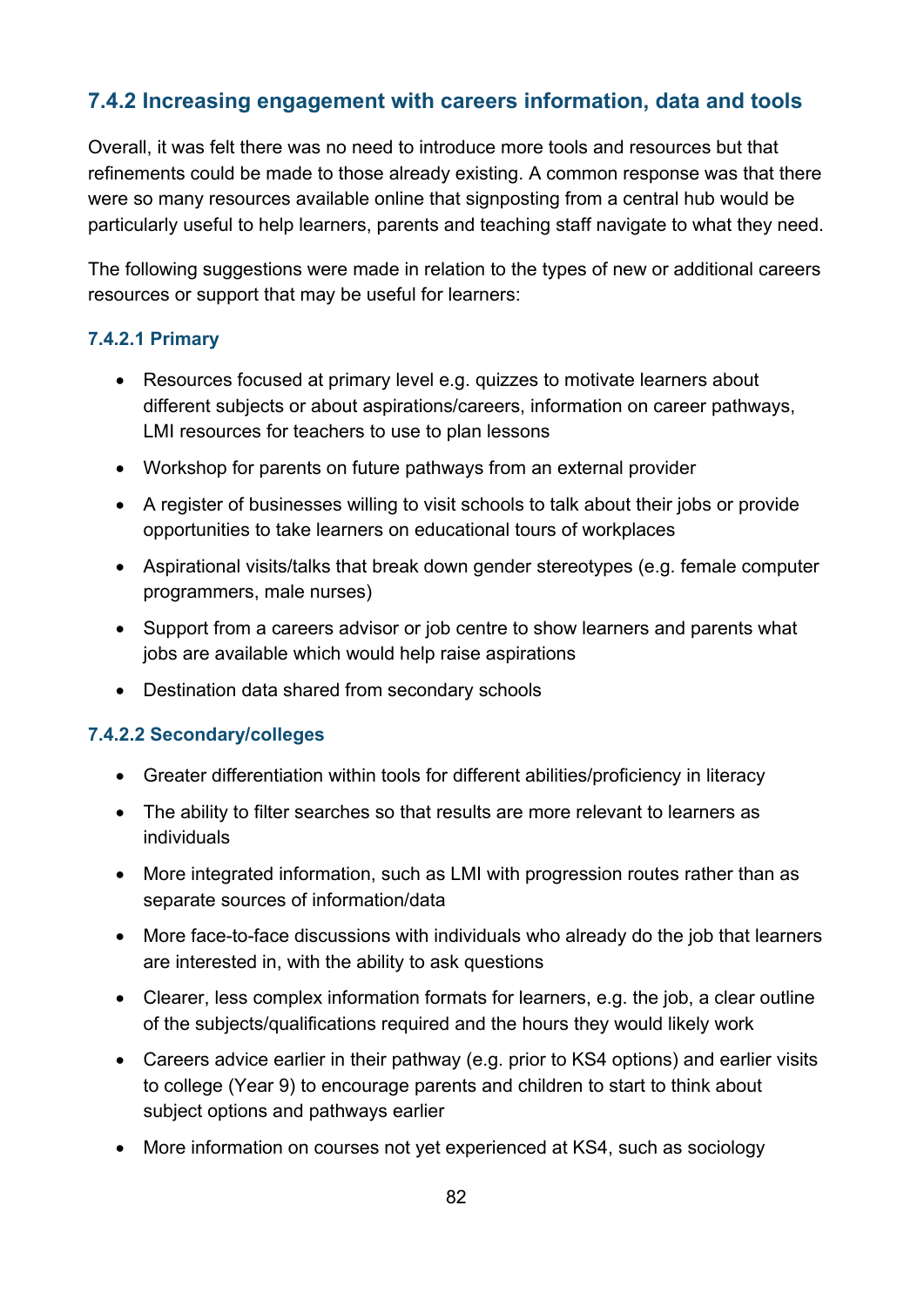### 7.4.2 Increasing engagement with careers information, data and tools

Overall, it was felt there was no need to introduce more tools and resources but that refinements could be made to those already existing. A common response was that there were so many resources available online that signposting from a central hub would be particularly useful to help learners, parents and teaching staff navigate to what they need.

The following suggestions were made in relation to the types of new or additional careers resources or support that may be useful for learners:

#### 7.4.2.1 Primary

- Resources focused at primary level e.g. quizzes to motivate learners about different subjects or about aspirations/careers, information on career pathways, LMI resources for teachers to use to plan lessons
- Workshop for parents on future pathways from an external provider
- A register of businesses willing to visit schools to talk about their jobs or provide opportunities to take learners on educational tours of workplaces
- Aspirational visits/talks that break down gender stereotypes (e.g. female computer programmers, male nurses)
- Support from a careers advisor or job centre to show learners and parents what jobs are available which would help raise aspirations
- Destination data shared from secondary schools

#### 7.4.2.2 Secondary/colleges

- Greater differentiation within tools for different abilities/proficiency in literacy
- The ability to filter searches so that results are more relevant to learners as individuals
- More integrated information, such as LMI with progression routes rather than as separate sources of information/data
- More face-to-face discussions with individuals who already do the job that learners are interested in, with the ability to ask questions
- Clearer, less complex information formats for learners, e.g. the job, a clear outline of the subjects/qualifications required and the hours they would likely work
- Careers advice earlier in their pathway (e.g. prior to KS4 options) and earlier visits to college (Year 9) to encourage parents and children to start to think about subject options and pathways earlier
- More information on courses not yet experienced at KS4, such as sociology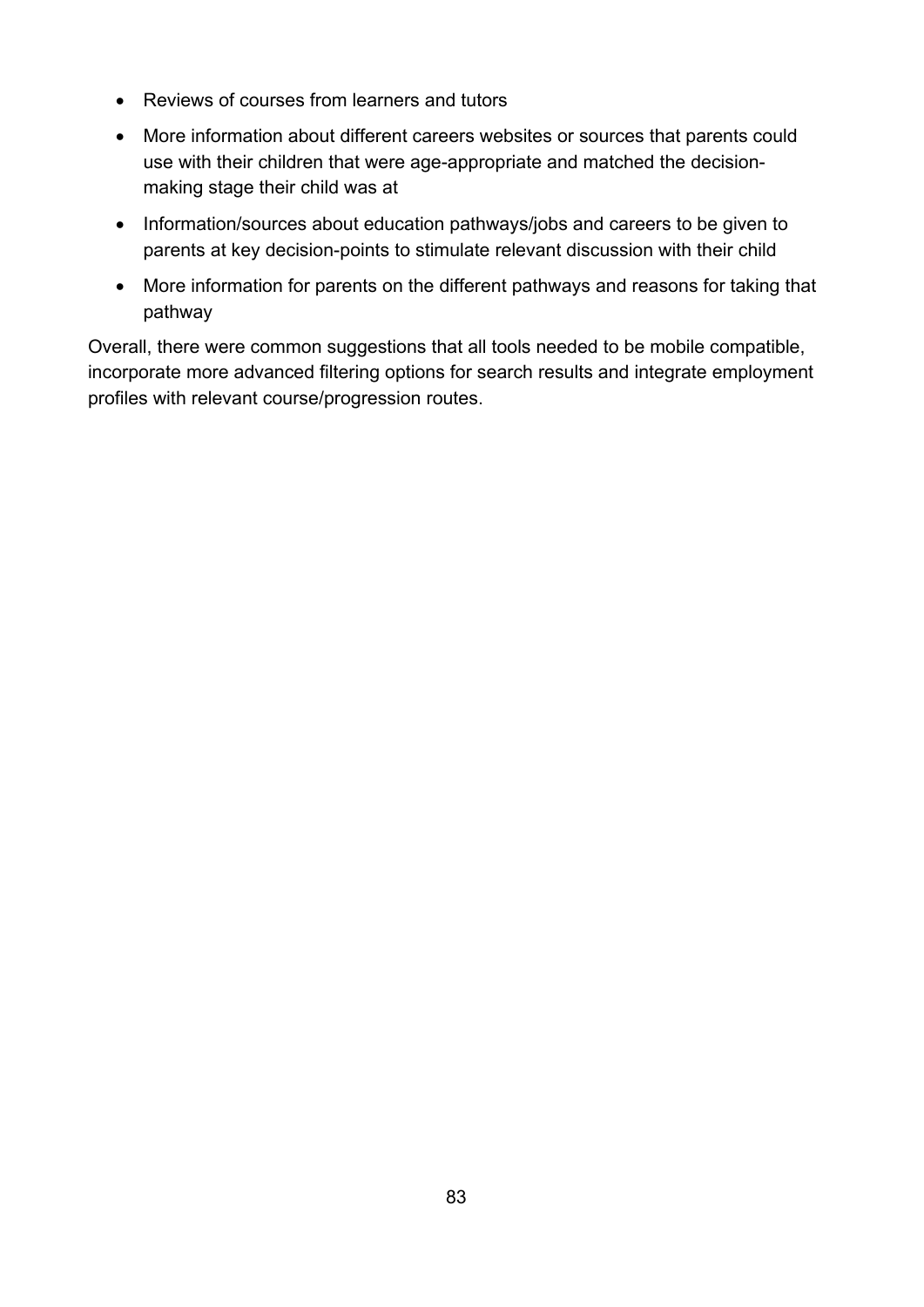- Reviews of courses from learners and tutors
- More information about different careers websites or sources that parents could use with their children that were age-appropriate and matched the decision-making stage their child was at
- Information/sources about education pathways/jobs and careers to be given to parents at key decision-points to stimulate relevant discussion with their child
- More information for parents on the different pathways and reasons for taking that pathway

Overall, there were common suggestions that all tools needed to be mobile compatible, incorporate more advanced filtering options for search results and integrate employment profiles with relevant course/progression routes.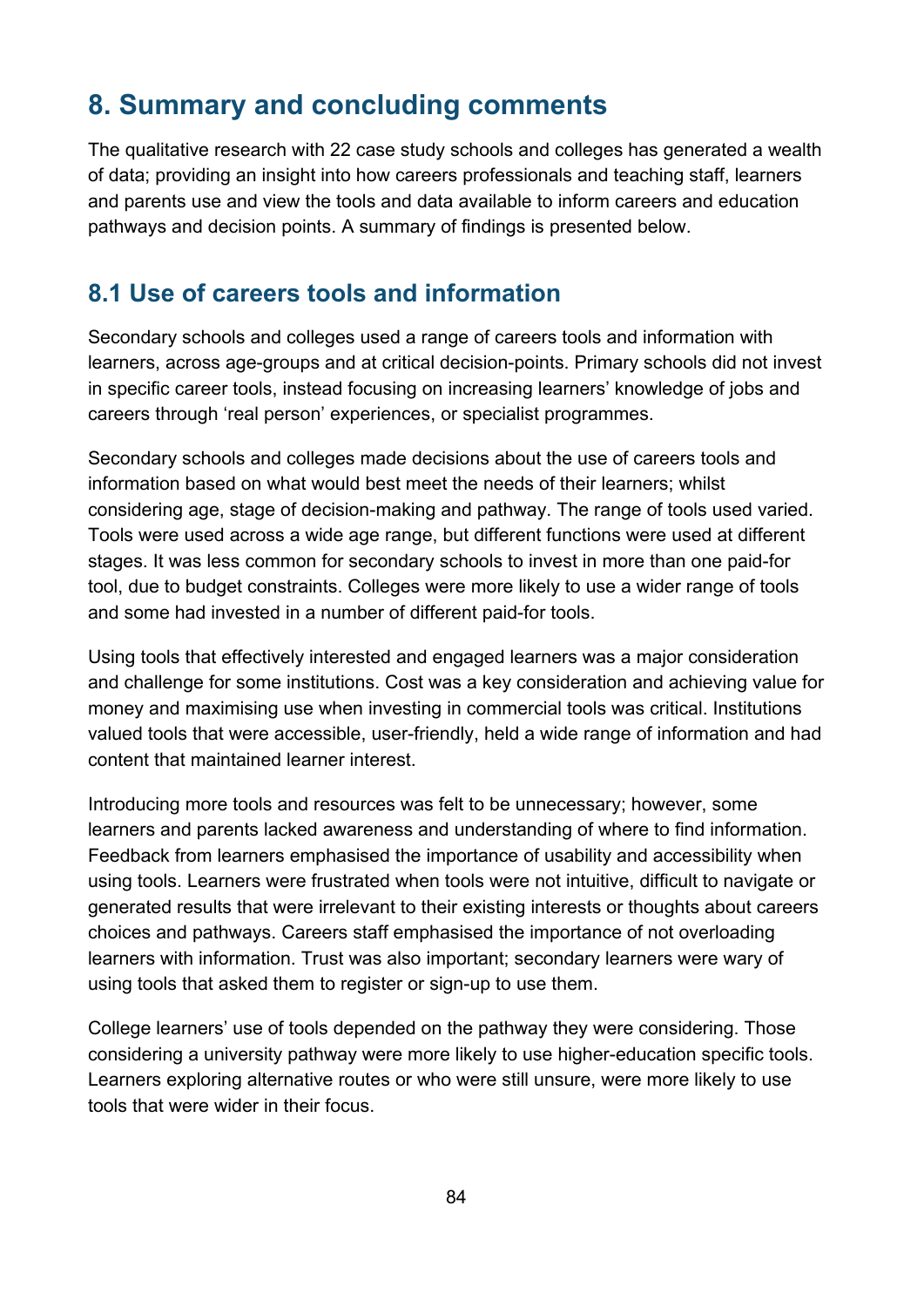# 8. Summary and concluding comments

The qualitative research with 22 case study schools and colleges has generated a wealth of data; providing an insight into how careers professionals and teaching staff, learners and parents use and view the tools and data available to inform careers and education pathways and decision points. A summary of findings is presented below.

## 8.1 Use of careers tools and information

Secondary schools and colleges used a range of careers tools and information with learners, across age-groups and at critical decision-points. Primary schools did not invest in specific career tools, instead focusing on increasing learners' knowledge of jobs and careers through 'real person' experiences, or specialist programmes.

Secondary schools and colleges made decisions about the use of careers tools and information based on what would best meet the needs of their learners; whilst considering age, stage of decision-making and pathway. The range of tools used varied. Tools were used across a wide age range, but different functions were used at different stages. It was less common for secondary schools to invest in more than one paid-for tool, due to budget constraints. Colleges were more likely to use a wider range of tools and some had invested in a number of different paid-for tools.

Using tools that effectively interested and engaged learners was a major consideration and challenge for some institutions. Cost was a key consideration and achieving value for money and maximising use when investing in commercial tools was critical. Institutions valued tools that were accessible, user-friendly, held a wide range of information and had content that maintained learner interest.

Introducing more tools and resources was felt to be unnecessary; however, some learners and parents lacked awareness and understanding of where to find information. Feedback from learners emphasised the importance of usability and accessibility when using tools. Learners were frustrated when tools were not intuitive, difficult to navigate or generated results that were irrelevant to their existing interests or thoughts about careers choices and pathways. Careers staff emphasised the importance of not overloading learners with information. Trust was also important; secondary learners were wary of using tools that asked them to register or sign-up to use them.

College learners' use of tools depended on the pathway they were considering. Those considering a university pathway were more likely to use higher-education specific tools. Learners exploring alternative routes or who were still unsure, were more likely to use tools that were wider in their focus.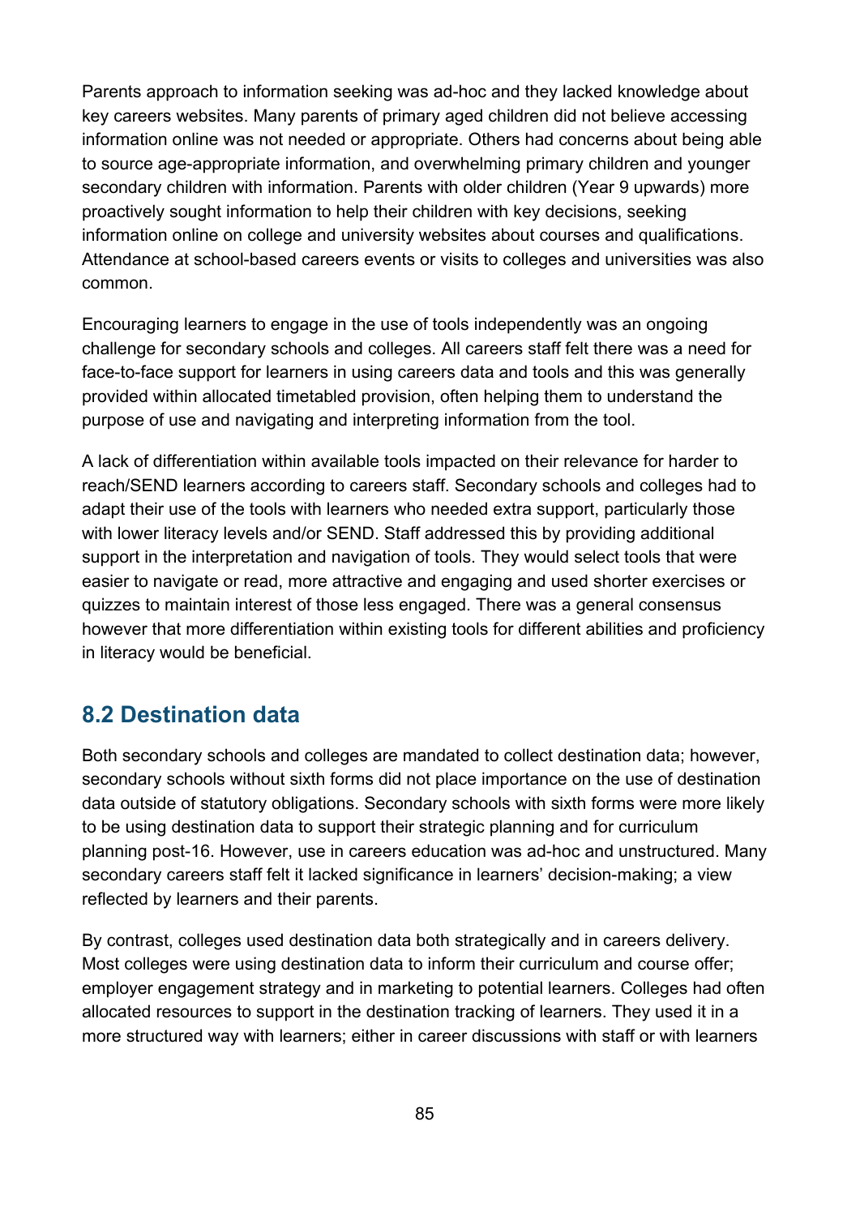Parents approach to information seeking was ad-hoc and they lacked knowledge about key careers websites. Many parents of primary aged children did not believe accessing information online was not needed or appropriate. Others had concerns about being able to source age-appropriate information, and overwhelming primary children and younger secondary children with information. Parents with older children (Year 9 upwards) more proactively sought information to help their children with key decisions, seeking information online on college and university websites about courses and qualifications. Attendance at school-based careers events or visits to colleges and universities was also common.

Encouraging learners to engage in the use of tools independently was an ongoing challenge for secondary schools and colleges. All careers staff felt there was a need for face-to-face support for learners in using careers data and tools and this was generally provided within allocated timetabled provision, often helping them to understand the purpose of use and navigating and interpreting information from the tool.

A lack of differentiation within available tools impacted on their relevance for harder to reach/SEND learners according to careers staff. Secondary schools and colleges had to adapt their use of the tools with learners who needed extra support, particularly those with lower literacy levels and/or SEND. Staff addressed this by providing additional support in the interpretation and navigation of tools. They would select tools that were easier to navigate or read, more attractive and engaging and used shorter exercises or quizzes to maintain interest of those less engaged. There was a general consensus however that more differentiation within existing tools for different abilities and proficiency in literacy would be beneficial.

## 8.2 Destination data

Both secondary schools and colleges are mandated to collect destination data; however, secondary schools without sixth forms did not place importance on the use of destination data outside of statutory obligations. Secondary schools with sixth forms were more likely to be using destination data to support their strategic planning and for curriculum planning post-16. However, use in careers education was ad-hoc and unstructured. Many secondary careers staff felt it lacked significance in learners' decision-making; a view reflected by learners and their parents.

By contrast, colleges used destination data both strategically and in careers delivery. Most colleges were using destination data to inform their curriculum and course offer; employer engagement strategy and in marketing to potential learners. Colleges had often allocated resources to support in the destination tracking of learners. They used it in a more structured way with learners; either in career discussions with staff or with learners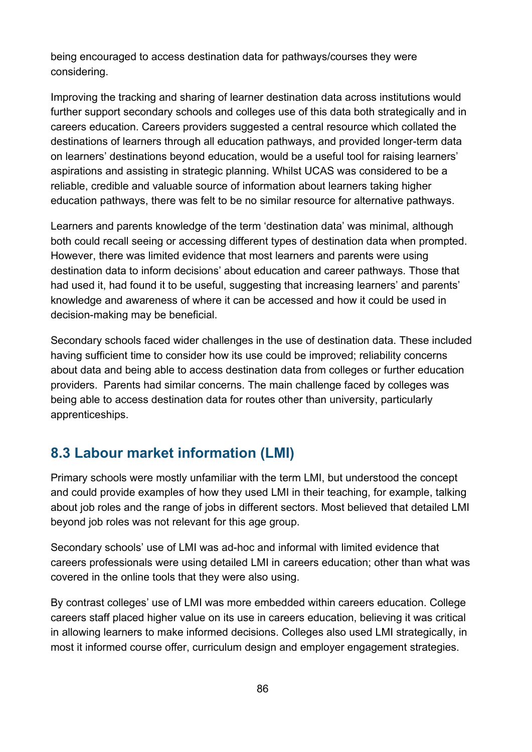being encouraged to access destination data for pathways/courses they were considering.

Improving the tracking and sharing of learner destination data across institutions would further support secondary schools and colleges use of this data both strategically and in careers education. Careers providers suggested a central resource which collated the destinations of learners through all education pathways, and provided longer-term data on learners' destinations beyond education, would be a useful tool for raising learners' aspirations and assisting in strategic planning. Whilst UCAS was considered to be a reliable, credible and valuable source of information about learners taking higher education pathways, there was felt to be no similar resource for alternative pathways.

Learners and parents knowledge of the term 'destination data' was minimal, although both could recall seeing or accessing different types of destination data when prompted. However, there was limited evidence that most learners and parents were using destination data to inform decisions' about education and career pathways. Those that had used it, had found it to be useful, suggesting that increasing learners' and parents' knowledge and awareness of where it can be accessed and how it could be used in decision-making may be beneficial.

Secondary schools faced wider challenges in the use of destination data. These included having sufficient time to consider how its use could be improved; reliability concerns about data and being able to access destination data from colleges or further education providers.  Parents had similar concerns. The main challenge faced by colleges was being able to access destination data for routes other than university, particularly apprenticeships.

## 8.3 Labour market information (LMI)

Primary schools were mostly unfamiliar with the term LMI, but understood the concept and could provide examples of how they used LMI in their teaching, for example, talking about job roles and the range of jobs in different sectors. Most believed that detailed LMI beyond job roles was not relevant for this age group.

Secondary schools' use of LMI was ad-hoc and informal with limited evidence that careers professionals were using detailed LMI in careers education; other than what was covered in the online tools that they were also using.

By contrast colleges' use of LMI was more embedded within careers education. College careers staff placed higher value on its use in careers education, believing it was critical in allowing learners to make informed decisions. Colleges also used LMI strategically, in most it informed course offer, curriculum design and employer engagement strategies.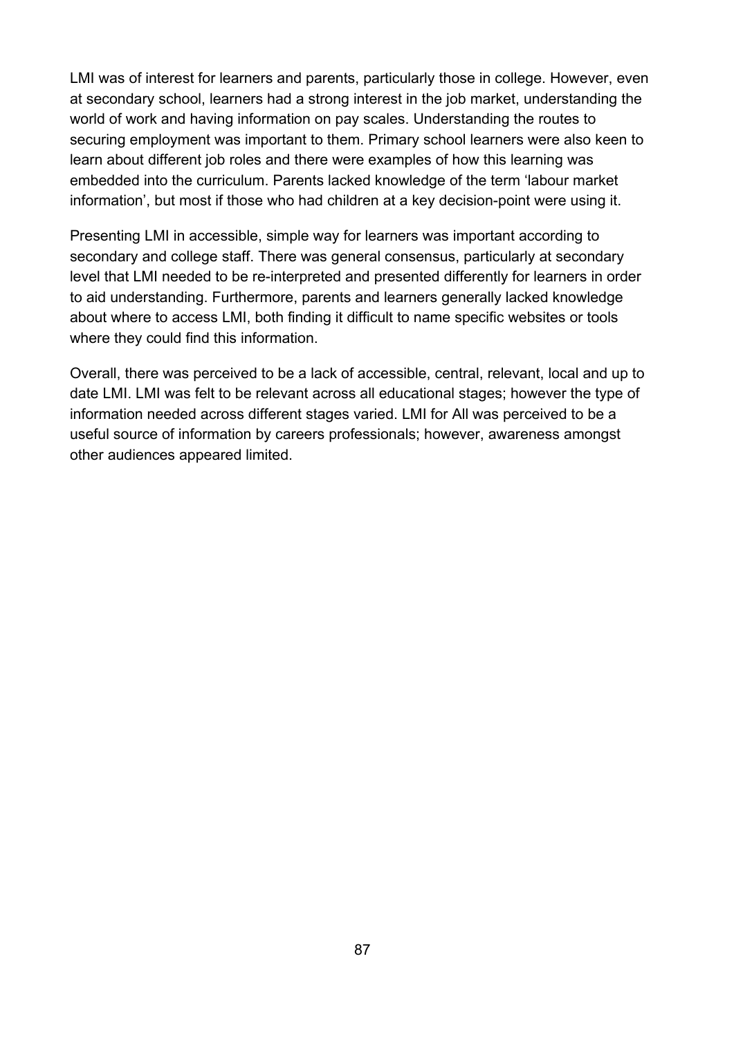LMI was of interest for learners and parents, particularly those in college. However, even at secondary school, learners had a strong interest in the job market, understanding the world of work and having information on pay scales. Understanding the routes to securing employment was important to them. Primary school learners were also keen to learn about different job roles and there were examples of how this learning was embedded into the curriculum. Parents lacked knowledge of the term 'labour market information', but most if those who had children at a key decision-point were using it.

Presenting LMI in accessible, simple way for learners was important according to secondary and college staff. There was general consensus, particularly at secondary level that LMI needed to be re-interpreted and presented differently for learners in order to aid understanding. Furthermore, parents and learners generally lacked knowledge about where to access LMI, both finding it difficult to name specific websites or tools where they could find this information.

Overall, there was perceived to be a lack of accessible, central, relevant, local and up to date LMI. LMI was felt to be relevant across all educational stages; however the type of information needed across different stages varied. LMI for All was perceived to be a useful source of information by careers professionals; however, awareness amongst other audiences appeared limited.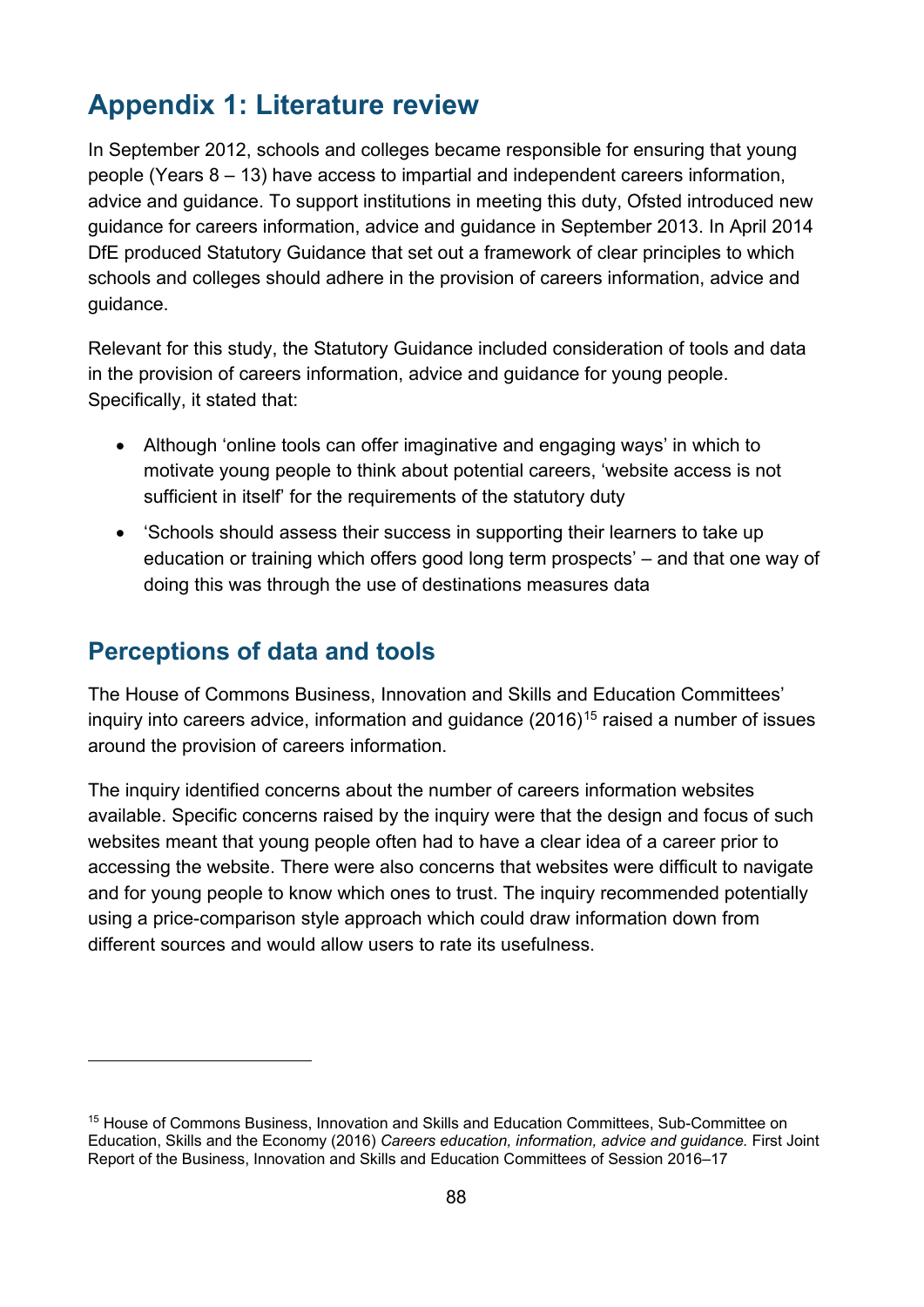# Appendix 1: Literature review

In September 2012, schools and colleges became responsible for ensuring that young people (Years 8 – 13) have access to impartial and independent careers information, advice and guidance. To support institutions in meeting this duty, Ofsted introduced new guidance for careers information, advice and guidance in September 2013. In April 2014 DfE produced Statutory Guidance that set out a framework of clear principles to which schools and colleges should adhere in the provision of careers information, advice and guidance.

Relevant for this study, the Statutory Guidance included consideration of tools and data in the provision of careers information, advice and guidance for young people. Specifically, it stated that:

- Although 'online tools can offer imaginative and engaging ways' in which to motivate young people to think about potential careers, 'website access is not sufficient in itself' for the requirements of the statutory duty
- 'Schools should assess their success in supporting their learners to take up education or training which offers good long term prospects' – and that one way of doing this was through the use of destinations measures data

## Perceptions of data and tools

The House of Commons Business, Innovation and Skills and Education Committees' inquiry into careers advice, information and guidance (2016)[15] raised a number of issues around the provision of careers information.

The inquiry identified concerns about the number of careers information websites available. Specific concerns raised by the inquiry were that the design and focus of such websites meant that young people often had to have a clear idea of a career prior to accessing the website. There were also concerns that websites were difficult to navigate and for young people to know which ones to trust. The inquiry recommended potentially using a price-comparison style approach which could draw information down from different sources and would allow users to rate its usefulness.

[15] House of Commons Business, Innovation and Skills and Education Committees, Sub-Committee on Education, Skills and the Economy (2016) *Careers education, information, advice and guidance.* First Joint Report of the Business, Innovation and Skills and Education Committees of Session 2016–17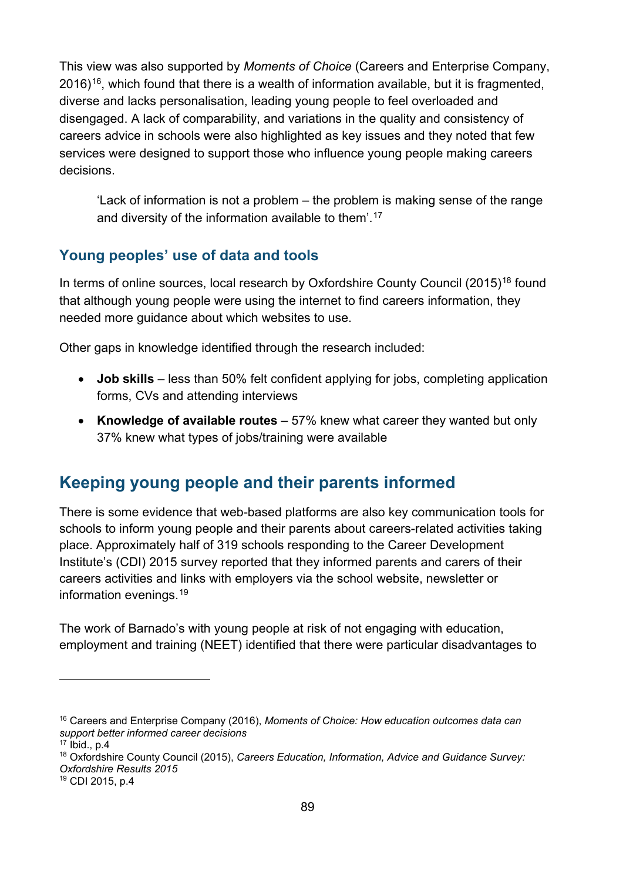This view was also supported by *Moments of Choice* (Careers and Enterprise Company, 2016)[16], which found that there is a wealth of information available, but it is fragmented, diverse and lacks personalisation, leading young people to feel overloaded and disengaged. A lack of comparability, and variations in the quality and consistency of careers advice in schools were also highlighted as key issues and they noted that few services were designed to support those who influence young people making careers decisions.

> 'Lack of information is not a problem – the problem is making sense of the range and diversity of the information available to them'.[17]

### Young peoples' use of data and tools

In terms of online sources, local research by Oxfordshire County Council (2015)[18] found that although young people were using the internet to find careers information, they needed more guidance about which websites to use.

Other gaps in knowledge identified through the research included:

- **Job skills** – less than 50% felt confident applying for jobs, completing application forms, CVs and attending interviews
- **Knowledge of available routes** – 57% knew what career they wanted but only 37% knew what types of jobs/training were available

## Keeping young people and their parents informed

There is some evidence that web-based platforms are also key communication tools for schools to inform young people and their parents about careers-related activities taking place. Approximately half of 319 schools responding to the Career Development Institute's (CDI) 2015 survey reported that they informed parents and carers of their careers activities and links with employers via the school website, newsletter or information evenings.[19]

The work of Barnado's with young people at risk of not engaging with education, employment and training (NEET) identified that there were particular disadvantages to

---

[16] Careers and Enterprise Company (2016), *Moments of Choice: How education outcomes data can support better informed career decisions*

[17] Ibid., p.4

[18] Oxfordshire County Council (2015), *Careers Education, Information, Advice and Guidance Survey: Oxfordshire Results 2015*

[19] CDI 2015, p.4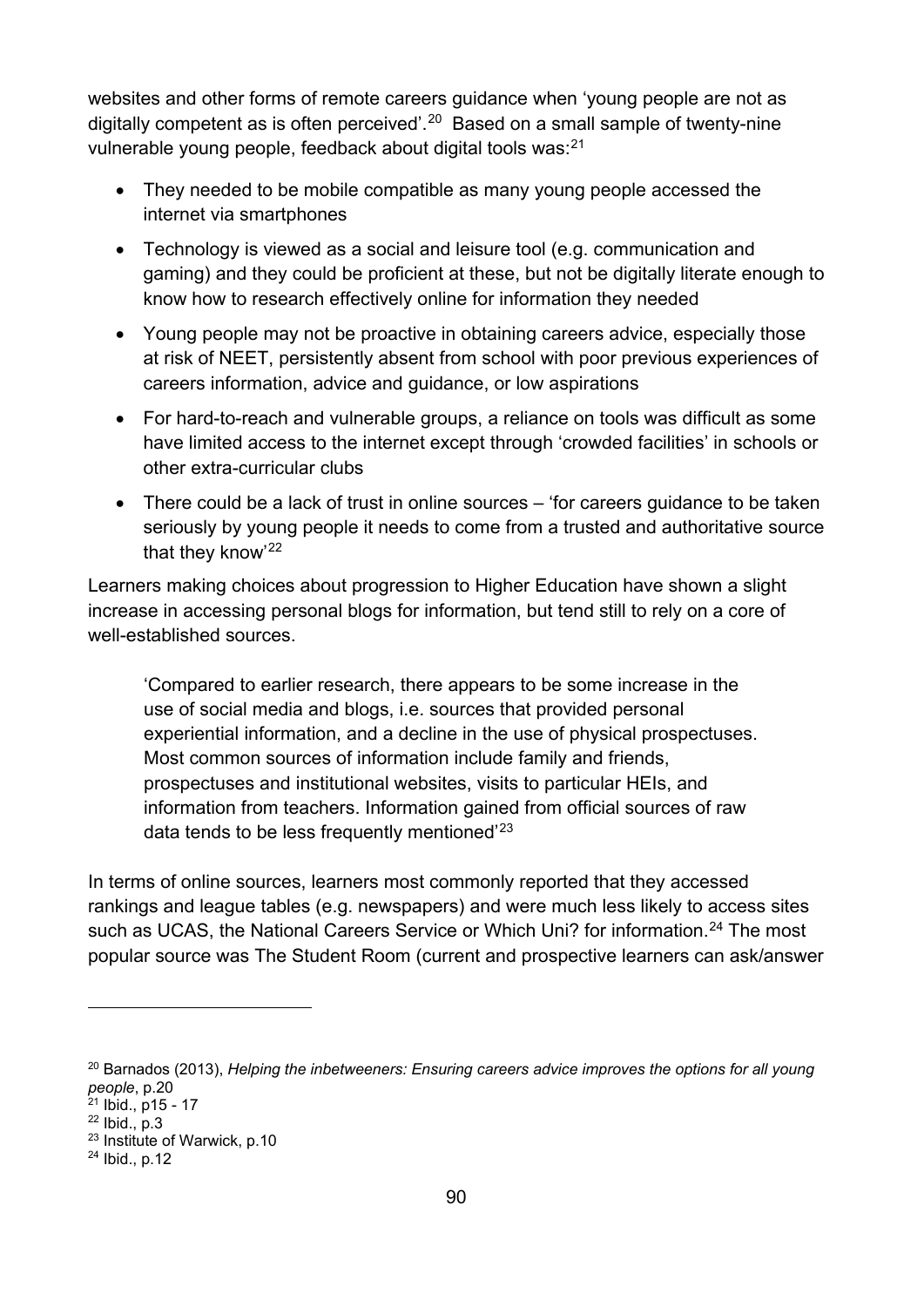websites and other forms of remote careers guidance when 'young people are not as digitally competent as is often perceived'.[20] Based on a small sample of twenty-nine vulnerable young people, feedback about digital tools was:[21]

- They needed to be mobile compatible as many young people accessed the internet via smartphones
- Technology is viewed as a social and leisure tool (e.g. communication and gaming) and they could be proficient at these, but not be digitally literate enough to know how to research effectively online for information they needed
- Young people may not be proactive in obtaining careers advice, especially those at risk of NEET, persistently absent from school with poor previous experiences of careers information, advice and guidance, or low aspirations
- For hard-to-reach and vulnerable groups, a reliance on tools was difficult as some have limited access to the internet except through 'crowded facilities' in schools or other extra-curricular clubs
- There could be a lack of trust in online sources – 'for careers guidance to be taken seriously by young people it needs to come from a trusted and authoritative source that they know'[22]

Learners making choices about progression to Higher Education have shown a slight increase in accessing personal blogs for information, but tend still to rely on a core of well-established sources.

> 'Compared to earlier research, there appears to be some increase in the use of social media and blogs, i.e. sources that provided personal experiential information, and a decline in the use of physical prospectuses. Most common sources of information include family and friends, prospectuses and institutional websites, visits to particular HEIs, and information from teachers. Information gained from official sources of raw data tends to be less frequently mentioned'[23]

In terms of online sources, learners most commonly reported that they accessed rankings and league tables (e.g. newspapers) and were much less likely to access sites such as UCAS, the National Careers Service or Which Uni? for information.[24] The most popular source was The Student Room (current and prospective learners can ask/answer

---

[20] Barnados (2013), *Helping the inbetweeners: Ensuring careers advice improves the options for all young people*, p.20

[21] Ibid., p15 - 17

[22] Ibid., p.3

[23] Institute of Warwick, p.10

[24] Ibid., p.12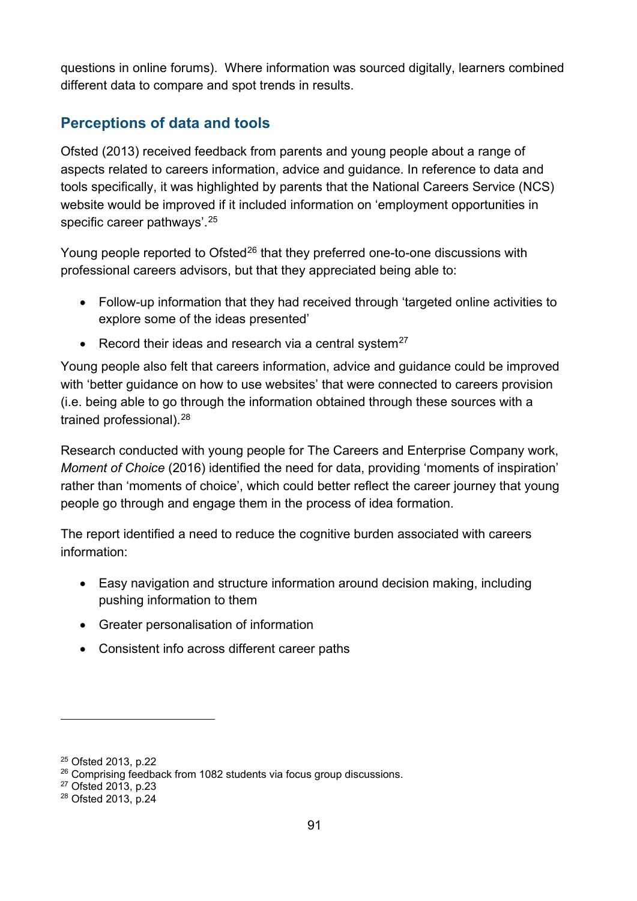questions in online forums). Where information was sourced digitally, learners combined different data to compare and spot trends in results.

## Perceptions of data and tools

Ofsted (2013) received feedback from parents and young people about a range of aspects related to careers information, advice and guidance. In reference to data and tools specifically, it was highlighted by parents that the National Careers Service (NCS) website would be improved if it included information on 'employment opportunities in specific career pathways'.[25]

Young people reported to Ofsted[26] that they preferred one-to-one discussions with professional careers advisors, but that they appreciated being able to:

- Follow-up information that they had received through 'targeted online activities to explore some of the ideas presented'
- Record their ideas and research via a central system[27]

Young people also felt that careers information, advice and guidance could be improved with 'better guidance on how to use websites' that were connected to careers provision (i.e. being able to go through the information obtained through these sources with a trained professional).[28]

Research conducted with young people for The Careers and Enterprise Company work, *Moment of Choice* (2016) identified the need for data, providing 'moments of inspiration' rather than 'moments of choice', which could better reflect the career journey that young people go through and engage them in the process of idea formation.

The report identified a need to reduce the cognitive burden associated with careers information:

- Easy navigation and structure information around decision making, including pushing information to them
- Greater personalisation of information
- Consistent info across different career paths

[25] Ofsted 2013, p.22
[26] Comprising feedback from 1082 students via focus group discussions.
[27] Ofsted 2013, p.23
[28] Ofsted 2013, p.24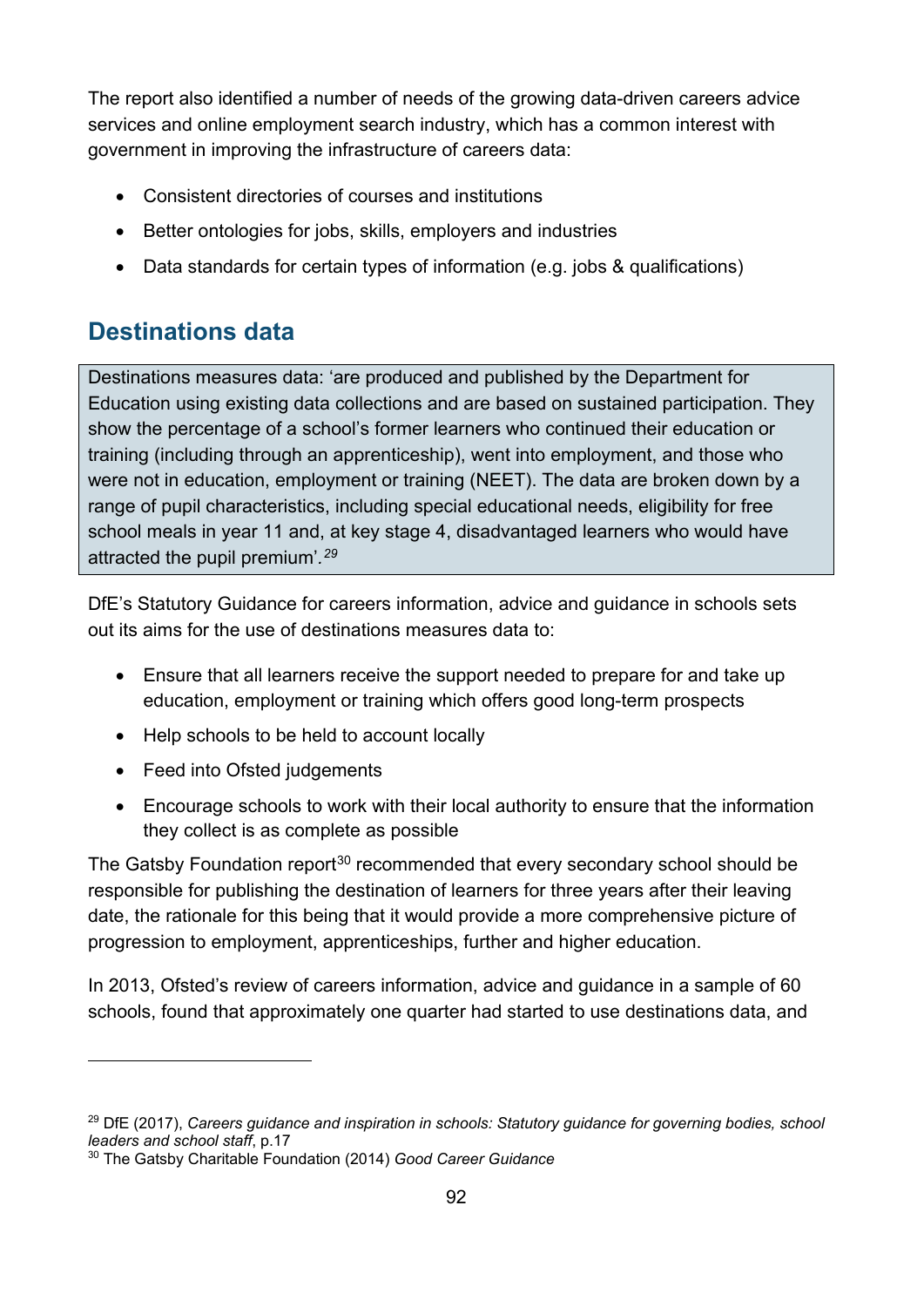The report also identified a number of needs of the growing data-driven careers advice services and online employment search industry, which has a common interest with government in improving the infrastructure of careers data:

- Consistent directories of courses and institutions
- Better ontologies for jobs, skills, employers and industries
- Data standards for certain types of information (e.g. jobs & qualifications)

## Destinations data

> Destinations measures data: 'are produced and published by the Department for Education using existing data collections and are based on sustained participation. They show the percentage of a school's former learners who continued their education or training (including through an apprenticeship), went into employment, and those who were not in education, employment or training (NEET). The data are broken down by a range of pupil characteristics, including special educational needs, eligibility for free school meals in year 11 and, at key stage 4, disadvantaged learners who would have attracted the pupil premium'.[29]

DfE's Statutory Guidance for careers information, advice and guidance in schools sets out its aims for the use of destinations measures data to:

- Ensure that all learners receive the support needed to prepare for and take up education, employment or training which offers good long-term prospects
- Help schools to be held to account locally
- Feed into Ofsted judgements
- Encourage schools to work with their local authority to ensure that the information they collect is as complete as possible

The Gatsby Foundation report[30] recommended that every secondary school should be responsible for publishing the destination of learners for three years after their leaving date, the rationale for this being that it would provide a more comprehensive picture of progression to employment, apprenticeships, further and higher education.

In 2013, Ofsted's review of careers information, advice and guidance in a sample of 60 schools, found that approximately one quarter had started to use destinations data, and

---

[29] DfE (2017), *Careers guidance and inspiration in schools: Statutory guidance for governing bodies, school leaders and school staff*, p.17

[30] The Gatsby Charitable Foundation (2014) *Good Career Guidance*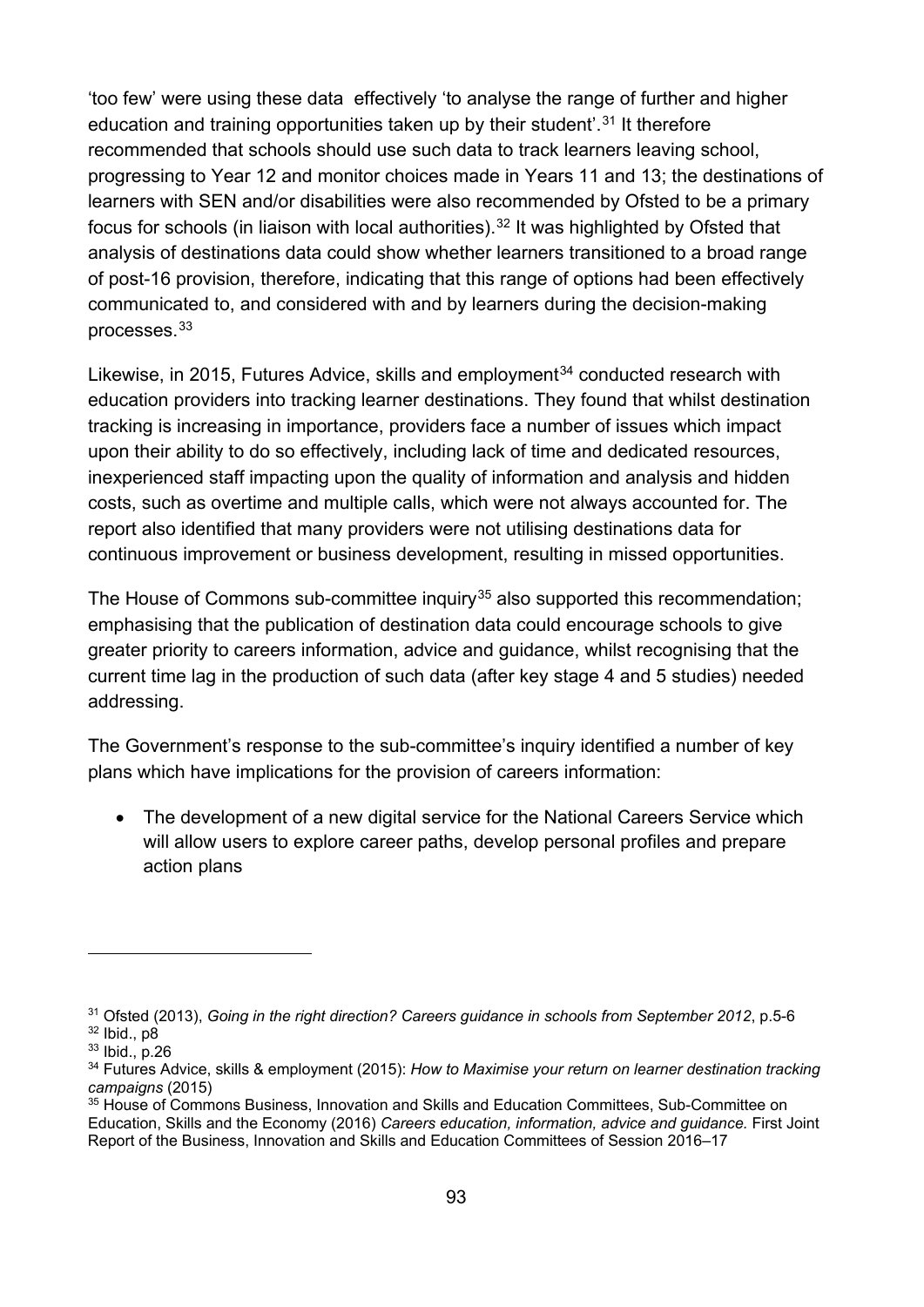'too few' were using these data  effectively 'to analyse the range of further and higher education and training opportunities taken up by their student'.[31] It therefore recommended that schools should use such data to track learners leaving school, progressing to Year 12 and monitor choices made in Years 11 and 13; the destinations of learners with SEN and/or disabilities were also recommended by Ofsted to be a primary focus for schools (in liaison with local authorities).[32] It was highlighted by Ofsted that analysis of destinations data could show whether learners transitioned to a broad range of post-16 provision, therefore, indicating that this range of options had been effectively communicated to, and considered with and by learners during the decision-making processes.[33]

Likewise, in 2015, Futures Advice, skills and employment[34] conducted research with education providers into tracking learner destinations. They found that whilst destination tracking is increasing in importance, providers face a number of issues which impact upon their ability to do so effectively, including lack of time and dedicated resources, inexperienced staff impacting upon the quality of information and analysis and hidden costs, such as overtime and multiple calls, which were not always accounted for. The report also identified that many providers were not utilising destinations data for continuous improvement or business development, resulting in missed opportunities.

The House of Commons sub-committee inquiry[35] also supported this recommendation; emphasising that the publication of destination data could encourage schools to give greater priority to careers information, advice and guidance, whilst recognising that the current time lag in the production of such data (after key stage 4 and 5 studies) needed addressing.

The Government's response to the sub-committee's inquiry identified a number of key plans which have implications for the provision of careers information:

- The development of a new digital service for the National Careers Service which will allow users to explore career paths, develop personal profiles and prepare action plans

---

[31] Ofsted (2013), *Going in the right direction? Careers guidance in schools from September 2012*, p.5-6
[32] Ibid., p8
[33] Ibid., p.26
[34] Futures Advice, skills & employment (2015): *How to Maximise your return on learner destination tracking campaigns* (2015)
[35] House of Commons Business, Innovation and Skills and Education Committees, Sub-Committee on Education, Skills and the Economy (2016) *Careers education, information, advice and guidance.* First Joint Report of the Business, Innovation and Skills and Education Committees of Session 2016–17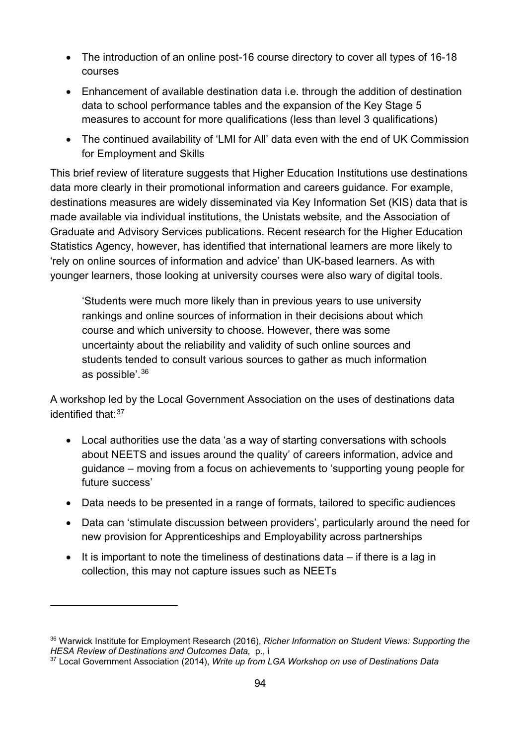- The introduction of an online post-16 course directory to cover all types of 16-18 courses
- Enhancement of available destination data i.e. through the addition of destination data to school performance tables and the expansion of the Key Stage 5 measures to account for more qualifications (less than level 3 qualifications)
- The continued availability of 'LMI for All' data even with the end of UK Commission for Employment and Skills

This brief review of literature suggests that Higher Education Institutions use destinations data more clearly in their promotional information and careers guidance. For example, destinations measures are widely disseminated via Key Information Set (KIS) data that is made available via individual institutions, the Unistats website, and the Association of Graduate and Advisory Services publications. Recent research for the Higher Education Statistics Agency, however, has identified that international learners are more likely to 'rely on online sources of information and advice' than UK-based learners. As with younger learners, those looking at university courses were also wary of digital tools.

> 'Students were much more likely than in previous years to use university rankings and online sources of information in their decisions about which course and which university to choose. However, there was some uncertainty about the reliability and validity of such online sources and students tended to consult various sources to gather as much information as possible'.[36]

A workshop led by the Local Government Association on the uses of destinations data identified that:[37]

- Local authorities use the data 'as a way of starting conversations with schools about NEETS and issues around the quality' of careers information, advice and guidance – moving from a focus on achievements to 'supporting young people for future success'
- Data needs to be presented in a range of formats, tailored to specific audiences
- Data can 'stimulate discussion between providers', particularly around the need for new provision for Apprenticeships and Employability across partnerships
- It is important to note the timeliness of destinations data – if there is a lag in collection, this may not capture issues such as NEETs

---

[36] Warwick Institute for Employment Research (2016), *Richer Information on Student Views: Supporting the HESA Review of Destinations and Outcomes Data,* p., i

[37] Local Government Association (2014), *Write up from LGA Workshop on use of Destinations Data*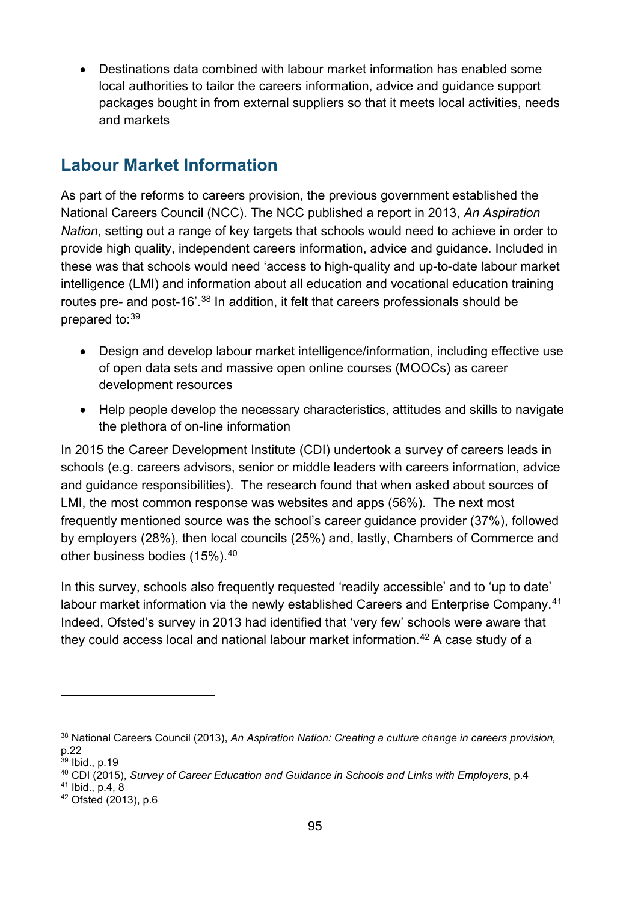- Destinations data combined with labour market information has enabled some local authorities to tailor the careers information, advice and guidance support packages bought in from external suppliers so that it meets local activities, needs and markets

## Labour Market Information

As part of the reforms to careers provision, the previous government established the National Careers Council (NCC). The NCC published a report in 2013, *An Aspiration Nation*, setting out a range of key targets that schools would need to achieve in order to provide high quality, independent careers information, advice and guidance. Included in these was that schools would need 'access to high-quality and up-to-date labour market intelligence (LMI) and information about all education and vocational education training routes pre- and post-16'.[38] In addition, it felt that careers professionals should be prepared to:[39]

- Design and develop labour market intelligence/information, including effective use of open data sets and massive open online courses (MOOCs) as career development resources
- Help people develop the necessary characteristics, attitudes and skills to navigate the plethora of on-line information

In 2015 the Career Development Institute (CDI) undertook a survey of careers leads in schools (e.g. careers advisors, senior or middle leaders with careers information, advice and guidance responsibilities). The research found that when asked about sources of LMI, the most common response was websites and apps (56%). The next most frequently mentioned source was the school's career guidance provider (37%), followed by employers (28%), then local councils (25%) and, lastly, Chambers of Commerce and other business bodies (15%).[40]

In this survey, schools also frequently requested 'readily accessible' and to 'up to date' labour market information via the newly established Careers and Enterprise Company.[41] Indeed, Ofsted's survey in 2013 had identified that 'very few' schools were aware that they could access local and national labour market information.[42] A case study of a

---

[38] National Careers Council (2013), *An Aspiration Nation: Creating a culture change in careers provision,* p.22

[39] Ibid., p.19

[40] CDI (2015), *Survey of Career Education and Guidance in Schools and Links with Employers*, p.4

[41] Ibid., p.4, 8

[42] Ofsted (2013), p.6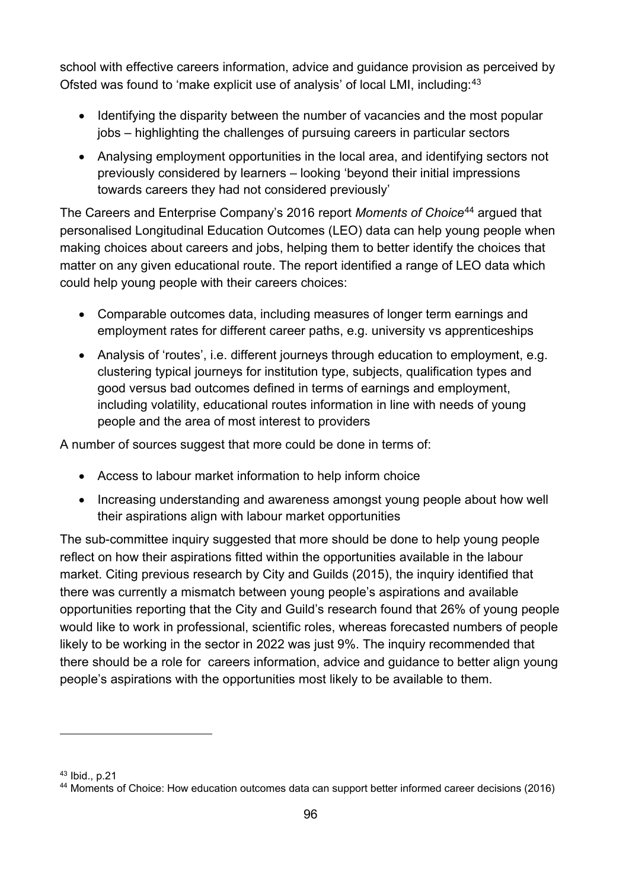school with effective careers information, advice and guidance provision as perceived by Ofsted was found to 'make explicit use of analysis' of local LMI, including:[43]

- Identifying the disparity between the number of vacancies and the most popular jobs – highlighting the challenges of pursuing careers in particular sectors
- Analysing employment opportunities in the local area, and identifying sectors not previously considered by learners – looking 'beyond their initial impressions towards careers they had not considered previously'

The Careers and Enterprise Company's 2016 report *Moments of Choice*[44] argued that personalised Longitudinal Education Outcomes (LEO) data can help young people when making choices about careers and jobs, helping them to better identify the choices that matter on any given educational route. The report identified a range of LEO data which could help young people with their careers choices:

- Comparable outcomes data, including measures of longer term earnings and employment rates for different career paths, e.g. university vs apprenticeships
- Analysis of 'routes', i.e. different journeys through education to employment, e.g. clustering typical journeys for institution type, subjects, qualification types and good versus bad outcomes defined in terms of earnings and employment, including volatility, educational routes information in line with needs of young people and the area of most interest to providers

A number of sources suggest that more could be done in terms of:

- Access to labour market information to help inform choice
- Increasing understanding and awareness amongst young people about how well their aspirations align with labour market opportunities

The sub-committee inquiry suggested that more should be done to help young people reflect on how their aspirations fitted within the opportunities available in the labour market. Citing previous research by City and Guilds (2015), the inquiry identified that there was currently a mismatch between young people's aspirations and available opportunities reporting that the City and Guild's research found that 26% of young people would like to work in professional, scientific roles, whereas forecasted numbers of people likely to be working in the sector in 2022 was just 9%. The inquiry recommended that there should be a role for careers information, advice and guidance to better align young people's aspirations with the opportunities most likely to be available to them.

[43] Ibid., p.21

[44] Moments of Choice: How education outcomes data can support better informed career decisions (2016)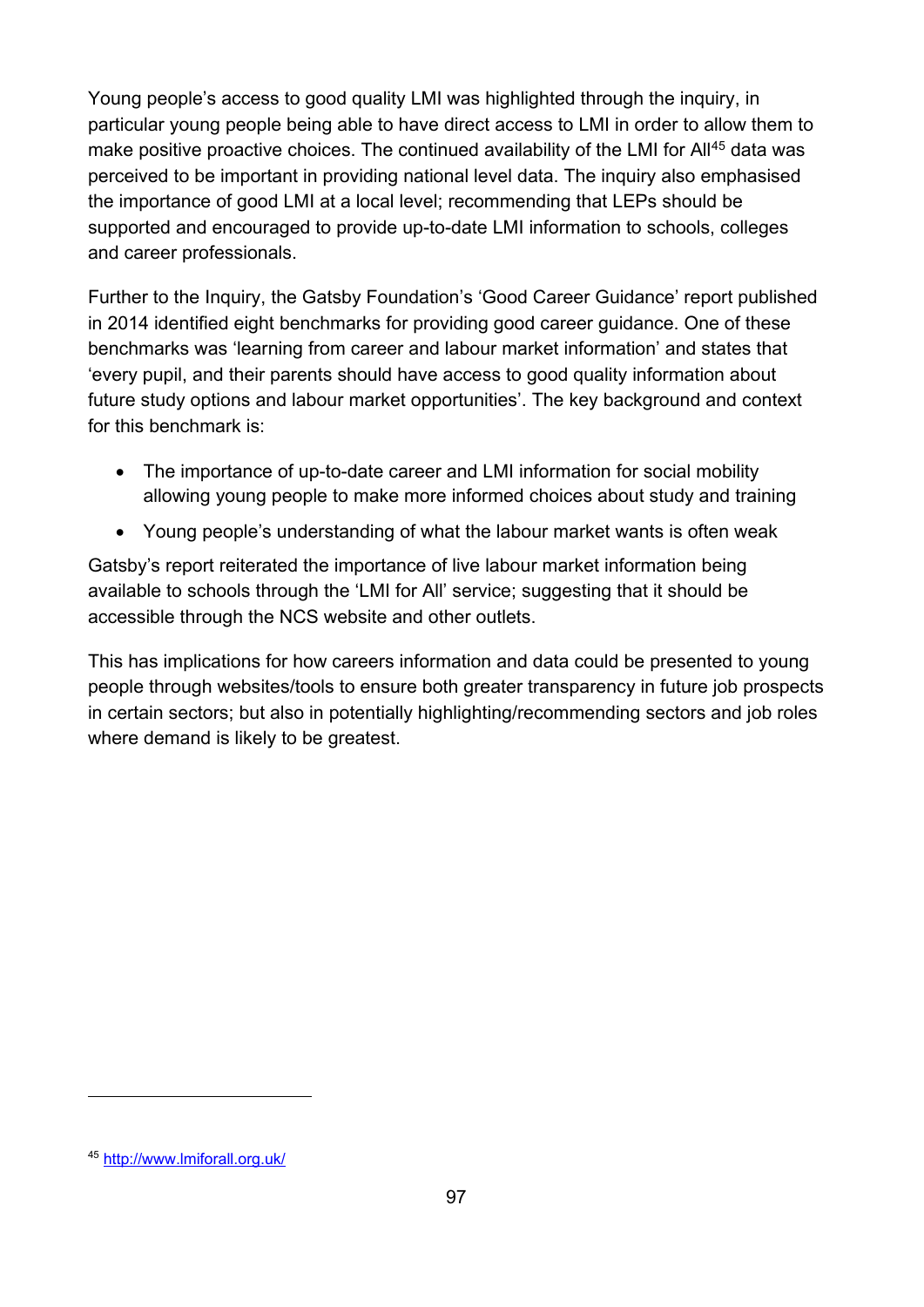Young people's access to good quality LMI was highlighted through the inquiry, in particular young people being able to have direct access to LMI in order to allow them to make positive proactive choices. The continued availability of the LMI for All[45] data was perceived to be important in providing national level data. The inquiry also emphasised the importance of good LMI at a local level; recommending that LEPs should be supported and encouraged to provide up-to-date LMI information to schools, colleges and career professionals.

Further to the Inquiry, the Gatsby Foundation's 'Good Career Guidance' report published in 2014 identified eight benchmarks for providing good career guidance. One of these benchmarks was 'learning from career and labour market information' and states that 'every pupil, and their parents should have access to good quality information about future study options and labour market opportunities'. The key background and context for this benchmark is:

- The importance of up-to-date career and LMI information for social mobility allowing young people to make more informed choices about study and training
- Young people's understanding of what the labour market wants is often weak

Gatsby's report reiterated the importance of live labour market information being available to schools through the 'LMI for All' service; suggesting that it should be accessible through the NCS website and other outlets.

This has implications for how careers information and data could be presented to young people through websites/tools to ensure both greater transparency in future job prospects in certain sectors; but also in potentially highlighting/recommending sectors and job roles where demand is likely to be greatest.

---

[45] http://www.lmiforall.org.uk/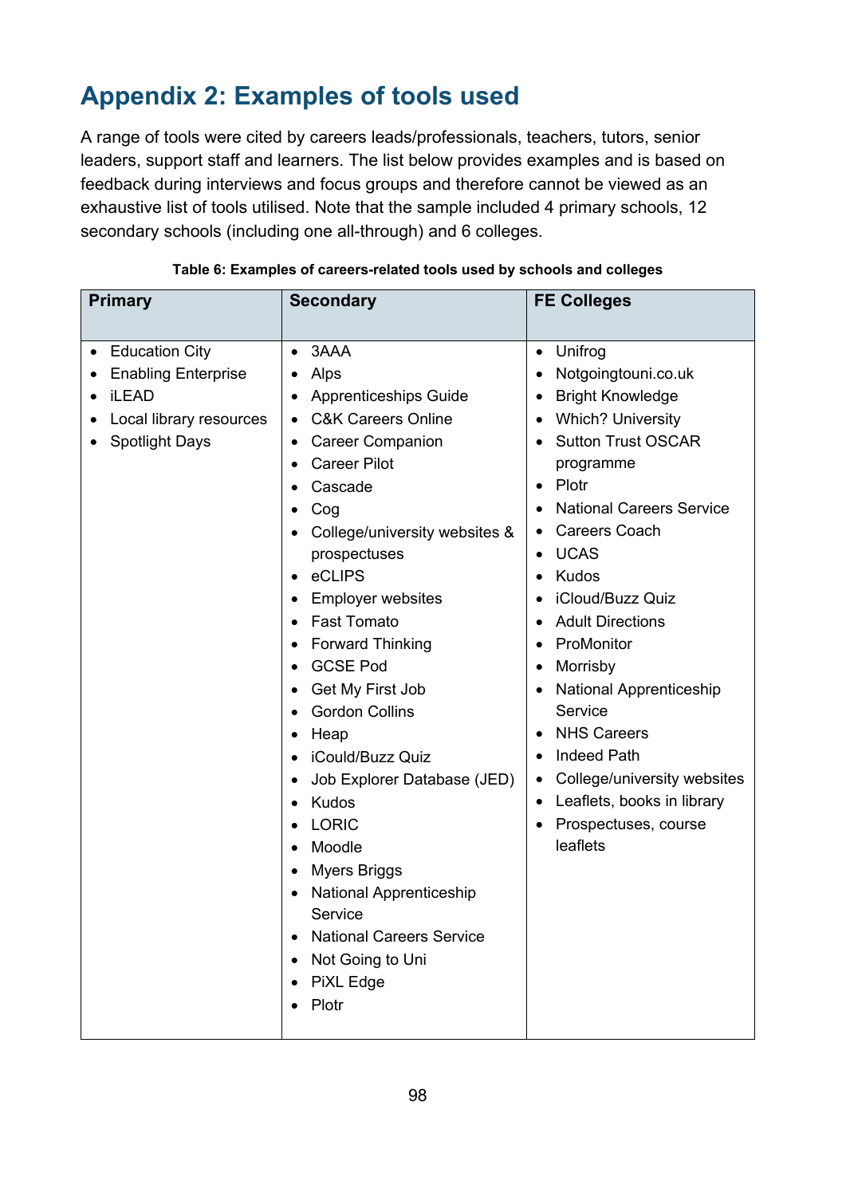# Appendix 2: Examples of tools used

A range of tools were cited by careers leads/professionals, teachers, tutors, senior leaders, support staff and learners. The list below provides examples and is based on feedback during interviews and focus groups and therefore cannot be viewed as an exhaustive list of tools utilised. Note that the sample included 4 primary schools, 12 secondary schools (including one all-through) and 6 colleges.

**Table 6: Examples of careers-related tools used by schools and colleges**

| Primary | Secondary | FE Colleges |
|---|---|---|
| • Education City<br>• Enabling Enterprise<br>• iLEAD<br>• Local library resources<br>• Spotlight Days | • 3AAA<br>• Alps<br>• Apprenticeships Guide<br>• C&K Careers Online<br>• Career Companion<br>• Career Pilot<br>• Cascade<br>• Cog<br>• College/university websites & prospectuses<br>• eCLIPS<br>• Employer websites<br>• Fast Tomato<br>• Forward Thinking<br>• GCSE Pod<br>• Get My First Job<br>• Gordon Collins<br>• Heap<br>• iCould/Buzz Quiz<br>• Job Explorer Database (JED)<br>• Kudos<br>• LORIC<br>• Moodle<br>• Myers Briggs<br>• National Apprenticeship Service<br>• National Careers Service<br>• Not Going to Uni<br>• PiXL Edge<br>• Plotr | • Unifrog<br>• Notgoingtouni.co.uk<br>• Bright Knowledge<br>• Which? University<br>• Sutton Trust OSCAR programme<br>• Plotr<br>• National Careers Service<br>• Careers Coach<br>• UCAS<br>• Kudos<br>• iCloud/Buzz Quiz<br>• Adult Directions<br>• ProMonitor<br>• Morrisby<br>• National Apprenticeship Service<br>• NHS Careers<br>• Indeed Path<br>• College/university websites<br>• Leaflets, books in library<br>• Prospectuses, course leaflets |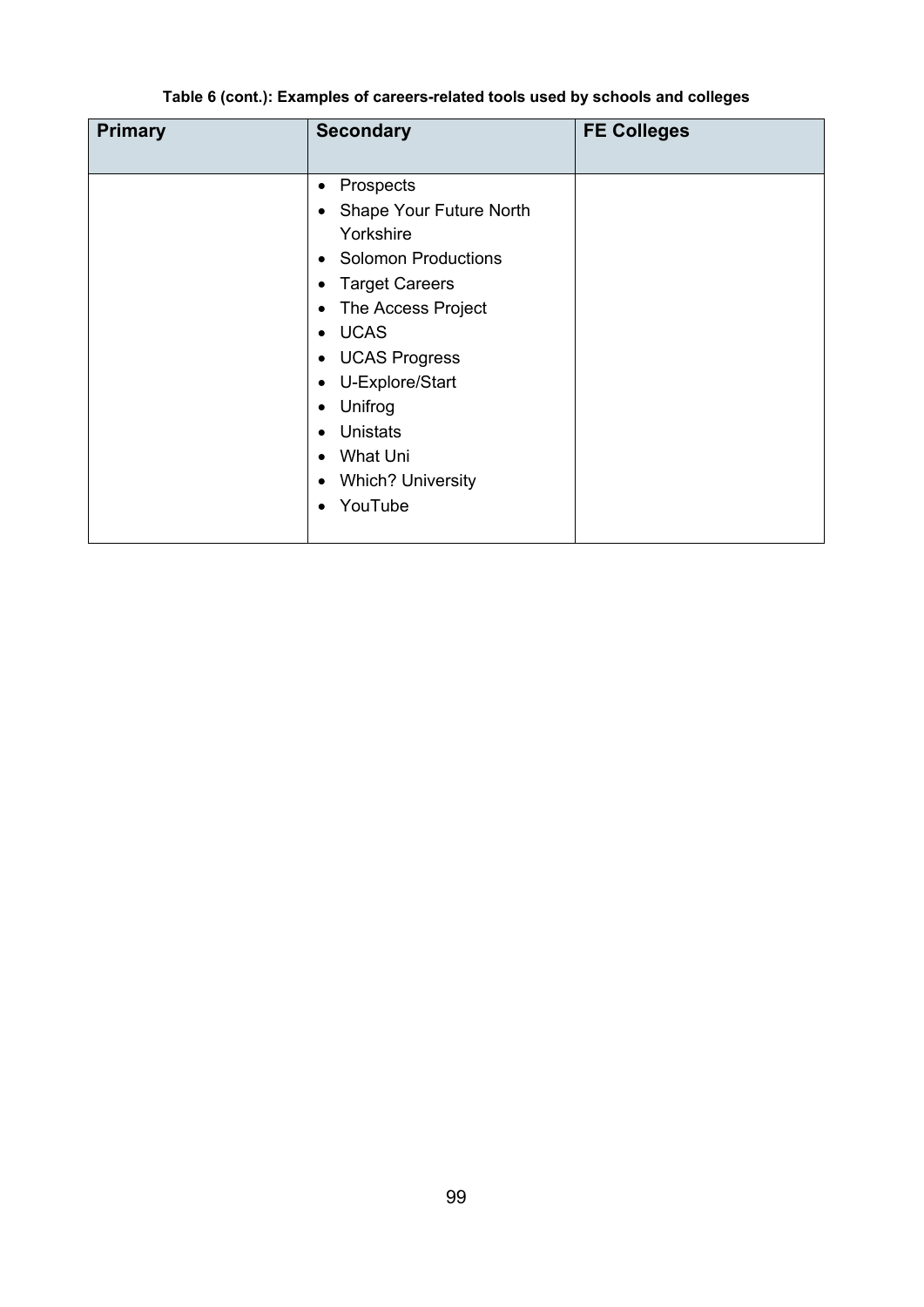**Table 6 (cont.): Examples of careers-related tools used by schools and colleges**

| Primary | Secondary | FE Colleges |
|---|---|---|
| | • Prospects<br>• Shape Your Future North Yorkshire<br>• Solomon Productions<br>• Target Careers<br>• The Access Project<br>• UCAS<br>• UCAS Progress<br>• U-Explore/Start<br>• Unifrog<br>• Unistats<br>• What Uni<br>• Which? University<br>• YouTube | |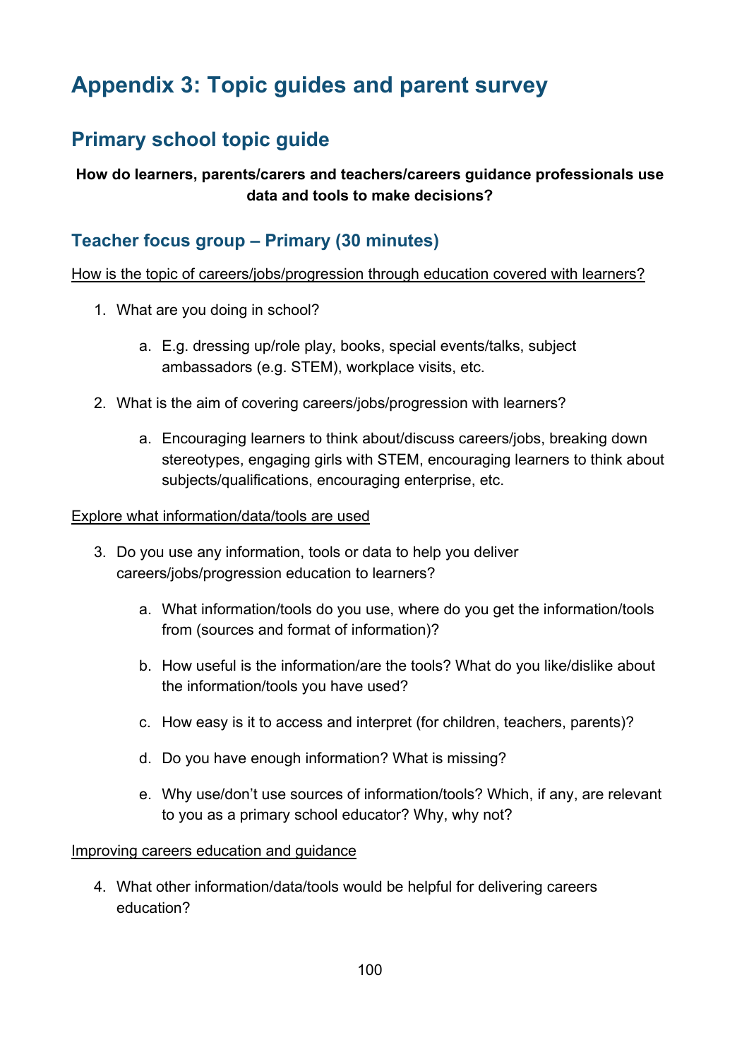# Appendix 3: Topic guides and parent survey

## Primary school topic guide

**How do learners, parents/carers and teachers/careers guidance professionals use data and tools to make decisions?**

### Teacher focus group – Primary (30 minutes)

<u>How is the topic of careers/jobs/progression through education covered with learners?</u>

1. What are you doing in school?
   a. E.g. dressing up/role play, books, special events/talks, subject ambassadors (e.g. STEM), workplace visits, etc.
2. What is the aim of covering careers/jobs/progression with learners?
   a. Encouraging learners to think about/discuss careers/jobs, breaking down stereotypes, engaging girls with STEM, encouraging learners to think about subjects/qualifications, encouraging enterprise, etc.

<u>Explore what information/data/tools are used</u>

3. Do you use any information, tools or data to help you deliver careers/jobs/progression education to learners?
   a. What information/tools do you use, where do you get the information/tools from (sources and format of information)?
   b. How useful is the information/are the tools? What do you like/dislike about the information/tools you have used?
   c. How easy is it to access and interpret (for children, teachers, parents)?
   d. Do you have enough information? What is missing?
   e. Why use/don't use sources of information/tools? Which, if any, are relevant to you as a primary school educator? Why, why not?

<u>Improving careers education and guidance</u>

4. What other information/data/tools would be helpful for delivering careers education?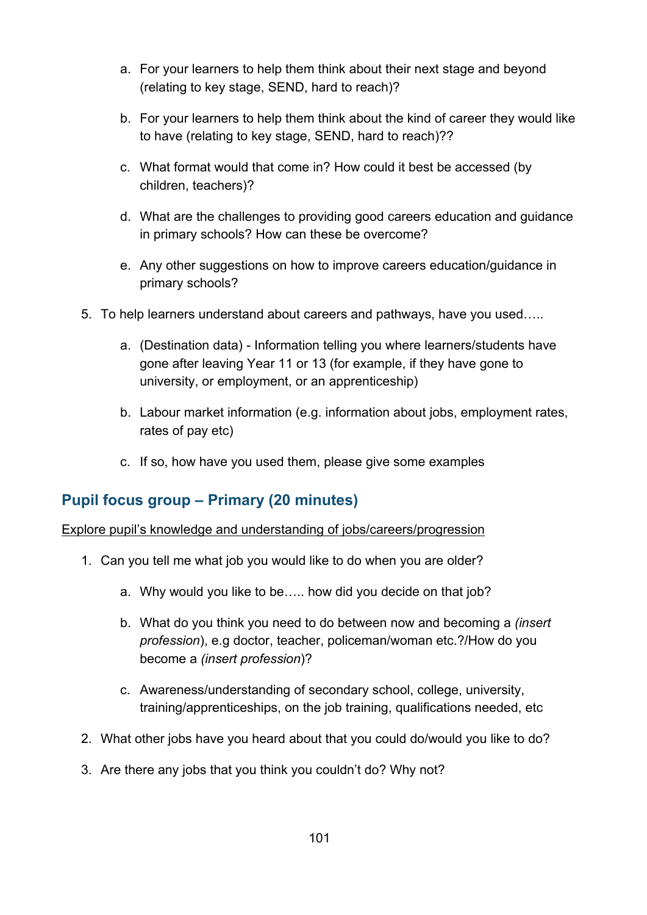a. For your learners to help them think about their next stage and beyond (relating to key stage, SEND, hard to reach)?

   b. For your learners to help them think about the kind of career they would like to have (relating to key stage, SEND, hard to reach)??

   c. What format would that come in? How could it best be accessed (by children, teachers)?

   d. What are the challenges to providing good careers education and guidance in primary schools? How can these be overcome?

   e. Any other suggestions on how to improve careers education/guidance in primary schools?

5. To help learners understand about careers and pathways, have you used…..

   a. (Destination data) - Information telling you where learners/students have gone after leaving Year 11 or 13 (for example, if they have gone to university, or employment, or an apprenticeship)

   b. Labour market information (e.g. information about jobs, employment rates, rates of pay etc)

   c. If so, how have you used them, please give some examples

## Pupil focus group – Primary (20 minutes)

<u>Explore pupil's knowledge and understanding of jobs/careers/progression</u>

1. Can you tell me what job you would like to do when you are older?

   a. Why would you like to be….. how did you decide on that job?

   b. What do you think you need to do between now and becoming a *(insert profession*), e.g doctor, teacher, policeman/woman etc.?/How do you become a *(insert profession*)?

   c. Awareness/understanding of secondary school, college, university, training/apprenticeships, on the job training, qualifications needed, etc

2. What other jobs have you heard about that you could do/would you like to do?

3. Are there any jobs that you think you couldn't do? Why not?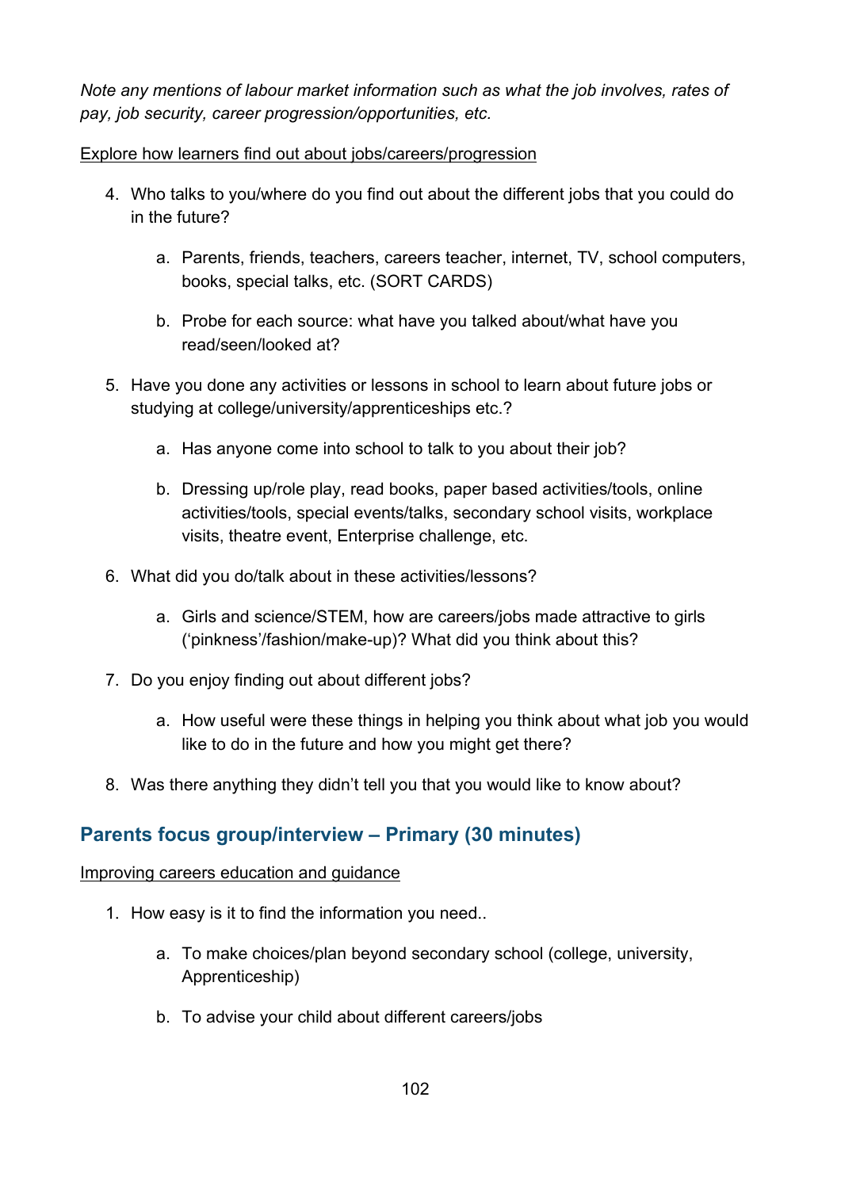*Note any mentions of labour market information such as what the job involves, rates of pay, job security, career progression/opportunities, etc.*

Explore how learners find out about jobs/careers/progression

4. Who talks to you/where do you find out about the different jobs that you could do in the future?

    a. Parents, friends, teachers, careers teacher, internet, TV, school computers, books, special talks, etc. (SORT CARDS)

    b. Probe for each source: what have you talked about/what have you read/seen/looked at?

5. Have you done any activities or lessons in school to learn about future jobs or studying at college/university/apprenticeships etc.?

    a. Has anyone come into school to talk to you about their job?

    b. Dressing up/role play, read books, paper based activities/tools, online activities/tools, special events/talks, secondary school visits, workplace visits, theatre event, Enterprise challenge, etc.

6. What did you do/talk about in these activities/lessons?

    a. Girls and science/STEM, how are careers/jobs made attractive to girls ('pinkness'/fashion/make-up)? What did you think about this?

7. Do you enjoy finding out about different jobs?

    a. How useful were these things in helping you think about what job you would like to do in the future and how you might get there?

8. Was there anything they didn't tell you that you would like to know about?

## Parents focus group/interview – Primary (30 minutes)

Improving careers education and guidance

1. How easy is it to find the information you need..

    a. To make choices/plan beyond secondary school (college, university, Apprenticeship)

    b. To advise your child about different careers/jobs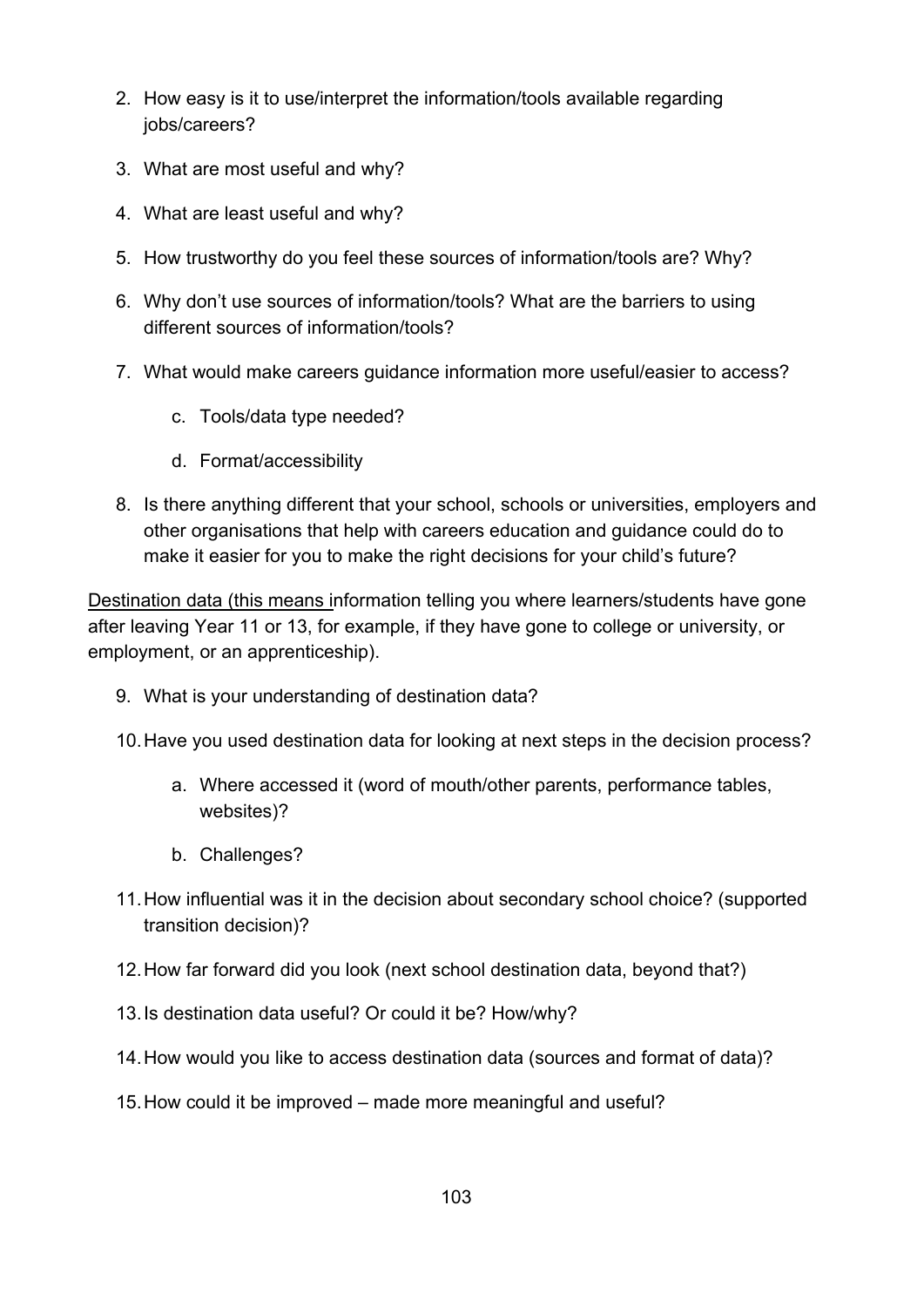2. How easy is it to use/interpret the information/tools available regarding jobs/careers?
3. What are most useful and why?
4. What are least useful and why?
5. How trustworthy do you feel these sources of information/tools are? Why?
6. Why don't use sources of information/tools? What are the barriers to using different sources of information/tools?
7. What would make careers guidance information more useful/easier to access?
   c. Tools/data type needed?
   d. Format/accessibility
8. Is there anything different that your school, schools or universities, employers and other organisations that help with careers education and guidance could do to make it easier for you to make the right decisions for your child's future?

<u>Destination data (this means i</u>nformation telling you where learners/students have gone after leaving Year 11 or 13, for example, if they have gone to college or university, or employment, or an apprenticeship).

9. What is your understanding of destination data?
10. Have you used destination data for looking at next steps in the decision process?
    a. Where accessed it (word of mouth/other parents, performance tables, websites)?
    b. Challenges?
11. How influential was it in the decision about secondary school choice? (supported transition decision)?
12. How far forward did you look (next school destination data, beyond that?)
13. Is destination data useful? Or could it be? How/why?
14. How would you like to access destination data (sources and format of data)?
15. How could it be improved – made more meaningful and useful?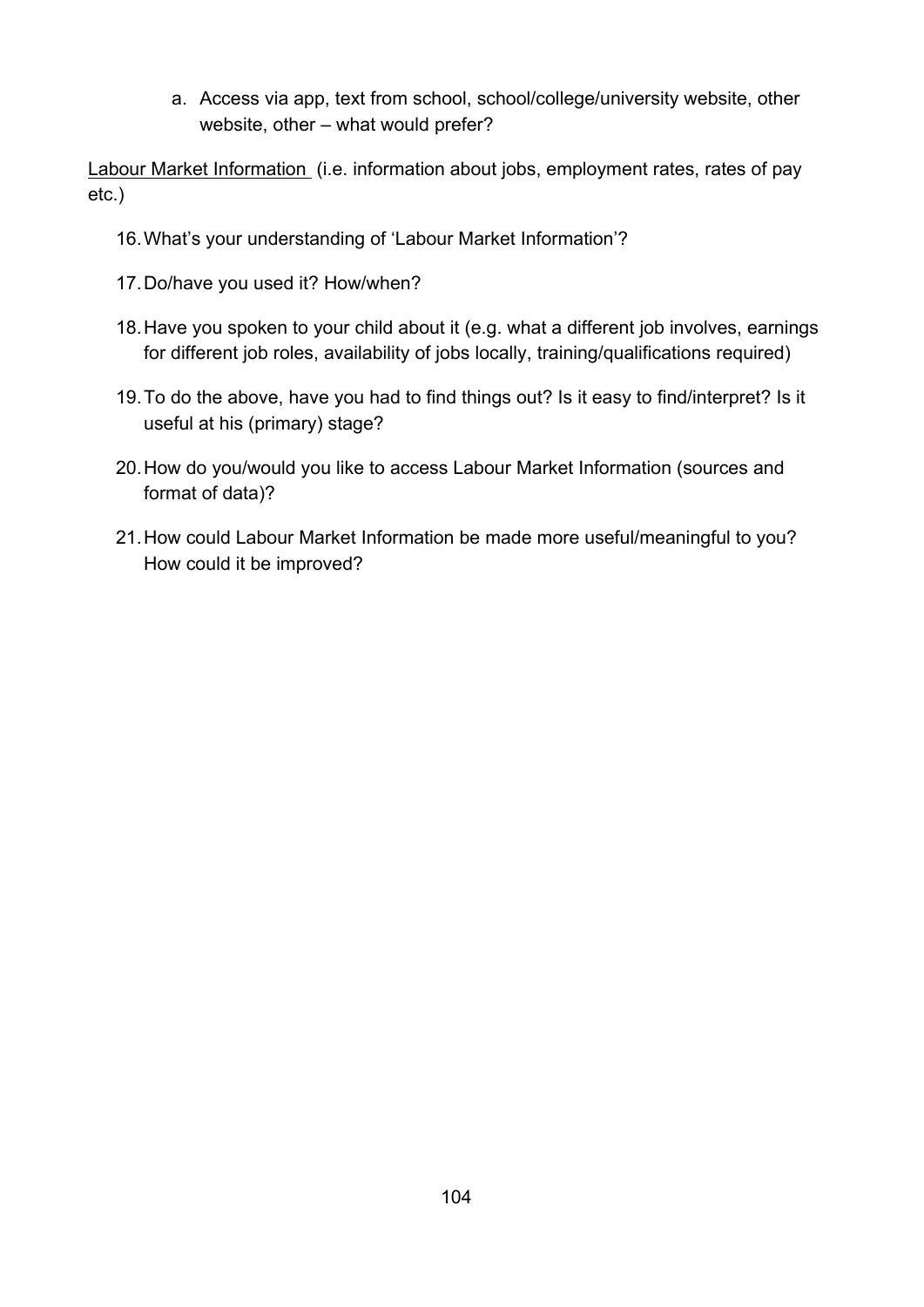a. Access via app, text from school, school/college/university website, other website, other – what would prefer?

<u>Labour Market Information</u> (i.e. information about jobs, employment rates, rates of pay etc.)

16. What's your understanding of 'Labour Market Information'?

17. Do/have you used it? How/when?

18. Have you spoken to your child about it (e.g. what a different job involves, earnings for different job roles, availability of jobs locally, training/qualifications required)

19. To do the above, have you had to find things out? Is it easy to find/interpret? Is it useful at his (primary) stage?

20. How do you/would you like to access Labour Market Information (sources and format of data)?

21. How could Labour Market Information be made more useful/meaningful to you? How could it be improved?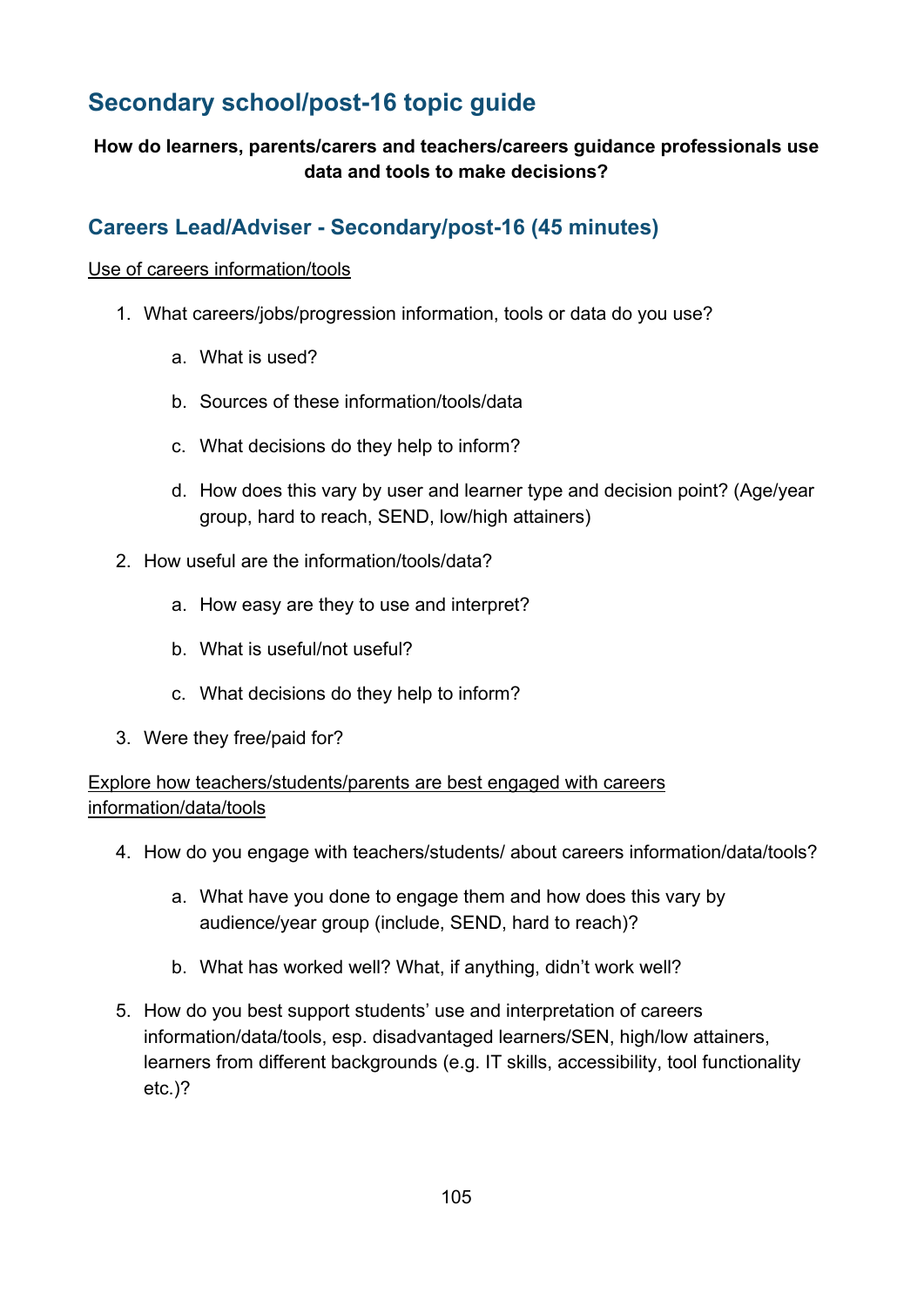## Secondary school/post-16 topic guide

**How do learners, parents/carers and teachers/careers guidance professionals use data and tools to make decisions?**

### Careers Lead/Adviser - Secondary/post-16 (45 minutes)

<u>Use of careers information/tools</u>

1. What careers/jobs/progression information, tools or data do you use?
    a. What is used?
    b. Sources of these information/tools/data
    c. What decisions do they help to inform?
    d. How does this vary by user and learner type and decision point? (Age/year group, hard to reach, SEND, low/high attainers)
2. How useful are the information/tools/data?
    a. How easy are they to use and interpret?
    b. What is useful/not useful?
    c. What decisions do they help to inform?
3. Were they free/paid for?

<u>Explore how teachers/students/parents are best engaged with careers information/data/tools</u>

4. How do you engage with teachers/students/ about careers information/data/tools?
    a. What have you done to engage them and how does this vary by audience/year group (include, SEND, hard to reach)?
    b. What has worked well? What, if anything, didn't work well?
5. How do you best support students' use and interpretation of careers information/data/tools, esp. disadvantaged learners/SEN, high/low attainers, learners from different backgrounds (e.g. IT skills, accessibility, tool functionality etc.)?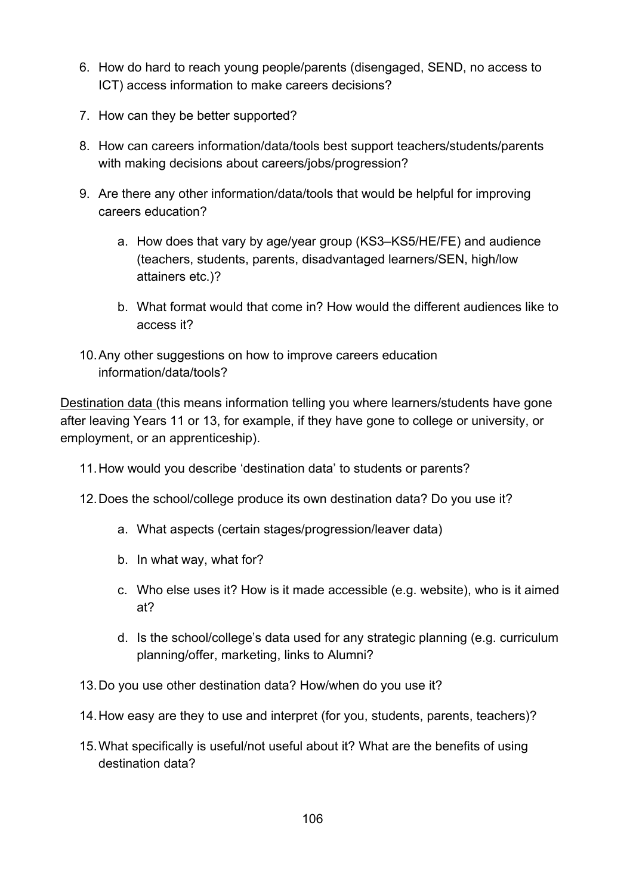6. How do hard to reach young people/parents (disengaged, SEND, no access to ICT) access information to make careers decisions?

7. How can they be better supported?

8. How can careers information/data/tools best support teachers/students/parents with making decisions about careers/jobs/progression?

9. Are there any other information/data/tools that would be helpful for improving careers education?

    a. How does that vary by age/year group (KS3–KS5/HE/FE) and audience (teachers, students, parents, disadvantaged learners/SEN, high/low attainers etc.)?

    b. What format would that come in? How would the different audiences like to access it?

10. Any other suggestions on how to improve careers education information/data/tools?

<u>Destination data</u> (this means information telling you where learners/students have gone after leaving Years 11 or 13, for example, if they have gone to college or university, or employment, or an apprenticeship).

11. How would you describe 'destination data' to students or parents?

12. Does the school/college produce its own destination data? Do you use it?

    a. What aspects (certain stages/progression/leaver data)

    b. In what way, what for?

    c. Who else uses it? How is it made accessible (e.g. website), who is it aimed at?

    d. Is the school/college's data used for any strategic planning (e.g. curriculum planning/offer, marketing, links to Alumni?

13. Do you use other destination data? How/when do you use it?

14. How easy are they to use and interpret (for you, students, parents, teachers)?

15. What specifically is useful/not useful about it? What are the benefits of using destination data?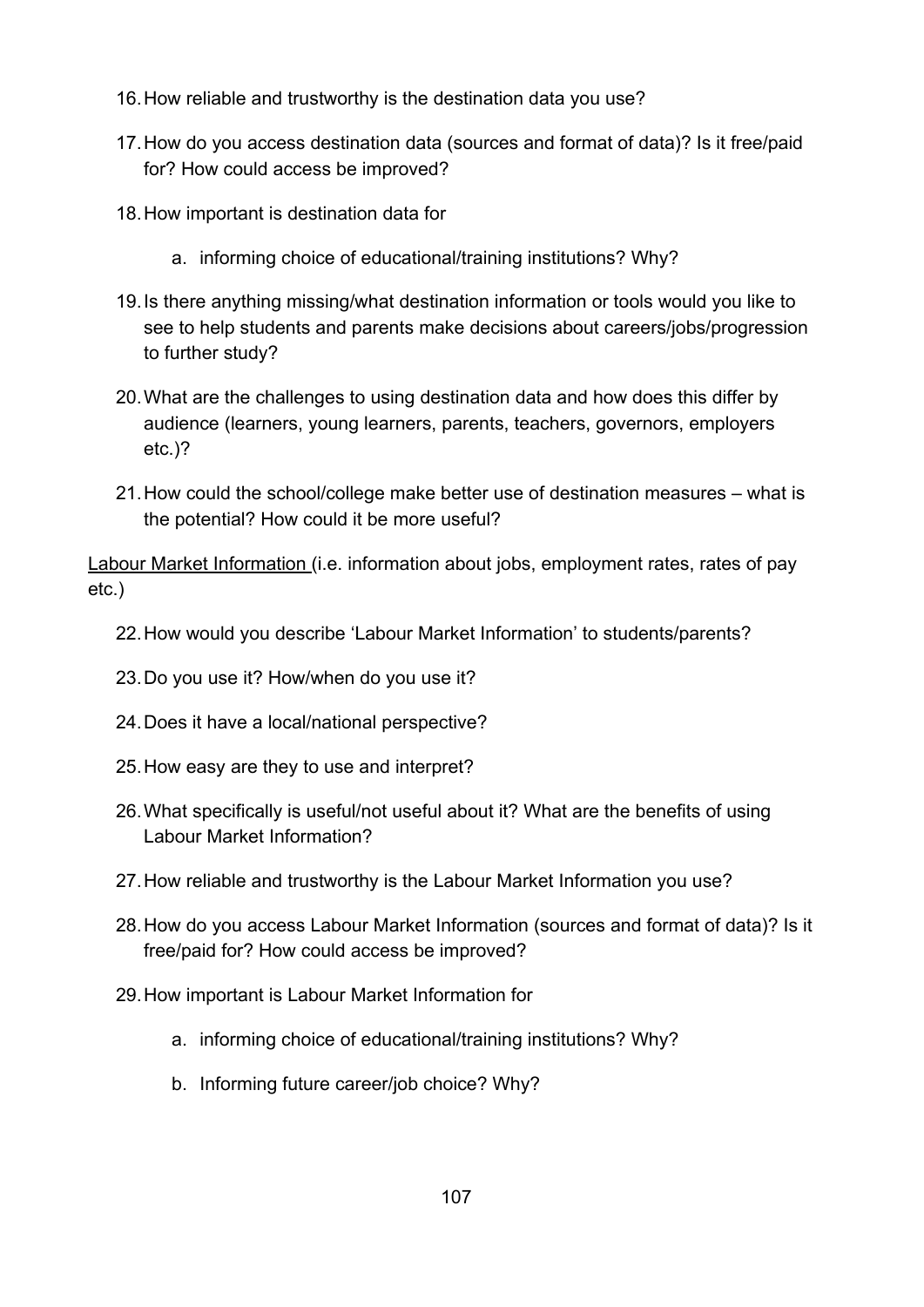16. How reliable and trustworthy is the destination data you use?
17. How do you access destination data (sources and format of data)? Is it free/paid for? How could access be improved?
18. How important is destination data for
    a. informing choice of educational/training institutions? Why?
19. Is there anything missing/what destination information or tools would you like to see to help students and parents make decisions about careers/jobs/progression to further study?
20. What are the challenges to using destination data and how does this differ by audience (learners, young learners, parents, teachers, governors, employers etc.)?
21. How could the school/college make better use of destination measures – what is the potential? How could it be more useful?

<u>Labour Market Information</u> (i.e. information about jobs, employment rates, rates of pay etc.)

22. How would you describe 'Labour Market Information' to students/parents?
23. Do you use it? How/when do you use it?
24. Does it have a local/national perspective?
25. How easy are they to use and interpret?
26. What specifically is useful/not useful about it? What are the benefits of using Labour Market Information?
27. How reliable and trustworthy is the Labour Market Information you use?
28. How do you access Labour Market Information (sources and format of data)? Is it free/paid for? How could access be improved?
29. How important is Labour Market Information for
    a. informing choice of educational/training institutions? Why?
    b. Informing future career/job choice? Why?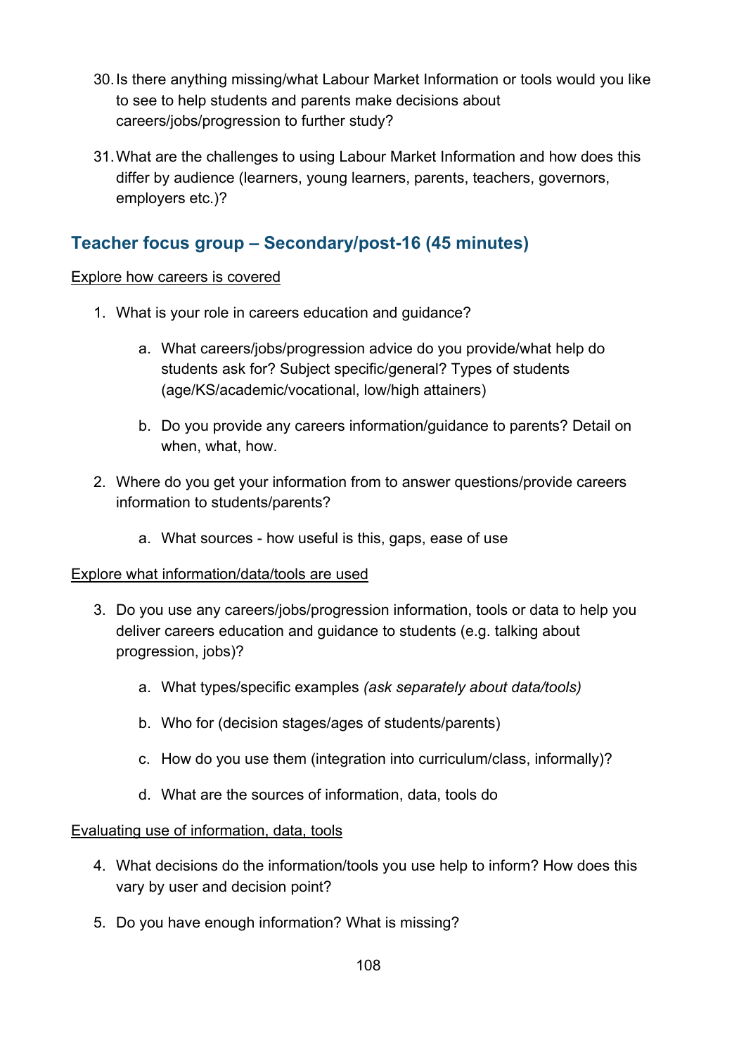30. Is there anything missing/what Labour Market Information or tools would you like to see to help students and parents make decisions about careers/jobs/progression to further study?

31. What are the challenges to using Labour Market Information and how does this differ by audience (learners, young learners, parents, teachers, governors, employers etc.)?

## Teacher focus group – Secondary/post-16 (45 minutes)

<u>Explore how careers is covered</u>

1. What is your role in careers education and guidance?

    a. What careers/jobs/progression advice do you provide/what help do students ask for? Subject specific/general? Types of students (age/KS/academic/vocational, low/high attainers)

    b. Do you provide any careers information/guidance to parents? Detail on when, what, how.

2. Where do you get your information from to answer questions/provide careers information to students/parents?

    a. What sources - how useful is this, gaps, ease of use

<u>Explore what information/data/tools are used</u>

3. Do you use any careers/jobs/progression information, tools or data to help you deliver careers education and guidance to students (e.g. talking about progression, jobs)?

    a. What types/specific examples *(ask separately about data/tools)*

    b. Who for (decision stages/ages of students/parents)

    c. How do you use them (integration into curriculum/class, informally)?

    d. What are the sources of information, data, tools do

<u>Evaluating use of information, data, tools</u>

4. What decisions do the information/tools you use help to inform? How does this vary by user and decision point?

5. Do you have enough information? What is missing?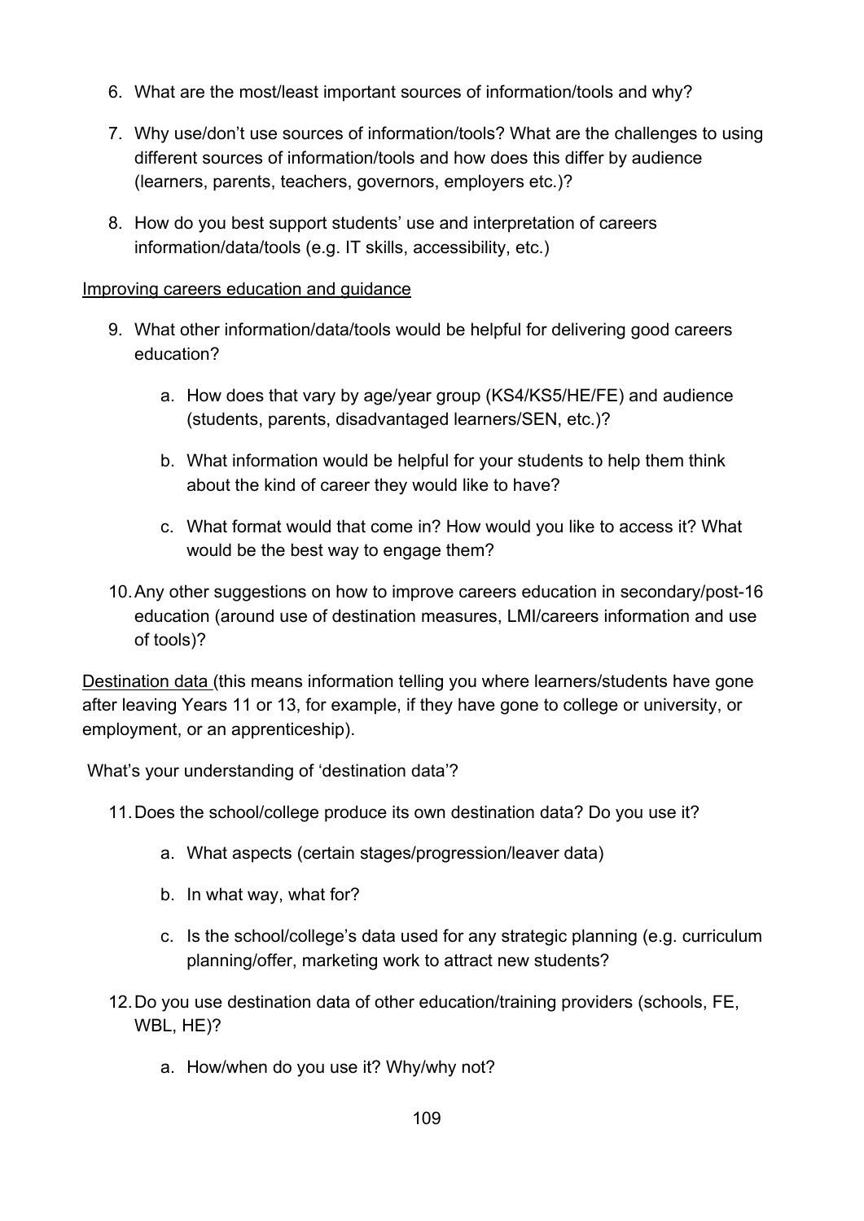6. What are the most/least important sources of information/tools and why?

7. Why use/don't use sources of information/tools? What are the challenges to using different sources of information/tools and how does this differ by audience (learners, parents, teachers, governors, employers etc.)?

8. How do you best support students' use and interpretation of careers information/data/tools (e.g. IT skills, accessibility, etc.)

<u>Improving careers education and guidance</u>

9. What other information/data/tools would be helpful for delivering good careers education?

    a. How does that vary by age/year group (KS4/KS5/HE/FE) and audience (students, parents, disadvantaged learners/SEN, etc.)?

    b. What information would be helpful for your students to help them think about the kind of career they would like to have?

    c. What format would that come in? How would you like to access it? What would be the best way to engage them?

10. Any other suggestions on how to improve careers education in secondary/post-16 education (around use of destination measures, LMI/careers information and use of tools)?

<u>Destination data</u> (this means information telling you where learners/students have gone after leaving Years 11 or 13, for example, if they have gone to college or university, or employment, or an apprenticeship).

What's your understanding of 'destination data'?

11. Does the school/college produce its own destination data? Do you use it?

    a. What aspects (certain stages/progression/leaver data)

    b. In what way, what for?

    c. Is the school/college's data used for any strategic planning (e.g. curriculum planning/offer, marketing work to attract new students?

12. Do you use destination data of other education/training providers (schools, FE, WBL, HE)?

    a. How/when do you use it? Why/why not?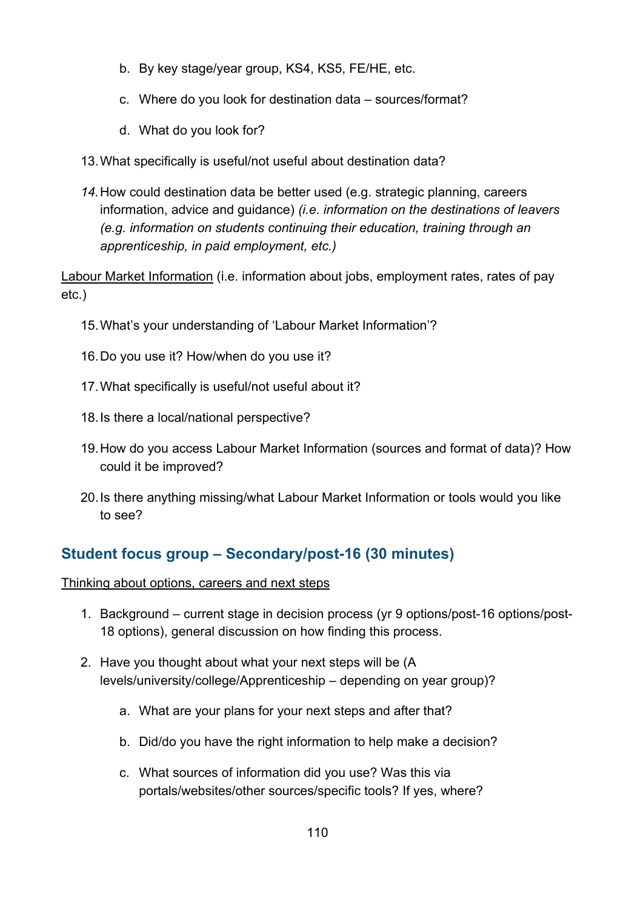b. By key stage/year group, KS4, KS5, FE/HE, etc.

   c. Where do you look for destination data – sources/format?

   d. What do you look for?

13. What specifically is useful/not useful about destination data?

14. How could destination data be better used (e.g. strategic planning, careers information, advice and guidance) *(i.e. information on the destinations of leavers (e.g. information on students continuing their education, training through an apprenticeship, in paid employment, etc.)*

Labour Market Information (i.e. information about jobs, employment rates, rates of pay etc.)

15. What's your understanding of 'Labour Market Information'?

16. Do you use it? How/when do you use it?

17. What specifically is useful/not useful about it?

18. Is there a local/national perspective?

19. How do you access Labour Market Information (sources and format of data)? How could it be improved?

20. Is there anything missing/what Labour Market Information or tools would you like to see?

## Student focus group – Secondary/post-16 (30 minutes)

Thinking about options, careers and next steps

1. Background – current stage in decision process (yr 9 options/post-16 options/post-18 options), general discussion on how finding this process.

2. Have you thought about what your next steps will be (A levels/university/college/Apprenticeship – depending on year group)?

   a. What are your plans for your next steps and after that?

   b. Did/do you have the right information to help make a decision?

   c. What sources of information did you use? Was this via portals/websites/other sources/specific tools? If yes, where?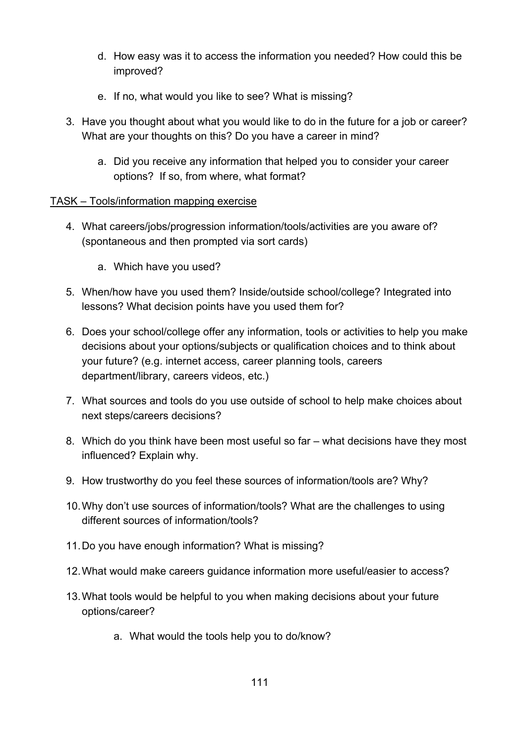d. How easy was it to access the information you needed? How could this be improved?

   e. If no, what would you like to see? What is missing?

3. Have you thought about what you would like to do in the future for a job or career? What are your thoughts on this? Do you have a career in mind?

   a. Did you receive any information that helped you to consider your career options? If so, from where, what format?

<u>TASK – Tools/information mapping exercise</u>

4. What careers/jobs/progression information/tools/activities are you aware of? (spontaneous and then prompted via sort cards)

   a. Which have you used?

5. When/how have you used them? Inside/outside school/college? Integrated into lessons? What decision points have you used them for?

6. Does your school/college offer any information, tools or activities to help you make decisions about your options/subjects or qualification choices and to think about your future? (e.g. internet access, career planning tools, careers department/library, careers videos, etc.)

7. What sources and tools do you use outside of school to help make choices about next steps/careers decisions?

8. Which do you think have been most useful so far – what decisions have they most influenced? Explain why.

9. How trustworthy do you feel these sources of information/tools are? Why?

10. Why don't use sources of information/tools? What are the challenges to using different sources of information/tools?

11. Do you have enough information? What is missing?

12. What would make careers guidance information more useful/easier to access?

13. What tools would be helpful to you when making decisions about your future options/career?

    a. What would the tools help you to do/know?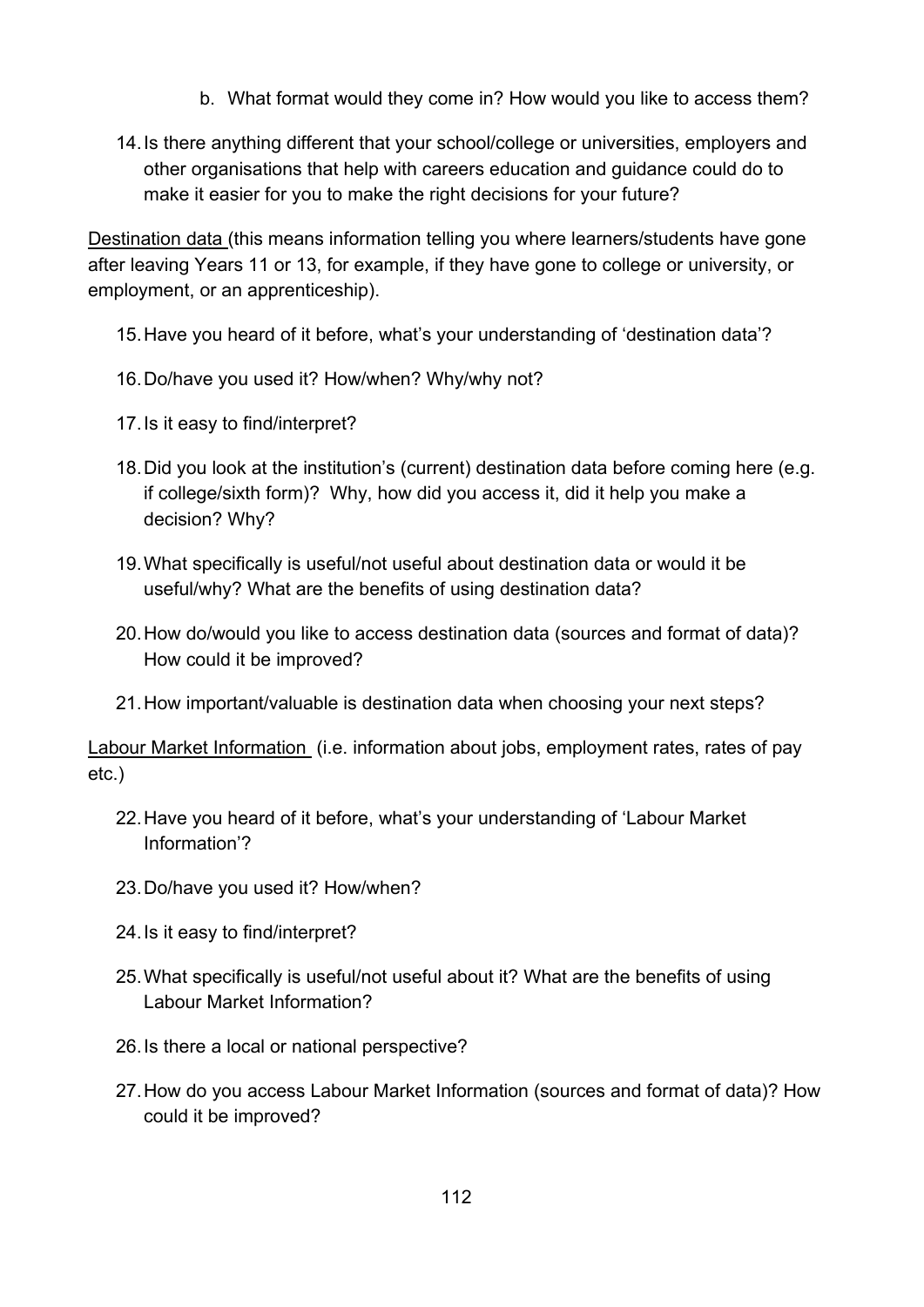b. What format would they come in? How would you like to access them?

14. Is there anything different that your school/college or universities, employers and other organisations that help with careers education and guidance could do to make it easier for you to make the right decisions for your future?

<u>Destination data</u> (this means information telling you where learners/students have gone after leaving Years 11 or 13, for example, if they have gone to college or university, or employment, or an apprenticeship).

15. Have you heard of it before, what's your understanding of 'destination data'?
16. Do/have you used it? How/when? Why/why not?
17. Is it easy to find/interpret?
18. Did you look at the institution's (current) destination data before coming here (e.g. if college/sixth form)? Why, how did you access it, did it help you make a decision? Why?
19. What specifically is useful/not useful about destination data or would it be useful/why? What are the benefits of using destination data?
20. How do/would you like to access destination data (sources and format of data)? How could it be improved?
21. How important/valuable is destination data when choosing your next steps?

<u>Labour Market Information</u> (i.e. information about jobs, employment rates, rates of pay etc.)

22. Have you heard of it before, what's your understanding of 'Labour Market Information'?
23. Do/have you used it? How/when?
24. Is it easy to find/interpret?
25. What specifically is useful/not useful about it? What are the benefits of using Labour Market Information?
26. Is there a local or national perspective?
27. How do you access Labour Market Information (sources and format of data)? How could it be improved?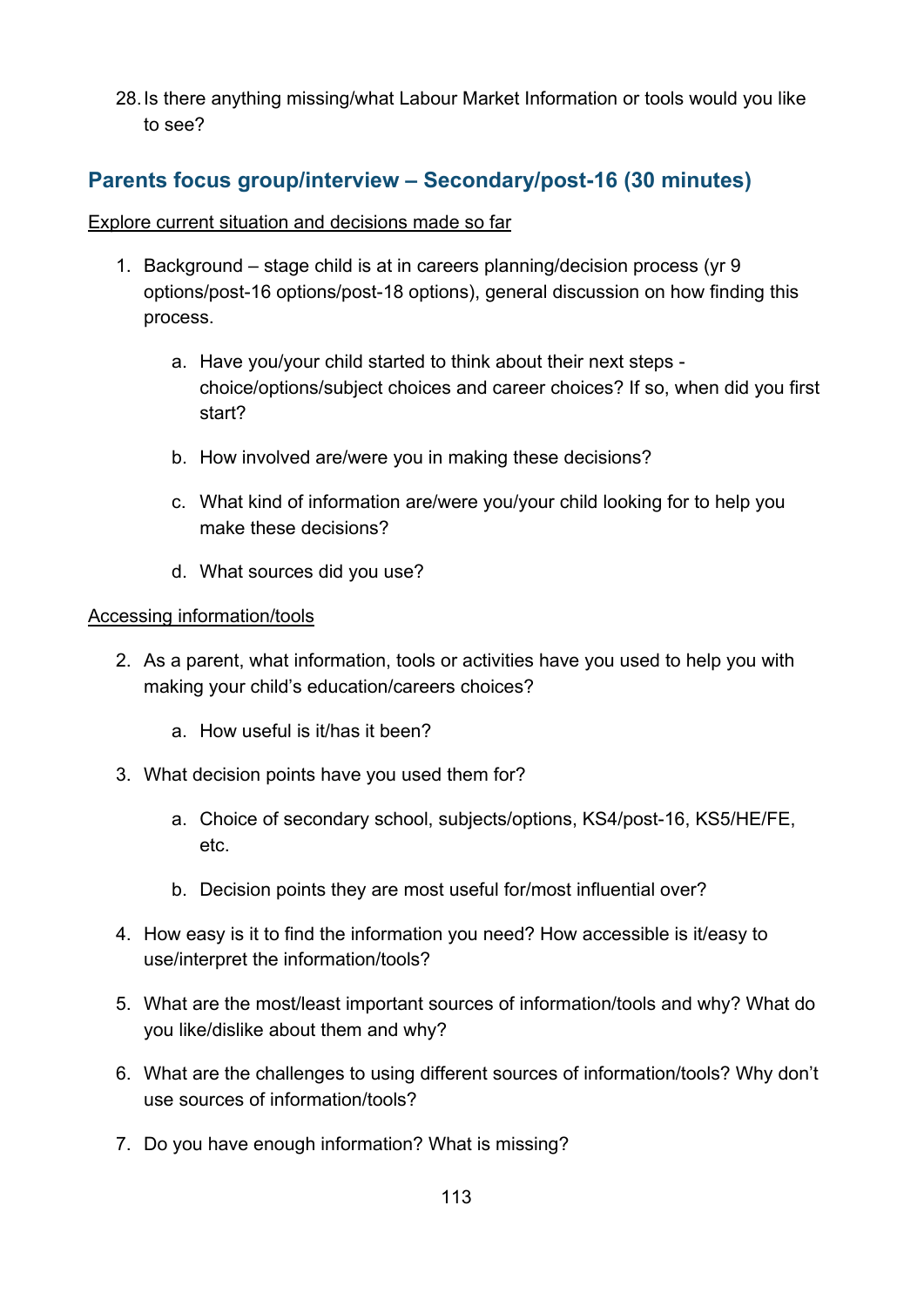28. Is there anything missing/what Labour Market Information or tools would you like to see?

## Parents focus group/interview – Secondary/post-16 (30 minutes)

Explore current situation and decisions made so far

1. Background – stage child is at in careers planning/decision process (yr 9 options/post-16 options/post-18 options), general discussion on how finding this process.

    a. Have you/your child started to think about their next steps - choice/options/subject choices and career choices? If so, when did you first start?

    b. How involved are/were you in making these decisions?

    c. What kind of information are/were you/your child looking for to help you make these decisions?

    d. What sources did you use?

Accessing information/tools

2. As a parent, what information, tools or activities have you used to help you with making your child's education/careers choices?

    a. How useful is it/has it been?

3. What decision points have you used them for?

    a. Choice of secondary school, subjects/options, KS4/post-16, KS5/HE/FE, etc.

    b. Decision points they are most useful for/most influential over?

4. How easy is it to find the information you need? How accessible is it/easy to use/interpret the information/tools?

5. What are the most/least important sources of information/tools and why? What do you like/dislike about them and why?

6. What are the challenges to using different sources of information/tools? Why don't use sources of information/tools?

7. Do you have enough information? What is missing?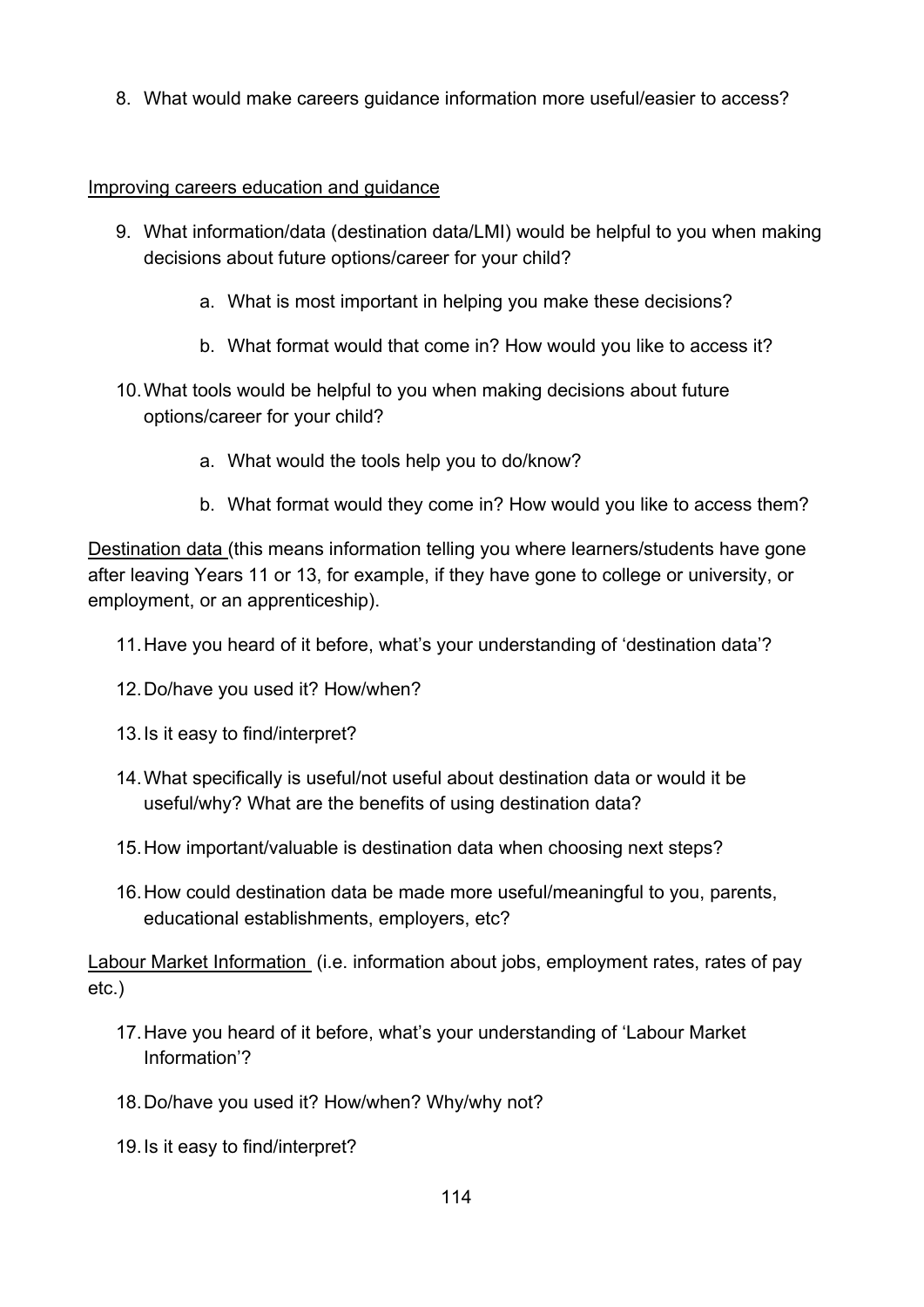8. What would make careers guidance information more useful/easier to access?

<u>Improving careers education and guidance</u>

9. What information/data (destination data/LMI) would be helpful to you when making decisions about future options/career for your child?

    a. What is most important in helping you make these decisions?

    b. What format would that come in? How would you like to access it?

10. What tools would be helpful to you when making decisions about future options/career for your child?

    a. What would the tools help you to do/know?

    b. What format would they come in? How would you like to access them?

<u>Destination data</u> (this means information telling you where learners/students have gone after leaving Years 11 or 13, for example, if they have gone to college or university, or employment, or an apprenticeship).

11. Have you heard of it before, what's your understanding of 'destination data'?

12. Do/have you used it? How/when?

13. Is it easy to find/interpret?

14. What specifically is useful/not useful about destination data or would it be useful/why? What are the benefits of using destination data?

15. How important/valuable is destination data when choosing next steps?

16. How could destination data be made more useful/meaningful to you, parents, educational establishments, employers, etc?

<u>Labour Market Information</u> (i.e. information about jobs, employment rates, rates of pay etc.)

17. Have you heard of it before, what's your understanding of 'Labour Market Information'?

18. Do/have you used it? How/when? Why/why not?

19. Is it easy to find/interpret?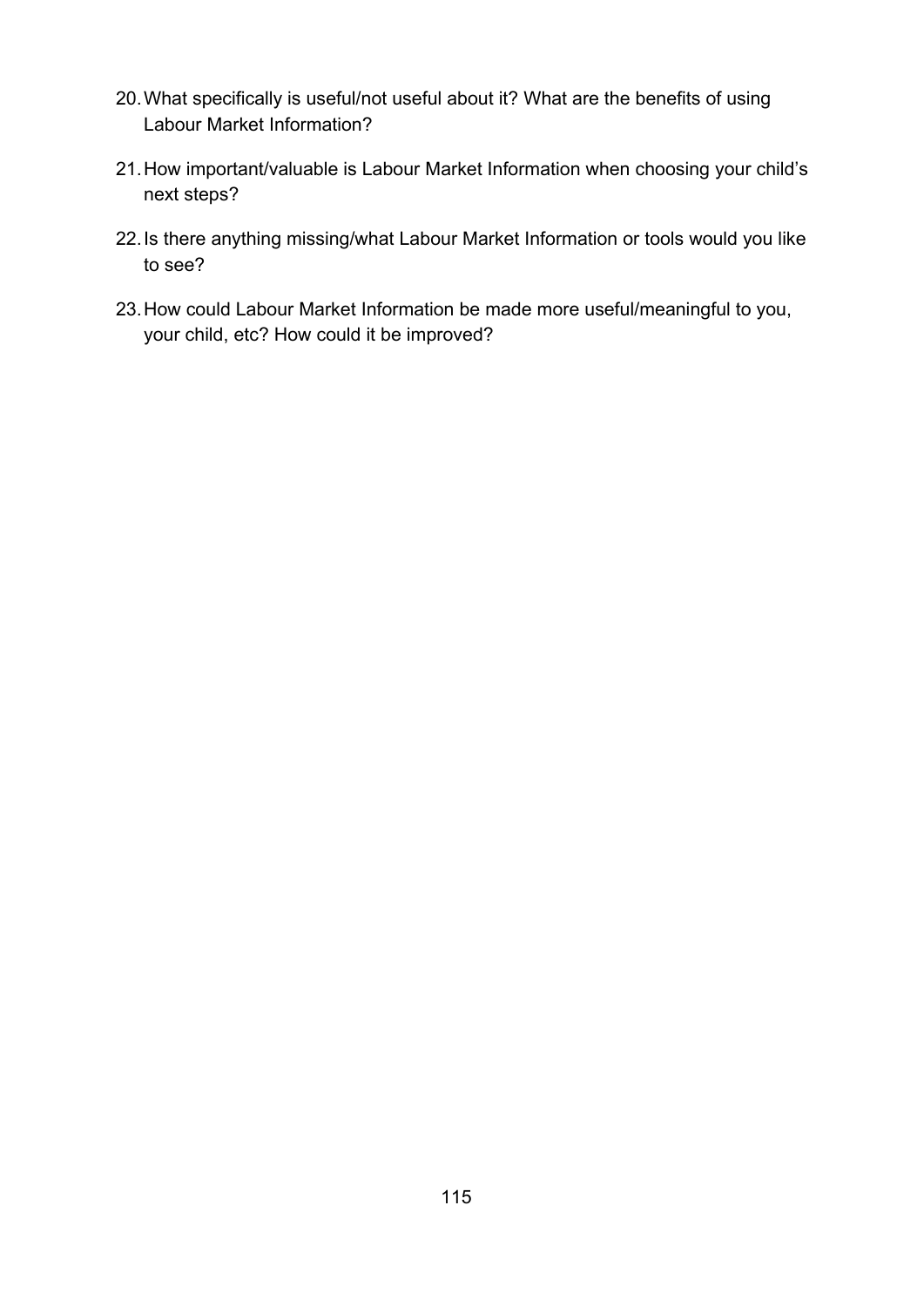20. What specifically is useful/not useful about it? What are the benefits of using Labour Market Information?

21. How important/valuable is Labour Market Information when choosing your child's next steps?

22. Is there anything missing/what Labour Market Information or tools would you like to see?

23. How could Labour Market Information be made more useful/meaningful to you, your child, etc? How could it be improved?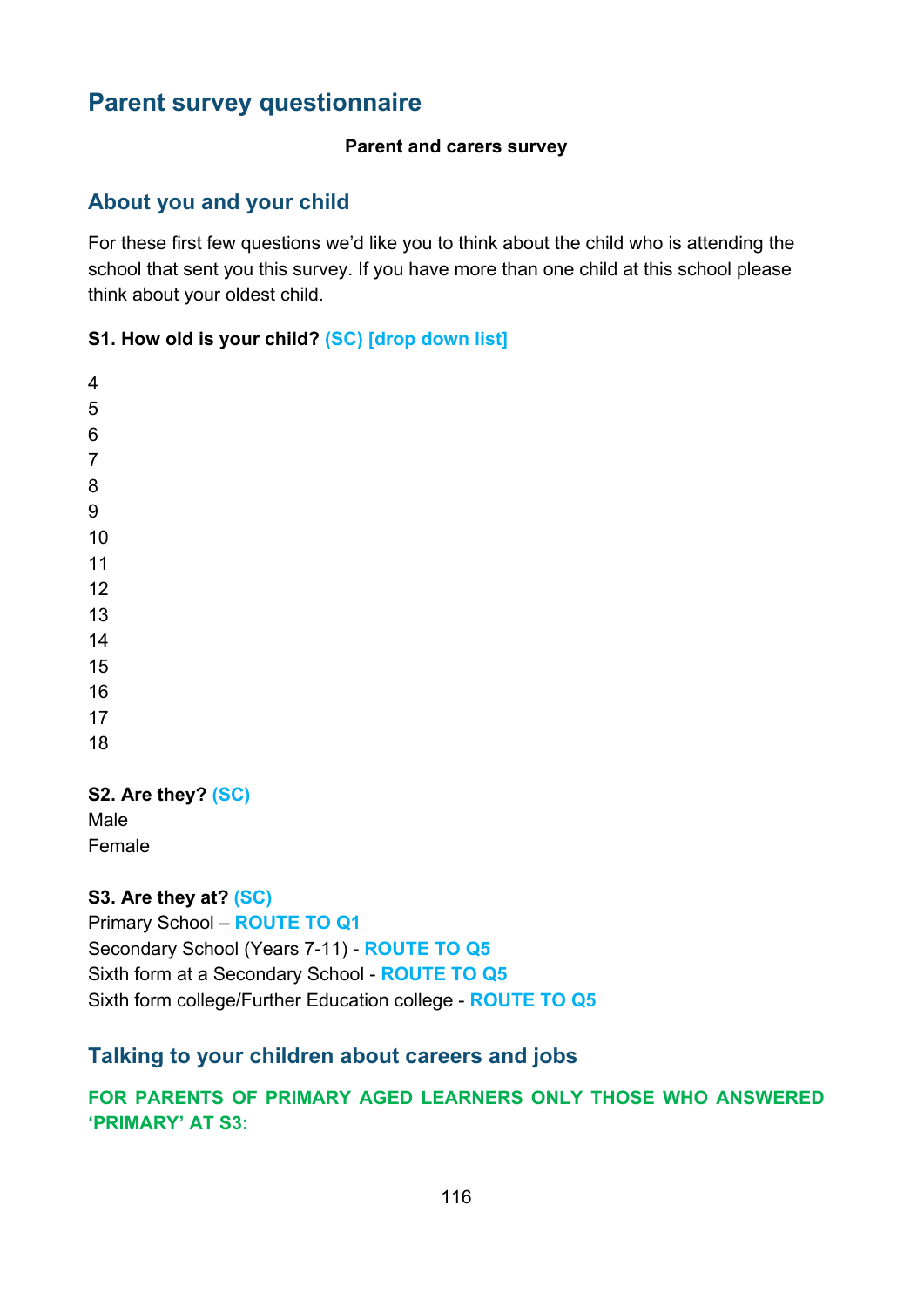## Parent survey questionnaire

**Parent and carers survey**

### About you and your child

For these first few questions we'd like you to think about the child who is attending the school that sent you this survey. If you have more than one child at this school please think about your oldest child.

**S1. How old is your child? (SC) [drop down list]**

4
5
6
7
8
9
10
11
12
13
14
15
16
17
18

**S2. Are they? (SC)**
Male
Female

**S3. Are they at? (SC)**
Primary School – **ROUTE TO Q1**
Secondary School (Years 7-11) - **ROUTE TO Q5**
Sixth form at a Secondary School - **ROUTE TO Q5**
Sixth form college/Further Education college - **ROUTE TO Q5**

### Talking to your children about careers and jobs

**FOR PARENTS OF PRIMARY AGED LEARNERS ONLY THOSE WHO ANSWERED 'PRIMARY' AT S3:**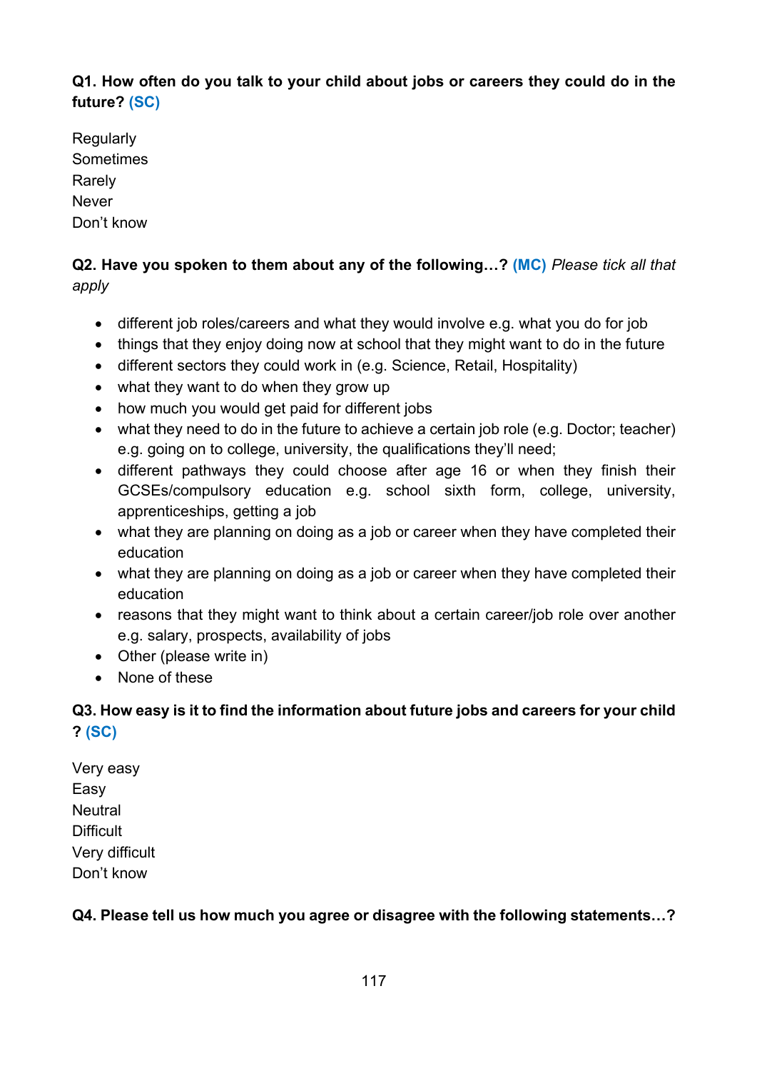**Q1. How often do you talk to your child about jobs or careers they could do in the future? (SC)**

Regularly
Sometimes
Rarely
Never
Don't know

**Q2. Have you spoken to them about any of the following…? (MC)** *Please tick all that apply*

- different job roles/careers and what they would involve e.g. what you do for job
- things that they enjoy doing now at school that they might want to do in the future
- different sectors they could work in (e.g. Science, Retail, Hospitality)
- what they want to do when they grow up
- how much you would get paid for different jobs
- what they need to do in the future to achieve a certain job role (e.g. Doctor; teacher) e.g. going on to college, university, the qualifications they'll need;
- different pathways they could choose after age 16 or when they finish their GCSEs/compulsory education e.g. school sixth form, college, university, apprenticeships, getting a job
- what they are planning on doing as a job or career when they have completed their education
- what they are planning on doing as a job or career when they have completed their education
- reasons that they might want to think about a certain career/job role over another e.g. salary, prospects, availability of jobs
- Other (please write in)
- None of these

**Q3. How easy is it to find the information about future jobs and careers for your child ? (SC)**

Very easy
Easy
Neutral
Difficult
Very difficult
Don't know

**Q4. Please tell us how much you agree or disagree with the following statements…?**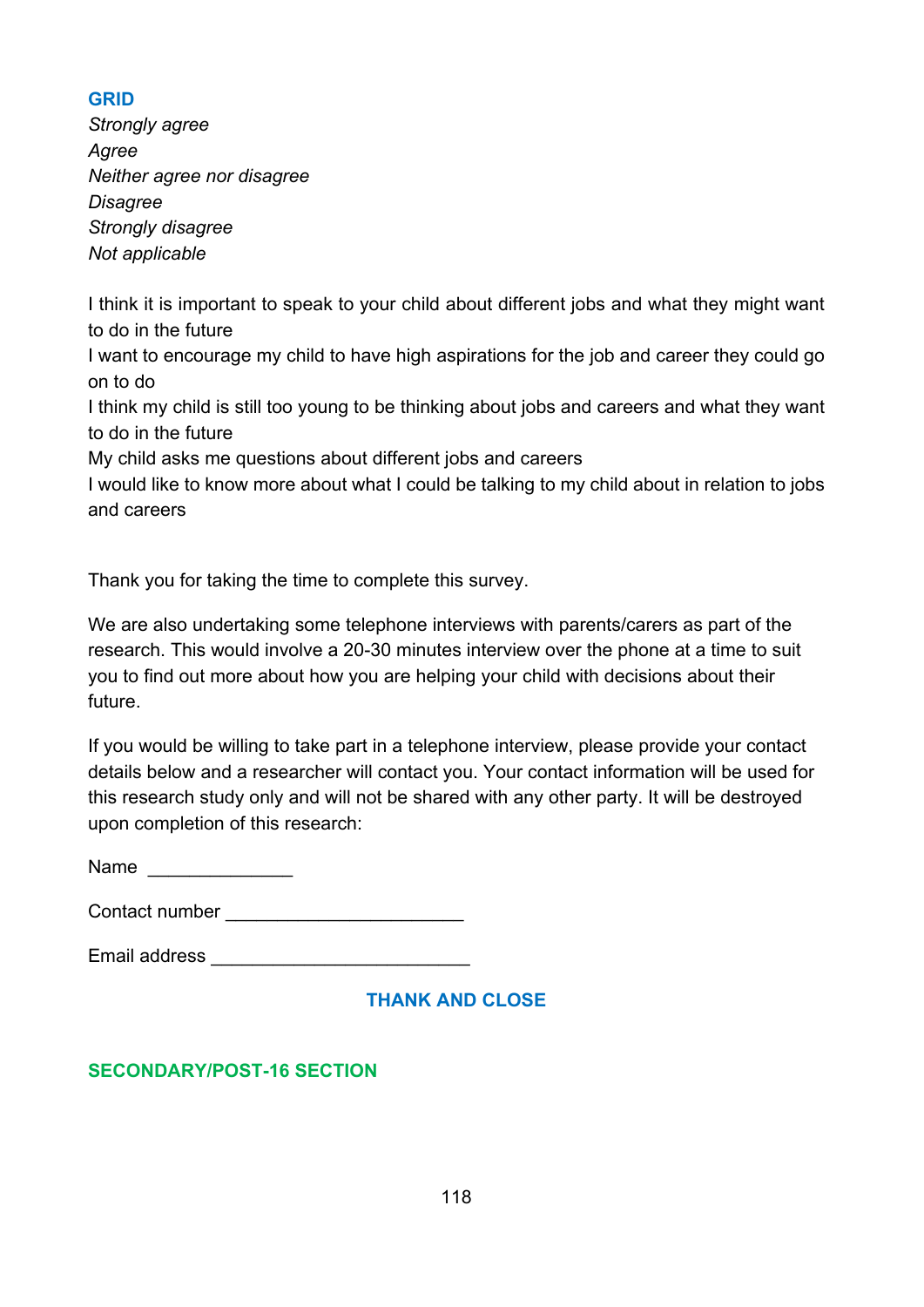**GRID**

*Strongly agree*
*Agree*
*Neither agree nor disagree*
*Disagree*
*Strongly disagree*
*Not applicable*

I think it is important to speak to your child about different jobs and what they might want to do in the future
I want to encourage my child to have high aspirations for the job and career they could go on to do
I think my child is still too young to be thinking about jobs and careers and what they want to do in the future
My child asks me questions about different jobs and careers
I would like to know more about what I could be talking to my child about in relation to jobs and careers

Thank you for taking the time to complete this survey.

We are also undertaking some telephone interviews with parents/carers as part of the research. This would involve a 20-30 minutes interview over the phone at a time to suit you to find out more about how you are helping your child with decisions about their future.

If you would be willing to take part in a telephone interview, please provide your contact details below and a researcher will contact you. Your contact information will be used for this research study only and will not be shared with any other party. It will be destroyed upon completion of this research:

Name ______________

Contact number ______________________

Email address ________________________

**THANK AND CLOSE**

**SECONDARY/POST-16 SECTION**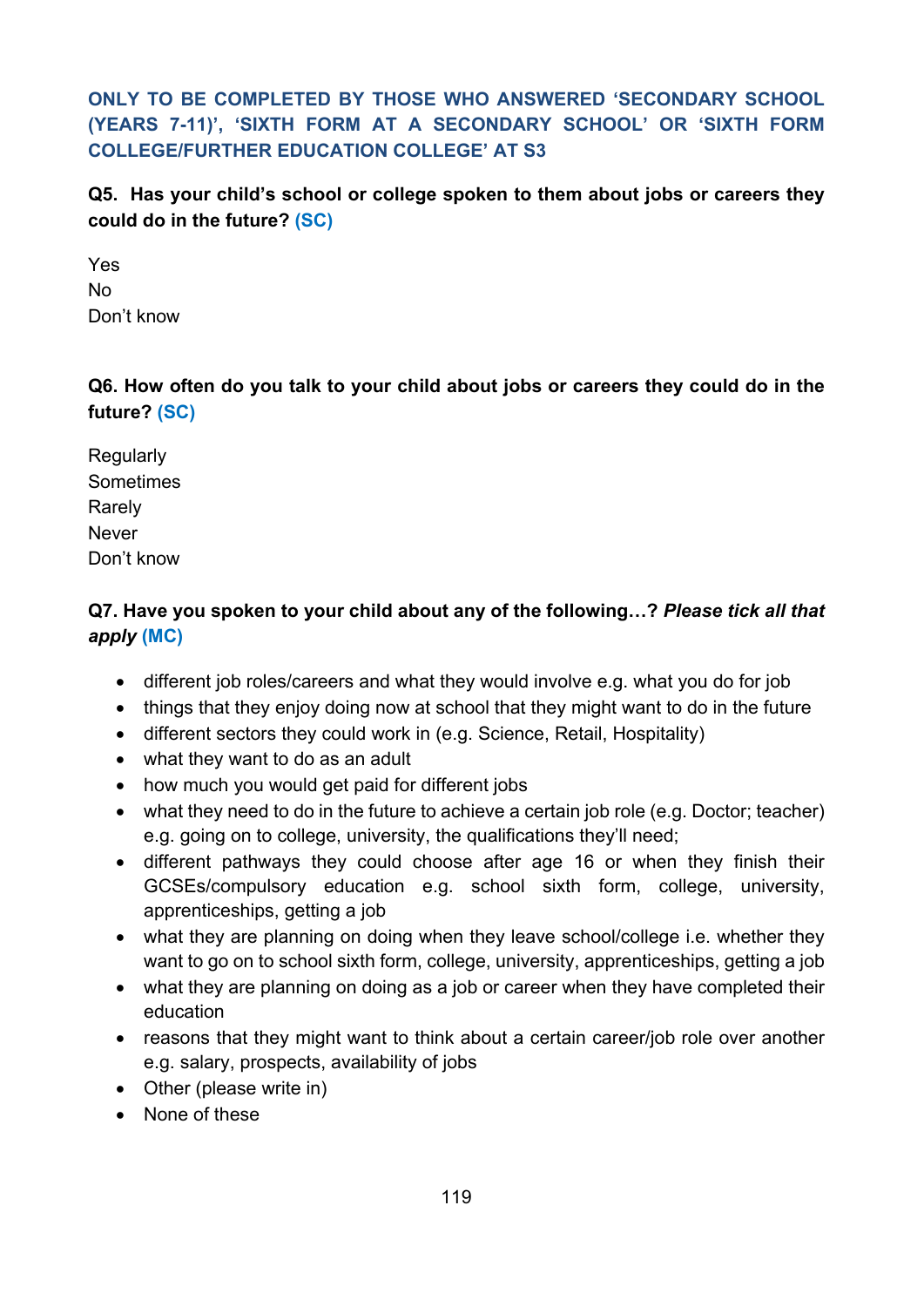**ONLY TO BE COMPLETED BY THOSE WHO ANSWERED 'SECONDARY SCHOOL (YEARS 7-11)', 'SIXTH FORM AT A SECONDARY SCHOOL' OR 'SIXTH FORM COLLEGE/FURTHER EDUCATION COLLEGE' AT S3**

**Q5. Has your child's school or college spoken to them about jobs or careers they could do in the future? (SC)**

Yes
No
Don't know

**Q6. How often do you talk to your child about jobs or careers they could do in the future? (SC)**

Regularly
Sometimes
Rarely
Never
Don't know

**Q7. Have you spoken to your child about any of the following…? *Please tick all that apply* (MC)**

- different job roles/careers and what they would involve e.g. what you do for job
- things that they enjoy doing now at school that they might want to do in the future
- different sectors they could work in (e.g. Science, Retail, Hospitality)
- what they want to do as an adult
- how much you would get paid for different jobs
- what they need to do in the future to achieve a certain job role (e.g. Doctor; teacher) e.g. going on to college, university, the qualifications they'll need;
- different pathways they could choose after age 16 or when they finish their GCSEs/compulsory education e.g. school sixth form, college, university, apprenticeships, getting a job
- what they are planning on doing when they leave school/college i.e. whether they want to go on to school sixth form, college, university, apprenticeships, getting a job
- what they are planning on doing as a job or career when they have completed their education
- reasons that they might want to think about a certain career/job role over another e.g. salary, prospects, availability of jobs
- Other (please write in)
- None of these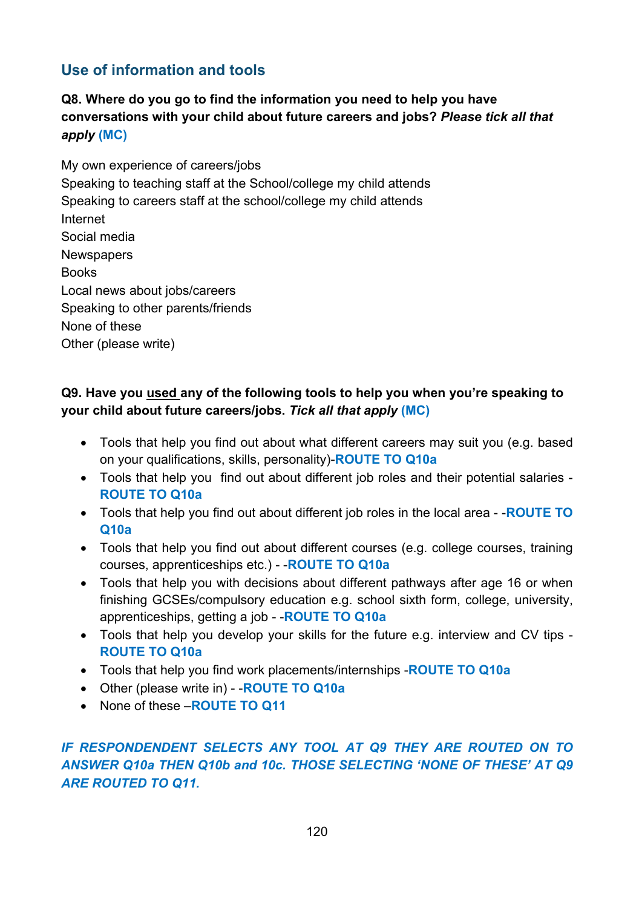## Use of information and tools

**Q8. Where do you go to find the information you need to help you have conversations with your child about future careers and jobs? *Please tick all that apply* (MC)**

My own experience of careers/jobs
Speaking to teaching staff at the School/college my child attends
Speaking to careers staff at the school/college my child attends
Internet
Social media
Newspapers
Books
Local news about jobs/careers
Speaking to other parents/friends
None of these
Other (please write)

**Q9. Have you <u>used</u> any of the following tools to help you when you're speaking to your child about future careers/jobs. *Tick all that apply* (MC)**

- Tools that help you find out about what different careers may suit you (e.g. based on your qualifications, skills, personality)-**ROUTE TO Q10a**
- Tools that help you find out about different job roles and their potential salaries - **ROUTE TO Q10a**
- Tools that help you find out about different job roles in the local area - -**ROUTE TO Q10a**
- Tools that help you find out about different courses (e.g. college courses, training courses, apprenticeships etc.) - -**ROUTE TO Q10a**
- Tools that help you with decisions about different pathways after age 16 or when finishing GCSEs/compulsory education e.g. school sixth form, college, university, apprenticeships, getting a job - -**ROUTE TO Q10a**
- Tools that help you develop your skills for the future e.g. interview and CV tips - **ROUTE TO Q10a**
- Tools that help you find work placements/internships -**ROUTE TO Q10a**
- Other (please write in) - -**ROUTE TO Q10a**
- None of these –**ROUTE TO Q11**

***IF RESPONDENDENT SELECTS ANY TOOL AT Q9 THEY ARE ROUTED ON TO ANSWER Q10a THEN Q10b and 10c. THOSE SELECTING 'NONE OF THESE' AT Q9 ARE ROUTED TO Q11.***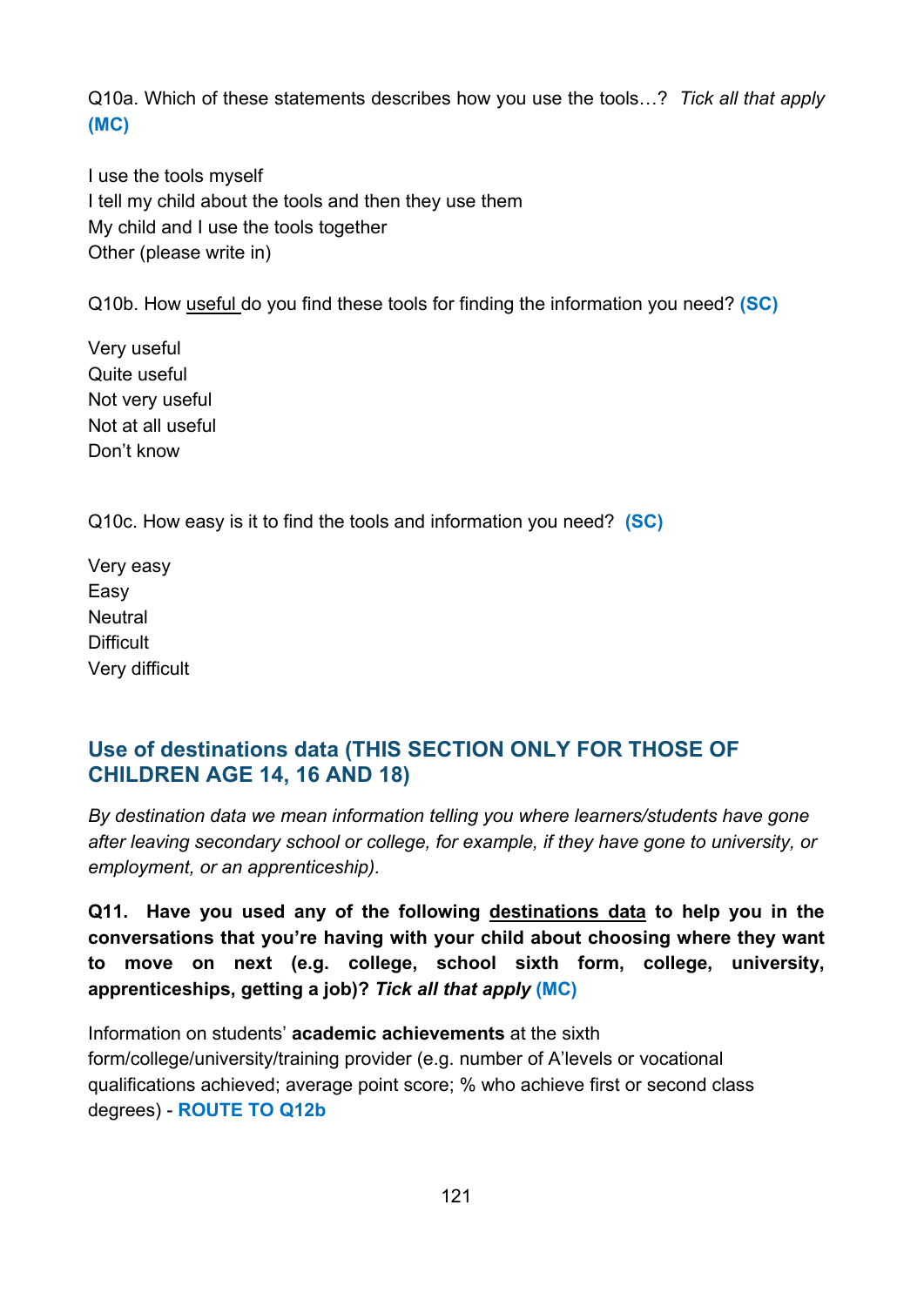Q10a. Which of these statements describes how you use the tools…? *Tick all that apply* **(MC)**

I use the tools myself
I tell my child about the tools and then they use them
My child and I use the tools together
Other (please write in)

Q10b. How useful do you find these tools for finding the information you need? **(SC)**

Very useful
Quite useful
Not very useful
Not at all useful
Don't know

Q10c. How easy is it to find the tools and information you need? **(SC)**

Very easy
Easy
Neutral
Difficult
Very difficult

## Use of destinations data (THIS SECTION ONLY FOR THOSE OF CHILDREN AGE 14, 16 AND 18)

*By destination data we mean information telling you where learners/students have gone after leaving secondary school or college, for example, if they have gone to university, or employment, or an apprenticeship).*

**Q11. Have you used any of the following destinations data to help you in the conversations that you're having with your child about choosing where they want to move on next (e.g. college, school sixth form, college, university, apprenticeships, getting a job)? *Tick all that apply* (MC)**

Information on students' **academic achievements** at the sixth form/college/university/training provider (e.g. number of A'levels or vocational qualifications achieved; average point score; % who achieve first or second class degrees) - **ROUTE TO Q12b**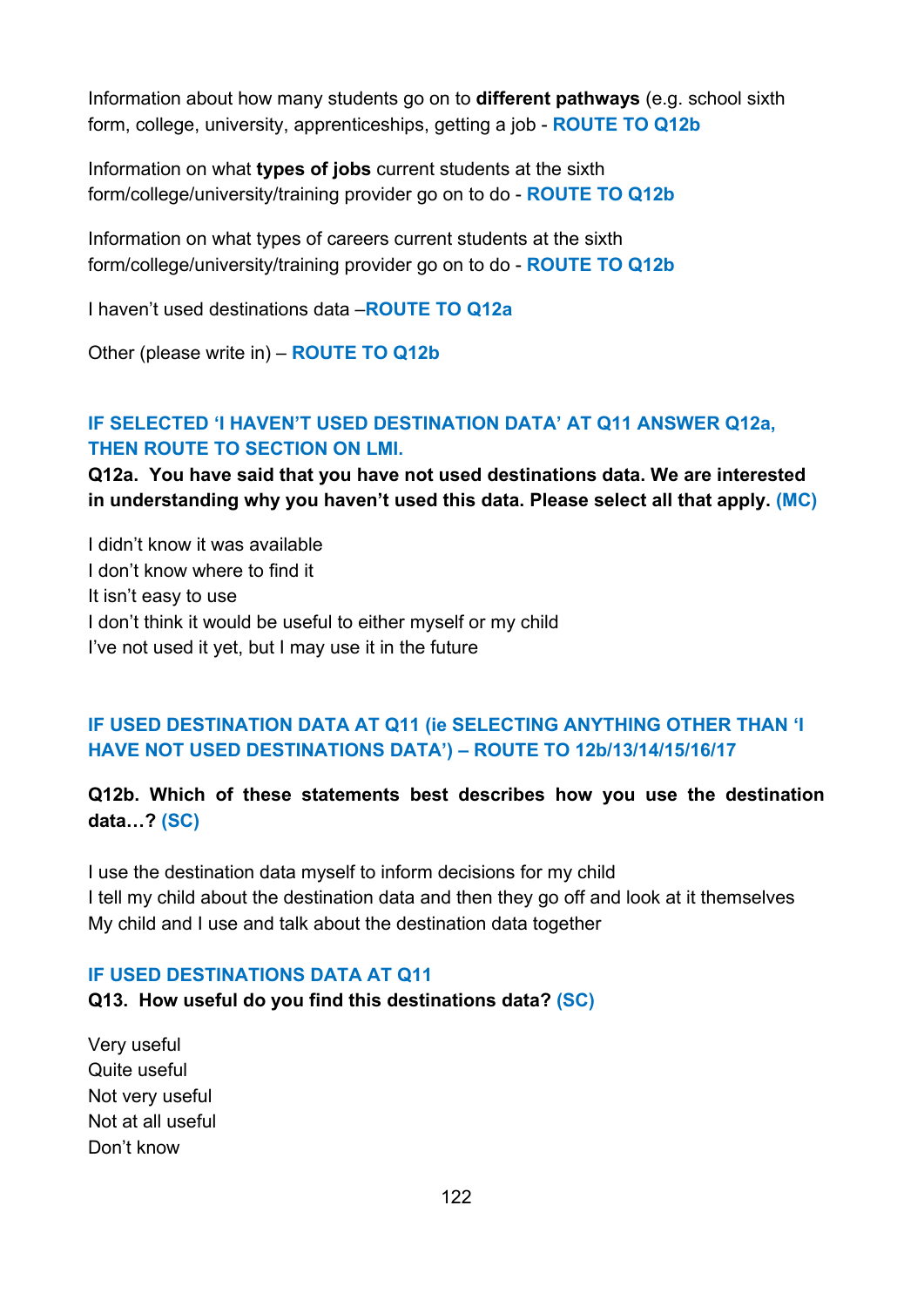Information about how many students go on to **different pathways** (e.g. school sixth form, college, university, apprenticeships, getting a job - **ROUTE TO Q12b**

Information on what **types of jobs** current students at the sixth form/college/university/training provider go on to do - **ROUTE TO Q12b**

Information on what types of careers current students at the sixth form/college/university/training provider go on to do - **ROUTE TO Q12b**

I haven't used destinations data –**ROUTE TO Q12a**

Other (please write in) – **ROUTE TO Q12b**

**IF SELECTED 'I HAVEN'T USED DESTINATION DATA' AT Q11 ANSWER Q12a, THEN ROUTE TO SECTION ON LMI.**

**Q12a. You have said that you have not used destinations data. We are interested in understanding why you haven't used this data. Please select all that apply. (MC)**

I didn't know it was available
I don't know where to find it
It isn't easy to use
I don't think it would be useful to either myself or my child
I've not used it yet, but I may use it in the future

**IF USED DESTINATION DATA AT Q11 (ie SELECTING ANYTHING OTHER THAN 'I HAVE NOT USED DESTINATIONS DATA') – ROUTE TO 12b/13/14/15/16/17**

**Q12b. Which of these statements best describes how you use the destination data…? (SC)**

I use the destination data myself to inform decisions for my child
I tell my child about the destination data and then they go off and look at it themselves
My child and I use and talk about the destination data together

**IF USED DESTINATIONS DATA AT Q11**

**Q13. How useful do you find this destinations data? (SC)**

Very useful
Quite useful
Not very useful
Not at all useful
Don't know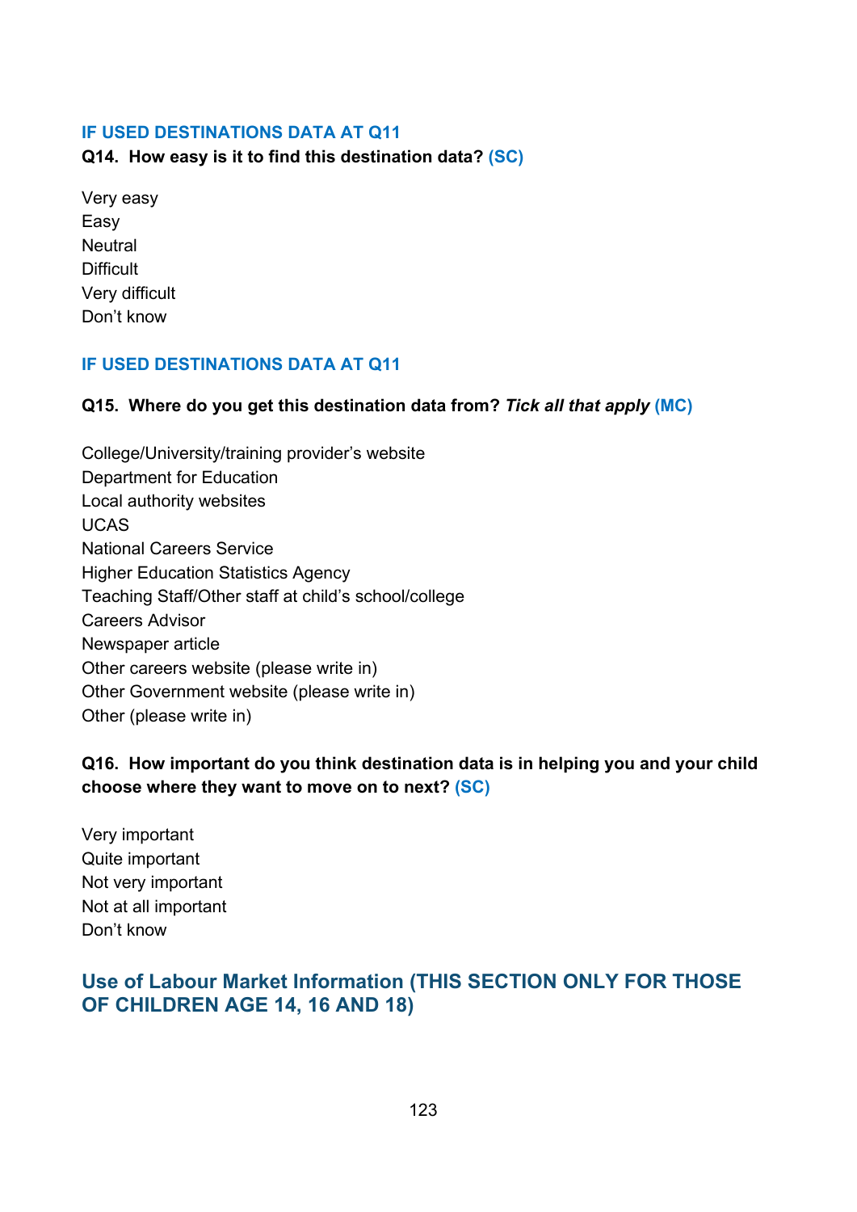**IF USED DESTINATIONS DATA AT Q11**

**Q14. How easy is it to find this destination data? (SC)**

Very easy
Easy
Neutral
Difficult
Very difficult
Don't know

**IF USED DESTINATIONS DATA AT Q11**

**Q15. Where do you get this destination data from? *Tick all that apply* (MC)**

College/University/training provider's website
Department for Education
Local authority websites
UCAS
National Careers Service
Higher Education Statistics Agency
Teaching Staff/Other staff at child's school/college
Careers Advisor
Newspaper article
Other careers website (please write in)
Other Government website (please write in)
Other (please write in)

**Q16. How important do you think destination data is in helping you and your child choose where they want to move on to next? (SC)**

Very important
Quite important
Not very important
Not at all important
Don't know

## Use of Labour Market Information (THIS SECTION ONLY FOR THOSE OF CHILDREN AGE 14, 16 AND 18)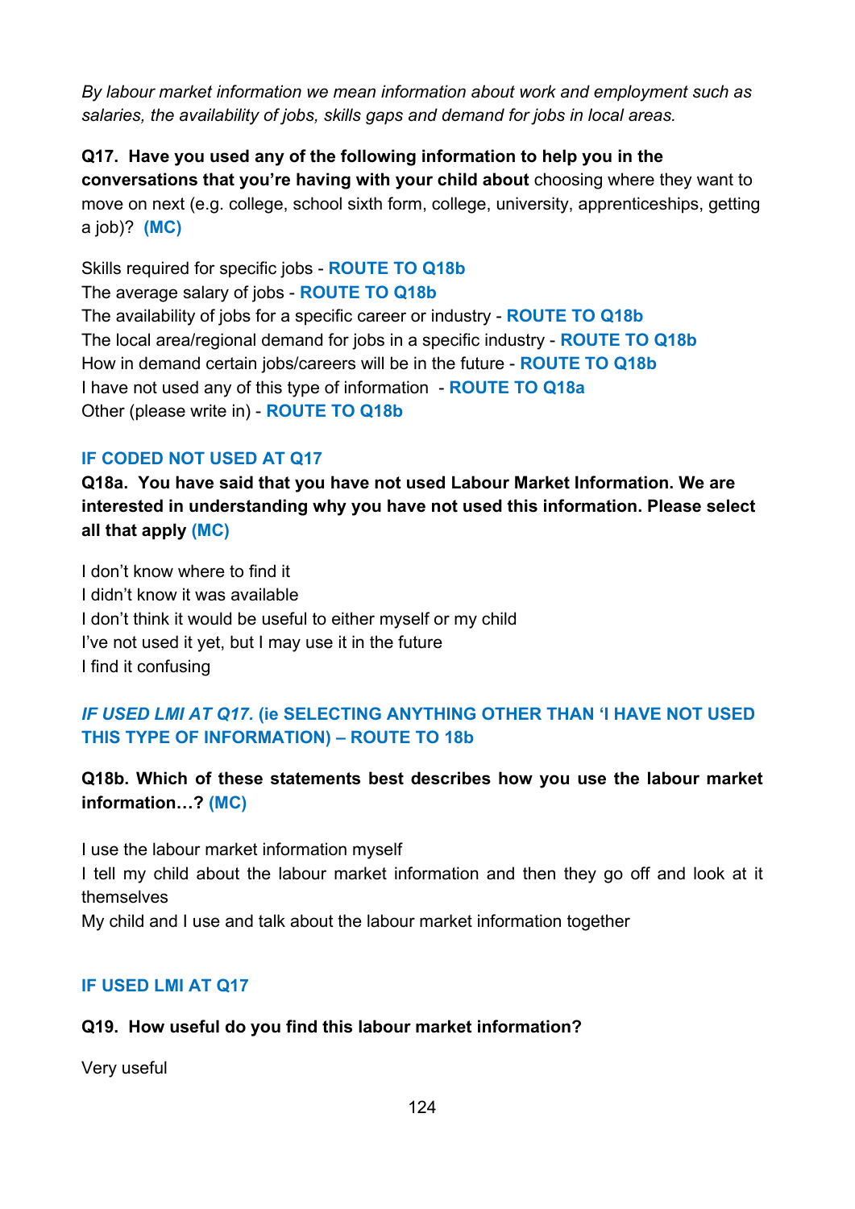*By labour market information we mean information about work and employment such as salaries, the availability of jobs, skills gaps and demand for jobs in local areas.*

**Q17. Have you used any of the following information to help you in the conversations that you're having with your child about** choosing where they want to move on next (e.g. college, school sixth form, college, university, apprenticeships, getting a job)? **(MC)**

Skills required for specific jobs - **ROUTE TO Q18b**
The average salary of jobs - **ROUTE TO Q18b**
The availability of jobs for a specific career or industry - **ROUTE TO Q18b**
The local area/regional demand for jobs in a specific industry - **ROUTE TO Q18b**
How in demand certain jobs/careers will be in the future - **ROUTE TO Q18b**
I have not used any of this type of information - **ROUTE TO Q18a**
Other (please write in) - **ROUTE TO Q18b**

**IF CODED NOT USED AT Q17**

**Q18a. You have said that you have not used Labour Market Information. We are interested in understanding why you have not used this information. Please select all that apply (MC)**

I don't know where to find it
I didn't know it was available
I don't think it would be useful to either myself or my child
I've not used it yet, but I may use it in the future
I find it confusing

***IF USED LMI AT Q17.* (ie SELECTING ANYTHING OTHER THAN 'I HAVE NOT USED THIS TYPE OF INFORMATION) – ROUTE TO 18b**

**Q18b. Which of these statements best describes how you use the labour market information…? (MC)**

I use the labour market information myself
I tell my child about the labour market information and then they go off and look at it themselves
My child and I use and talk about the labour market information together

**IF USED LMI AT Q17**

**Q19. How useful do you find this labour market information?**

Very useful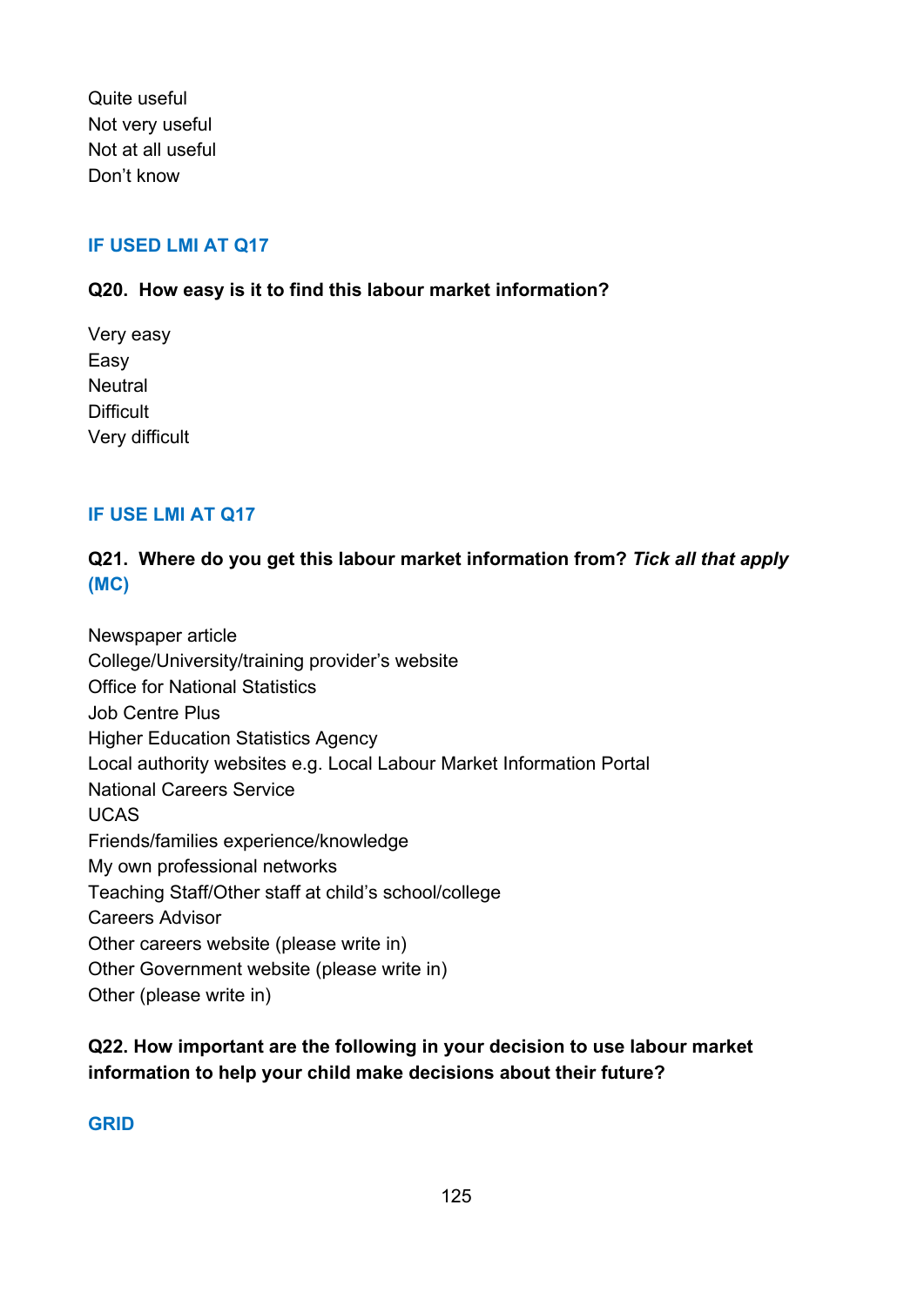Quite useful
Not very useful
Not at all useful
Don't know

**IF USED LMI AT Q17**

**Q20. How easy is it to find this labour market information?**

Very easy
Easy
Neutral
Difficult
Very difficult

**IF USE LMI AT Q17**

**Q21. Where do you get this labour market information from? *Tick all that apply* (MC)**

Newspaper article
College/University/training provider's website
Office for National Statistics
Job Centre Plus
Higher Education Statistics Agency
Local authority websites e.g. Local Labour Market Information Portal
National Careers Service
UCAS
Friends/families experience/knowledge
My own professional networks
Teaching Staff/Other staff at child's school/college
Careers Advisor
Other careers website (please write in)
Other Government website (please write in)
Other (please write in)

**Q22. How important are the following in your decision to use labour market information to help your child make decisions about their future?**

**GRID**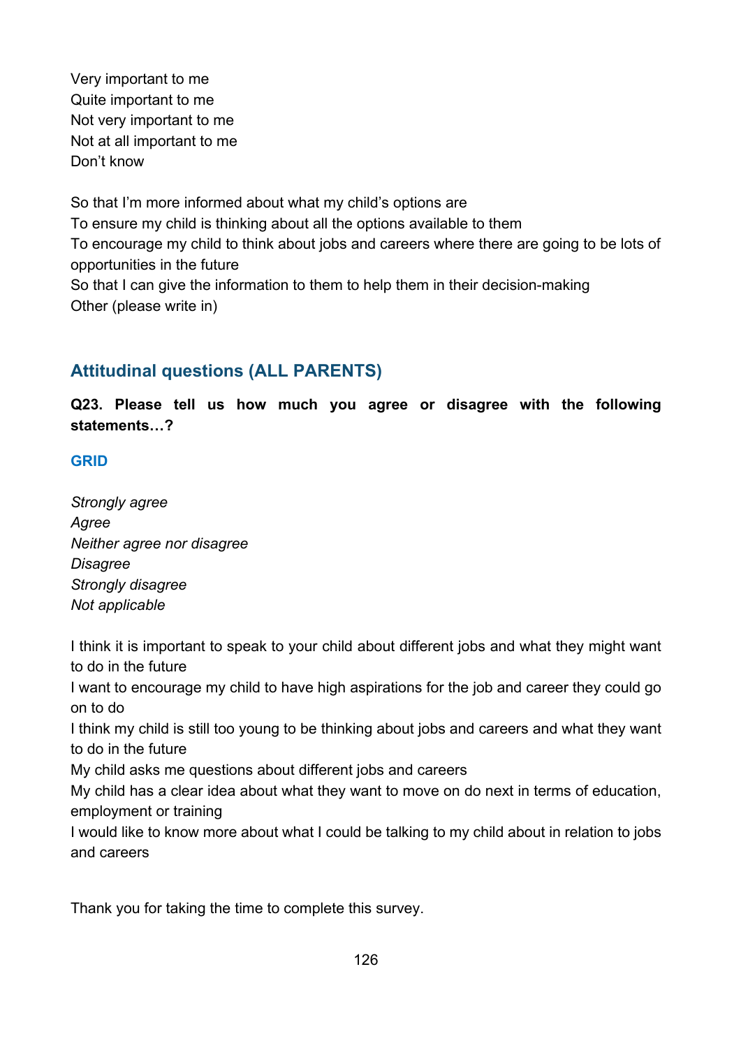Very important to me
Quite important to me
Not very important to me
Not at all important to me
Don’t know

So that I’m more informed about what my child’s options are
To ensure my child is thinking about all the options available to them
To encourage my child to think about jobs and careers where there are going to be lots of opportunities in the future
So that I can give the information to them to help them in their decision-making
Other (please write in)

## Attitudinal questions (ALL PARENTS)

**Q23. Please tell us how much you agree or disagree with the following statements…?**

**GRID**

*Strongly agree*
*Agree*
*Neither agree nor disagree*
*Disagree*
*Strongly disagree*
*Not applicable*

I think it is important to speak to your child about different jobs and what they might want to do in the future
I want to encourage my child to have high aspirations for the job and career they could go on to do
I think my child is still too young to be thinking about jobs and careers and what they want to do in the future
My child asks me questions about different jobs and careers
My child has a clear idea about what they want to move on do next in terms of education, employment or training
I would like to know more about what I could be talking to my child about in relation to jobs and careers

Thank you for taking the time to complete this survey.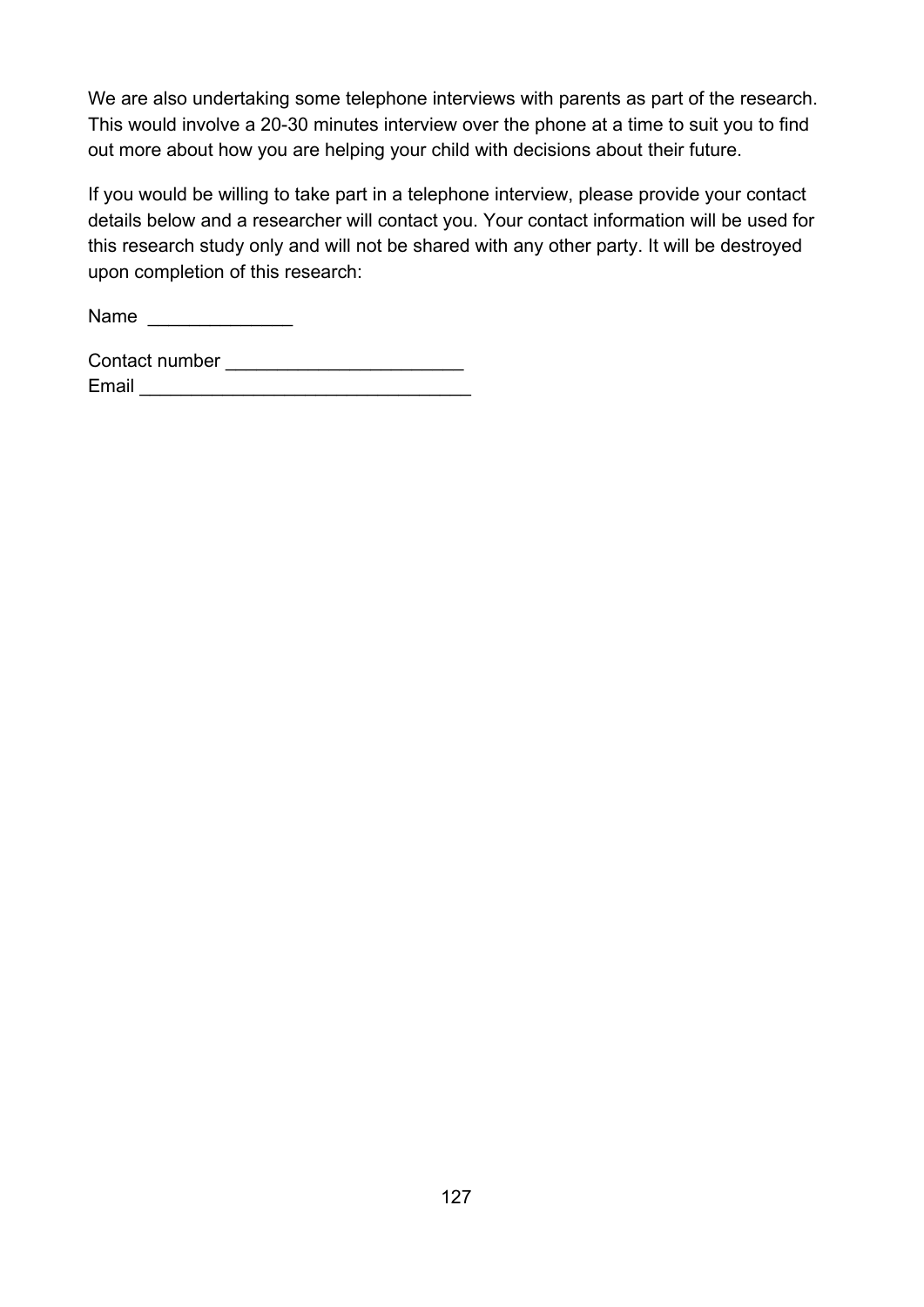We are also undertaking some telephone interviews with parents as part of the research. This would involve a 20-30 minutes interview over the phone at a time to suit you to find out more about how you are helping your child with decisions about their future.

If you would be willing to take part in a telephone interview, please provide your contact details below and a researcher will contact you. Your contact information will be used for this research study only and will not be shared with any other party. It will be destroyed upon completion of this research:

Name ______________

Contact number ______________________
Email ________________________________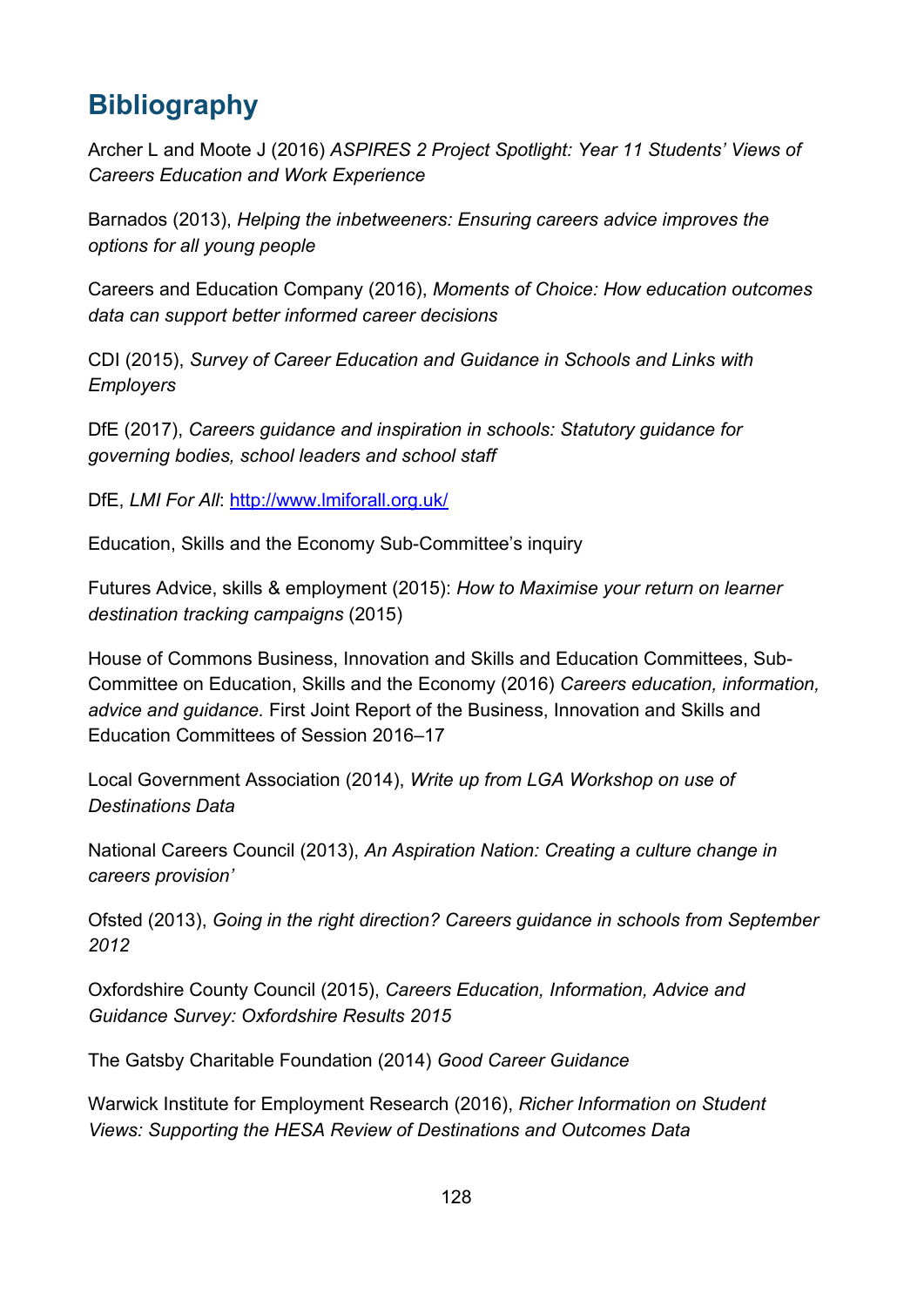# Bibliography

Archer L and Moote J (2016) *ASPIRES 2 Project Spotlight: Year 11 Students' Views of Careers Education and Work Experience*

Barnados (2013), *Helping the inbetweeners: Ensuring careers advice improves the options for all young people*

Careers and Education Company (2016), *Moments of Choice: How education outcomes data can support better informed career decisions*

CDI (2015), *Survey of Career Education and Guidance in Schools and Links with Employers*

DfE (2017), *Careers guidance and inspiration in schools: Statutory guidance for governing bodies, school leaders and school staff*

DfE, *LMI For All*: [http://www.lmiforall.org.uk/](http://www.lmiforall.org.uk/)

Education, Skills and the Economy Sub-Committee's inquiry

Futures Advice, skills & employment (2015): *How to Maximise your return on learner destination tracking campaigns* (2015)

House of Commons Business, Innovation and Skills and Education Committees, Sub-Committee on Education, Skills and the Economy (2016) *Careers education, information, advice and guidance.* First Joint Report of the Business, Innovation and Skills and Education Committees of Session 2016–17

Local Government Association (2014), *Write up from LGA Workshop on use of Destinations Data*

National Careers Council (2013), *An Aspiration Nation: Creating a culture change in careers provision'*

Ofsted (2013), *Going in the right direction? Careers guidance in schools from September 2012*

Oxfordshire County Council (2015), *Careers Education, Information, Advice and Guidance Survey: Oxfordshire Results 2015*

The Gatsby Charitable Foundation (2014) *Good Career Guidance*

Warwick Institute for Employment Research (2016), *Richer Information on Student Views: Supporting the HESA Review of Destinations and Outcomes Data*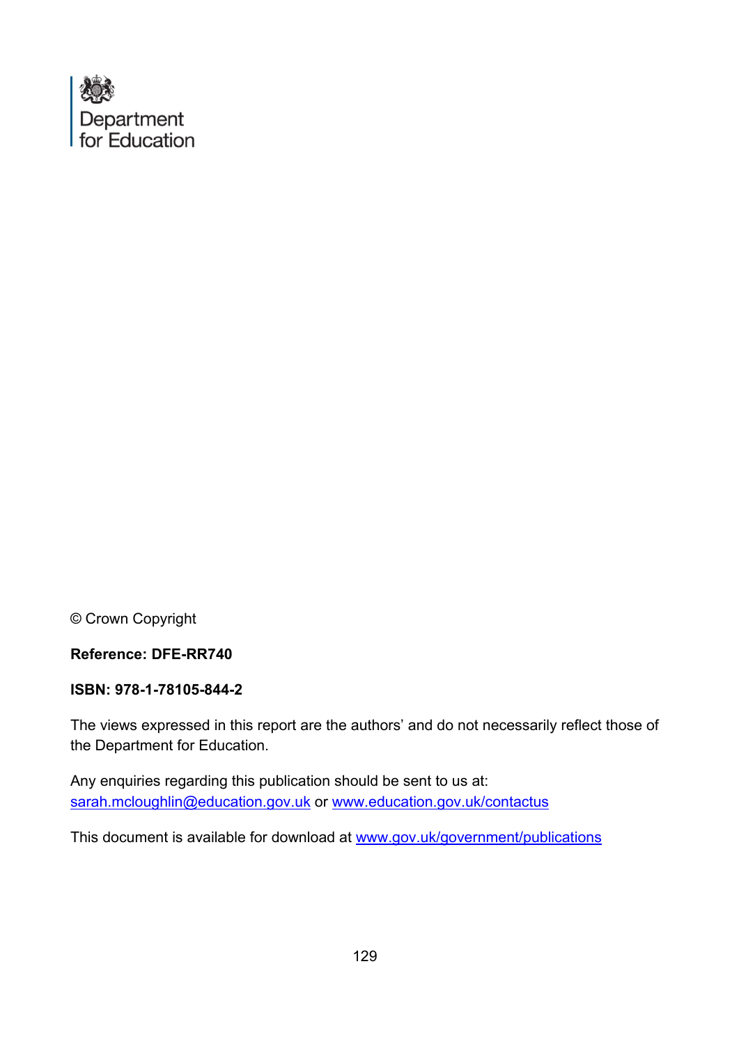Department for Education

© Crown Copyright

**Reference: DFE-RR740**

**ISBN: 978-1-78105-844-2**

The views expressed in this report are the authors' and do not necessarily reflect those of the Department for Education.

Any enquiries regarding this publication should be sent to us at: sarah.mcloughlin@education.gov.uk or www.education.gov.uk/contactus

This document is available for download at www.gov.uk/government/publications